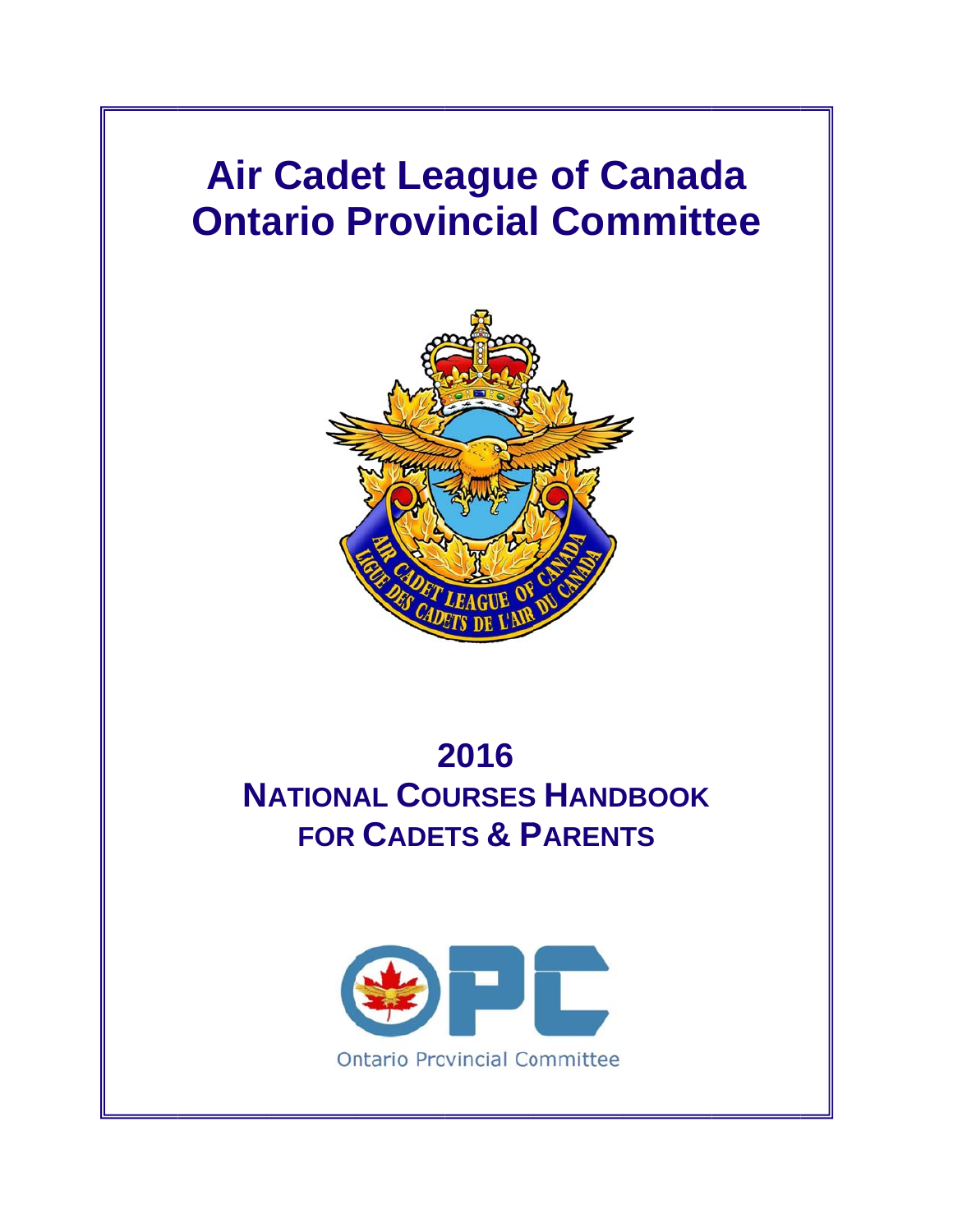# Air Cadet League of Canada
# Ontario Provincial Committee

AIR CADET LEAGUE OF CANADA
LIGUE DES CADETS DE L'AIR DU CANADA

## 2016
## NATIONAL COURSES HANDBOOK FOR CADETS & PARENTS

OPC

Ontario Provincial Committee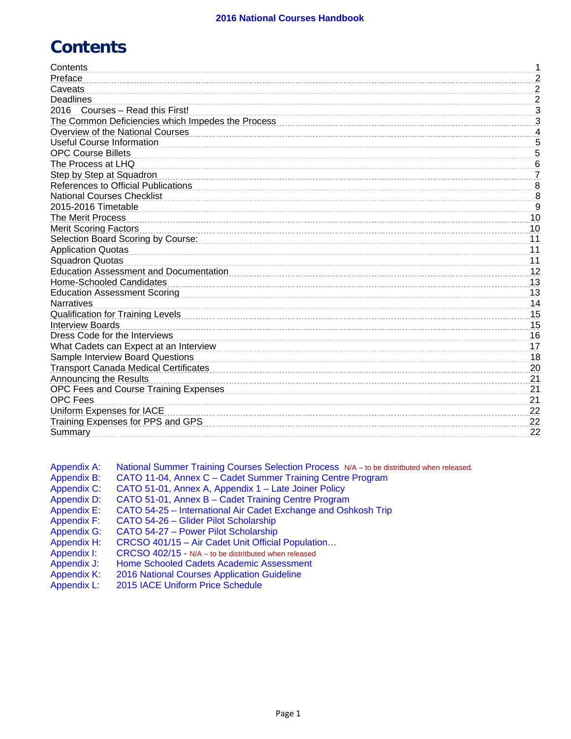# Contents

| | |
|---|---|
| Contents | 1 |
| Preface | 2 |
| Caveats | 2 |
| Deadlines | 2 |
| 2016 Courses – Read this First! | 3 |
| The Common Deficiencies which Impedes the Process | 3 |
| Overview of the National Courses | 4 |
| Useful Course Information | 5 |
| OPC Course Billets | 5 |
| The Process at LHQ | 6 |
| Step by Step at Squadron | 7 |
| References to Official Publications | 8 |
| National Courses Checklist | 8 |
| 2015-2016 Timetable | 9 |
| The Merit Process | 10 |
| Merit Scoring Factors | 10 |
| Selection Board Scoring by Course: | 11 |
| Application Quotas | 11 |
| Squadron Quotas | 11 |
| Education Assessment and Documentation | 12 |
| Home-Schooled Candidates | 13 |
| Education Assessment Scoring | 13 |
| Narratives | 14 |
| Qualification for Training Levels | 15 |
| Interview Boards | 15 |
| Dress Code for the Interviews | 16 |
| What Cadets can Expect at an Interview | 17 |
| Sample Interview Board Questions | 18 |
| Transport Canada Medical Certificates | 20 |
| Announcing the Results | 21 |
| OPC Fees and Course Training Expenses | 21 |
| OPC Fees | 21 |
| Uniform Expenses for IACE | 22 |
| Training Expenses for PPS and GPS | 22 |
| Summary | 22 |

Appendix A: National Summer Training Courses Selection Process N/A – to be distritbuted when released.
Appendix B: CATO 11-04, Annex C – Cadet Summer Training Centre Program
Appendix C: CATO 51-01, Annex A, Appendix 1 – Late Joiner Policy
Appendix D: CATO 51-01, Annex B – Cadet Training Centre Program
Appendix E: CATO 54-25 – International Air Cadet Exchange and Oshkosh Trip
Appendix F: CATO 54-26 – Glider Pilot Scholarship
Appendix G: CATO 54-27 – Power Pilot Scholarship
Appendix H: CRCSO 401/15 – Air Cadet Unit Official Population…
Appendix I: CRCSO 402/15 - N/A – to be distritbuted when released
Appendix J: Home Schooled Cadets Academic Assessment
Appendix K: 2016 National Courses Application Guideline
Appendix L: 2015 IACE Uniform Price Schedule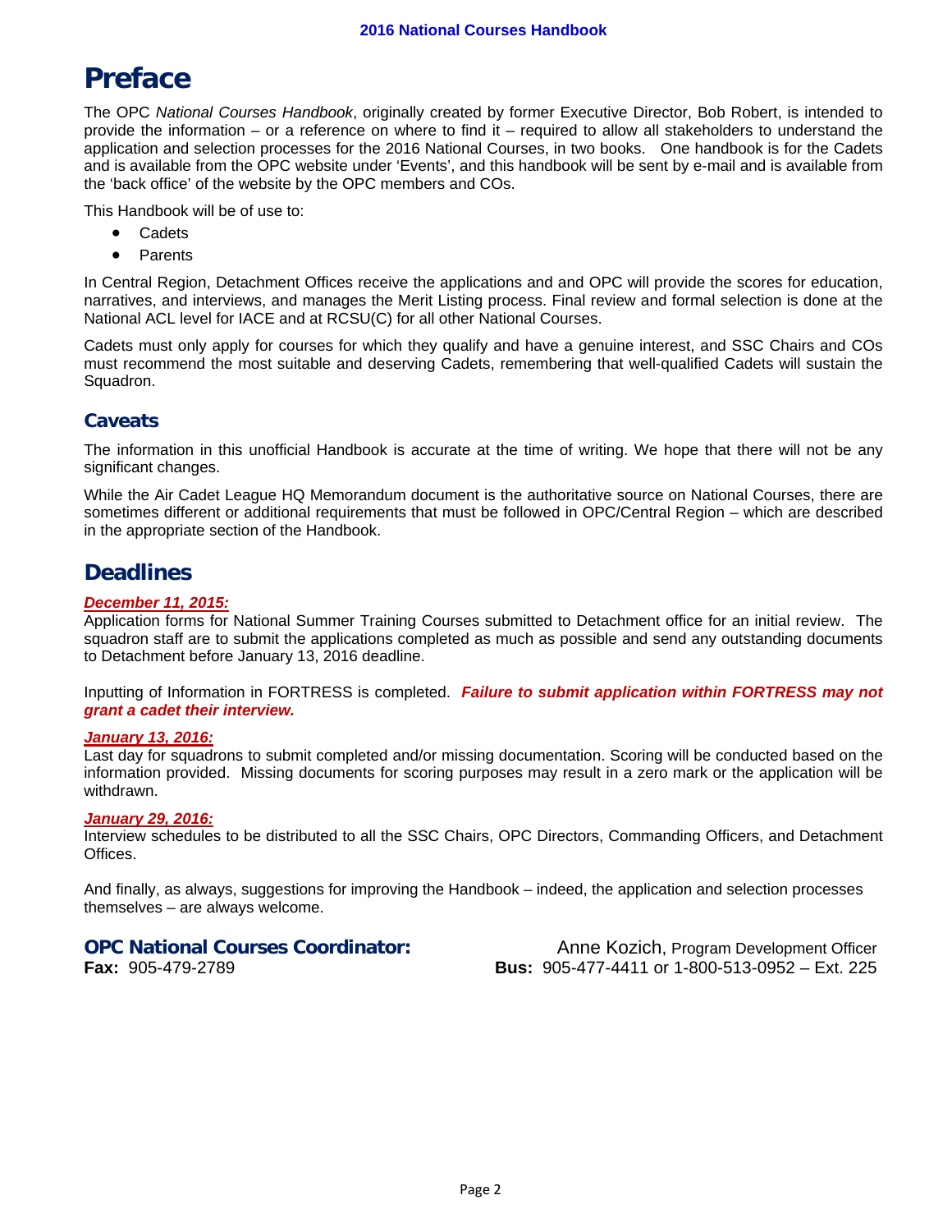# Preface

The OPC *National Courses Handbook*, originally created by former Executive Director, Bob Robert, is intended to provide the information – or a reference on where to find it – required to allow all stakeholders to understand the application and selection processes for the 2016 National Courses, in two books. One handbook is for the Cadets and is available from the OPC website under 'Events', and this handbook will be sent by e-mail and is available from the 'back office' of the website by the OPC members and COs.

This Handbook will be of use to:

- Cadets
- Parents

In Central Region, Detachment Offices receive the applications and and OPC will provide the scores for education, narratives, and interviews, and manages the Merit Listing process. Final review and formal selection is done at the National ACL level for IACE and at RCSU(C) for all other National Courses.

Cadets must only apply for courses for which they qualify and have a genuine interest, and SSC Chairs and COs must recommend the most suitable and deserving Cadets, remembering that well-qualified Cadets will sustain the Squadron.

## Caveats

The information in this unofficial Handbook is accurate at the time of writing. We hope that there will not be any significant changes.

While the Air Cadet League HQ Memorandum document is the authoritative source on National Courses, there are sometimes different or additional requirements that must be followed in OPC/Central Region – which are described in the appropriate section of the Handbook.

# Deadlines

***December 11, 2015:***
Application forms for National Summer Training Courses submitted to Detachment office for an initial review. The squadron staff are to submit the applications completed as much as possible and send any outstanding documents to Detachment before January 13, 2016 deadline.

Inputting of Information in FORTRESS is completed. ***Failure to submit application within FORTRESS may not grant a cadet their interview.***

***January 13, 2016:***
Last day for squadrons to submit completed and/or missing documentation. Scoring will be conducted based on the information provided. Missing documents for scoring purposes may result in a zero mark or the application will be withdrawn.

***January 29, 2016:***
Interview schedules to be distributed to all the SSC Chairs, OPC Directors, Commanding Officers, and Detachment Offices.

And finally, as always, suggestions for improving the Handbook – indeed, the application and selection processes themselves – are always welcome.

**OPC National Courses Coordinator:** Anne Kozich, Program Development Officer
**Fax:** 905-479-2789 **Bus:** 905-477-4411 or 1-800-513-0952 – Ext. 225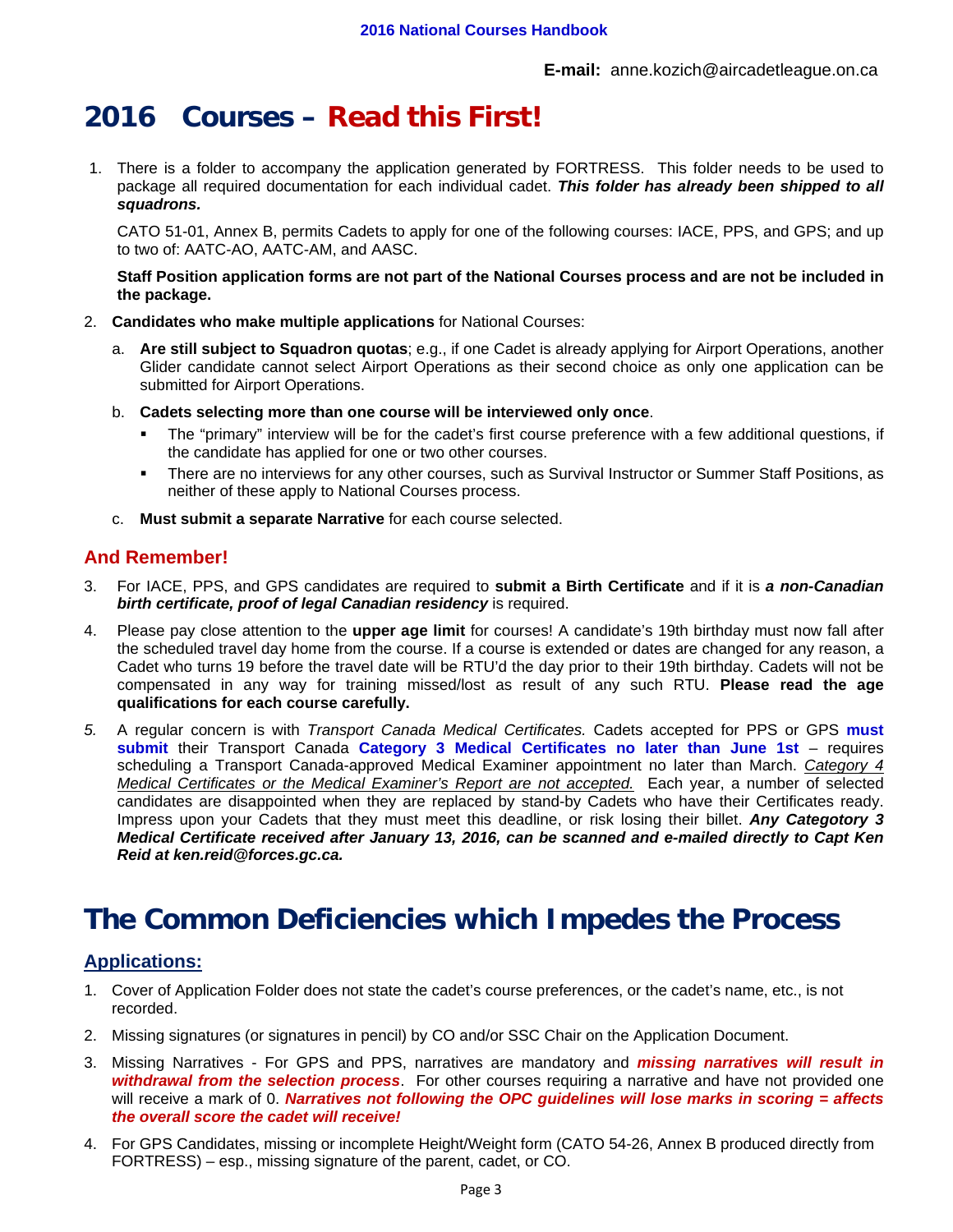**E-mail:** anne.kozich@aircadetleague.on.ca

# 2016 Courses – Read this First!

1. There is a folder to accompany the application generated by FORTRESS. This folder needs to be used to package all required documentation for each individual cadet. ***This folder has already been shipped to all squadrons.***

   CATO 51-01, Annex B, permits Cadets to apply for one of the following courses: IACE, PPS, and GPS; and up to two of: AATC-AO, AATC-AM, and AASC.

   **Staff Position application forms are not part of the National Courses process and are not be included in the package.**

2. **Candidates who make multiple applications** for National Courses:

   a. **Are still subject to Squadron quotas**; e.g., if one Cadet is already applying for Airport Operations, another Glider candidate cannot select Airport Operations as their second choice as only one application can be submitted for Airport Operations.

   b. **Cadets selecting more than one course will be interviewed only once**.
      - The "primary" interview will be for the cadet's first course preference with a few additional questions, if the candidate has applied for one or two other courses.
      - There are no interviews for any other courses, such as Survival Instructor or Summer Staff Positions, as neither of these apply to National Courses process.

   c. **Must submit a separate Narrative** for each course selected.

## And Remember!

3. For IACE, PPS, and GPS candidates are required to **submit a Birth Certificate** and if it is ***a non-Canadian birth certificate, proof of legal Canadian residency*** is required.

4. Please pay close attention to the **upper age limit** for courses! A candidate's 19th birthday must now fall after the scheduled travel day home from the course. If a course is extended or dates are changed for any reason, a Cadet who turns 19 before the travel date will be RTU'd the day prior to their 19th birthday. Cadets will not be compensated in any way for training missed/lost as result of any such RTU. **Please read the age qualifications for each course carefully.**

5. A regular concern is with *Transport Canada Medical Certificates.* Cadets accepted for PPS or GPS **must submit** their Transport Canada **Category 3 Medical Certificates no later than June 1st** – requires scheduling a Transport Canada-approved Medical Examiner appointment no later than March. *Category 4 Medical Certificates or the Medical Examiner's Report are not accepted.* Each year, a number of selected candidates are disappointed when they are replaced by stand-by Cadets who have their Certificates ready. Impress upon your Cadets that they must meet this deadline, or risk losing their billet. ***Any Categotory 3 Medical Certificate received after January 13, 2016, can be scanned and e-mailed directly to Capt Ken Reid at ken.reid@forces.gc.ca.***

# The Common Deficiencies which Impedes the Process

## Applications:

1. Cover of Application Folder does not state the cadet's course preferences, or the cadet's name, etc., is not recorded.
2. Missing signatures (or signatures in pencil) by CO and/or SSC Chair on the Application Document.
3. Missing Narratives - For GPS and PPS, narratives are mandatory and ***missing narratives will result in withdrawal from the selection process***. For other courses requiring a narrative and have not provided one will receive a mark of 0. ***Narratives not following the OPC guidelines will lose marks in scoring = affects the overall score the cadet will receive!***
4. For GPS Candidates, missing or incomplete Height/Weight form (CATO 54-26, Annex B produced directly from FORTRESS) – esp., missing signature of the parent, cadet, or CO.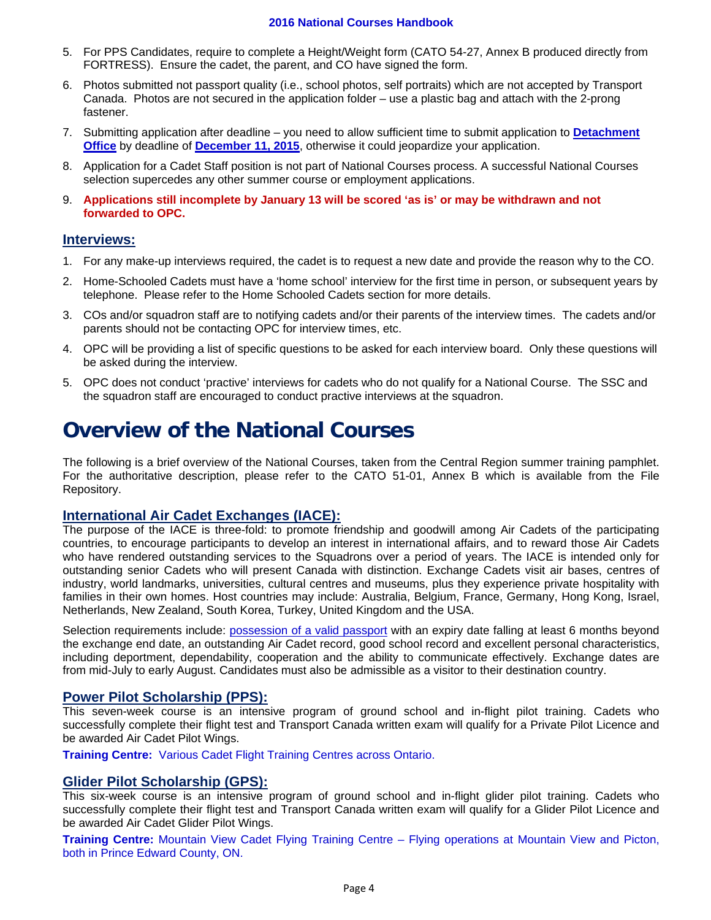5. For PPS Candidates, require to complete a Height/Weight form (CATO 54-27, Annex B produced directly from FORTRESS). Ensure the cadet, the parent, and CO have signed the form.
6. Photos submitted not passport quality (i.e., school photos, self portraits) which are not accepted by Transport Canada. Photos are not secured in the application folder – use a plastic bag and attach with the 2-prong fastener.
7. Submitting application after deadline – you need to allow sufficient time to submit application to **Detachment Office** by deadline of **December 11, 2015**, otherwise it could jeopardize your application.
8. Application for a Cadet Staff position is not part of National Courses process. A successful National Courses selection supercedes any other summer course or employment applications.
9. **Applications still incomplete by January 13 will be scored 'as is' or may be withdrawn and not forwarded to OPC.**

## Interviews:

1. For any make-up interviews required, the cadet is to request a new date and provide the reason why to the CO.
2. Home-Schooled Cadets must have a 'home school' interview for the first time in person, or subsequent years by telephone. Please refer to the Home Schooled Cadets section for more details.
3. COs and/or squadron staff are to notifying cadets and/or their parents of the interview times. The cadets and/or parents should not be contacting OPC for interview times, etc.
4. OPC will be providing a list of specific questions to be asked for each interview board. Only these questions will be asked during the interview.
5. OPC does not conduct 'practive' interviews for cadets who do not qualify for a National Course. The SSC and the squadron staff are encouraged to conduct practive interviews at the squadron.

# Overview of the National Courses

The following is a brief overview of the National Courses, taken from the Central Region summer training pamphlet. For the authoritative description, please refer to the CATO 51-01, Annex B which is available from the File Repository.

## International Air Cadet Exchanges (IACE):

The purpose of the IACE is three-fold: to promote friendship and goodwill among Air Cadets of the participating countries, to encourage participants to develop an interest in international affairs, and to reward those Air Cadets who have rendered outstanding services to the Squadrons over a period of years. The IACE is intended only for outstanding senior Cadets who will present Canada with distinction. Exchange Cadets visit air bases, centres of industry, world landmarks, universities, cultural centres and museums, plus they experience private hospitality with families in their own homes. Host countries may include: Australia, Belgium, France, Germany, Hong Kong, Israel, Netherlands, New Zealand, South Korea, Turkey, United Kingdom and the USA.

Selection requirements include: possession of a valid passport with an expiry date falling at least 6 months beyond the exchange end date, an outstanding Air Cadet record, good school record and excellent personal characteristics, including deportment, dependability, cooperation and the ability to communicate effectively. Exchange dates are from mid-July to early August. Candidates must also be admissible as a visitor to their destination country.

## Power Pilot Scholarship (PPS):

This seven-week course is an intensive program of ground school and in-flight pilot training. Cadets who successfully complete their flight test and Transport Canada written exam will qualify for a Private Pilot Licence and be awarded Air Cadet Pilot Wings.

**Training Centre:** Various Cadet Flight Training Centres across Ontario.

## Glider Pilot Scholarship (GPS):

This six-week course is an intensive program of ground school and in-flight glider pilot training. Cadets who successfully complete their flight test and Transport Canada written exam will qualify for a Glider Pilot Licence and be awarded Air Cadet Glider Pilot Wings.

**Training Centre:** Mountain View Cadet Flying Training Centre – Flying operations at Mountain View and Picton, both in Prince Edward County, ON.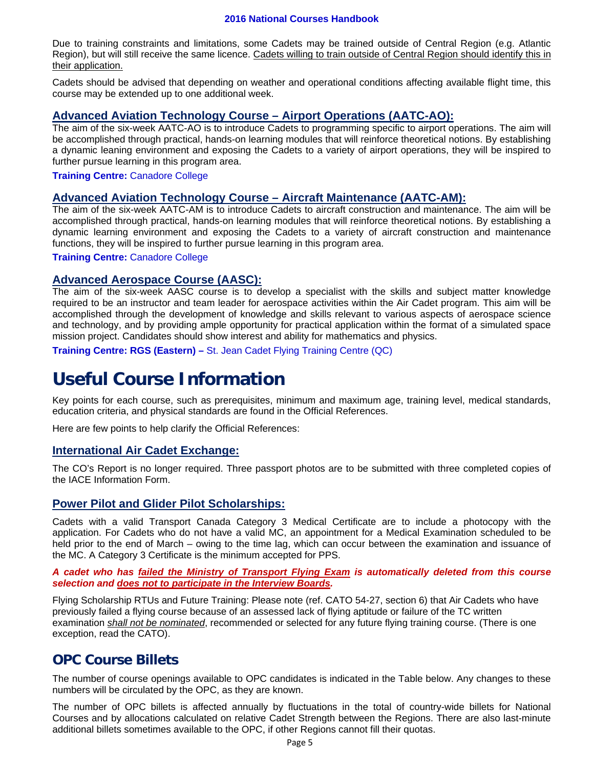Due to training constraints and limitations, some Cadets may be trained outside of Central Region (e.g. Atlantic Region), but will still receive the same licence. Cadets willing to train outside of Central Region should identify this in their application.

Cadets should be advised that depending on weather and operational conditions affecting available flight time, this course may be extended up to one additional week.

### Advanced Aviation Technology Course – Airport Operations (AATC-AO):

The aim of the six-week AATC-AO is to introduce Cadets to programming specific to airport operations. The aim will be accomplished through practical, hands-on learning modules that will reinforce theoretical notions. By establishing a dynamic leaning environment and exposing the Cadets to a variety of airport operations, they will be inspired to further pursue learning in this program area.

**Training Centre:** Canadore College

### Advanced Aviation Technology Course – Aircraft Maintenance (AATC-AM):

The aim of the six-week AATC-AM is to introduce Cadets to aircraft construction and maintenance. The aim will be accomplished through practical, hands-on learning modules that will reinforce theoretical notions. By establishing a dynamic learning environment and exposing the Cadets to a variety of aircraft construction and maintenance functions, they will be inspired to further pursue learning in this program area.

**Training Centre:** Canadore College

### Advanced Aerospace Course (AASC):

The aim of the six-week AASC course is to develop a specialist with the skills and subject matter knowledge required to be an instructor and team leader for aerospace activities within the Air Cadet program. This aim will be accomplished through the development of knowledge and skills relevant to various aspects of aerospace science and technology, and by providing ample opportunity for practical application within the format of a simulated space mission project. Candidates should show interest and ability for mathematics and physics.

**Training Centre: RGS (Eastern) –** St. Jean Cadet Flying Training Centre (QC)

# Useful Course Information

Key points for each course, such as prerequisites, minimum and maximum age, training level, medical standards, education criteria, and physical standards are found in the Official References.

Here are few points to help clarify the Official References:

### International Air Cadet Exchange:

The CO's Report is no longer required. Three passport photos are to be submitted with three completed copies of the IACE Information Form.

### Power Pilot and Glider Pilot Scholarships:

Cadets with a valid Transport Canada Category 3 Medical Certificate are to include a photocopy with the application. For Cadets who do not have a valid MC, an appointment for a Medical Examination scheduled to be held prior to the end of March – owing to the time lag, which can occur between the examination and issuance of the MC. A Category 3 Certificate is the minimum accepted for PPS.

***A cadet who has failed the Ministry of Transport Flying Exam is automatically deleted from this course selection and does not to participate in the Interview Boards.***

Flying Scholarship RTUs and Future Training: Please note (ref. CATO 54-27, section 6) that Air Cadets who have previously failed a flying course because of an assessed lack of flying aptitude or failure of the TC written examination *shall not be nominated*, recommended or selected for any future flying training course. (There is one exception, read the CATO).

## OPC Course Billets

The number of course openings available to OPC candidates is indicated in the Table below. Any changes to these numbers will be circulated by the OPC, as they are known.

The number of OPC billets is affected annually by fluctuations in the total of country-wide billets for National Courses and by allocations calculated on relative Cadet Strength between the Regions. There are also last-minute additional billets sometimes available to the OPC, if other Regions cannot fill their quotas.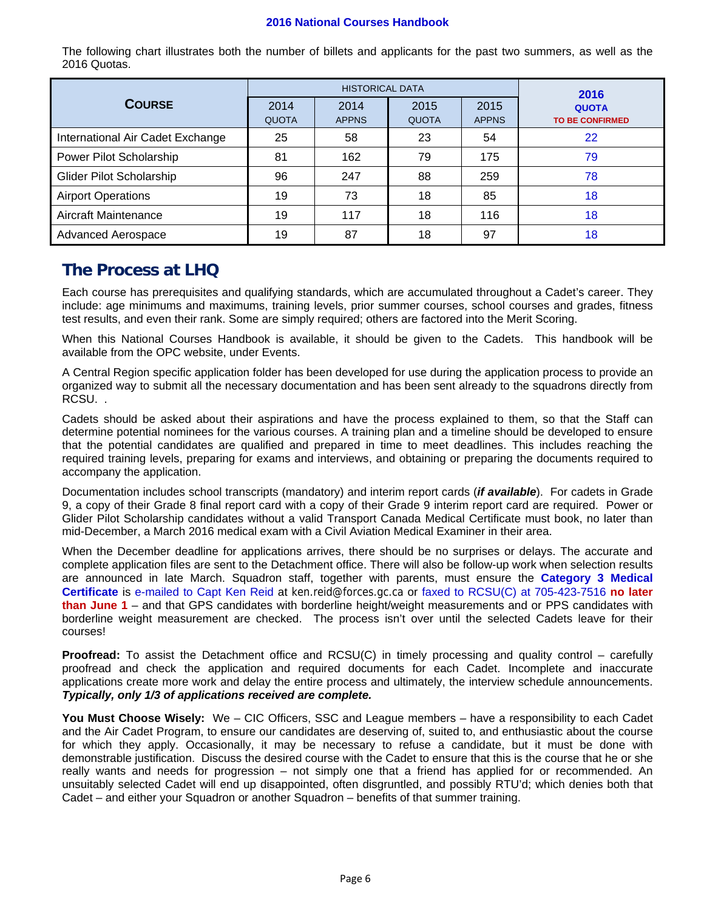The following chart illustrates both the number of billets and applicants for the past two summers, as well as the 2016 Quotas.

| **Course** | HISTORICAL DATA | | | | **2016 QUOTA TO BE CONFIRMED** |
|---|---|---|---|---|---|
| | 2014 QUOTA | 2014 APPNS | 2015 QUOTA | 2015 APPNS | |
| International Air Cadet Exchange | 25 | 58 | 23 | 54 | 22 |
| Power Pilot Scholarship | 81 | 162 | 79 | 175 | 79 |
| Glider Pilot Scholarship | 96 | 247 | 88 | 259 | 78 |
| Airport Operations | 19 | 73 | 18 | 85 | 18 |
| Aircraft Maintenance | 19 | 117 | 18 | 116 | 18 |
| Advanced Aerospace | 19 | 87 | 18 | 97 | 18 |

## The Process at LHQ

Each course has prerequisites and qualifying standards, which are accumulated throughout a Cadet's career. They include: age minimums and maximums, training levels, prior summer courses, school courses and grades, fitness test results, and even their rank. Some are simply required; others are factored into the Merit Scoring.

When this National Courses Handbook is available, it should be given to the Cadets. This handbook will be available from the OPC website, under Events.

A Central Region specific application folder has been developed for use during the application process to provide an organized way to submit all the necessary documentation and has been sent already to the squadrons directly from RCSU. .

Cadets should be asked about their aspirations and have the process explained to them, so that the Staff can determine potential nominees for the various courses. A training plan and a timeline should be developed to ensure that the potential candidates are qualified and prepared in time to meet deadlines. This includes reaching the required training levels, preparing for exams and interviews, and obtaining or preparing the documents required to accompany the application.

Documentation includes school transcripts (mandatory) and interim report cards (***if available***). For cadets in Grade 9, a copy of their Grade 8 final report card with a copy of their Grade 9 interim report card are required. Power or Glider Pilot Scholarship candidates without a valid Transport Canada Medical Certificate must book, no later than mid-December, a March 2016 medical exam with a Civil Aviation Medical Examiner in their area.

When the December deadline for applications arrives, there should be no surprises or delays. The accurate and complete application files are sent to the Detachment office. There will also be follow-up work when selection results are announced in late March. Squadron staff, together with parents, must ensure the **Category 3 Medical Certificate** is e-mailed to Capt Ken Reid at ken.reid@forces.gc.ca or faxed to RCSU(C) at 705-423-7516 **no later than June 1** – and that GPS candidates with borderline height/weight measurements and or PPS candidates with borderline weight measurement are checked. The process isn't over until the selected Cadets leave for their courses!

**Proofread:** To assist the Detachment office and RCSU(C) in timely processing and quality control – carefully proofread and check the application and required documents for each Cadet. Incomplete and inaccurate applications create more work and delay the entire process and ultimately, the interview schedule announcements. ***Typically, only 1/3 of applications received are complete.***

**You Must Choose Wisely:** We – CIC Officers, SSC and League members – have a responsibility to each Cadet and the Air Cadet Program, to ensure our candidates are deserving of, suited to, and enthusiastic about the course for which they apply. Occasionally, it may be necessary to refuse a candidate, but it must be done with demonstrable justification. Discuss the desired course with the Cadet to ensure that this is the course that he or she really wants and needs for progression – not simply one that a friend has applied for or recommended. An unsuitably selected Cadet will end up disappointed, often disgruntled, and possibly RTU'd; which denies both that Cadet – and either your Squadron or another Squadron – benefits of that summer training.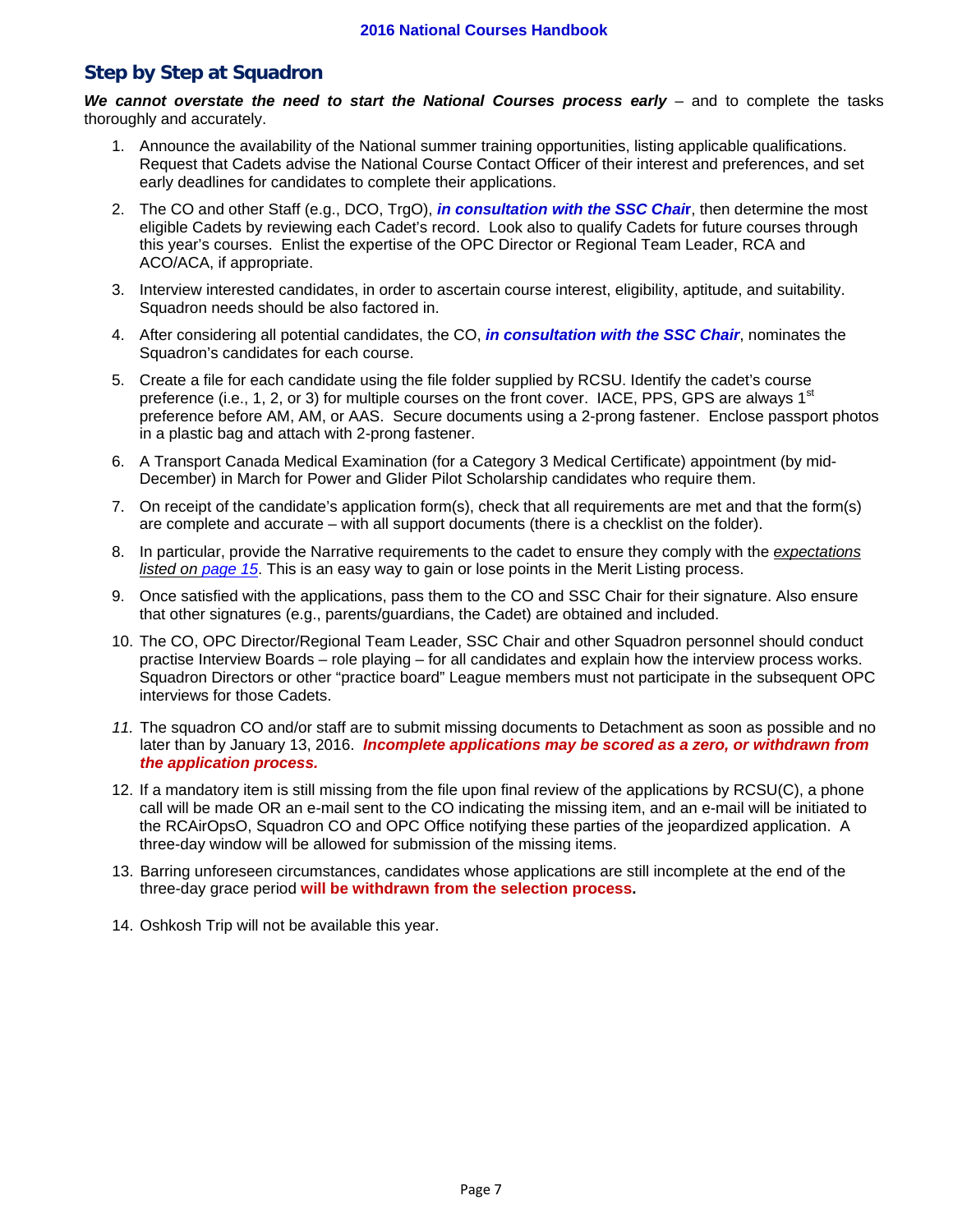## Step by Step at Squadron

***We cannot overstate the need to start the National Courses process early*** – and to complete the tasks thoroughly and accurately.

1. Announce the availability of the National summer training opportunities, listing applicable qualifications. Request that Cadets advise the National Course Contact Officer of their interest and preferences, and set early deadlines for candidates to complete their applications.
2. The CO and other Staff (e.g., DCO, TrgO), ***in consultation with the SSC Chair***, then determine the most eligible Cadets by reviewing each Cadet's record. Look also to qualify Cadets for future courses through this year's courses. Enlist the expertise of the OPC Director or Regional Team Leader, RCA and ACO/ACA, if appropriate.
3. Interview interested candidates, in order to ascertain course interest, eligibility, aptitude, and suitability. Squadron needs should be also factored in.
4. After considering all potential candidates, the CO, ***in consultation with the SSC Chair***, nominates the Squadron's candidates for each course.
5. Create a file for each candidate using the file folder supplied by RCSU. Identify the cadet's course preference (i.e., 1, 2, or 3) for multiple courses on the front cover. IACE, PPS, GPS are always 1st preference before AM, AM, or AAS. Secure documents using a 2-prong fastener. Enclose passport photos in a plastic bag and attach with 2-prong fastener.
6. A Transport Canada Medical Examination (for a Category 3 Medical Certificate) appointment (by mid-December) in March for Power and Glider Pilot Scholarship candidates who require them.
7. On receipt of the candidate's application form(s), check that all requirements are met and that the form(s) are complete and accurate – with all support documents (there is a checklist on the folder).
8. In particular, provide the Narrative requirements to the cadet to ensure they comply with the *expectations listed on page 15*. This is an easy way to gain or lose points in the Merit Listing process.
9. Once satisfied with the applications, pass them to the CO and SSC Chair for their signature. Also ensure that other signatures (e.g., parents/guardians, the Cadet) are obtained and included.
10. The CO, OPC Director/Regional Team Leader, SSC Chair and other Squadron personnel should conduct practise Interview Boards – role playing – for all candidates and explain how the interview process works. Squadron Directors or other "practice board" League members must not participate in the subsequent OPC interviews for those Cadets.
11. The squadron CO and/or staff are to submit missing documents to Detachment as soon as possible and no later than by January 13, 2016. ***Incomplete applications may be scored as a zero, or withdrawn from the application process.***
12. If a mandatory item is still missing from the file upon final review of the applications by RCSU(C), a phone call will be made OR an e-mail sent to the CO indicating the missing item, and an e-mail will be initiated to the RCAirOpsO, Squadron CO and OPC Office notifying these parties of the jeopardized application. A three-day window will be allowed for submission of the missing items.
13. Barring unforeseen circumstances, candidates whose applications are still incomplete at the end of the three-day grace period **will be withdrawn from the selection process.**
14. Oshkosh Trip will not be available this year.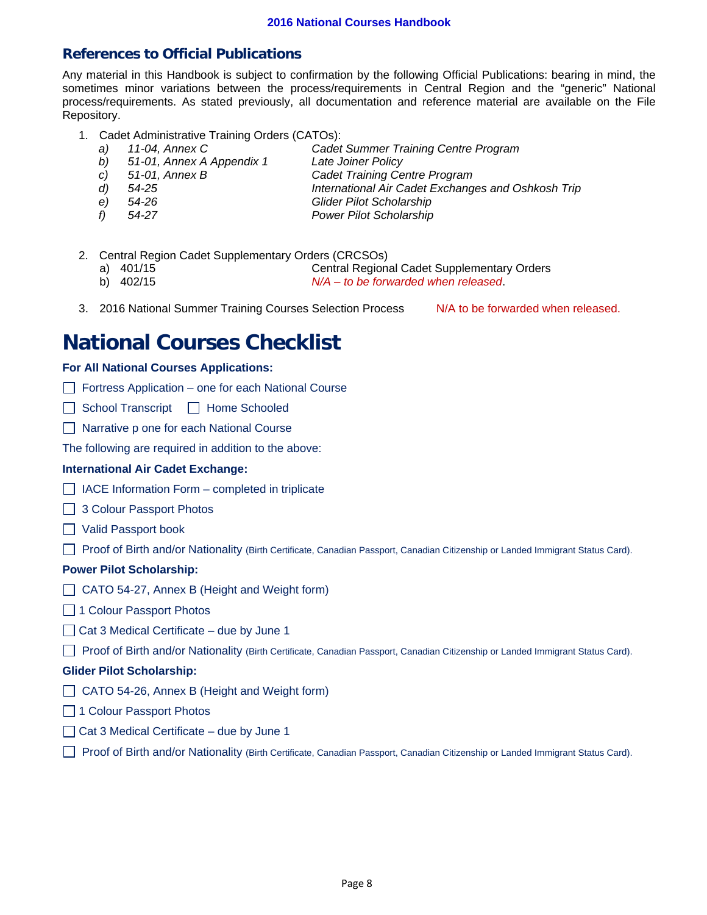## References to Official Publications

Any material in this Handbook is subject to confirmation by the following Official Publications: bearing in mind, the sometimes minor variations between the process/requirements in Central Region and the "generic" National process/requirements. As stated previously, all documentation and reference material are available on the File Repository.

1. Cadet Administrative Training Orders (CATOs):
   - *a) 11-04, Annex C* — *Cadet Summer Training Centre Program*
   - *b) 51-01, Annex A Appendix 1* — *Late Joiner Policy*
   - *c) 51-01, Annex B* — *Cadet Training Centre Program*
   - *d) 54-25* — *International Air Cadet Exchanges and Oshkosh Trip*
   - *e) 54-26* — *Glider Pilot Scholarship*
   - *f) 54-27* — *Power Pilot Scholarship*

2. Central Region Cadet Supplementary Orders (CRCSOs)
   - a) 401/15 — Central Regional Cadet Supplementary Orders
   - b) 402/15 — *N/A – to be forwarded when released*.

3. 2016 National Summer Training Courses Selection Process — N/A to be forwarded when released.

# National Courses Checklist

**For All National Courses Applications:**

- ☐ Fortress Application – one for each National Course
- ☐ School Transcript ☐ Home Schooled
- ☐ Narrative p one for each National Course

The following are required in addition to the above:

**International Air Cadet Exchange:**

- ☐ IACE Information Form – completed in triplicate
- ☐ 3 Colour Passport Photos
- ☐ Valid Passport book
- ☐ Proof of Birth and/or Nationality (Birth Certificate, Canadian Passport, Canadian Citizenship or Landed Immigrant Status Card).

**Power Pilot Scholarship:**

- ☐ CATO 54-27, Annex B (Height and Weight form)
- ☐ 1 Colour Passport Photos
- ☐ Cat 3 Medical Certificate – due by June 1
- ☐ Proof of Birth and/or Nationality (Birth Certificate, Canadian Passport, Canadian Citizenship or Landed Immigrant Status Card).

**Glider Pilot Scholarship:**

- ☐ CATO 54-26, Annex B (Height and Weight form)
- ☐ 1 Colour Passport Photos
- ☐ Cat 3 Medical Certificate – due by June 1
- ☐ Proof of Birth and/or Nationality (Birth Certificate, Canadian Passport, Canadian Citizenship or Landed Immigrant Status Card).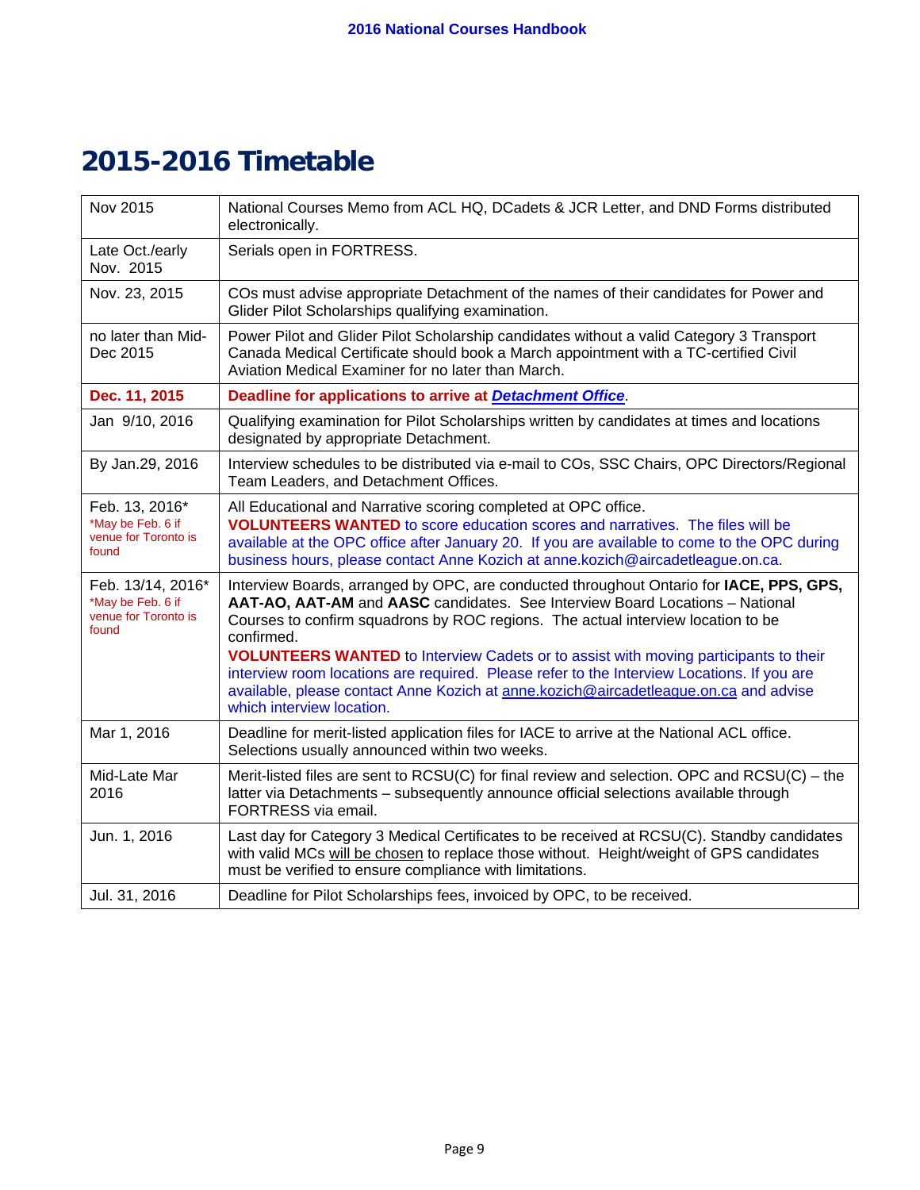# 2015-2016 Timetable

| Date | Event |
|---|---|
| Nov 2015 | National Courses Memo from ACL HQ, DCadets & JCR Letter, and DND Forms distributed electronically. |
| Late Oct./early Nov. 2015 | Serials open in FORTRESS. |
| Nov. 23, 2015 | COs must advise appropriate Detachment of the names of their candidates for Power and Glider Pilot Scholarships qualifying examination. |
| no later than Mid-Dec 2015 | Power Pilot and Glider Pilot Scholarship candidates without a valid Category 3 Transport Canada Medical Certificate should book a March appointment with a TC-certified Civil Aviation Medical Examiner for no later than March. |
| **Dec. 11, 2015** | **Deadline for applications to arrive at *Detachment Office*.** |
| Jan 9/10, 2016 | Qualifying examination for Pilot Scholarships written by candidates at times and locations designated by appropriate Detachment. |
| By Jan.29, 2016 | Interview schedules to be distributed via e-mail to COs, SSC Chairs, OPC Directors/Regional Team Leaders, and Detachment Offices. |
| Feb. 13, 2016* <br> *May be Feb. 6 if venue for Toronto is found | All Educational and Narrative scoring completed at OPC office. <br> **VOLUNTEERS WANTED** to score education scores and narratives. The files will be available at the OPC office after January 20. If you are available to come to the OPC during business hours, please contact Anne Kozich at anne.kozich@aircadetleague.on.ca. |
| Feb. 13/14, 2016* <br> *May be Feb. 6 if venue for Toronto is found | Interview Boards, arranged by OPC, are conducted throughout Ontario for **IACE, PPS, GPS, AAT-AO, AAT-AM** and **AASC** candidates. See Interview Board Locations – National Courses to confirm squadrons by ROC regions. The actual interview location to be confirmed. <br> **VOLUNTEERS WANTED** to Interview Cadets or to assist with moving participants to their interview room locations are required. Please refer to the Interview Locations. If you are available, please contact Anne Kozich at anne.kozich@aircadetleague.on.ca and advise which interview location. |
| Mar 1, 2016 | Deadline for merit-listed application files for IACE to arrive at the National ACL office. Selections usually announced within two weeks. |
| Mid-Late Mar 2016 | Merit-listed files are sent to RCSU(C) for final review and selection. OPC and RCSU(C) – the latter via Detachments – subsequently announce official selections available through FORTRESS via email. |
| Jun. 1, 2016 | Last day for Category 3 Medical Certificates to be received at RCSU(C). Standby candidates with valid MCs will be chosen to replace those without. Height/weight of GPS candidates must be verified to ensure compliance with limitations. |
| Jul. 31, 2016 | Deadline for Pilot Scholarships fees, invoiced by OPC, to be received. |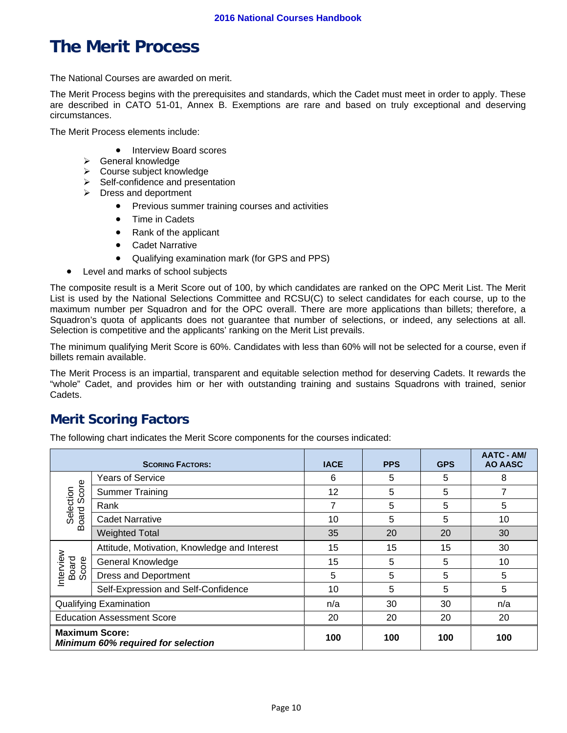# The Merit Process

The National Courses are awarded on merit.

The Merit Process begins with the prerequisites and standards, which the Cadet must meet in order to apply. These are described in CATO 51-01, Annex B. Exemptions are rare and based on truly exceptional and deserving circumstances.

The Merit Process elements include:

- Interview Board scores
  - General knowledge
  - Course subject knowledge
  - Self-confidence and presentation
  - Dress and deportment
- Previous summer training courses and activities
- Time in Cadets
- Rank of the applicant
- Cadet Narrative
- Qualifying examination mark (for GPS and PPS)
- Level and marks of school subjects

The composite result is a Merit Score out of 100, by which candidates are ranked on the OPC Merit List. The Merit List is used by the National Selections Committee and RCSU(C) to select candidates for each course, up to the maximum number per Squadron and for the OPC overall. There are more applications than billets; therefore, a Squadron's quota of applicants does not guarantee that number of selections, or indeed, any selections at all. Selection is competitive and the applicants' ranking on the Merit List prevails.

The minimum qualifying Merit Score is 60%. Candidates with less than 60% will not be selected for a course, even if billets remain available.

The Merit Process is an impartial, transparent and equitable selection method for deserving Cadets. It rewards the "whole" Cadet, and provides him or her with outstanding training and sustains Squadrons with trained, senior Cadets.

## Merit Scoring Factors

The following chart indicates the Merit Score components for the courses indicated:

| Scoring Factors: | | IACE | PPS | GPS | AATC - AM/ AO AASC |
|---|---|---|---|---|---|
| Selection Board Score | Years of Service | 6 | 5 | 5 | 8 |
| | Summer Training | 12 | 5 | 5 | 7 |
| | Rank | 7 | 5 | 5 | 5 |
| | Cadet Narrative | 10 | 5 | 5 | 10 |
| | Weighted Total | 35 | 20 | 20 | 30 |
| Interview Board Score | Attitude, Motivation, Knowledge and Interest | 15 | 15 | 15 | 30 |
| | General Knowledge | 15 | 5 | 5 | 10 |
| | Dress and Deportment | 5 | 5 | 5 | 5 |
| | Self-Expression and Self-Confidence | 10 | 5 | 5 | 5 |
| Qualifying Examination | | n/a | 30 | 30 | n/a |
| Education Assessment Score | | 20 | 20 | 20 | 20 |
| **Maximum Score:** ***Minimum 60% required for selection*** | | **100** | **100** | **100** | **100** |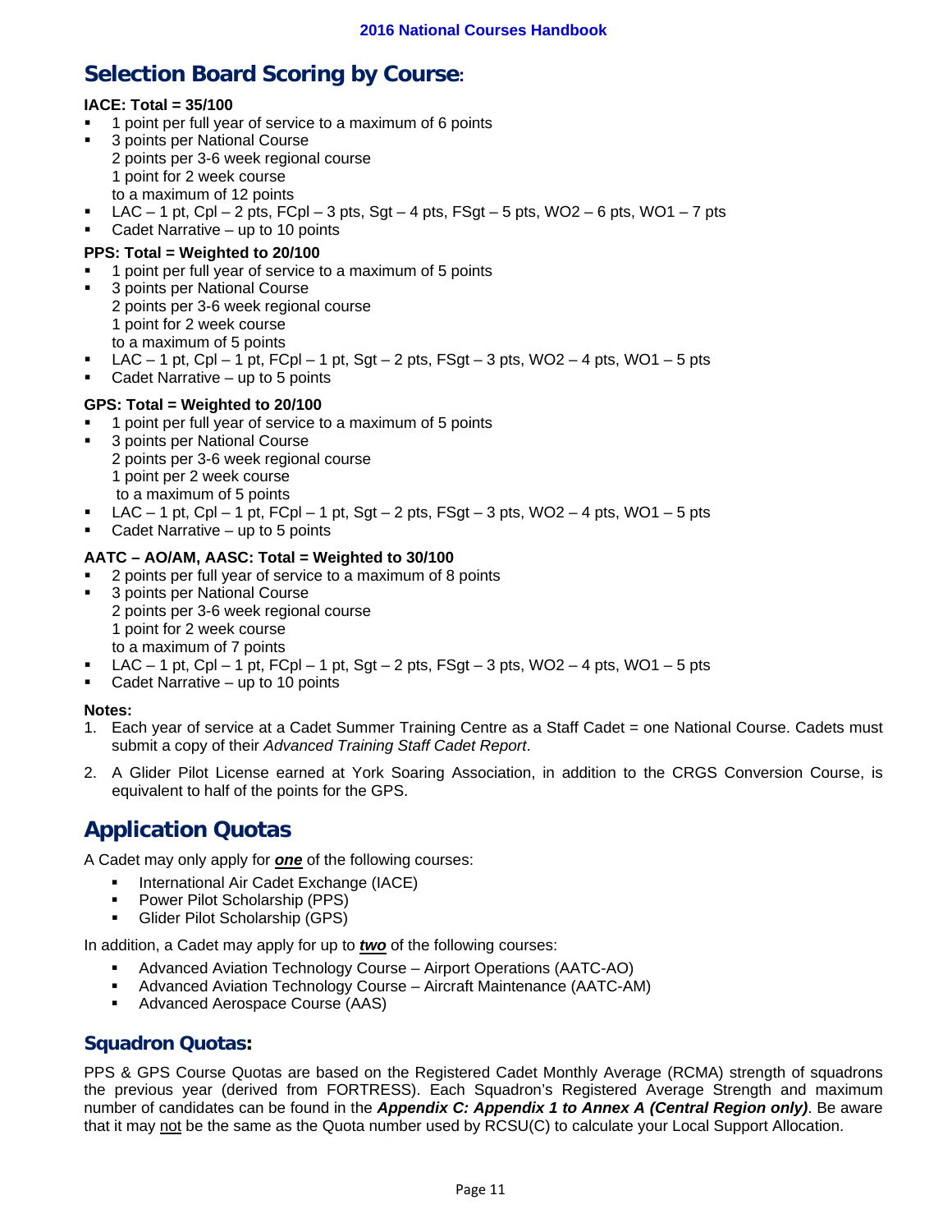## Selection Board Scoring by Course:

**IACE: Total = 35/100**

- 1 point per full year of service to a maximum of 6 points
- 3 points per National Course
  2 points per 3-6 week regional course
  1 point for 2 week course
  to a maximum of 12 points
- LAC – 1 pt, Cpl – 2 pts, FCpl – 3 pts, Sgt – 4 pts, FSgt – 5 pts, WO2 – 6 pts, WO1 – 7 pts
- Cadet Narrative – up to 10 points

**PPS: Total = Weighted to 20/100**

- 1 point per full year of service to a maximum of 5 points
- 3 points per National Course
  2 points per 3-6 week regional course
  1 point for 2 week course
  to a maximum of 5 points
- LAC – 1 pt, Cpl – 1 pt, FCpl – 1 pt, Sgt – 2 pts, FSgt – 3 pts, WO2 – 4 pts, WO1 – 5 pts
- Cadet Narrative – up to 5 points

**GPS: Total = Weighted to 20/100**

- 1 point per full year of service to a maximum of 5 points
- 3 points per National Course
  2 points per 3-6 week regional course
  1 point per 2 week course
  to a maximum of 5 points
- LAC – 1 pt, Cpl – 1 pt, FCpl – 1 pt, Sgt – 2 pts, FSgt – 3 pts, WO2 – 4 pts, WO1 – 5 pts
- Cadet Narrative – up to 5 points

**AATC – AO/AM, AASC: Total = Weighted to 30/100**

- 2 points per full year of service to a maximum of 8 points
- 3 points per National Course
  2 points per 3-6 week regional course
  1 point for 2 week course
  to a maximum of 7 points
- LAC – 1 pt, Cpl – 1 pt, FCpl – 1 pt, Sgt – 2 pts, FSgt – 3 pts, WO2 – 4 pts, WO1 – 5 pts
- Cadet Narrative – up to 10 points

**Notes:**

1. Each year of service at a Cadet Summer Training Centre as a Staff Cadet = one National Course. Cadets must submit a copy of their *Advanced Training Staff Cadet Report*.
2. A Glider Pilot License earned at York Soaring Association, in addition to the CRGS Conversion Course, is equivalent to half of the points for the GPS.

## Application Quotas

A Cadet may only apply for ***one*** of the following courses:

- International Air Cadet Exchange (IACE)
- Power Pilot Scholarship (PPS)
- Glider Pilot Scholarship (GPS)

In addition, a Cadet may apply for up to ***two*** of the following courses:

- Advanced Aviation Technology Course – Airport Operations (AATC-AO)
- Advanced Aviation Technology Course – Aircraft Maintenance (AATC-AM)
- Advanced Aerospace Course (AAS)

### Squadron Quotas:

PPS & GPS Course Quotas are based on the Registered Cadet Monthly Average (RCMA) strength of squadrons the previous year (derived from FORTRESS). Each Squadron's Registered Average Strength and maximum number of candidates can be found in the ***Appendix C: Appendix 1 to Annex A (Central Region only)***. Be aware that it may not be the same as the Quota number used by RCSU(C) to calculate your Local Support Allocation.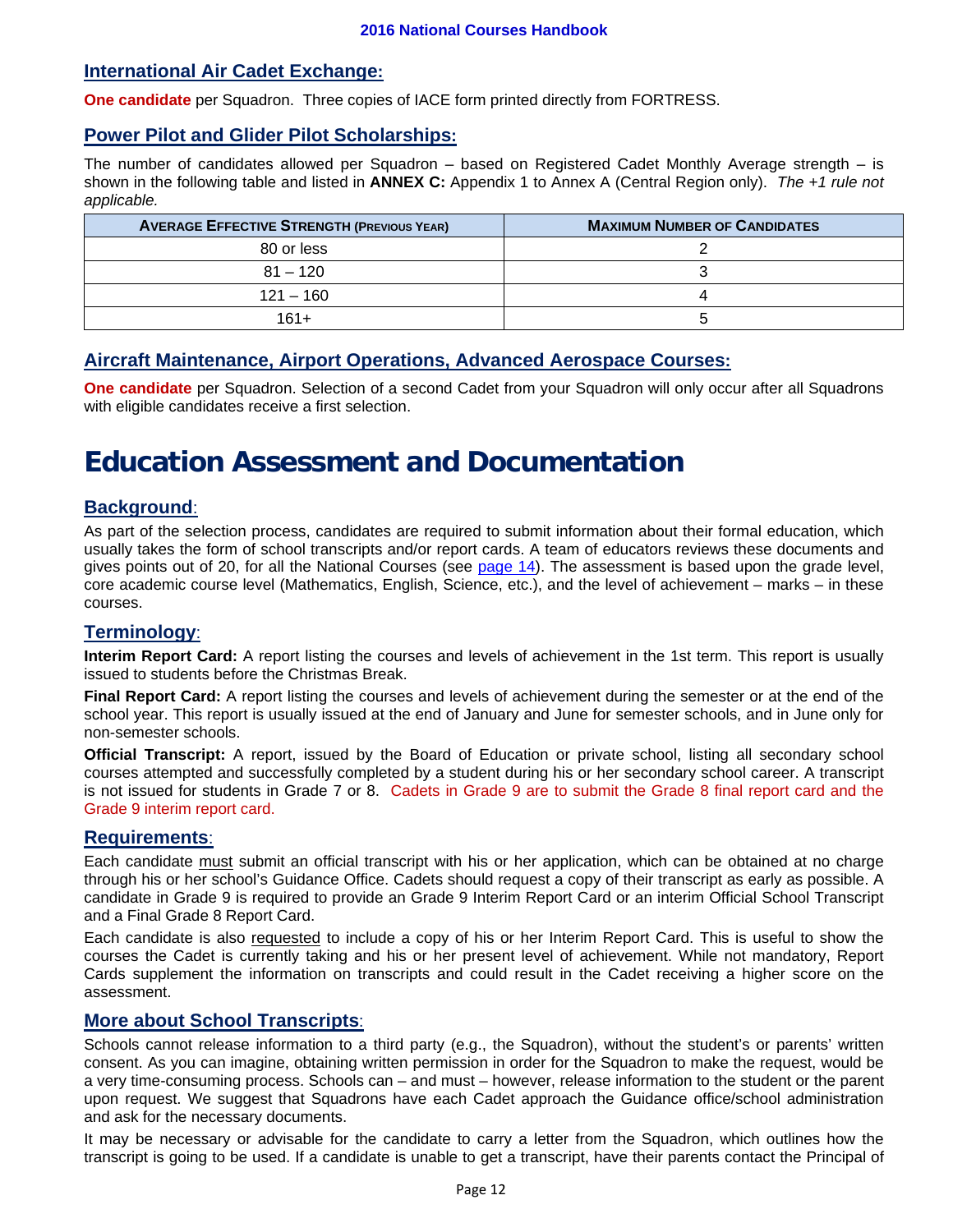## International Air Cadet Exchange:

**One candidate** per Squadron. Three copies of IACE form printed directly from FORTRESS.

## Power Pilot and Glider Pilot Scholarships:

The number of candidates allowed per Squadron – based on Registered Cadet Monthly Average strength – is shown in the following table and listed in **ANNEX C:** Appendix 1 to Annex A (Central Region only). *The +1 rule not applicable.*

| AVERAGE EFFECTIVE STRENGTH (PREVIOUS YEAR) | MAXIMUM NUMBER OF CANDIDATES |
|---|---|
| 80 or less | 2 |
| 81 – 120 | 3 |
| 121 – 160 | 4 |
| 161+ | 5 |

## Aircraft Maintenance, Airport Operations, Advanced Aerospace Courses:

**One candidate** per Squadron. Selection of a second Cadet from your Squadron will only occur after all Squadrons with eligible candidates receive a first selection.

# Education Assessment and Documentation

## Background:

As part of the selection process, candidates are required to submit information about their formal education, which usually takes the form of school transcripts and/or report cards. A team of educators reviews these documents and gives points out of 20, for all the National Courses (see page 14). The assessment is based upon the grade level, core academic course level (Mathematics, English, Science, etc.), and the level of achievement – marks – in these courses.

## Terminology:

**Interim Report Card:** A report listing the courses and levels of achievement in the 1st term. This report is usually issued to students before the Christmas Break.

**Final Report Card:** A report listing the courses and levels of achievement during the semester or at the end of the school year. This report is usually issued at the end of January and June for semester schools, and in June only for non-semester schools.

**Official Transcript:** A report, issued by the Board of Education or private school, listing all secondary school courses attempted and successfully completed by a student during his or her secondary school career. A transcript is not issued for students in Grade 7 or 8. Cadets in Grade 9 are to submit the Grade 8 final report card and the Grade 9 interim report card.

## Requirements:

Each candidate must submit an official transcript with his or her application, which can be obtained at no charge through his or her school's Guidance Office. Cadets should request a copy of their transcript as early as possible. A candidate in Grade 9 is required to provide an Grade 9 Interim Report Card or an interim Official School Transcript and a Final Grade 8 Report Card.

Each candidate is also requested to include a copy of his or her Interim Report Card. This is useful to show the courses the Cadet is currently taking and his or her present level of achievement. While not mandatory, Report Cards supplement the information on transcripts and could result in the Cadet receiving a higher score on the assessment.

## More about School Transcripts:

Schools cannot release information to a third party (e.g., the Squadron), without the student's or parents' written consent. As you can imagine, obtaining written permission in order for the Squadron to make the request, would be a very time-consuming process. Schools can – and must – however, release information to the student or the parent upon request. We suggest that Squadrons have each Cadet approach the Guidance office/school administration and ask for the necessary documents.

It may be necessary or advisable for the candidate to carry a letter from the Squadron, which outlines how the transcript is going to be used. If a candidate is unable to get a transcript, have their parents contact the Principal of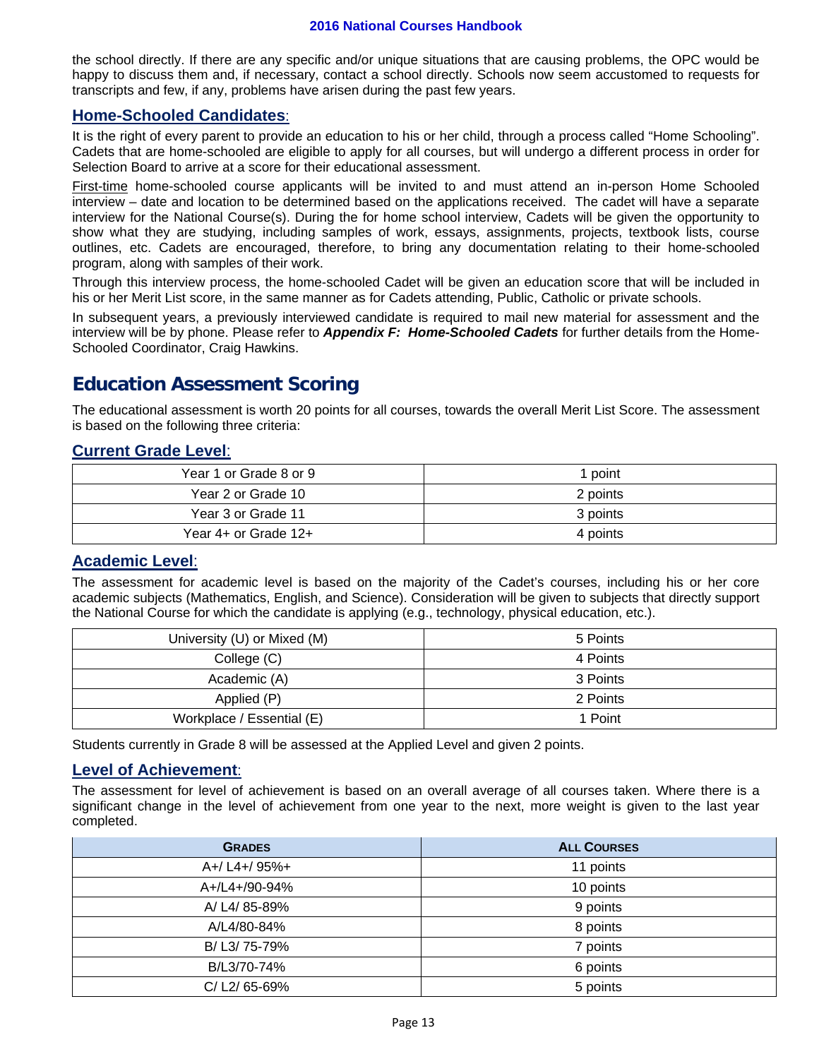the school directly. If there are any specific and/or unique situations that are causing problems, the OPC would be happy to discuss them and, if necessary, contact a school directly. Schools now seem accustomed to requests for transcripts and few, if any, problems have arisen during the past few years.

### Home-Schooled Candidates:

It is the right of every parent to provide an education to his or her child, through a process called "Home Schooling". Cadets that are home-schooled are eligible to apply for all courses, but will undergo a different process in order for Selection Board to arrive at a score for their educational assessment.

First-time home-schooled course applicants will be invited to and must attend an in-person Home Schooled interview – date and location to be determined based on the applications received. The cadet will have a separate interview for the National Course(s). During the for home school interview, Cadets will be given the opportunity to show what they are studying, including samples of work, essays, assignments, projects, textbook lists, course outlines, etc. Cadets are encouraged, therefore, to bring any documentation relating to their home-schooled program, along with samples of their work.

Through this interview process, the home-schooled Cadet will be given an education score that will be included in his or her Merit List score, in the same manner as for Cadets attending, Public, Catholic or private schools.

In subsequent years, a previously interviewed candidate is required to mail new material for assessment and the interview will be by phone. Please refer to ***Appendix F: Home-Schooled Cadets*** for further details from the Home-Schooled Coordinator, Craig Hawkins.

## Education Assessment Scoring

The educational assessment is worth 20 points for all courses, towards the overall Merit List Score. The assessment is based on the following three criteria:

### Current Grade Level:

| | |
|---|---|
| Year 1 or Grade 8 or 9 | 1 point |
| Year 2 or Grade 10 | 2 points |
| Year 3 or Grade 11 | 3 points |
| Year 4+ or Grade 12+ | 4 points |

### Academic Level:

The assessment for academic level is based on the majority of the Cadet's courses, including his or her core academic subjects (Mathematics, English, and Science). Consideration will be given to subjects that directly support the National Course for which the candidate is applying (e.g., technology, physical education, etc.).

| | |
|---|---|
| University (U) or Mixed (M) | 5 Points |
| College (C) | 4 Points |
| Academic (A) | 3 Points |
| Applied (P) | 2 Points |
| Workplace / Essential (E) | 1 Point |

Students currently in Grade 8 will be assessed at the Applied Level and given 2 points.

### Level of Achievement:

The assessment for level of achievement is based on an overall average of all courses taken. Where there is a significant change in the level of achievement from one year to the next, more weight is given to the last year completed.

| GRADES | ALL COURSES |
|---|---|
| A+/ L4+/ 95%+ | 11 points |
| A+/L4+/90-94% | 10 points |
| A/ L4/ 85-89% | 9 points |
| A/L4/80-84% | 8 points |
| B/ L3/ 75-79% | 7 points |
| B/L3/70-74% | 6 points |
| C/ L2/ 65-69% | 5 points |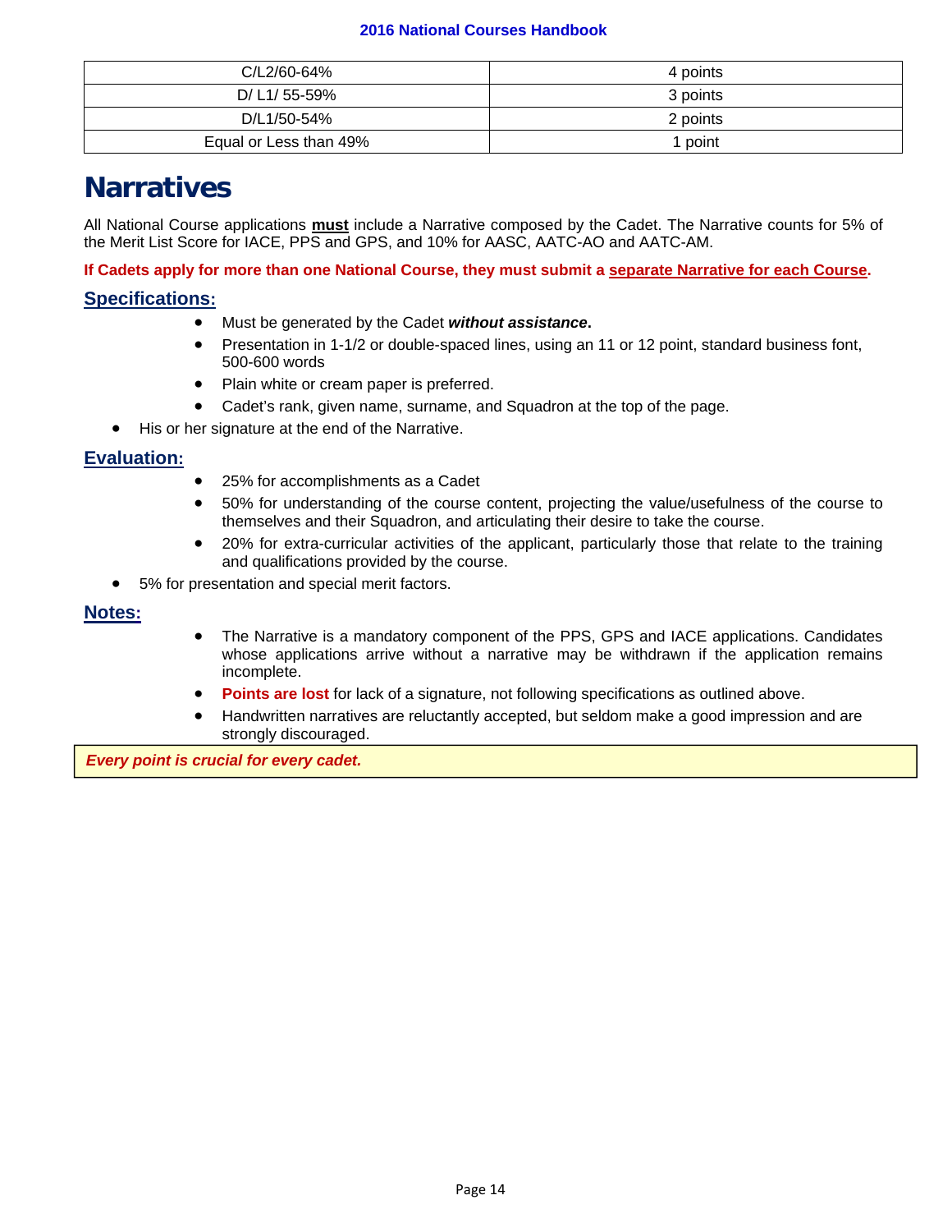| C/L2/60-64% | 4 points |
|---|---|
| D/ L1/ 55-59% | 3 points |
| D/L1/50-54% | 2 points |
| Equal or Less than 49% | 1 point |

# Narratives

All National Course applications **must** include a Narrative composed by the Cadet. The Narrative counts for 5% of the Merit List Score for IACE, PPS and GPS, and 10% for AASC, AATC-AO and AATC-AM.

**If Cadets apply for more than one National Course, they must submit a separate Narrative for each Course.**

## Specifications:

- Must be generated by the Cadet ***without assistance*.**
- Presentation in 1-1/2 or double-spaced lines, using an 11 or 12 point, standard business font, 500-600 words
- Plain white or cream paper is preferred.
- Cadet's rank, given name, surname, and Squadron at the top of the page.
- His or her signature at the end of the Narrative.

## Evaluation:

- 25% for accomplishments as a Cadet
- 50% for understanding of the course content, projecting the value/usefulness of the course to themselves and their Squadron, and articulating their desire to take the course.
- 20% for extra-curricular activities of the applicant, particularly those that relate to the training and qualifications provided by the course.
- 5% for presentation and special merit factors.

## Notes:

- The Narrative is a mandatory component of the PPS, GPS and IACE applications. Candidates whose applications arrive without a narrative may be withdrawn if the application remains incomplete.
- **Points are lost** for lack of a signature, not following specifications as outlined above.
- Handwritten narratives are reluctantly accepted, but seldom make a good impression and are strongly discouraged.

***Every point is crucial for every cadet.***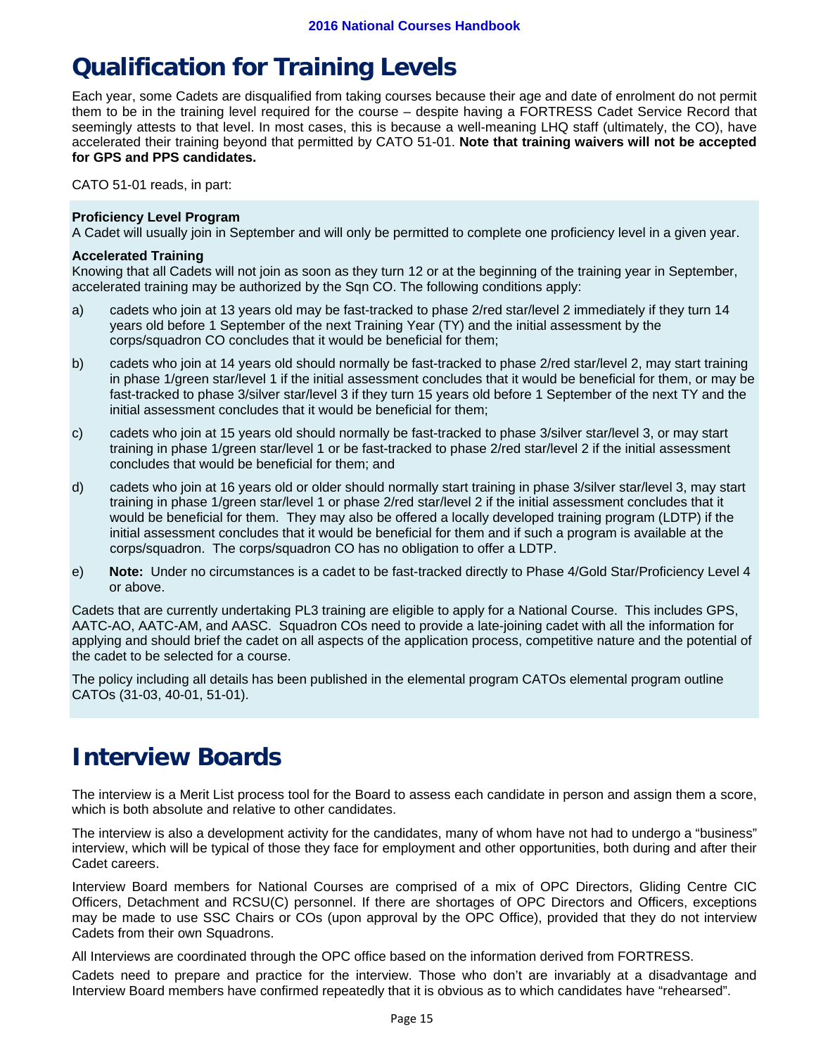# Qualification for Training Levels

Each year, some Cadets are disqualified from taking courses because their age and date of enrolment do not permit them to be in the training level required for the course – despite having a FORTRESS Cadet Service Record that seemingly attests to that level. In most cases, this is because a well-meaning LHQ staff (ultimately, the CO), have accelerated their training beyond that permitted by CATO 51-01. **Note that training waivers will not be accepted for GPS and PPS candidates.**

CATO 51-01 reads, in part:

**Proficiency Level Program**
A Cadet will usually join in September and will only be permitted to complete one proficiency level in a given year.

**Accelerated Training**
Knowing that all Cadets will not join as soon as they turn 12 or at the beginning of the training year in September, accelerated training may be authorized by the Sqn CO. The following conditions apply:

a) cadets who join at 13 years old may be fast-tracked to phase 2/red star/level 2 immediately if they turn 14 years old before 1 September of the next Training Year (TY) and the initial assessment by the corps/squadron CO concludes that it would be beneficial for them;

b) cadets who join at 14 years old should normally be fast-tracked to phase 2/red star/level 2, may start training in phase 1/green star/level 1 if the initial assessment concludes that it would be beneficial for them, or may be fast-tracked to phase 3/silver star/level 3 if they turn 15 years old before 1 September of the next TY and the initial assessment concludes that it would be beneficial for them;

c) cadets who join at 15 years old should normally be fast-tracked to phase 3/silver star/level 3, or may start training in phase 1/green star/level 1 or be fast-tracked to phase 2/red star/level 2 if the initial assessment concludes that would be beneficial for them; and

d) cadets who join at 16 years old or older should normally start training in phase 3/silver star/level 3, may start training in phase 1/green star/level 1 or phase 2/red star/level 2 if the initial assessment concludes that it would be beneficial for them. They may also be offered a locally developed training program (LDTP) if the initial assessment concludes that it would be beneficial for them and if such a program is available at the corps/squadron. The corps/squadron CO has no obligation to offer a LDTP.

e) **Note:** Under no circumstances is a cadet to be fast-tracked directly to Phase 4/Gold Star/Proficiency Level 4 or above.

Cadets that are currently undertaking PL3 training are eligible to apply for a National Course. This includes GPS, AATC-AO, AATC-AM, and AASC. Squadron COs need to provide a late-joining cadet with all the information for applying and should brief the cadet on all aspects of the application process, competitive nature and the potential of the cadet to be selected for a course.

The policy including all details has been published in the elemental program CATOs elemental program outline CATOs (31-03, 40-01, 51-01).

# Interview Boards

The interview is a Merit List process tool for the Board to assess each candidate in person and assign them a score, which is both absolute and relative to other candidates.

The interview is also a development activity for the candidates, many of whom have not had to undergo a "business" interview, which will be typical of those they face for employment and other opportunities, both during and after their Cadet careers.

Interview Board members for National Courses are comprised of a mix of OPC Directors, Gliding Centre CIC Officers, Detachment and RCSU(C) personnel. If there are shortages of OPC Directors and Officers, exceptions may be made to use SSC Chairs or COs (upon approval by the OPC Office), provided that they do not interview Cadets from their own Squadrons.

All Interviews are coordinated through the OPC office based on the information derived from FORTRESS.

Cadets need to prepare and practice for the interview. Those who don't are invariably at a disadvantage and Interview Board members have confirmed repeatedly that it is obvious as to which candidates have "rehearsed".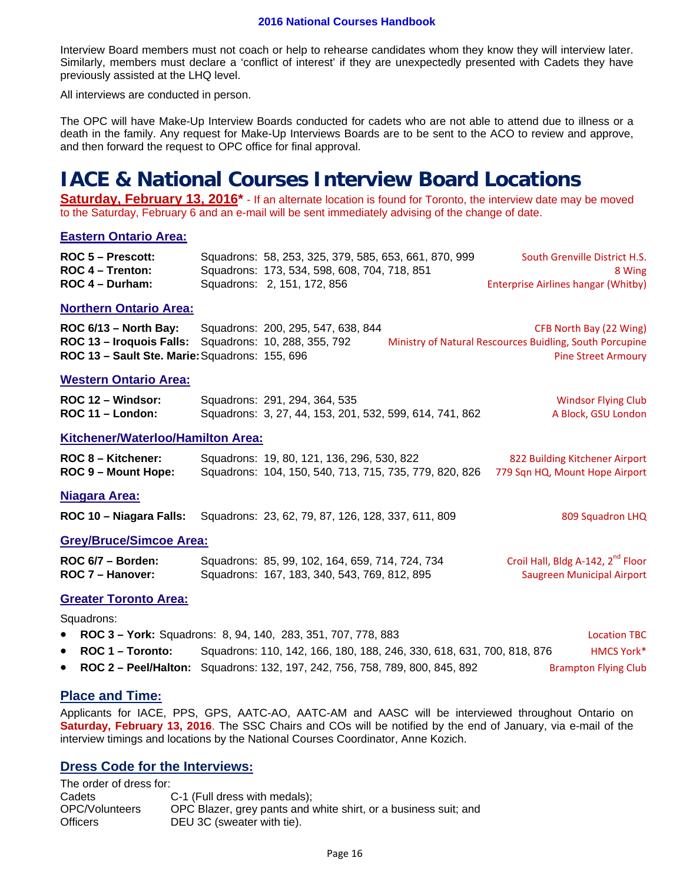Interview Board members must not coach or help to rehearse candidates whom they know they will interview later. Similarly, members must declare a 'conflict of interest' if they are unexpectedly presented with Cadets they have previously assisted at the LHQ level.

All interviews are conducted in person.

The OPC will have Make-Up Interview Boards conducted for cadets who are not able to attend due to illness or a death in the family. Any request for Make-Up Interviews Boards are to be sent to the ACO to review and approve, and then forward the request to OPC office for final approval.

# IACE & National Courses Interview Board Locations

**Saturday, February 13, 2016*** - If an alternate location is found for Toronto, the interview date may be moved to the Saturday, February 6 and an e-mail will be sent immediately advising of the change of date.

### Eastern Ontario Area:

| | | |
|---|---|---|
| **ROC 5 – Prescott:** | Squadrons: 58, 253, 325, 379, 585, 653, 661, 870, 999 | South Grenville District H.S. |
| **ROC 4 – Trenton:** | Squadrons: 173, 534, 598, 608, 704, 718, 851 | 8 Wing |
| **ROC 4 – Durham:** | Squadrons: 2, 151, 172, 856 | Enterprise Airlines hangar (Whitby) |

### Northern Ontario Area:

| | | |
|---|---|---|
| **ROC 6/13 – North Bay:** | Squadrons: 200, 295, 547, 638, 844 | CFB North Bay (22 Wing) |
| **ROC 13 – Iroquois Falls:** | Squadrons: 10, 288, 355, 792 | Ministry of Natural Rescources Buidling, South Porcupine |
| **ROC 13 – Sault Ste. Marie:** | Squadrons: 155, 696 | Pine Street Armoury |

### Western Ontario Area:

| | | |
|---|---|---|
| **ROC 12 – Windsor:** | Squadrons: 291, 294, 364, 535 | Windsor Flying Club |
| **ROC 11 – London:** | Squadrons: 3, 27, 44, 153, 201, 532, 599, 614, 741, 862 | A Block, GSU London |

### Kitchener/Waterloo/Hamilton Area:

| | | |
|---|---|---|
| **ROC 8 – Kitchener:** | Squadrons: 19, 80, 121, 136, 296, 530, 822 | 822 Building Kitchener Airport |
| **ROC 9 – Mount Hope:** | Squadrons: 104, 150, 540, 713, 715, 735, 779, 820, 826 | 779 Sqn HQ, Mount Hope Airport |

### Niagara Area:

| | | |
|---|---|---|
| **ROC 10 – Niagara Falls:** | Squadrons: 23, 62, 79, 87, 126, 128, 337, 611, 809 | 809 Squadron LHQ |

### Grey/Bruce/Simcoe Area:

| | | |
|---|---|---|
| **ROC 6/7 – Borden:** | Squadrons: 85, 99, 102, 164, 659, 714, 724, 734 | Croil Hall, Bldg A-142, 2nd Floor |
| **ROC 7 – Hanover:** | Squadrons: 167, 183, 340, 543, 769, 812, 895 | Saugreen Municipal Airport |

### Greater Toronto Area:

Squadrons:

- **ROC 3 – York:** Squadrons: 8, 94, 140, 283, 351, 707, 778, 883 — Location TBC
- **ROC 1 – Toronto:** Squadrons: 110, 142, 166, 180, 188, 246, 330, 618, 631, 700, 818, 876 — HMCS York*
- **ROC 2 – Peel/Halton:** Squadrons: 132, 197, 242, 756, 758, 789, 800, 845, 892 — Brampton Flying Club

## Place and Time:

Applicants for IACE, PPS, GPS, AATC-AO, AATC-AM and AASC will be interviewed throughout Ontario on **Saturday, February 13, 2016**. The SSC Chairs and COs will be notified by the end of January, via e-mail of the interview timings and locations by the National Courses Coordinator, Anne Kozich.

## Dress Code for the Interviews:

The order of dress for:

| | |
|---|---|
| Cadets | C-1 (Full dress with medals); |
| OPC/Volunteers | OPC Blazer, grey pants and white shirt, or a business suit; and |
| Officers | DEU 3C (sweater with tie). |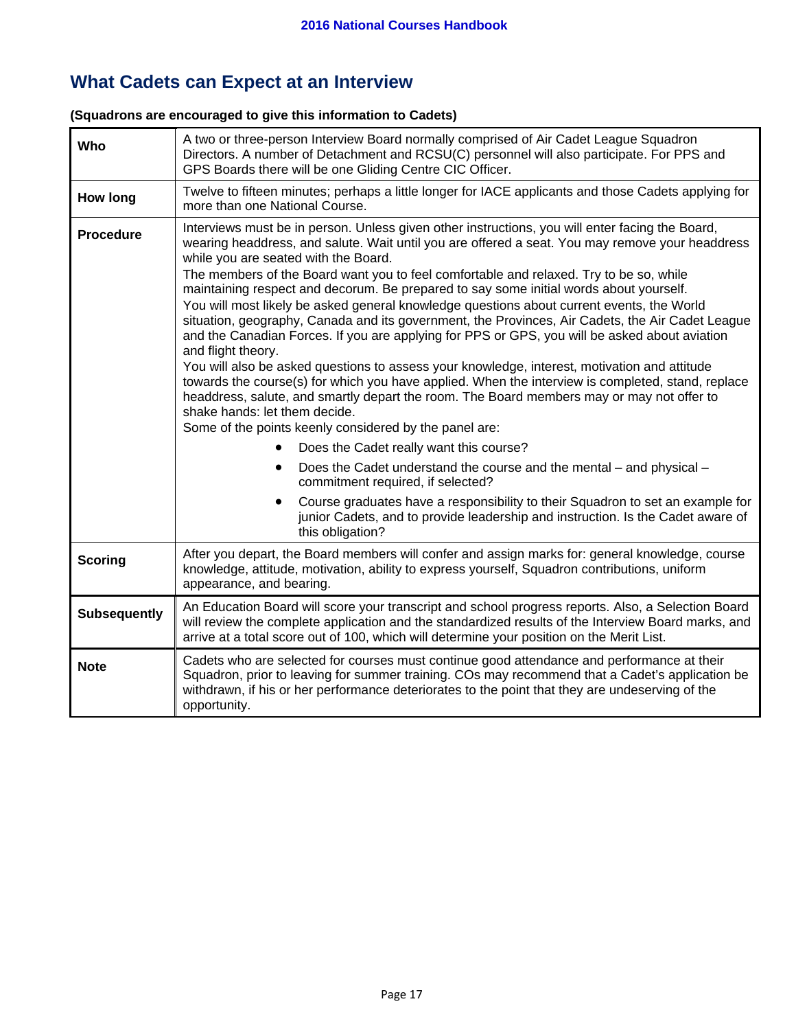## What Cadets can Expect at an Interview

**(Squadrons are encouraged to give this information to Cadets)**

| | |
|---|---|
| **Who** | A two or three-person Interview Board normally comprised of Air Cadet League Squadron Directors. A number of Detachment and RCSU(C) personnel will also participate. For PPS and GPS Boards there will be one Gliding Centre CIC Officer. |
| **How long** | Twelve to fifteen minutes; perhaps a little longer for IACE applicants and those Cadets applying for more than one National Course. |
| **Procedure** | Interviews must be in person. Unless given other instructions, you will enter facing the Board, wearing headdress, and salute. Wait until you are offered a seat. You may remove your headdress while you are seated with the Board.<br>The members of the Board want you to feel comfortable and relaxed. Try to be so, while maintaining respect and decorum. Be prepared to say some initial words about yourself.<br>You will most likely be asked general knowledge questions about current events, the World situation, geography, Canada and its government, the Provinces, Air Cadets, the Air Cadet League and the Canadian Forces. If you are applying for PPS or GPS, you will be asked about aviation and flight theory.<br>You will also be asked questions to assess your knowledge, interest, motivation and attitude towards the course(s) for which you have applied. When the interview is completed, stand, replace headdress, salute, and smartly depart the room. The Board members may or may not offer to shake hands: let them decide.<br>Some of the points keenly considered by the panel are:<br>• Does the Cadet really want this course?<br>• Does the Cadet understand the course and the mental – and physical – commitment required, if selected?<br>• Course graduates have a responsibility to their Squadron to set an example for junior Cadets, and to provide leadership and instruction. Is the Cadet aware of this obligation? |
| **Scoring** | After you depart, the Board members will confer and assign marks for: general knowledge, course knowledge, attitude, motivation, ability to express yourself, Squadron contributions, uniform appearance, and bearing. |
| **Subsequently** | An Education Board will score your transcript and school progress reports. Also, a Selection Board will review the complete application and the standardized results of the Interview Board marks, and arrive at a total score out of 100, which will determine your position on the Merit List. |
| **Note** | Cadets who are selected for courses must continue good attendance and performance at their Squadron, prior to leaving for summer training. COs may recommend that a Cadet's application be withdrawn, if his or her performance deteriorates to the point that they are undeserving of the opportunity. |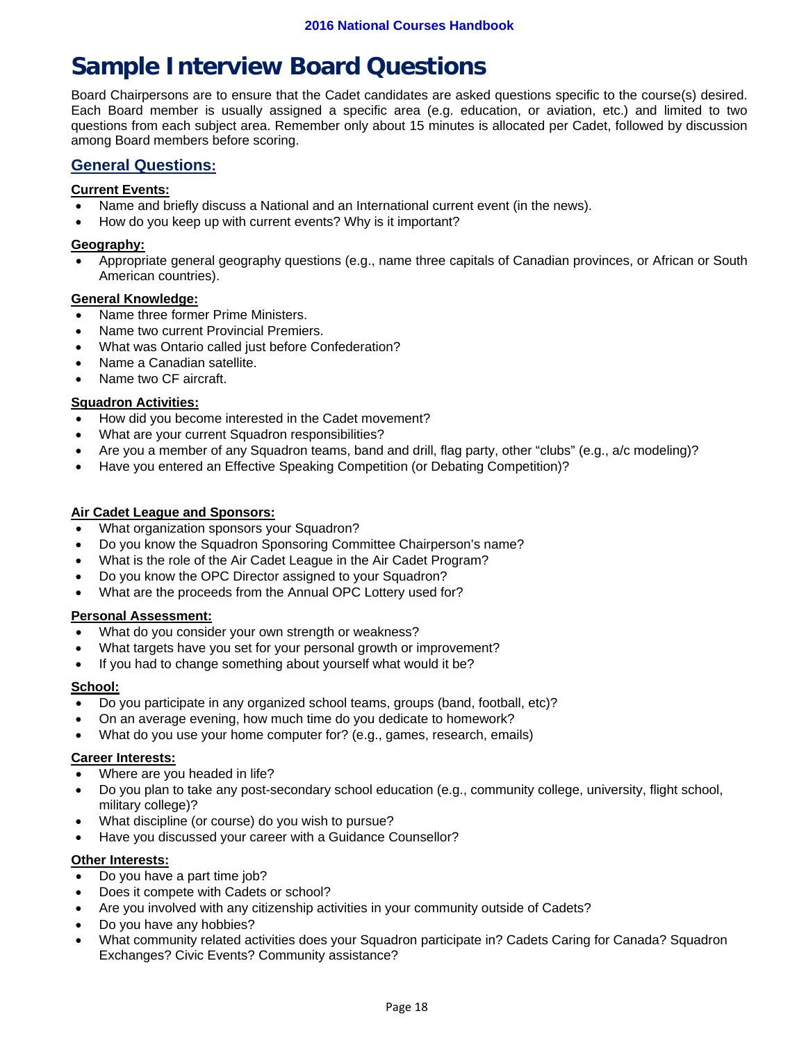# Sample Interview Board Questions

Board Chairpersons are to ensure that the Cadet candidates are asked questions specific to the course(s) desired. Each Board member is usually assigned a specific area (e.g. education, or aviation, etc.) and limited to two questions from each subject area. Remember only about 15 minutes is allocated per Cadet, followed by discussion among Board members before scoring.

## General Questions:

**Current Events:**

- Name and briefly discuss a National and an International current event (in the news).
- How do you keep up with current events? Why is it important?

**Geography:**

- Appropriate general geography questions (e.g., name three capitals of Canadian provinces, or African or South American countries).

**General Knowledge:**

- Name three former Prime Ministers.
- Name two current Provincial Premiers.
- What was Ontario called just before Confederation?
- Name a Canadian satellite.
- Name two CF aircraft.

**Squadron Activities:**

- How did you become interested in the Cadet movement?
- What are your current Squadron responsibilities?
- Are you a member of any Squadron teams, band and drill, flag party, other "clubs" (e.g., a/c modeling)?
- Have you entered an Effective Speaking Competition (or Debating Competition)?

**Air Cadet League and Sponsors:**

- What organization sponsors your Squadron?
- Do you know the Squadron Sponsoring Committee Chairperson's name?
- What is the role of the Air Cadet League in the Air Cadet Program?
- Do you know the OPC Director assigned to your Squadron?
- What are the proceeds from the Annual OPC Lottery used for?

**Personal Assessment:**

- What do you consider your own strength or weakness?
- What targets have you set for your personal growth or improvement?
- If you had to change something about yourself what would it be?

**School:**

- Do you participate in any organized school teams, groups (band, football, etc)?
- On an average evening, how much time do you dedicate to homework?
- What do you use your home computer for? (e.g., games, research, emails)

**Career Interests:**

- Where are you headed in life?
- Do you plan to take any post-secondary school education (e.g., community college, university, flight school, military college)?
- What discipline (or course) do you wish to pursue?
- Have you discussed your career with a Guidance Counsellor?

**Other Interests:**

- Do you have a part time job?
- Does it compete with Cadets or school?
- Are you involved with any citizenship activities in your community outside of Cadets?
- Do you have any hobbies?
- What community related activities does your Squadron participate in? Cadets Caring for Canada? Squadron Exchanges? Civic Events? Community assistance?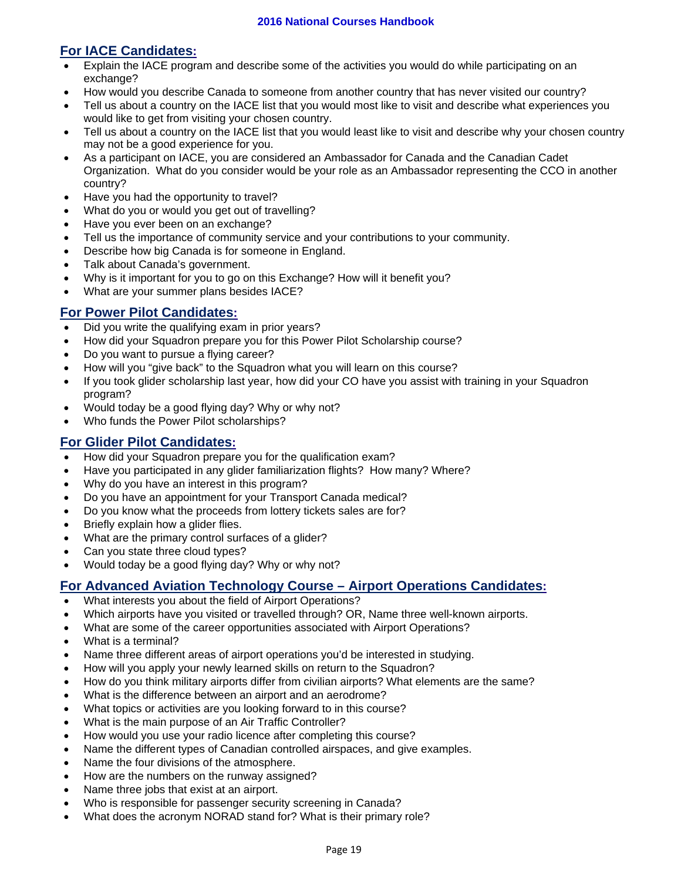## For IACE Candidates:

- Explain the IACE program and describe some of the activities you would do while participating on an exchange?
- How would you describe Canada to someone from another country that has never visited our country?
- Tell us about a country on the IACE list that you would most like to visit and describe what experiences you would like to get from visiting your chosen country.
- Tell us about a country on the IACE list that you would least like to visit and describe why your chosen country may not be a good experience for you.
- As a participant on IACE, you are considered an Ambassador for Canada and the Canadian Cadet Organization. What do you consider would be your role as an Ambassador representing the CCO in another country?
- Have you had the opportunity to travel?
- What do you or would you get out of travelling?
- Have you ever been on an exchange?
- Tell us the importance of community service and your contributions to your community.
- Describe how big Canada is for someone in England.
- Talk about Canada's government.
- Why is it important for you to go on this Exchange? How will it benefit you?
- What are your summer plans besides IACE?

## For Power Pilot Candidates:

- Did you write the qualifying exam in prior years?
- How did your Squadron prepare you for this Power Pilot Scholarship course?
- Do you want to pursue a flying career?
- How will you "give back" to the Squadron what you will learn on this course?
- If you took glider scholarship last year, how did your CO have you assist with training in your Squadron program?
- Would today be a good flying day? Why or why not?
- Who funds the Power Pilot scholarships?

## For Glider Pilot Candidates:

- How did your Squadron prepare you for the qualification exam?
- Have you participated in any glider familiarization flights? How many? Where?
- Why do you have an interest in this program?
- Do you have an appointment for your Transport Canada medical?
- Do you know what the proceeds from lottery tickets sales are for?
- Briefly explain how a glider flies.
- What are the primary control surfaces of a glider?
- Can you state three cloud types?
- Would today be a good flying day? Why or why not?

## For Advanced Aviation Technology Course – Airport Operations Candidates:

- What interests you about the field of Airport Operations?
- Which airports have you visited or travelled through? OR, Name three well-known airports.
- What are some of the career opportunities associated with Airport Operations?
- What is a terminal?
- Name three different areas of airport operations you'd be interested in studying.
- How will you apply your newly learned skills on return to the Squadron?
- How do you think military airports differ from civilian airports? What elements are the same?
- What is the difference between an airport and an aerodrome?
- What topics or activities are you looking forward to in this course?
- What is the main purpose of an Air Traffic Controller?
- How would you use your radio licence after completing this course?
- Name the different types of Canadian controlled airspaces, and give examples.
- Name the four divisions of the atmosphere.
- How are the numbers on the runway assigned?
- Name three jobs that exist at an airport.
- Who is responsible for passenger security screening in Canada?
- What does the acronym NORAD stand for? What is their primary role?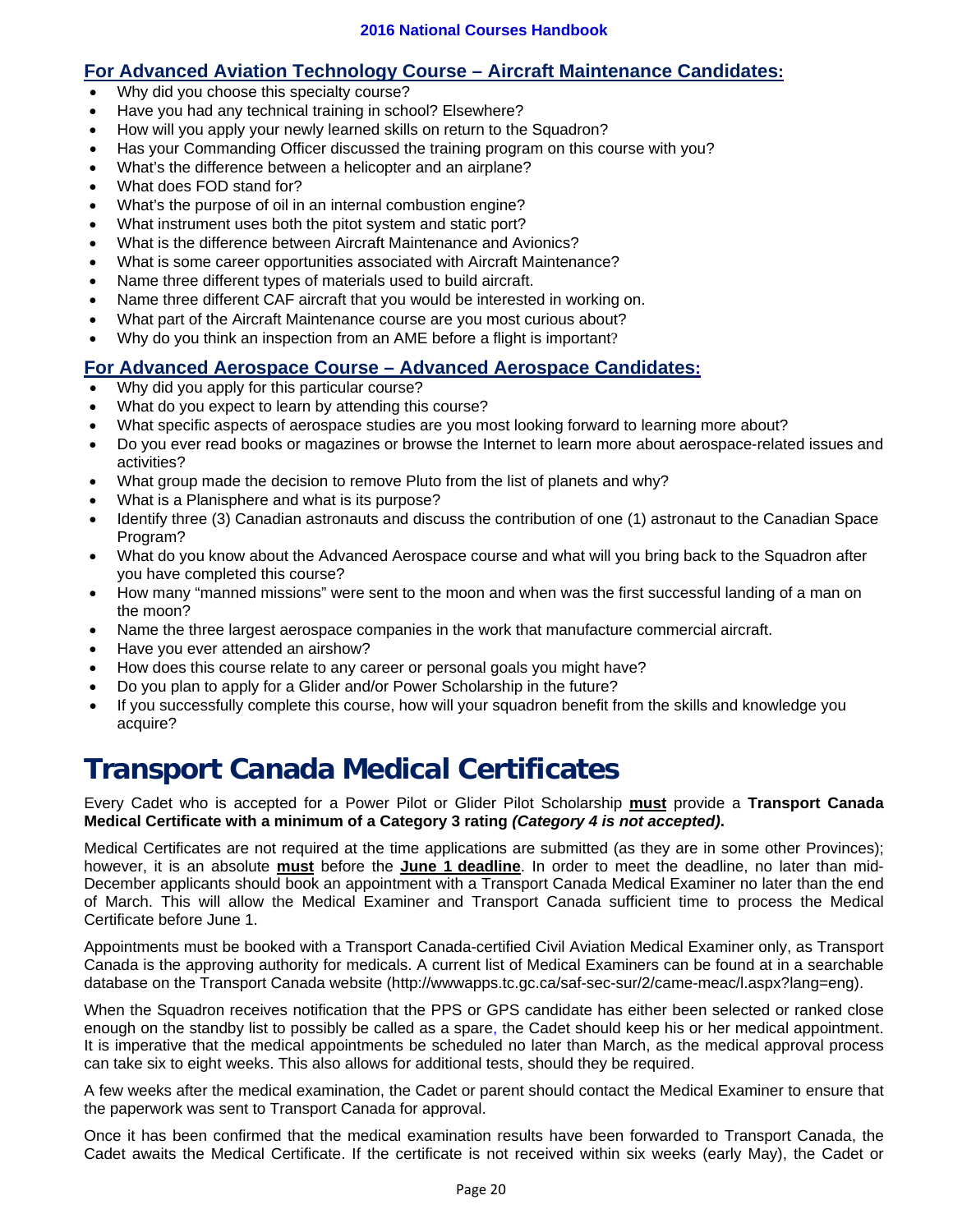## For Advanced Aviation Technology Course – Aircraft Maintenance Candidates:

- Why did you choose this specialty course?
- Have you had any technical training in school? Elsewhere?
- How will you apply your newly learned skills on return to the Squadron?
- Has your Commanding Officer discussed the training program on this course with you?
- What's the difference between a helicopter and an airplane?
- What does FOD stand for?
- What's the purpose of oil in an internal combustion engine?
- What instrument uses both the pitot system and static port?
- What is the difference between Aircraft Maintenance and Avionics?
- What is some career opportunities associated with Aircraft Maintenance?
- Name three different types of materials used to build aircraft.
- Name three different CAF aircraft that you would be interested in working on.
- What part of the Aircraft Maintenance course are you most curious about?
- Why do you think an inspection from an AME before a flight is important?

## For Advanced Aerospace Course – Advanced Aerospace Candidates:

- Why did you apply for this particular course?
- What do you expect to learn by attending this course?
- What specific aspects of aerospace studies are you most looking forward to learning more about?
- Do you ever read books or magazines or browse the Internet to learn more about aerospace-related issues and activities?
- What group made the decision to remove Pluto from the list of planets and why?
- What is a Planisphere and what is its purpose?
- Identify three (3) Canadian astronauts and discuss the contribution of one (1) astronaut to the Canadian Space Program?
- What do you know about the Advanced Aerospace course and what will you bring back to the Squadron after you have completed this course?
- How many "manned missions" were sent to the moon and when was the first successful landing of a man on the moon?
- Name the three largest aerospace companies in the work that manufacture commercial aircraft.
- Have you ever attended an airshow?
- How does this course relate to any career or personal goals you might have?
- Do you plan to apply for a Glider and/or Power Scholarship in the future?
- If you successfully complete this course, how will your squadron benefit from the skills and knowledge you acquire?

# Transport Canada Medical Certificates

Every Cadet who is accepted for a Power Pilot or Glider Pilot Scholarship **must** provide a **Transport Canada Medical Certificate with a minimum of a Category 3 rating *(Category 4 is not accepted).***

Medical Certificates are not required at the time applications are submitted (as they are in some other Provinces); however, it is an absolute **must** before the **June 1 deadline**. In order to meet the deadline, no later than mid-December applicants should book an appointment with a Transport Canada Medical Examiner no later than the end of March. This will allow the Medical Examiner and Transport Canada sufficient time to process the Medical Certificate before June 1.

Appointments must be booked with a Transport Canada-certified Civil Aviation Medical Examiner only, as Transport Canada is the approving authority for medicals. A current list of Medical Examiners can be found at in a searchable database on the Transport Canada website (http://wwwapps.tc.gc.ca/saf-sec-sur/2/came-meac/l.aspx?lang=eng).

When the Squadron receives notification that the PPS or GPS candidate has either been selected or ranked close enough on the standby list to possibly be called as a spare, the Cadet should keep his or her medical appointment. It is imperative that the medical appointments be scheduled no later than March, as the medical approval process can take six to eight weeks. This also allows for additional tests, should they be required.

A few weeks after the medical examination, the Cadet or parent should contact the Medical Examiner to ensure that the paperwork was sent to Transport Canada for approval.

Once it has been confirmed that the medical examination results have been forwarded to Transport Canada, the Cadet awaits the Medical Certificate. If the certificate is not received within six weeks (early May), the Cadet or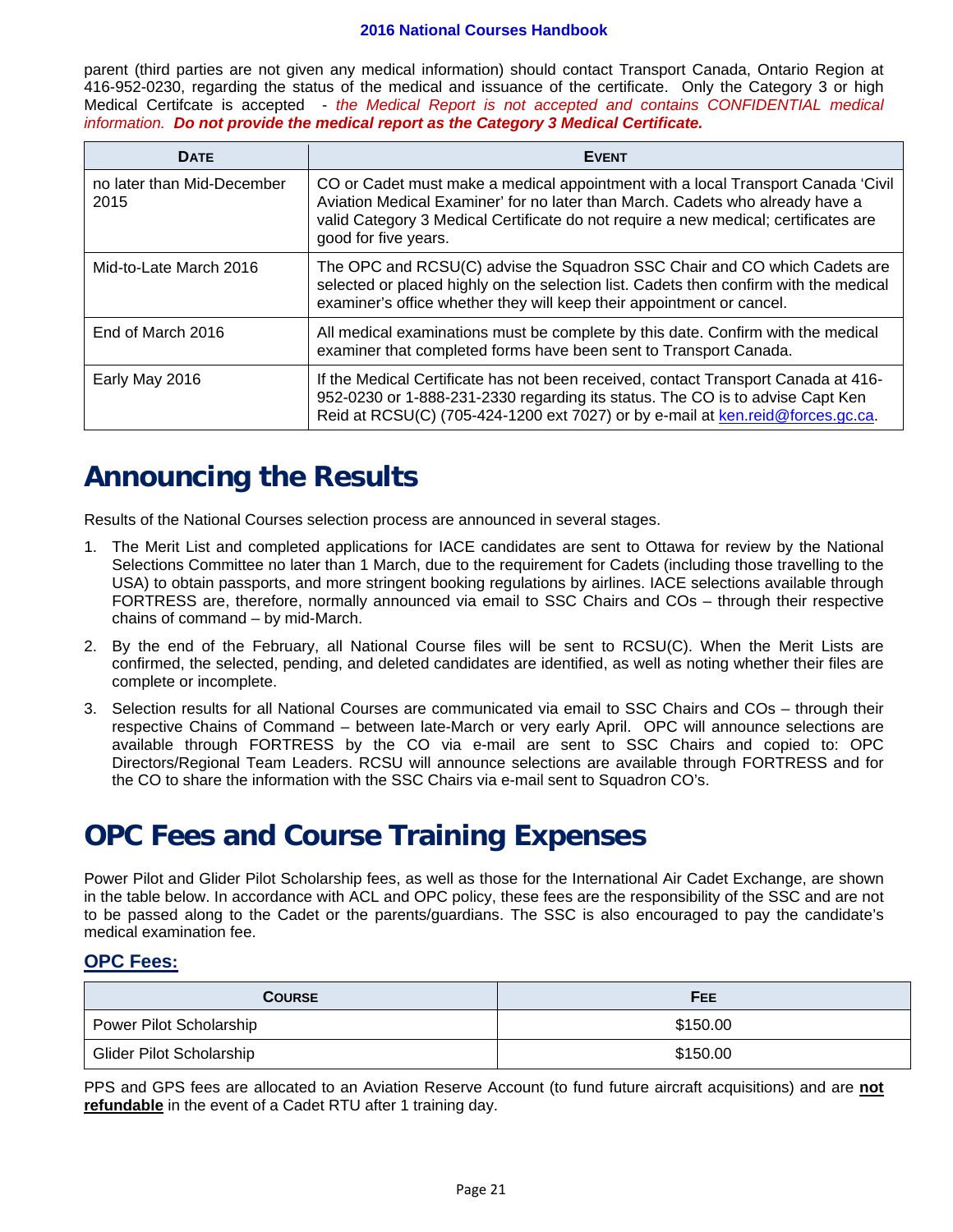parent (third parties are not given any medical information) should contact Transport Canada, Ontario Region at 416-952-0230, regarding the status of the medical and issuance of the certificate. Only the Category 3 or high Medical Certifcate is accepted - *the Medical Report is not accepted and contains CONFIDENTIAL medical information.* ***Do not provide the medical report as the Category 3 Medical Certificate.***

| DATE | EVENT |
|---|---|
| no later than Mid-December 2015 | CO or Cadet must make a medical appointment with a local Transport Canada 'Civil Aviation Medical Examiner' for no later than March. Cadets who already have a valid Category 3 Medical Certificate do not require a new medical; certificates are good for five years. |
| Mid-to-Late March 2016 | The OPC and RCSU(C) advise the Squadron SSC Chair and CO which Cadets are selected or placed highly on the selection list. Cadets then confirm with the medical examiner's office whether they will keep their appointment or cancel. |
| End of March 2016 | All medical examinations must be complete by this date. Confirm with the medical examiner that completed forms have been sent to Transport Canada. |
| Early May 2016 | If the Medical Certificate has not been received, contact Transport Canada at 416-952-0230 or 1-888-231-2330 regarding its status. The CO is to advise Capt Ken Reid at RCSU(C) (705-424-1200 ext 7027) or by e-mail at ken.reid@forces.gc.ca. |

# Announcing the Results

Results of the National Courses selection process are announced in several stages.

1. The Merit List and completed applications for IACE candidates are sent to Ottawa for review by the National Selections Committee no later than 1 March, due to the requirement for Cadets (including those travelling to the USA) to obtain passports, and more stringent booking regulations by airlines. IACE selections available through FORTRESS are, therefore, normally announced via email to SSC Chairs and COs – through their respective chains of command – by mid-March.
2. By the end of the February, all National Course files will be sent to RCSU(C). When the Merit Lists are confirmed, the selected, pending, and deleted candidates are identified, as well as noting whether their files are complete or incomplete.
3. Selection results for all National Courses are communicated via email to SSC Chairs and COs – through their respective Chains of Command – between late-March or very early April. OPC will announce selections are available through FORTRESS by the CO via e-mail are sent to SSC Chairs and copied to: OPC Directors/Regional Team Leaders. RCSU will announce selections are available through FORTRESS and for the CO to share the information with the SSC Chairs via e-mail sent to Squadron CO's.

# OPC Fees and Course Training Expenses

Power Pilot and Glider Pilot Scholarship fees, as well as those for the International Air Cadet Exchange, are shown in the table below. In accordance with ACL and OPC policy, these fees are the responsibility of the SSC and are not to be passed along to the Cadet or the parents/guardians. The SSC is also encouraged to pay the candidate's medical examination fee.

## OPC Fees:

| COURSE | FEE |
|---|---|
| Power Pilot Scholarship | $150.00 |
| Glider Pilot Scholarship | $150.00 |

PPS and GPS fees are allocated to an Aviation Reserve Account (to fund future aircraft acquisitions) and are **not refundable** in the event of a Cadet RTU after 1 training day.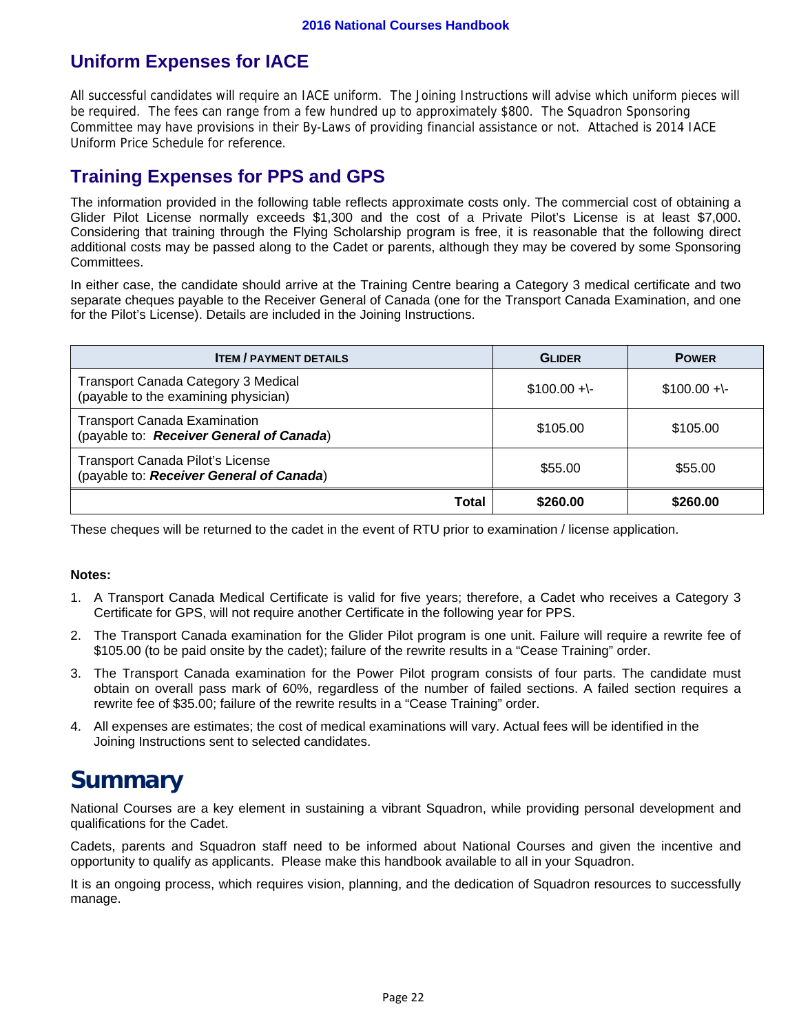## Uniform Expenses for IACE

All successful candidates will require an IACE uniform. The Joining Instructions will advise which uniform pieces will be required. The fees can range from a few hundred up to approximately $800. The Squadron Sponsoring Committee may have provisions in their By-Laws of providing financial assistance or not. Attached is 2014 IACE Uniform Price Schedule for reference.

## Training Expenses for PPS and GPS

The information provided in the following table reflects approximate costs only. The commercial cost of obtaining a Glider Pilot License normally exceeds $1,300 and the cost of a Private Pilot's License is at least $7,000. Considering that training through the Flying Scholarship program is free, it is reasonable that the following direct additional costs may be passed along to the Cadet or parents, although they may be covered by some Sponsoring Committees.

In either case, the candidate should arrive at the Training Centre bearing a Category 3 medical certificate and two separate cheques payable to the Receiver General of Canada (one for the Transport Canada Examination, and one for the Pilot's License). Details are included in the Joining Instructions.

| ITEM / PAYMENT DETAILS | GLIDER | POWER |
|---|---|---|
| Transport Canada Category 3 Medical<br>(payable to the examining physician) | $100.00 +\- | $100.00 +\- |
| Transport Canada Examination<br>(payable to: ***Receiver General of Canada***) | $105.00 | $105.00 |
| Transport Canada Pilot's License<br>(payable to: ***Receiver General of Canada***) | $55.00 | $55.00 |
| **Total** | **$260.00** | **$260.00** |

These cheques will be returned to the cadet in the event of RTU prior to examination / license application.

**Notes:**

1. A Transport Canada Medical Certificate is valid for five years; therefore, a Cadet who receives a Category 3 Certificate for GPS, will not require another Certificate in the following year for PPS.
2. The Transport Canada examination for the Glider Pilot program is one unit. Failure will require a rewrite fee of $105.00 (to be paid onsite by the cadet); failure of the rewrite results in a "Cease Training" order.
3. The Transport Canada examination for the Power Pilot program consists of four parts. The candidate must obtain on overall pass mark of 60%, regardless of the number of failed sections. A failed section requires a rewrite fee of $35.00; failure of the rewrite results in a "Cease Training" order.
4. All expenses are estimates; the cost of medical examinations will vary. Actual fees will be identified in the Joining Instructions sent to selected candidates.

# Summary

National Courses are a key element in sustaining a vibrant Squadron, while providing personal development and qualifications for the Cadet.

Cadets, parents and Squadron staff need to be informed about National Courses and given the incentive and opportunity to qualify as applicants. Please make this handbook available to all in your Squadron.

It is an ongoing process, which requires vision, planning, and the dedication of Squadron resources to successfully manage.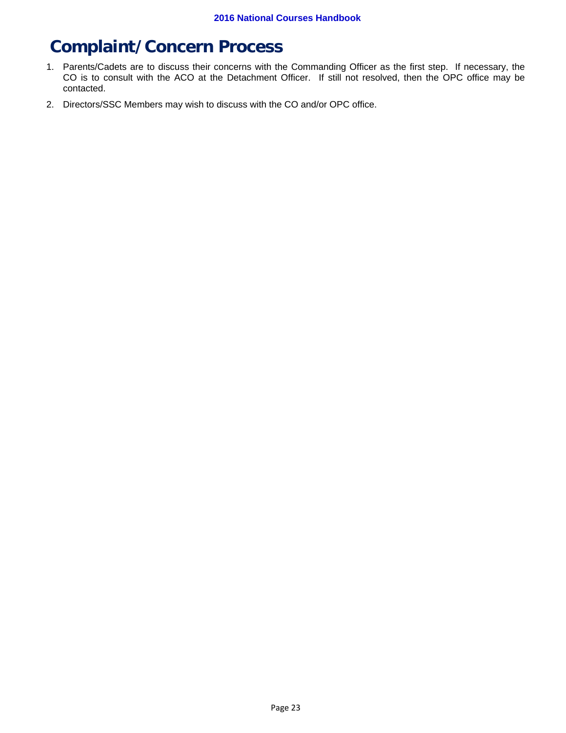# Complaint/Concern Process

1. Parents/Cadets are to discuss their concerns with the Commanding Officer as the first step. If necessary, the CO is to consult with the ACO at the Detachment Officer. If still not resolved, then the OPC office may be contacted.
2. Directors/SSC Members may wish to discuss with the CO and/or OPC office.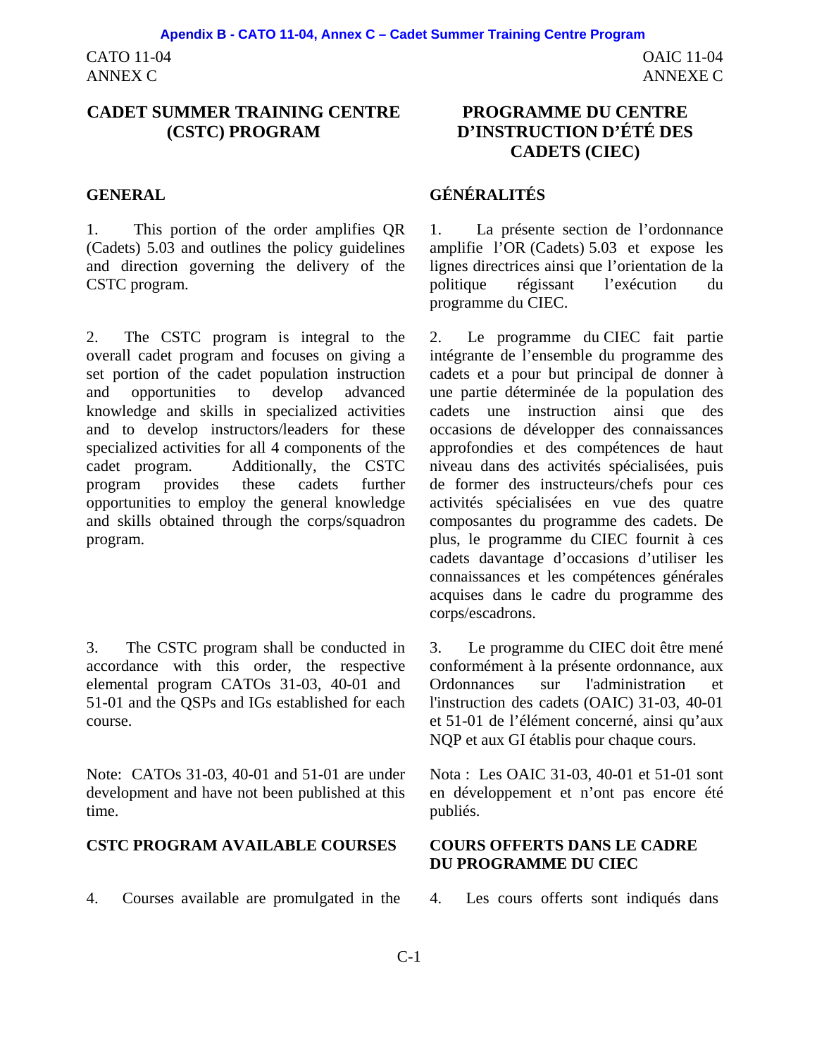CATO 11-04
ANNEX C

# CADET SUMMER TRAINING CENTRE (CSTC) PROGRAM

## GENERAL

1. This portion of the order amplifies QR (Cadets) 5.03 and outlines the policy guidelines and direction governing the delivery of the CSTC program.

2. The CSTC program is integral to the overall cadet program and focuses on giving a set portion of the cadet population instruction and opportunities to develop advanced knowledge and skills in specialized activities and to develop instructors/leaders for these specialized activities for all 4 components of the cadet program. Additionally, the CSTC program provides these cadets further opportunities to employ the general knowledge and skills obtained through the corps/squadron program.

3. The CSTC program shall be conducted in accordance with this order, the respective elemental program CATOs 31-03, 40-01 and 51-01 and the QSPs and IGs established for each course.

Note: CATOs 31-03, 40-01 and 51-01 are under development and have not been published at this time.

## CSTC PROGRAM AVAILABLE COURSES

4. Courses available are promulgated in the

OAIC 11-04
ANNEXE C

# PROGRAMME DU CENTRE D'INSTRUCTION D'ÉTÉ DES CADETS (CIEC)

## GÉNÉRALITÉS

1. La présente section de l'ordonnance amplifie l'OR (Cadets) 5.03 et expose les lignes directrices ainsi que l'orientation de la politique régissant l'exécution du programme du CIEC.

2. Le programme du CIEC fait partie intégrante de l'ensemble du programme des cadets et a pour but principal de donner à une partie déterminée de la population des cadets une instruction ainsi que des occasions de développer des connaissances approfondies et des compétences de haut niveau dans des activités spécialisées, puis de former des instructeurs/chefs pour ces activités spécialisées en vue des quatre composantes du programme des cadets. De plus, le programme du CIEC fournit à ces cadets davantage d'occasions d'utiliser les connaissances et les compétences générales acquises dans le cadre du programme des corps/escadrons.

3. Le programme du CIEC doit être mené conformément à la présente ordonnance, aux Ordonnances sur l'administration et l'instruction des cadets (OAIC) 31-03, 40-01 et 51-01 de l'élément concerné, ainsi qu'aux NQP et aux GI établis pour chaque cours.

Nota : Les OAIC 31-03, 40-01 et 51-01 sont en développement et n'ont pas encore été publiés.

## COURS OFFERTS DANS LE CADRE DU PROGRAMME DU CIEC

4. Les cours offerts sont indiqués dans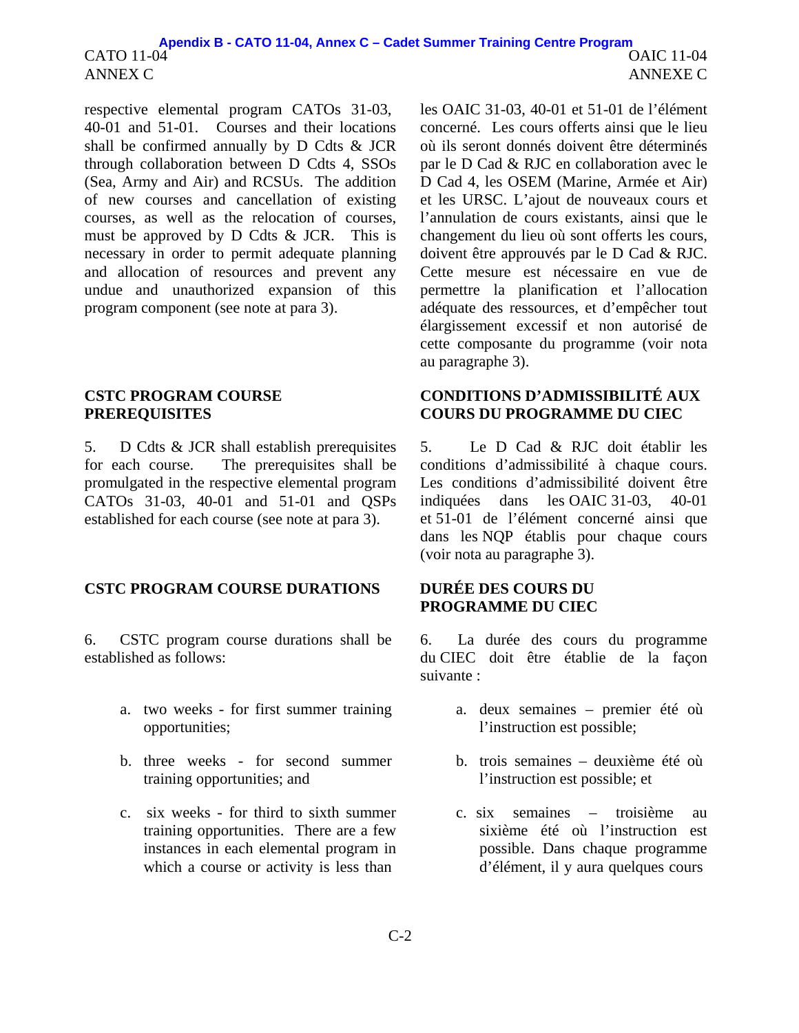respective elemental program CATOs 31-03, 40-01 and 51-01. Courses and their locations shall be confirmed annually by D Cdts & JCR through collaboration between D Cdts 4, SSOs (Sea, Army and Air) and RCSUs. The addition of new courses and cancellation of existing courses, as well as the relocation of courses, must be approved by D Cdts & JCR. This is necessary in order to permit adequate planning and allocation of resources and prevent any undue and unauthorized expansion of this program component (see note at para 3).

les OAIC 31-03, 40-01 et 51-01 de l'élément concerné. Les cours offerts ainsi que le lieu où ils seront donnés doivent être déterminés par le D Cad & RJC en collaboration avec le D Cad 4, les OSEM (Marine, Armée et Air) et les URSC. L'ajout de nouveaux cours et l'annulation de cours existants, ainsi que le changement du lieu où sont offerts les cours, doivent être approuvés par le D Cad & RJC. Cette mesure est nécessaire en vue de permettre la planification et l'allocation adéquate des ressources, et d'empêcher tout élargissement excessif et non autorisé de cette composante du programme (voir nota au paragraphe 3).

**CSTC PROGRAM COURSE PREREQUISITES**

5. D Cdts & JCR shall establish prerequisites for each course. The prerequisites shall be promulgated in the respective elemental program CATOs 31-03, 40-01 and 51-01 and QSPs established for each course (see note at para 3).

**CONDITIONS D'ADMISSIBILITÉ AUX COURS DU PROGRAMME DU CIEC**

5. Le D Cad & RJC doit établir les conditions d'admissibilité à chaque cours. Les conditions d'admissibilité doivent être indiquées dans les OAIC 31-03, 40-01 et 51-01 de l'élément concerné ainsi que dans les NQP établis pour chaque cours (voir nota au paragraphe 3).

**CSTC PROGRAM COURSE DURATIONS**

6. CSTC program course durations shall be established as follows:

a. two weeks - for first summer training opportunities;

b. three weeks - for second summer training opportunities; and

c. six weeks - for third to sixth summer training opportunities. There are a few instances in each elemental program in which a course or activity is less than

**DURÉE DES COURS DU PROGRAMME DU CIEC**

6. La durée des cours du programme du CIEC doit être établie de la façon suivante :

a. deux semaines – premier été où l'instruction est possible;

b. trois semaines – deuxième été où l'instruction est possible; et

c. six semaines – troisième au sixième été où l'instruction est possible. Dans chaque programme d'élément, il y aura quelques cours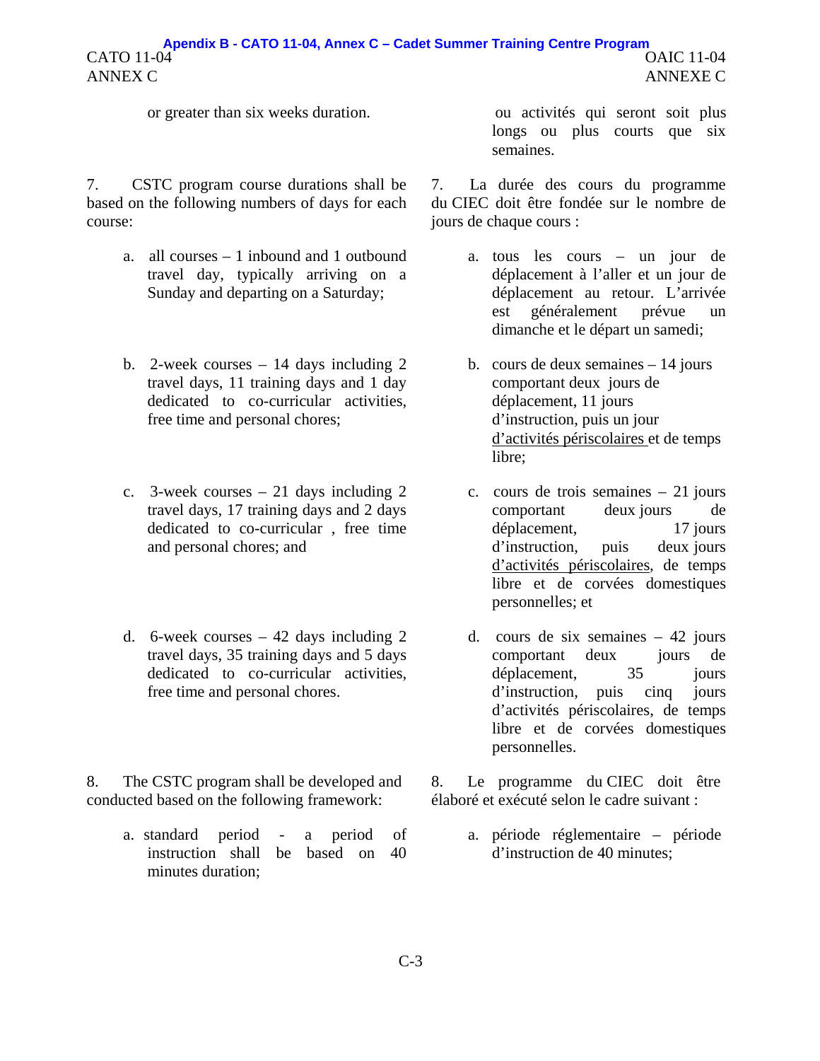or greater than six weeks duration.

ou activités qui seront soit plus longs ou plus courts que six semaines.

7. CSTC program course durations shall be based on the following numbers of days for each course:

a. all courses – 1 inbound and 1 outbound travel day, typically arriving on a Sunday and departing on a Saturday;

b. 2-week courses – 14 days including 2 travel days, 11 training days and 1 day dedicated to co-curricular activities, free time and personal chores;

c. 3-week courses – 21 days including 2 travel days, 17 training days and 2 days dedicated to co-curricular , free time and personal chores; and

d. 6-week courses – 42 days including 2 travel days, 35 training days and 5 days dedicated to co-curricular activities, free time and personal chores.

7. La durée des cours du programme du CIEC doit être fondée sur le nombre de jours de chaque cours :

a. tous les cours – un jour de déplacement à l'aller et un jour de déplacement au retour. L'arrivée est généralement prévue un dimanche et le départ un samedi;

b. cours de deux semaines – 14 jours comportant deux jours de déplacement, 11 jours d'instruction, puis un jour d'activités périscolaires et de temps libre;

c. cours de trois semaines – 21 jours comportant deux jours de déplacement, 17 jours d'instruction, puis deux jours d'activités périscolaires, de temps libre et de corvées domestiques personnelles; et

d. cours de six semaines – 42 jours comportant deux jours de déplacement, 35 jours d'instruction, puis cinq jours d'activités périscolaires, de temps libre et de corvées domestiques personnelles.

8. The CSTC program shall be developed and conducted based on the following framework:

a. standard period - a period of instruction shall be based on 40 minutes duration;

8. Le programme du CIEC doit être élaboré et exécuté selon le cadre suivant :

a. période réglementaire – période d'instruction de 40 minutes;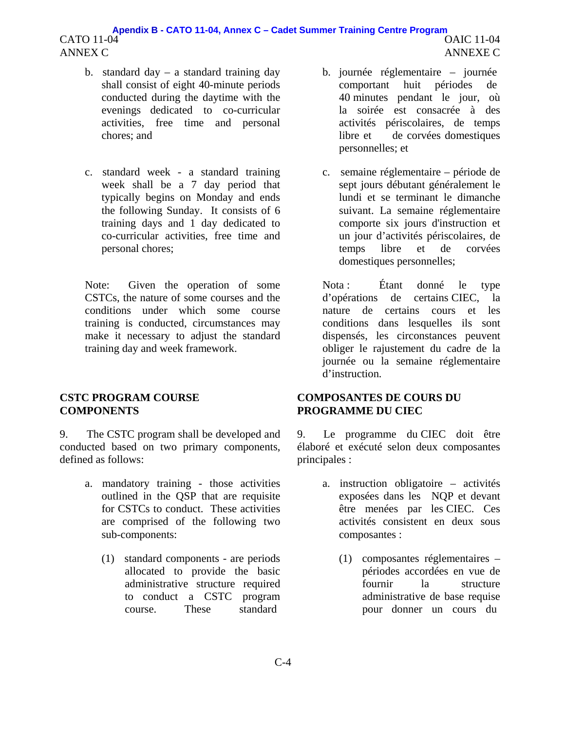b. standard day – a standard training day shall consist of eight 40-minute periods conducted during the daytime with the evenings dedicated to co-curricular activities, free time and personal chores; and

c. standard week - a standard training week shall be a 7 day period that typically begins on Monday and ends the following Sunday. It consists of 6 training days and 1 day dedicated to co-curricular activities, free time and personal chores;

Note: Given the operation of some CSTCs, the nature of some courses and the conditions under which some course training is conducted, circumstances may make it necessary to adjust the standard training day and week framework.

**CSTC PROGRAM COURSE COMPONENTS**

9. The CSTC program shall be developed and conducted based on two primary components, defined as follows:

a. mandatory training - those activities outlined in the QSP that are requisite for CSTCs to conduct. These activities are comprised of the following two sub-components:

(1) standard components - are periods allocated to provide the basic administrative structure required to conduct a CSTC program course. These standard

b. journée réglementaire – journée comportant huit périodes de 40 minutes pendant le jour, où la soirée est consacrée à des activités périscolaires, de temps libre et de corvées domestiques personnelles; et

c. semaine réglementaire – période de sept jours débutant généralement le lundi et se terminant le dimanche suivant. La semaine réglementaire comporte six jours d'instruction et un jour d'activités périscolaires, de temps libre et de corvées domestiques personnelles;

Nota : Étant donné le type d'opérations de certains CIEC, la nature de certains cours et les conditions dans lesquelles ils sont dispensés, les circonstances peuvent obliger le rajustement du cadre de la journée ou la semaine réglementaire d'instruction.

**COMPOSANTES DE COURS DU PROGRAMME DU CIEC**

9. Le programme du CIEC doit être élaboré et exécuté selon deux composantes principales :

a. instruction obligatoire – activités exposées dans les NQP et devant être menées par les CIEC. Ces activités consistent en deux sous composantes :

(1) composantes réglementaires – périodes accordées en vue de fournir la structure administrative de base requise pour donner un cours du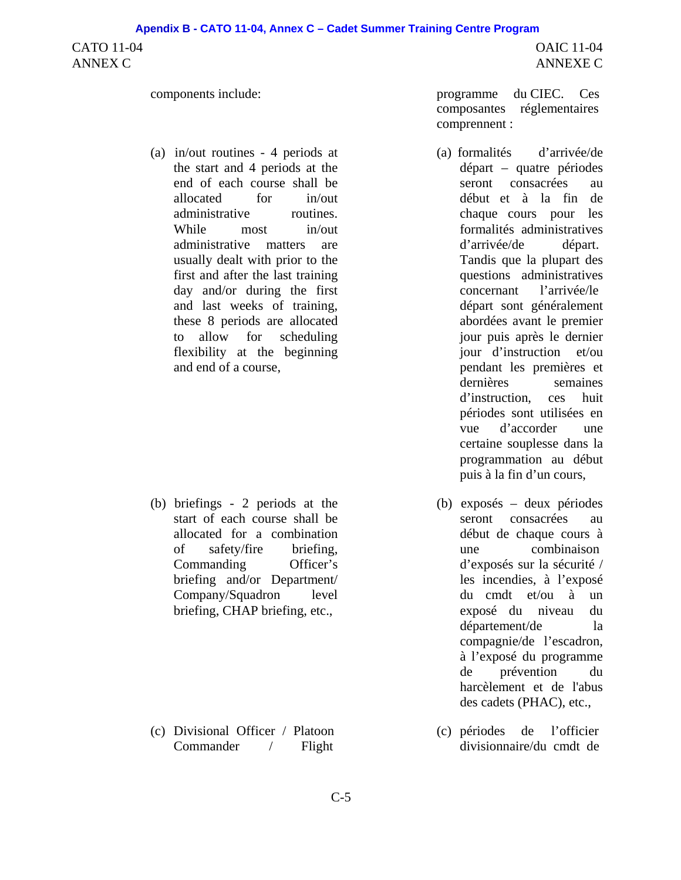components include:

programme du CIEC. Ces composantes réglementaires comprennent :

(a) in/out routines - 4 periods at the start and 4 periods at the end of each course shall be allocated for in/out administrative routines. While most in/out administrative matters are usually dealt with prior to the first and after the last training day and/or during the first and last weeks of training, these 8 periods are allocated to allow for scheduling flexibility at the beginning and end of a course,

(a) formalités d'arrivée/de départ – quatre périodes seront consacrées au début et à la fin de chaque cours pour les formalités administratives d'arrivée/de départ. Tandis que la plupart des questions administratives concernant l'arrivée/le départ sont généralement abordées avant le premier jour puis après le dernier jour d'instruction et/ou pendant les premières et dernières semaines d'instruction, ces huit périodes sont utilisées en vue d'accorder une certaine souplesse dans la programmation au début puis à la fin d'un cours,

(b) briefings - 2 periods at the start of each course shall be allocated for a combination of safety/fire briefing, Commanding Officer's briefing and/or Department/ Company/Squadron level briefing, CHAP briefing, etc.,

(b) exposés – deux périodes seront consacrées au début de chaque cours à une combinaison d'exposés sur la sécurité / les incendies, à l'exposé du cmdt et/ou à un exposé du niveau du département/de la compagnie/de l'escadron, à l'exposé du programme de prévention du harcèlement et de l'abus des cadets (PHAC), etc.,

(c) Divisional Officer / Platoon Commander / Flight

(c) périodes de l'officier divisionnaire/du cmdt de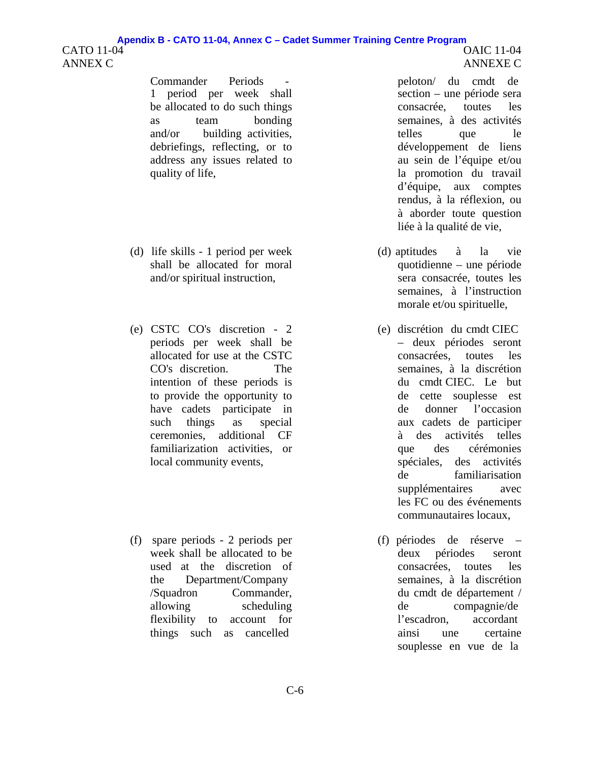Commander Periods - 1 period per week shall be allocated to do such things as team bonding and/or building activities, debriefings, reflecting, or to address any issues related to quality of life,

peloton/ du cmdt de section – une période sera consacrée, toutes les semaines, à des activités telles que le développement de liens au sein de l'équipe et/ou la promotion du travail d'équipe, aux comptes rendus, à la réflexion, ou à aborder toute question liée à la qualité de vie,

(d) life skills - 1 period per week shall be allocated for moral and/or spiritual instruction,

(d) aptitudes à la vie quotidienne – une période sera consacrée, toutes les semaines, à l'instruction morale et/ou spirituelle,

(e) CSTC CO's discretion - 2 periods per week shall be allocated for use at the CSTC CO's discretion. The intention of these periods is to provide the opportunity to have cadets participate in such things as special ceremonies, additional CF familiarization activities, or local community events,

(e) discrétion du cmdt CIEC – deux périodes seront consacrées, toutes les semaines, à la discrétion du cmdt CIEC. Le but de cette souplesse est de donner l'occasion aux cadets de participer à des activités telles que des cérémonies spéciales, des activités de familiarisation supplémentaires avec les FC ou des événements communautaires locaux,

(f) spare periods - 2 periods per week shall be allocated to be used at the discretion of the Department/Company /Squadron Commander, allowing scheduling flexibility to account for things such as cancelled

(f) périodes de réserve – deux périodes seront consacrées, toutes les semaines, à la discrétion du cmdt de département / de compagnie/de l'escadron, accordant ainsi une certaine souplesse en vue de la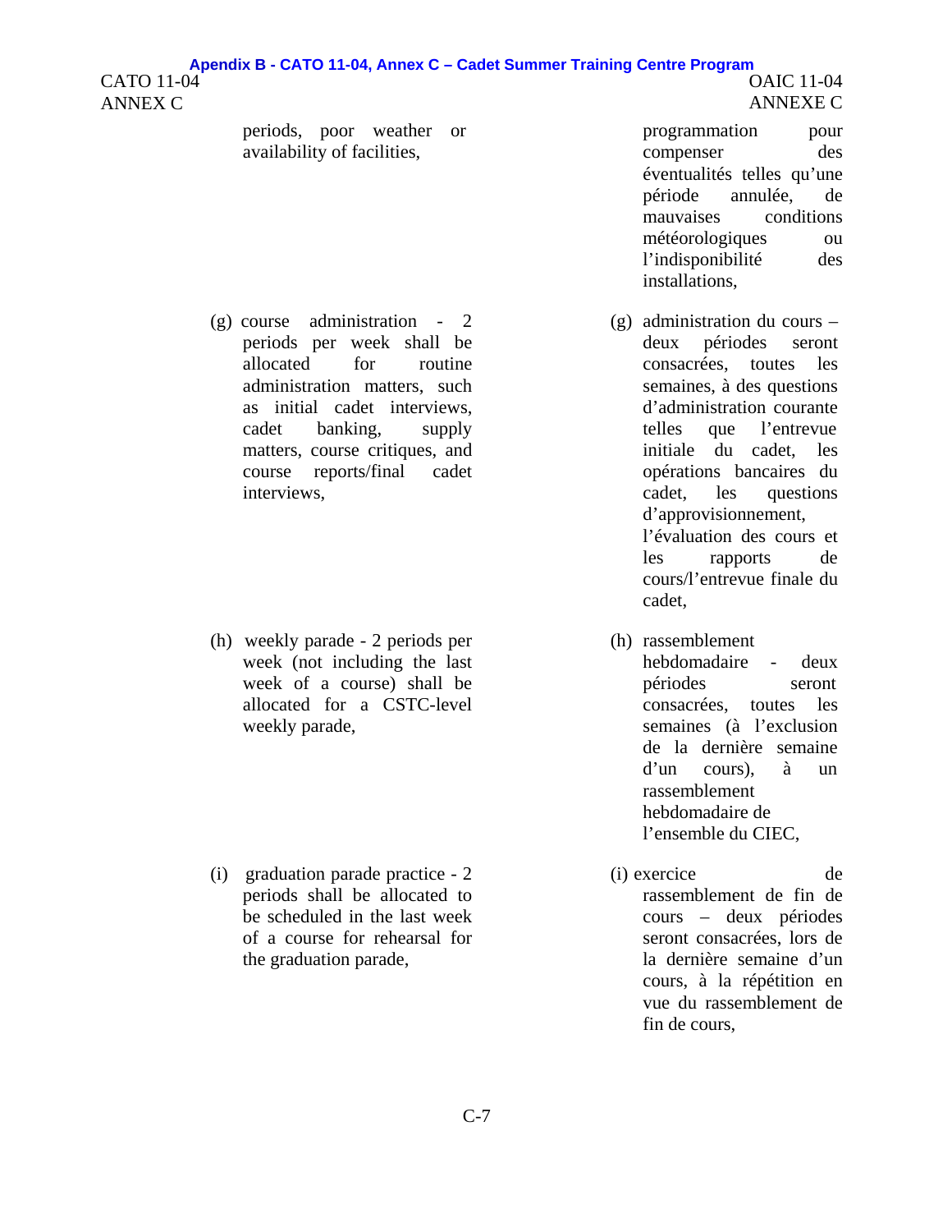periods, poor weather or availability of facilities,

(g) course administration - 2 periods per week shall be allocated for routine administration matters, such as initial cadet interviews, cadet banking, supply matters, course critiques, and course reports/final cadet interviews,

(h) weekly parade - 2 periods per week (not including the last week of a course) shall be allocated for a CSTC-level weekly parade,

(i) graduation parade practice - 2 periods shall be allocated to be scheduled in the last week of a course for rehearsal for the graduation parade,

programmation pour compenser des éventualités telles qu'une période annulée, de mauvaises conditions météorologiques ou l'indisponibilité des installations,

(g) administration du cours – deux périodes seront consacrées, toutes les semaines, à des questions d'administration courante telles que l'entrevue initiale du cadet, les opérations bancaires du cadet, les questions d'approvisionnement, l'évaluation des cours et les rapports de cours/l'entrevue finale du cadet,

(h) rassemblement hebdomadaire - deux périodes seront consacrées, toutes les semaines (à l'exclusion de la dernière semaine d'un cours), à un rassemblement hebdomadaire de l'ensemble du CIEC,

(i) exercice de rassemblement de fin de cours – deux périodes seront consacrées, lors de la dernière semaine d'un cours, à la répétition en vue du rassemblement de fin de cours,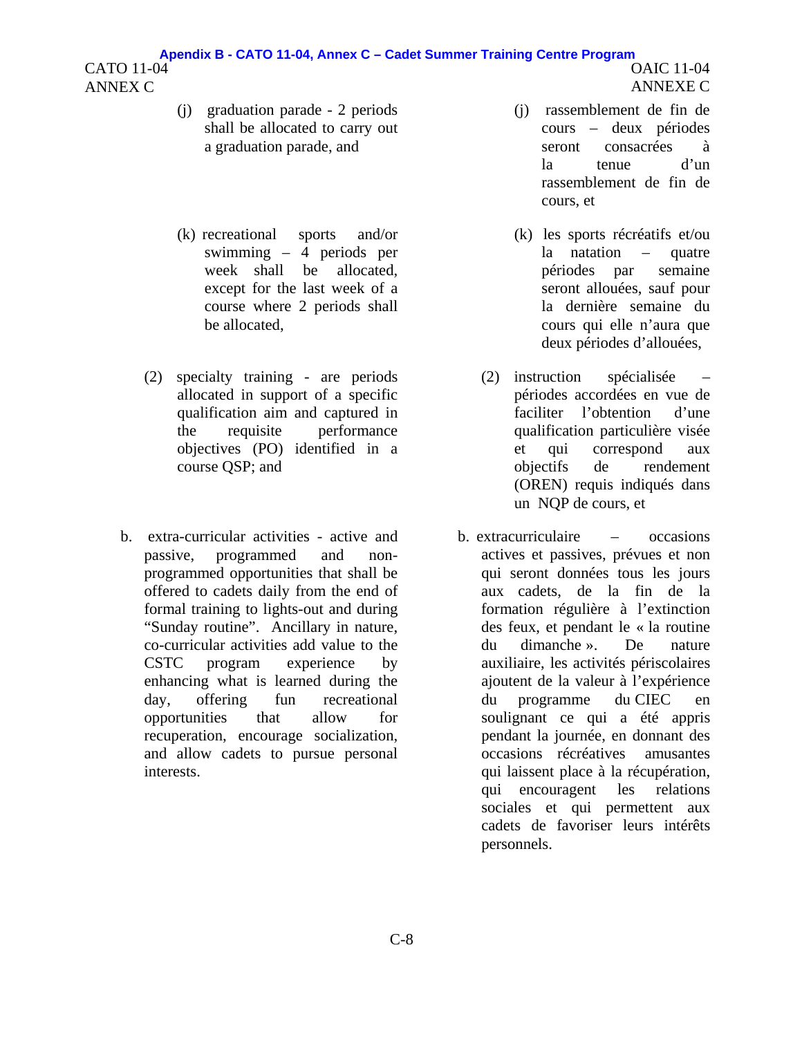(j) graduation parade - 2 periods shall be allocated to carry out a graduation parade, and

(k) recreational sports and/or swimming – 4 periods per week shall be allocated, except for the last week of a course where 2 periods shall be allocated,

(2) specialty training - are periods allocated in support of a specific qualification aim and captured in the requisite performance objectives (PO) identified in a course QSP; and

b. extra-curricular activities - active and passive, programmed and non-programmed opportunities that shall be offered to cadets daily from the end of formal training to lights-out and during "Sunday routine". Ancillary in nature, co-curricular activities add value to the CSTC program experience by enhancing what is learned during the day, offering fun recreational opportunities that allow for recuperation, encourage socialization, and allow cadets to pursue personal interests.

(j) rassemblement de fin de cours – deux périodes seront consacrées à la tenue d'un rassemblement de fin de cours, et

(k) les sports récréatifs et/ou la natation – quatre périodes par semaine seront allouées, sauf pour la dernière semaine du cours qui elle n'aura que deux périodes d'allouées,

(2) instruction spécialisée – périodes accordées en vue de faciliter l'obtention d'une qualification particulière visée et qui correspond aux objectifs de rendement (OREN) requis indiqués dans un NQP de cours, et

b. extracurriculaire – occasions actives et passives, prévues et non qui seront données tous les jours aux cadets, de la fin de la formation régulière à l'extinction des feux, et pendant le « la routine du dimanche ». De nature auxiliaire, les activités périscolaires ajoutent de la valeur à l'expérience du programme du CIEC en soulignant ce qui a été appris pendant la journée, en donnant des occasions récréatives amusantes qui laissent place à la récupération, qui encouragent les relations sociales et qui permettent aux cadets de favoriser leurs intérêts personnels.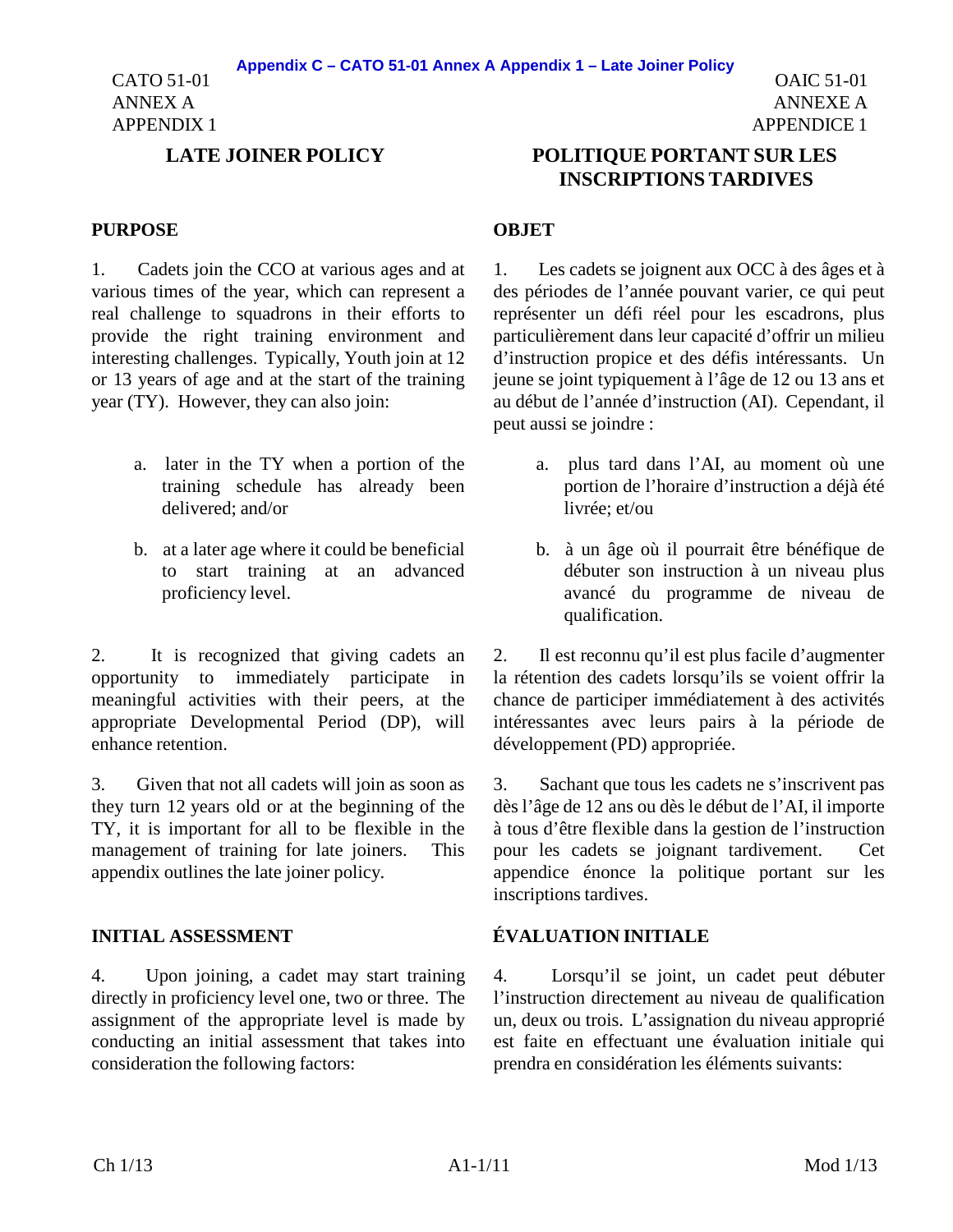CATO 51-01
ANNEX A
APPENDIX 1

OAIC 51-01
ANNEXE A
APPENDICE 1

## LATE JOINER POLICY

### PURPOSE

1. Cadets join the CCO at various ages and at various times of the year, which can represent a real challenge to squadrons in their efforts to provide the right training environment and interesting challenges. Typically, Youth join at 12 or 13 years of age and at the start of the training year (TY). However, they can also join:

   a. later in the TY when a portion of the training schedule has already been delivered; and/or

   b. at a later age where it could be beneficial to start training at an advanced proficiency level.

2. It is recognized that giving cadets an opportunity to immediately participate in meaningful activities with their peers, at the appropriate Developmental Period (DP), will enhance retention.

3. Given that not all cadets will join as soon as they turn 12 years old or at the beginning of the TY, it is important for all to be flexible in the management of training for late joiners. This appendix outlines the late joiner policy.

### INITIAL ASSESSMENT

4. Upon joining, a cadet may start training directly in proficiency level one, two or three. The assignment of the appropriate level is made by conducting an initial assessment that takes into consideration the following factors:

## POLITIQUE PORTANT SUR LES INSCRIPTIONS TARDIVES

### OBJET

1. Les cadets se joignent aux OCC à des âges et à des périodes de l'année pouvant varier, ce qui peut représenter un défi réel pour les escadrons, plus particulièrement dans leur capacité d'offrir un milieu d'instruction propice et des défis intéressants. Un jeune se joint typiquement à l'âge de 12 ou 13 ans et au début de l'année d'instruction (AI). Cependant, il peut aussi se joindre :

   a. plus tard dans l'AI, au moment où une portion de l'horaire d'instruction a déjà été livrée; et/ou

   b. à un âge où il pourrait être bénéfique de débuter son instruction à un niveau plus avancé du programme de niveau de qualification.

2. Il est reconnu qu'il est plus facile d'augmenter la rétention des cadets lorsqu'ils se voient offrir la chance de participer immédiatement à des activités intéressantes avec leurs pairs à la période de développement (PD) appropriée.

3. Sachant que tous les cadets ne s'inscrivent pas dès l'âge de 12 ans ou dès le début de l'AI, il importe à tous d'être flexible dans la gestion de l'instruction pour les cadets se joignant tardivement. Cet appendice énonce la politique portant sur les inscriptions tardives.

### ÉVALUATION INITIALE

4. Lorsqu'il se joint, un cadet peut débuter l'instruction directement au niveau de qualification un, deux ou trois. L'assignation du niveau approprié est faite en effectuant une évaluation initiale qui prendra en considération les éléments suivants: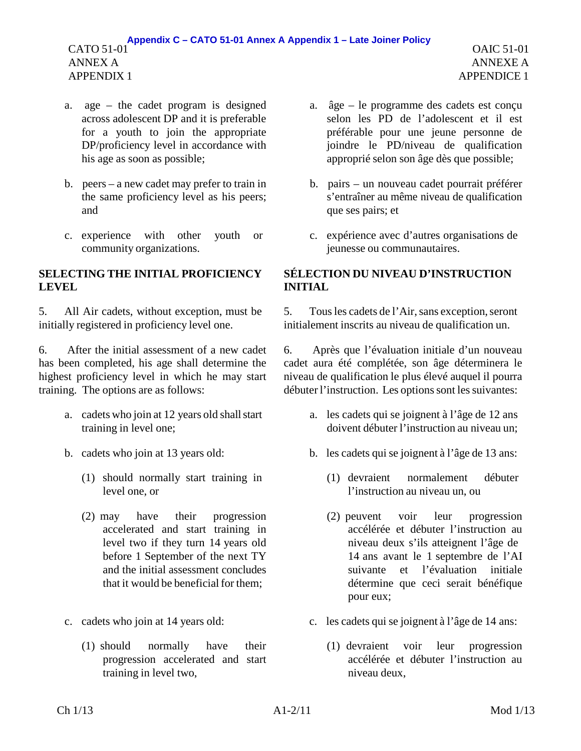a. age – the cadet program is designed across adolescent DP and it is preferable for a youth to join the appropriate DP/proficiency level in accordance with his age as soon as possible;

b. peers – a new cadet may prefer to train in the same proficiency level as his peers; and

c. experience with other youth or community organizations.

**SELECTING THE INITIAL PROFICIENCY LEVEL**

5. All Air cadets, without exception, must be initially registered in proficiency level one.

6. After the initial assessment of a new cadet has been completed, his age shall determine the highest proficiency level in which he may start training. The options are as follows:

a. cadets who join at 12 years old shall start training in level one;

b. cadets who join at 13 years old:

(1) should normally start training in level one, or

(2) may have their progression accelerated and start training in level two if they turn 14 years old before 1 September of the next TY and the initial assessment concludes that it would be beneficial for them;

c. cadets who join at 14 years old:

(1) should normally have their progression accelerated and start training in level two,

a. âge – le programme des cadets est conçu selon les PD de l'adolescent et il est préférable pour une jeune personne de joindre le PD/niveau de qualification approprié selon son âge dès que possible;

b. pairs – un nouveau cadet pourrait préférer s'entraîner au même niveau de qualification que ses pairs; et

c. expérience avec d'autres organisations de jeunesse ou communautaires.

**SÉLECTION DU NIVEAU D'INSTRUCTION INITIAL**

5. Tous les cadets de l'Air, sans exception, seront initialement inscrits au niveau de qualification un.

6. Après que l'évaluation initiale d'un nouveau cadet aura été complétée, son âge déterminera le niveau de qualification le plus élevé auquel il pourra débuter l'instruction. Les options sont les suivantes:

a. les cadets qui se joignent à l'âge de 12 ans doivent débuter l'instruction au niveau un;

b. les cadets qui se joignent à l'âge de 13 ans:

(1) devraient normalement débuter l'instruction au niveau un, ou

(2) peuvent voir leur progression accélérée et débuter l'instruction au niveau deux s'ils atteignent l'âge de 14 ans avant le 1 septembre de l'AI suivante et l'évaluation initiale détermine que ceci serait bénéfique pour eux;

c. les cadets qui se joignent à l'âge de 14 ans:

(1) devraient voir leur progression accélérée et débuter l'instruction au niveau deux,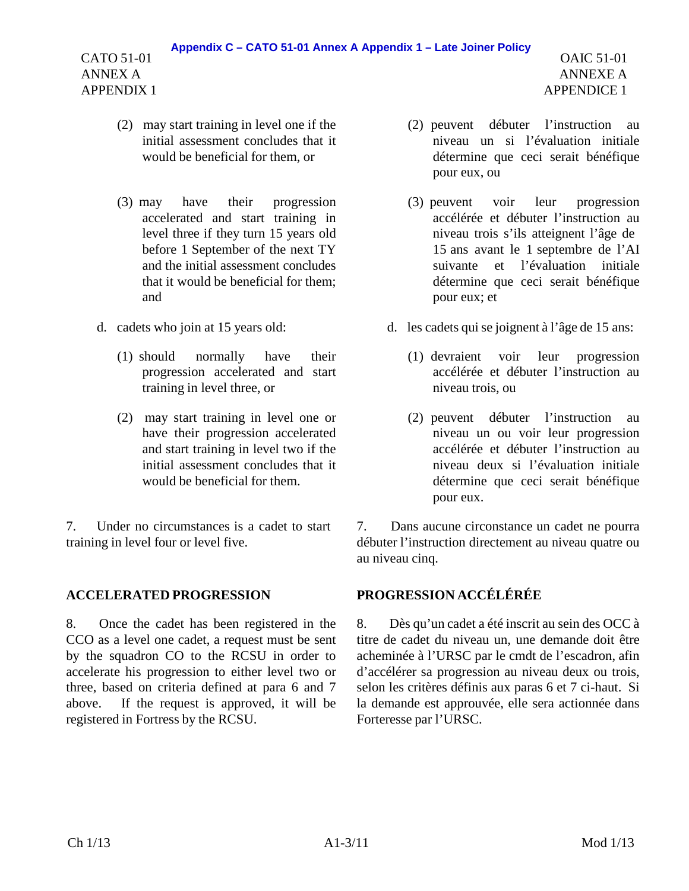(2) may start training in level one if the initial assessment concludes that it would be beneficial for them, or

(3) may have their progression accelerated and start training in level three if they turn 15 years old before 1 September of the next TY and the initial assessment concludes that it would be beneficial for them; and

d. cadets who join at 15 years old:

(1) should normally have their progression accelerated and start training in level three, or

(2) may start training in level one or have their progression accelerated and start training in level two if the initial assessment concludes that it would be beneficial for them.

7. Under no circumstances is a cadet to start training in level four or level five.

## ACCELERATED PROGRESSION

8. Once the cadet has been registered in the CCO as a level one cadet, a request must be sent by the squadron CO to the RCSU in order to accelerate his progression to either level two or three, based on criteria defined at para 6 and 7 above. If the request is approved, it will be registered in Fortress by the RCSU.

(2) peuvent débuter l'instruction au niveau un si l'évaluation initiale détermine que ceci serait bénéfique pour eux, ou

(3) peuvent voir leur progression accélérée et débuter l'instruction au niveau trois s'ils atteignent l'âge de 15 ans avant le 1 septembre de l'AI suivante et l'évaluation initiale détermine que ceci serait bénéfique pour eux; et

d. les cadets qui se joignent à l'âge de 15 ans:

(1) devraient voir leur progression accélérée et débuter l'instruction au niveau trois, ou

(2) peuvent débuter l'instruction au niveau un ou voir leur progression accélérée et débuter l'instruction au niveau deux si l'évaluation initiale détermine que ceci serait bénéfique pour eux.

7. Dans aucune circonstance un cadet ne pourra débuter l'instruction directement au niveau quatre ou au niveau cinq.

## PROGRESSION ACCÉLÉRÉE

8. Dès qu'un cadet a été inscrit au sein des OCC à titre de cadet du niveau un, une demande doit être acheminée à l'URSC par le cmdt de l'escadron, afin d'accélérer sa progression au niveau deux ou trois, selon les critères définis aux paras 6 et 7 ci-haut. Si la demande est approuvée, elle sera actionnée dans Forteresse par l'URSC.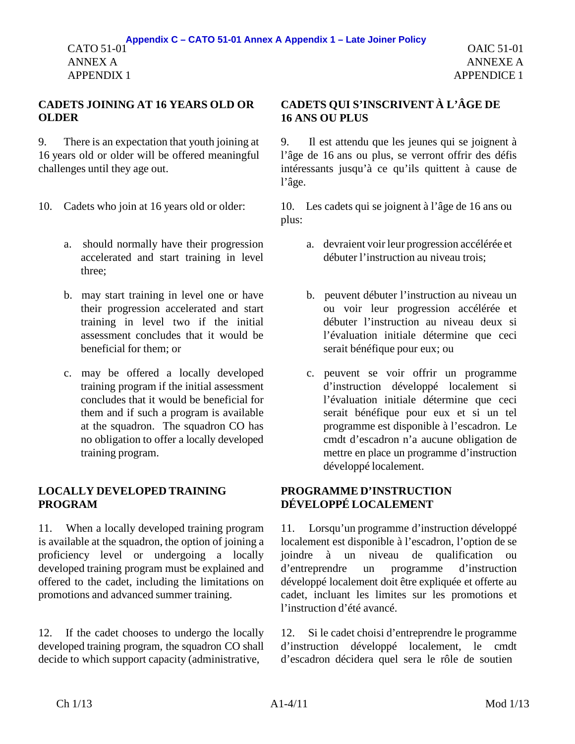## CADETS JOINING AT 16 YEARS OLD OR OLDER

9. There is an expectation that youth joining at 16 years old or older will be offered meaningful challenges until they age out.

10. Cadets who join at 16 years old or older:

a. should normally have their progression accelerated and start training in level three;

b. may start training in level one or have their progression accelerated and start training in level two if the initial assessment concludes that it would be beneficial for them; or

c. may be offered a locally developed training program if the initial assessment concludes that it would be beneficial for them and if such a program is available at the squadron. The squadron CO has no obligation to offer a locally developed training program.

## LOCALLY DEVELOPED TRAINING PROGRAM

11. When a locally developed training program is available at the squadron, the option of joining a proficiency level or undergoing a locally developed training program must be explained and offered to the cadet, including the limitations on promotions and advanced summer training.

12. If the cadet chooses to undergo the locally developed training program, the squadron CO shall decide to which support capacity (administrative,

## CADETS QUI S'INSCRIVENT À L'ÂGE DE 16 ANS OU PLUS

9. Il est attendu que les jeunes qui se joignent à l'âge de 16 ans ou plus, se verront offrir des défis intéressants jusqu'à ce qu'ils quittent à cause de l'âge.

10. Les cadets qui se joignent à l'âge de 16 ans ou plus:

a. devraient voir leur progression accélérée et débuter l'instruction au niveau trois;

b. peuvent débuter l'instruction au niveau un ou voir leur progression accélérée et débuter l'instruction au niveau deux si l'évaluation initiale détermine que ceci serait bénéfique pour eux; ou

c. peuvent se voir offrir un programme d'instruction développé localement si l'évaluation initiale détermine que ceci serait bénéfique pour eux et si un tel programme est disponible à l'escadron. Le cmdt d'escadron n'a aucune obligation de mettre en place un programme d'instruction développé localement.

## PROGRAMME D'INSTRUCTION DÉVELOPPÉ LOCALEMENT

11. Lorsqu'un programme d'instruction développé localement est disponible à l'escadron, l'option de se joindre à un niveau de qualification ou d'entreprendre un programme d'instruction développé localement doit être expliquée et offerte au cadet, incluant les limites sur les promotions et l'instruction d'été avancé.

12. Si le cadet choisi d'entreprendre le programme d'instruction développé localement, le cmdt d'escadron décidera quel sera le rôle de soutien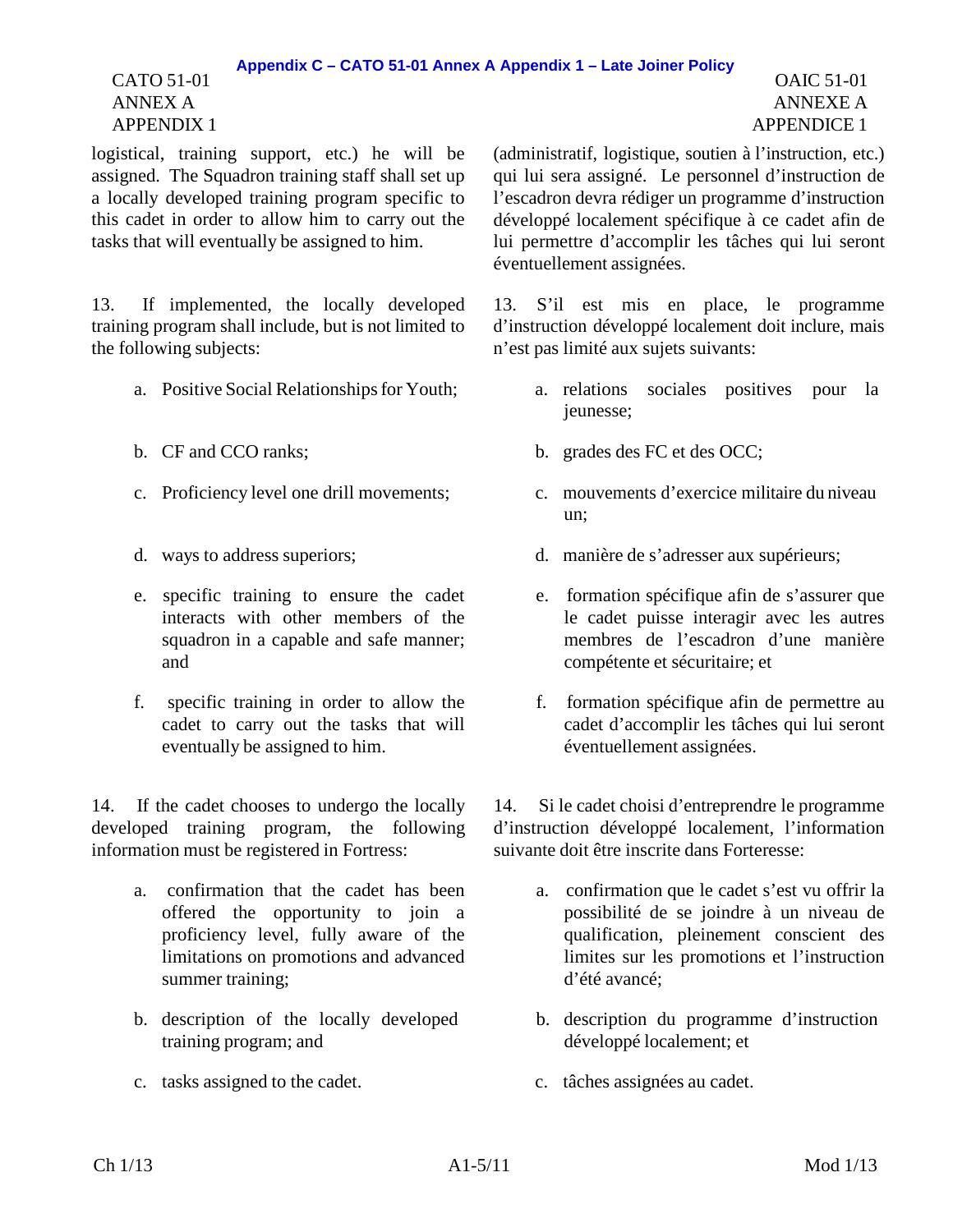logistical, training support, etc.) he will be assigned. The Squadron training staff shall set up a locally developed training program specific to this cadet in order to allow him to carry out the tasks that will eventually be assigned to him.

13. If implemented, the locally developed training program shall include, but is not limited to the following subjects:

a. Positive Social Relationships for Youth;

b. CF and CCO ranks;

c. Proficiency level one drill movements;

d. ways to address superiors;

e. specific training to ensure the cadet interacts with other members of the squadron in a capable and safe manner; and

f. specific training in order to allow the cadet to carry out the tasks that will eventually be assigned to him.

14. If the cadet chooses to undergo the locally developed training program, the following information must be registered in Fortress:

a. confirmation that the cadet has been offered the opportunity to join a proficiency level, fully aware of the limitations on promotions and advanced summer training;

b. description of the locally developed training program; and

c. tasks assigned to the cadet.

(administratif, logistique, soutien à l'instruction, etc.) qui lui sera assigné. Le personnel d'instruction de l'escadron devra rédiger un programme d'instruction développé localement spécifique à ce cadet afin de lui permettre d'accomplir les tâches qui lui seront éventuellement assignées.

13. S'il est mis en place, le programme d'instruction développé localement doit inclure, mais n'est pas limité aux sujets suivants:

a. relations sociales positives pour la jeunesse;

b. grades des FC et des OCC;

c. mouvements d'exercice militaire du niveau un;

d. manière de s'adresser aux supérieurs;

e. formation spécifique afin de s'assurer que le cadet puisse interagir avec les autres membres de l'escadron d'une manière compétente et sécuritaire; et

f. formation spécifique afin de permettre au cadet d'accomplir les tâches qui lui seront éventuellement assignées.

14. Si le cadet choisi d'entreprendre le programme d'instruction développé localement, l'information suivante doit être inscrite dans Forteresse:

a. confirmation que le cadet s'est vu offrir la possibilité de se joindre à un niveau de qualification, pleinement conscient des limites sur les promotions et l'instruction d'été avancé;

b. description du programme d'instruction développé localement; et

c. tâches assignées au cadet.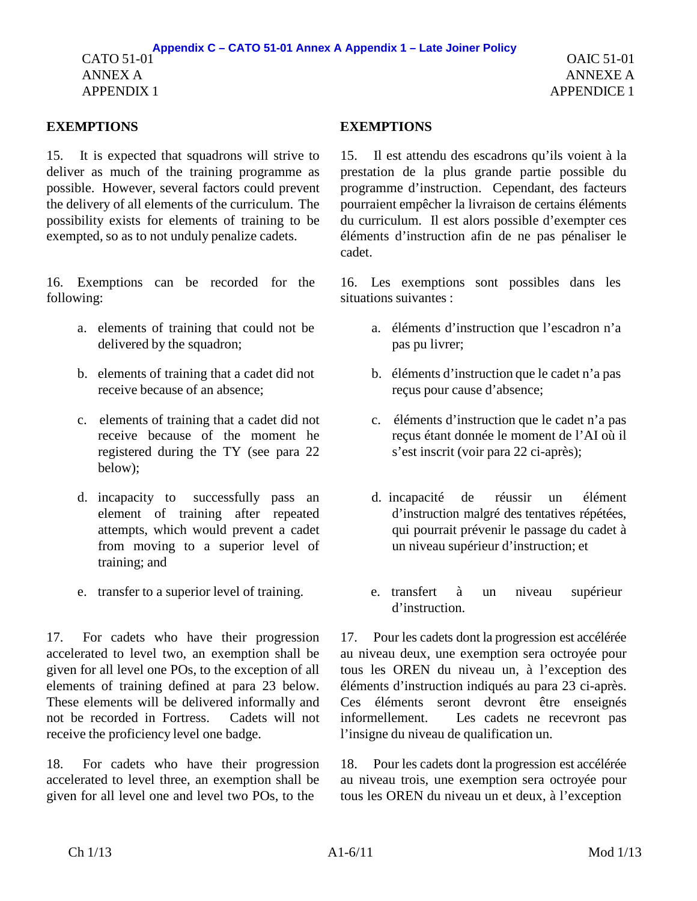## EXEMPTIONS

15. It is expected that squadrons will strive to deliver as much of the training programme as possible. However, several factors could prevent the delivery of all elements of the curriculum. The possibility exists for elements of training to be exempted, so as to not unduly penalize cadets.

16. Exemptions can be recorded for the following:

a. elements of training that could not be delivered by the squadron;

b. elements of training that a cadet did not receive because of an absence;

c. elements of training that a cadet did not receive because of the moment he registered during the TY (see para 22 below);

d. incapacity to successfully pass an element of training after repeated attempts, which would prevent a cadet from moving to a superior level of training; and

e. transfer to a superior level of training.

17. For cadets who have their progression accelerated to level two, an exemption shall be given for all level one POs, to the exception of all elements of training defined at para 23 below. These elements will be delivered informally and not be recorded in Fortress. Cadets will not receive the proficiency level one badge.

18. For cadets who have their progression accelerated to level three, an exemption shall be given for all level one and level two POs, to the

## EXEMPTIONS

15. Il est attendu des escadrons qu'ils voient à la prestation de la plus grande partie possible du programme d'instruction. Cependant, des facteurs pourraient empêcher la livraison de certains éléments du curriculum. Il est alors possible d'exempter ces éléments d'instruction afin de ne pas pénaliser le cadet.

16. Les exemptions sont possibles dans les situations suivantes :

a. éléments d'instruction que l'escadron n'a pas pu livrer;

b. éléments d'instruction que le cadet n'a pas reçus pour cause d'absence;

c. éléments d'instruction que le cadet n'a pas reçus étant donnée le moment de l'AI où il s'est inscrit (voir para 22 ci-après);

d. incapacité de réussir un élément d'instruction malgré des tentatives répétées, qui pourrait prévenir le passage du cadet à un niveau supérieur d'instruction; et

e. transfert à un niveau supérieur d'instruction.

17. Pour les cadets dont la progression est accélérée au niveau deux, une exemption sera octroyée pour tous les OREN du niveau un, à l'exception des éléments d'instruction indiqués au para 23 ci-après. Ces éléments seront devront être enseignés informellement. Les cadets ne recevront pas l'insigne du niveau de qualification un.

18. Pour les cadets dont la progression est accélérée au niveau trois, une exemption sera octroyée pour tous les OREN du niveau un et deux, à l'exception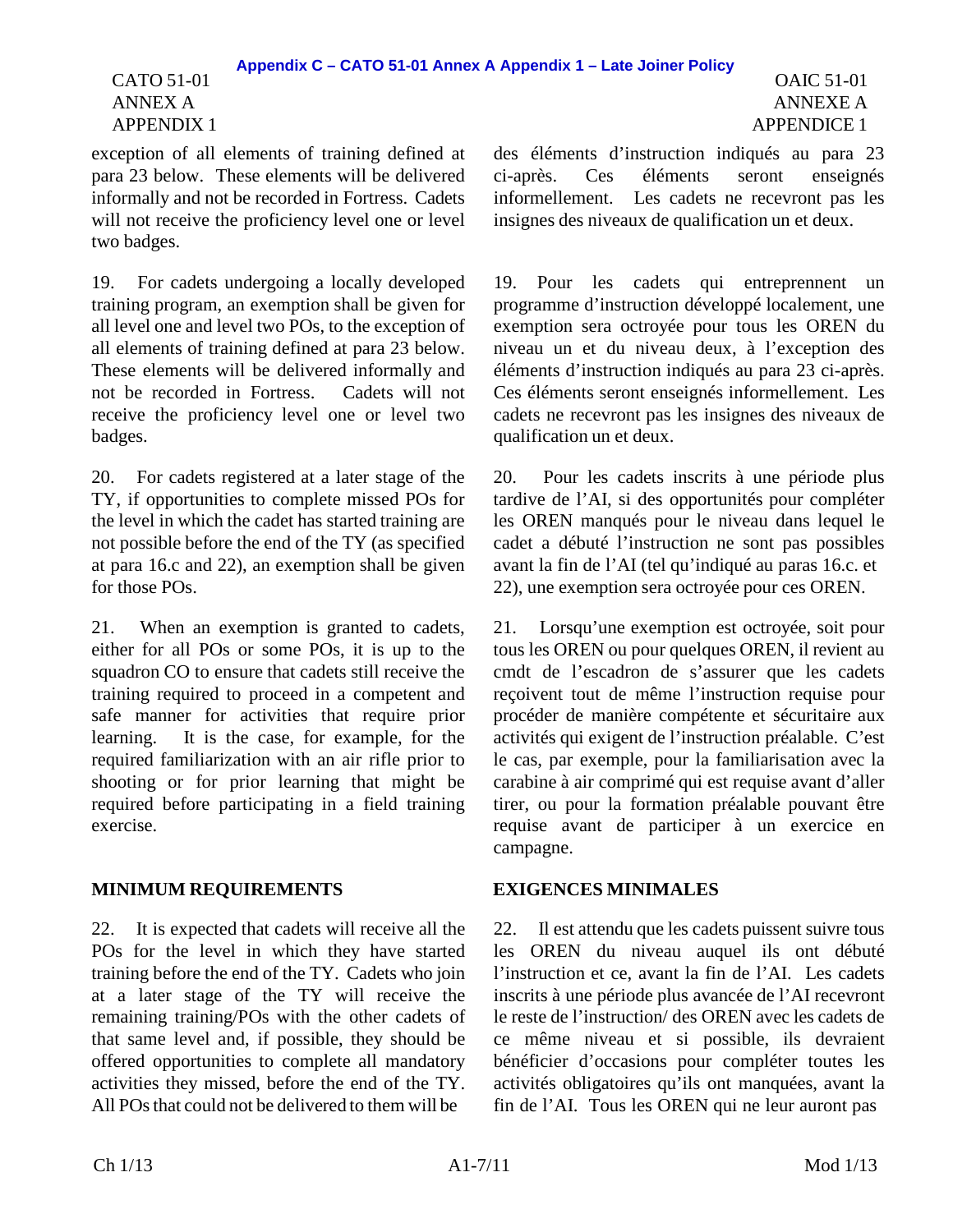exception of all elements of training defined at para 23 below. These elements will be delivered informally and not be recorded in Fortress. Cadets will not receive the proficiency level one or level two badges.

19. For cadets undergoing a locally developed training program, an exemption shall be given for all level one and level two POs, to the exception of all elements of training defined at para 23 below. These elements will be delivered informally and not be recorded in Fortress. Cadets will not receive the proficiency level one or level two badges.

20. For cadets registered at a later stage of the TY, if opportunities to complete missed POs for the level in which the cadet has started training are not possible before the end of the TY (as specified at para 16.c and 22), an exemption shall be given for those POs.

21. When an exemption is granted to cadets, either for all POs or some POs, it is up to the squadron CO to ensure that cadets still receive the training required to proceed in a competent and safe manner for activities that require prior learning. It is the case, for example, for the required familiarization with an air rifle prior to shooting or for prior learning that might be required before participating in a field training exercise.

## MINIMUM REQUIREMENTS

22. It is expected that cadets will receive all the POs for the level in which they have started training before the end of the TY. Cadets who join at a later stage of the TY will receive the remaining training/POs with the other cadets of that same level and, if possible, they should be offered opportunities to complete all mandatory activities they missed, before the end of the TY. All POs that could not be delivered to them will be

des éléments d'instruction indiqués au para 23 ci-après. Ces éléments seront enseignés informellement. Les cadets ne recevront pas les insignes des niveaux de qualification un et deux.

19. Pour les cadets qui entreprennent un programme d'instruction développé localement, une exemption sera octroyée pour tous les OREN du niveau un et du niveau deux, à l'exception des éléments d'instruction indiqués au para 23 ci-après. Ces éléments seront enseignés informellement. Les cadets ne recevront pas les insignes des niveaux de qualification un et deux.

20. Pour les cadets inscrits à une période plus tardive de l'AI, si des opportunités pour compléter les OREN manqués pour le niveau dans lequel le cadet a débuté l'instruction ne sont pas possibles avant la fin de l'AI (tel qu'indiqué au paras 16.c. et 22), une exemption sera octroyée pour ces OREN.

21. Lorsqu'une exemption est octroyée, soit pour tous les OREN ou pour quelques OREN, il revient au cmdt de l'escadron de s'assurer que les cadets reçoivent tout de même l'instruction requise pour procéder de manière compétente et sécuritaire aux activités qui exigent de l'instruction préalable. C'est le cas, par exemple, pour la familiarisation avec la carabine à air comprimé qui est requise avant d'aller tirer, ou pour la formation préalable pouvant être requise avant de participer à un exercice en campagne.

## EXIGENCES MINIMALES

22. Il est attendu que les cadets puissent suivre tous les OREN du niveau auquel ils ont débuté l'instruction et ce, avant la fin de l'AI. Les cadets inscrits à une période plus avancée de l'AI recevront le reste de l'instruction/ des OREN avec les cadets de ce même niveau et si possible, ils devraient bénéficier d'occasions pour compléter toutes les activités obligatoires qu'ils ont manquées, avant la fin de l'AI. Tous les OREN qui ne leur auront pas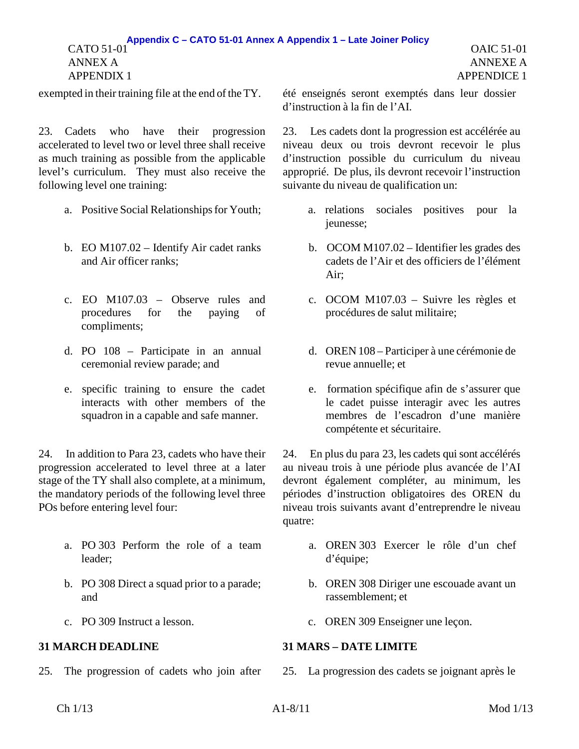exempted in their training file at the end of the TY.

23. Cadets who have their progression accelerated to level two or level three shall receive as much training as possible from the applicable level's curriculum. They must also receive the following level one training:

a. Positive Social Relationships for Youth;

b. EO M107.02 – Identify Air cadet ranks and Air officer ranks;

c. EO M107.03 – Observe rules and procedures for the paying of compliments;

d. PO 108 – Participate in an annual ceremonial review parade; and

e. specific training to ensure the cadet interacts with other members of the squadron in a capable and safe manner.

24. In addition to Para 23, cadets who have their progression accelerated to level three at a later stage of the TY shall also complete, at a minimum, the mandatory periods of the following level three POs before entering level four:

a. PO 303 Perform the role of a team leader;

b. PO 308 Direct a squad prior to a parade; and

c. PO 309 Instruct a lesson.

**31 MARCH DEADLINE**

25. The progression of cadets who join after

été enseignés seront exemptés dans leur dossier d'instruction à la fin de l'AI.

23. Les cadets dont la progression est accélérée au niveau deux ou trois devront recevoir le plus d'instruction possible du curriculum du niveau approprié. De plus, ils devront recevoir l'instruction suivante du niveau de qualification un:

a. relations sociales positives pour la jeunesse;

b. OCOM M107.02 – Identifier les grades des cadets de l'Air et des officiers de l'élément Air;

c. OCOM M107.03 – Suivre les règles et procédures de salut militaire;

d. OREN 108 – Participer à une cérémonie de revue annuelle; et

e. formation spécifique afin de s'assurer que le cadet puisse interagir avec les autres membres de l'escadron d'une manière compétente et sécuritaire.

24. En plus du para 23, les cadets qui sont accélérés au niveau trois à une période plus avancée de l'AI devront également compléter, au minimum, les périodes d'instruction obligatoires des OREN du niveau trois suivants avant d'entreprendre le niveau quatre:

a. OREN 303 Exercer le rôle d'un chef d'équipe;

b. OREN 308 Diriger une escouade avant un rassemblement; et

c. OREN 309 Enseigner une leçon.

**31 MARS – DATE LIMITE**

25. La progression des cadets se joignant après le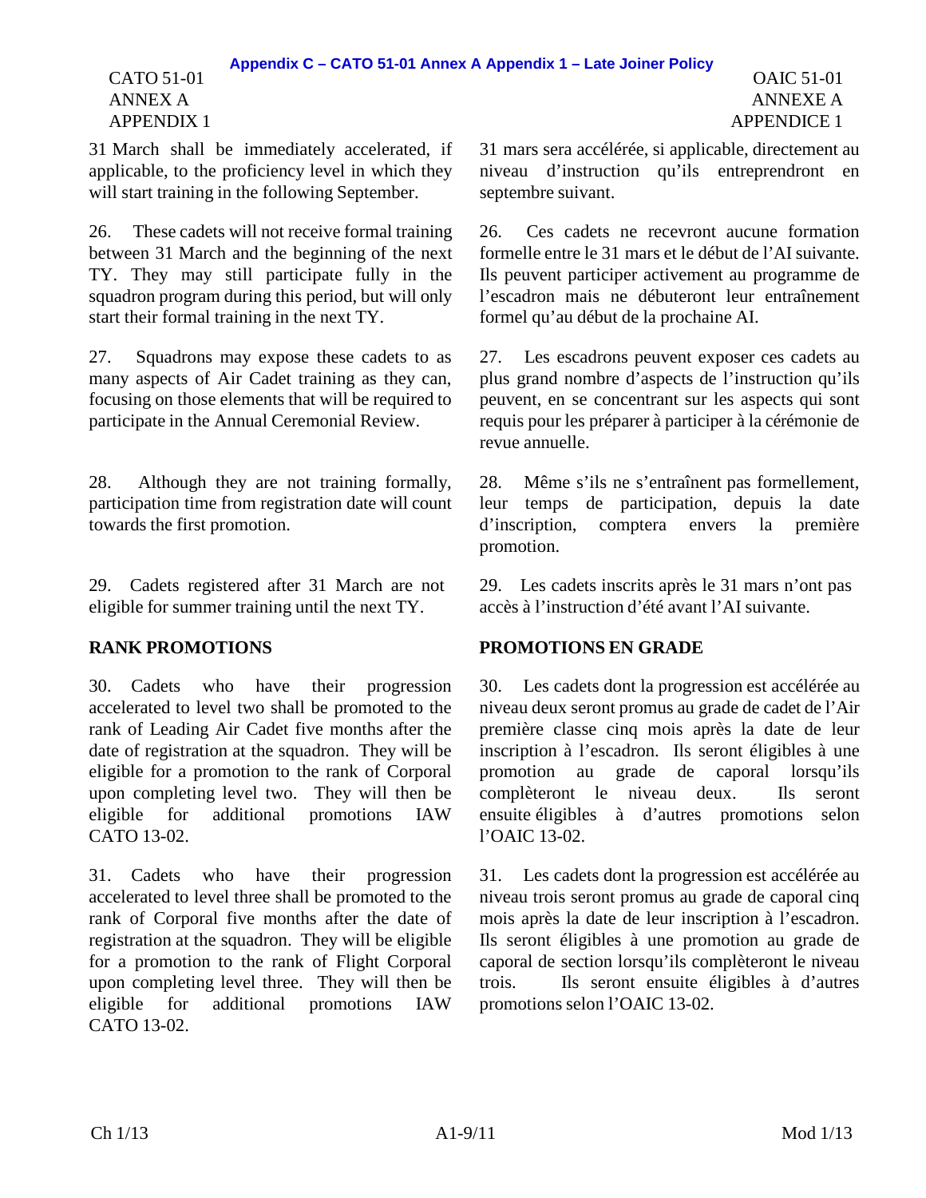31 March shall be immediately accelerated, if applicable, to the proficiency level in which they will start training in the following September.

26. These cadets will not receive formal training between 31 March and the beginning of the next TY. They may still participate fully in the squadron program during this period, but will only start their formal training in the next TY.

27. Squadrons may expose these cadets to as many aspects of Air Cadet training as they can, focusing on those elements that will be required to participate in the Annual Ceremonial Review.

28. Although they are not training formally, participation time from registration date will count towards the first promotion.

29. Cadets registered after 31 March are not eligible for summer training until the next TY.

**RANK PROMOTIONS**

30. Cadets who have their progression accelerated to level two shall be promoted to the rank of Leading Air Cadet five months after the date of registration at the squadron. They will be eligible for a promotion to the rank of Corporal upon completing level two. They will then be eligible for additional promotions IAW CATO 13-02.

31. Cadets who have their progression accelerated to level three shall be promoted to the rank of Corporal five months after the date of registration at the squadron. They will be eligible for a promotion to the rank of Flight Corporal upon completing level three. They will then be eligible for additional promotions IAW CATO 13-02.

31 mars sera accélérée, si applicable, directement au niveau d'instruction qu'ils entreprendront en septembre suivant.

26. Ces cadets ne recevront aucune formation formelle entre le 31 mars et le début de l'AI suivante. Ils peuvent participer activement au programme de l'escadron mais ne débuteront leur entraînement formel qu'au début de la prochaine AI.

27. Les escadrons peuvent exposer ces cadets au plus grand nombre d'aspects de l'instruction qu'ils peuvent, en se concentrant sur les aspects qui sont requis pour les préparer à participer à la cérémonie de revue annuelle.

28. Même s'ils ne s'entraînent pas formellement, leur temps de participation, depuis la date d'inscription, comptera envers la première promotion.

29. Les cadets inscrits après le 31 mars n'ont pas accès à l'instruction d'été avant l'AI suivante.

**PROMOTIONS EN GRADE**

30. Les cadets dont la progression est accélérée au niveau deux seront promus au grade de cadet de l'Air première classe cinq mois après la date de leur inscription à l'escadron. Ils seront éligibles à une promotion au grade de caporal lorsqu'ils complèteront le niveau deux. Ils seront ensuite éligibles à d'autres promotions selon l'OAIC 13-02.

31. Les cadets dont la progression est accélérée au niveau trois seront promus au grade de caporal cinq mois après la date de leur inscription à l'escadron. Ils seront éligibles à une promotion au grade de caporal de section lorsqu'ils complèteront le niveau trois. Ils seront ensuite éligibles à d'autres promotions selon l'OAIC 13-02.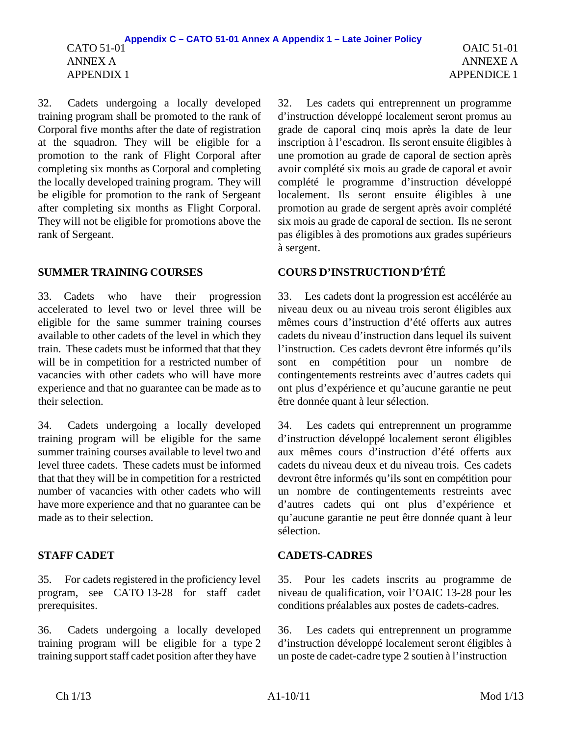32. Cadets undergoing a locally developed training program shall be promoted to the rank of Corporal five months after the date of registration at the squadron. They will be eligible for a promotion to the rank of Flight Corporal after completing six months as Corporal and completing the locally developed training program. They will be eligible for promotion to the rank of Sergeant after completing six months as Flight Corporal. They will not be eligible for promotions above the rank of Sergeant.

32. Les cadets qui entreprennent un programme d'instruction développé localement seront promus au grade de caporal cinq mois après la date de leur inscription à l'escadron. Ils seront ensuite éligibles à une promotion au grade de caporal de section après avoir complété six mois au grade de caporal et avoir complété le programme d'instruction développé localement. Ils seront ensuite éligibles à une promotion au grade de sergent après avoir complété six mois au grade de caporal de section. Ils ne seront pas éligibles à des promotions aux grades supérieurs à sergent.

**SUMMER TRAINING COURSES**

**COURS D'INSTRUCTION D'ÉTÉ**

33. Cadets who have their progression accelerated to level two or level three will be eligible for the same summer training courses available to other cadets of the level in which they train. These cadets must be informed that that they will be in competition for a restricted number of vacancies with other cadets who will have more experience and that no guarantee can be made as to their selection.

33. Les cadets dont la progression est accélérée au niveau deux ou au niveau trois seront éligibles aux mêmes cours d'instruction d'été offerts aux autres cadets du niveau d'instruction dans lequel ils suivent l'instruction. Ces cadets devront être informés qu'ils sont en compétition pour un nombre de contingentements restreints avec d'autres cadets qui ont plus d'expérience et qu'aucune garantie ne peut être donnée quant à leur sélection.

34. Cadets undergoing a locally developed training program will be eligible for the same summer training courses available to level two and level three cadets. These cadets must be informed that that they will be in competition for a restricted number of vacancies with other cadets who will have more experience and that no guarantee can be made as to their selection.

34. Les cadets qui entreprennent un programme d'instruction développé localement seront éligibles aux mêmes cours d'instruction d'été offerts aux cadets du niveau deux et du niveau trois. Ces cadets devront être informés qu'ils sont en compétition pour un nombre de contingentements restreints avec d'autres cadets qui ont plus d'expérience et qu'aucune garantie ne peut être donnée quant à leur sélection.

**STAFF CADET**

**CADETS-CADRES**

35. For cadets registered in the proficiency level program, see CATO 13-28 for staff cadet prerequisites.

35. Pour les cadets inscrits au programme de niveau de qualification, voir l'OAIC 13-28 pour les conditions préalables aux postes de cadets-cadres.

36. Cadets undergoing a locally developed training program will be eligible for a type 2 training support staff cadet position after they have

36. Les cadets qui entreprennent un programme d'instruction développé localement seront éligibles à un poste de cadet-cadre type 2 soutien à l'instruction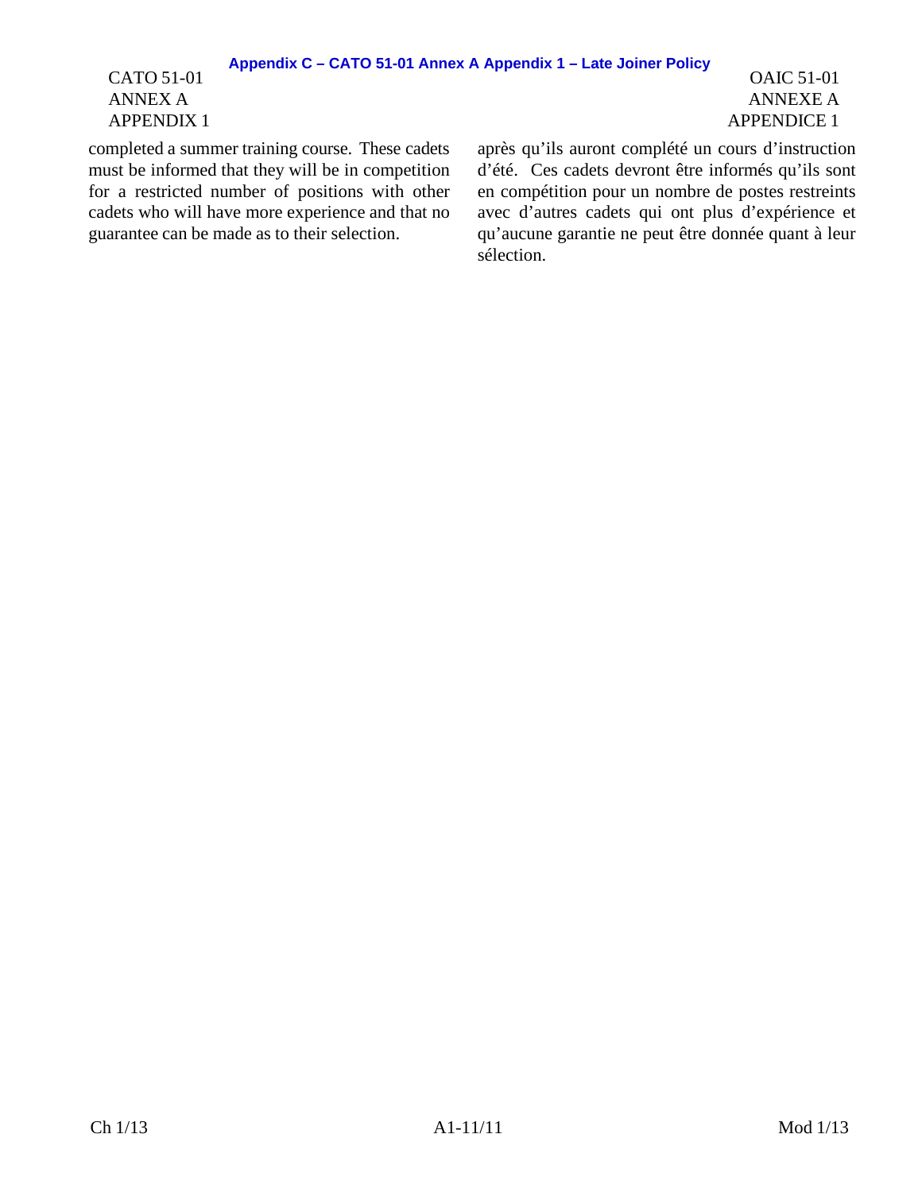completed a summer training course. These cadets must be informed that they will be in competition for a restricted number of positions with other cadets who will have more experience and that no guarantee can be made as to their selection.

après qu'ils auront complété un cours d'instruction d'été. Ces cadets devront être informés qu'ils sont en compétition pour un nombre de postes restreints avec d'autres cadets qui ont plus d'expérience et qu'aucune garantie ne peut être donnée quant à leur sélection.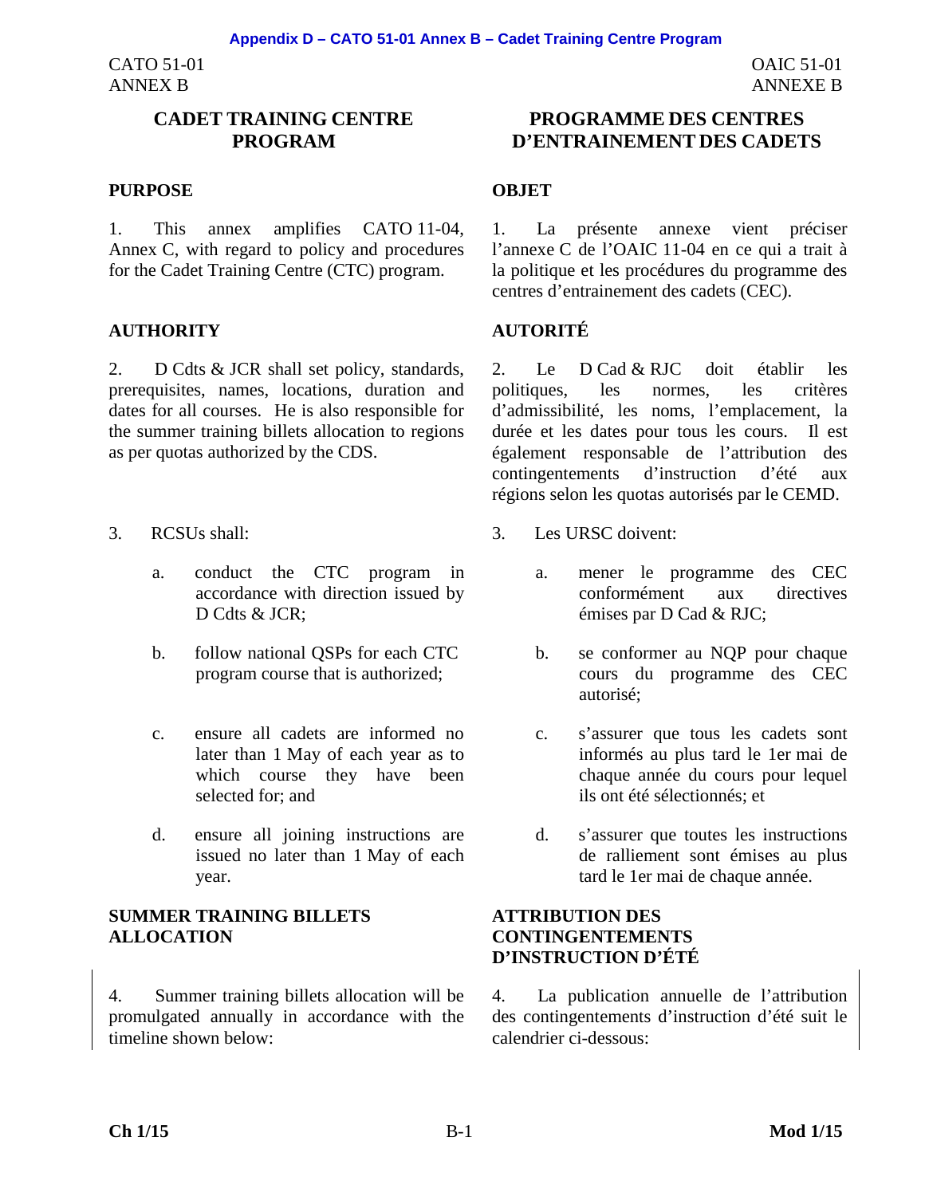CATO 51-01
ANNEX B

# CADET TRAINING CENTRE PROGRAM

## PURPOSE

1. This annex amplifies CATO 11-04, Annex C, with regard to policy and procedures for the Cadet Training Centre (CTC) program.

## AUTHORITY

2. D Cdts & JCR shall set policy, standards, prerequisites, names, locations, duration and dates for all courses. He is also responsible for the summer training billets allocation to regions as per quotas authorized by the CDS.

3. RCSUs shall:

   a. conduct the CTC program in accordance with direction issued by D Cdts & JCR;

   b. follow national QSPs for each CTC program course that is authorized;

   c. ensure all cadets are informed no later than 1 May of each year as to which course they have been selected for; and

   d. ensure all joining instructions are issued no later than 1 May of each year.

## SUMMER TRAINING BILLETS ALLOCATION

4. Summer training billets allocation will be promulgated annually in accordance with the timeline shown below:

---

OAIC 51-01
ANNEXE B

# PROGRAMME DES CENTRES D'ENTRAINEMENT DES CADETS

## OBJET

1. La présente annexe vient préciser l'annexe C de l'OAIC 11-04 en ce qui a trait à la politique et les procédures du programme des centres d'entrainement des cadets (CEC).

## AUTORITÉ

2. Le D Cad & RJC doit établir les politiques, les normes, les critères d'admissibilité, les noms, l'emplacement, la durée et les dates pour tous les cours. Il est également responsable de l'attribution des contingentements d'instruction d'été aux régions selon les quotas autorisés par le CEMD.

3. Les URSC doivent:

   a. mener le programme des CEC conformément aux directives émises par D Cad & RJC;

   b. se conformer au NQP pour chaque cours du programme des CEC autorisé;

   c. s'assurer que tous les cadets sont informés au plus tard le 1er mai de chaque année du cours pour lequel ils ont été sélectionnés; et

   d. s'assurer que toutes les instructions de ralliement sont émises au plus tard le 1er mai de chaque année.

## ATTRIBUTION DES CONTINGENTEMENTS D'INSTRUCTION D'ÉTÉ

4. La publication annuelle de l'attribution des contingentements d'instruction d'été suit le calendrier ci-dessous: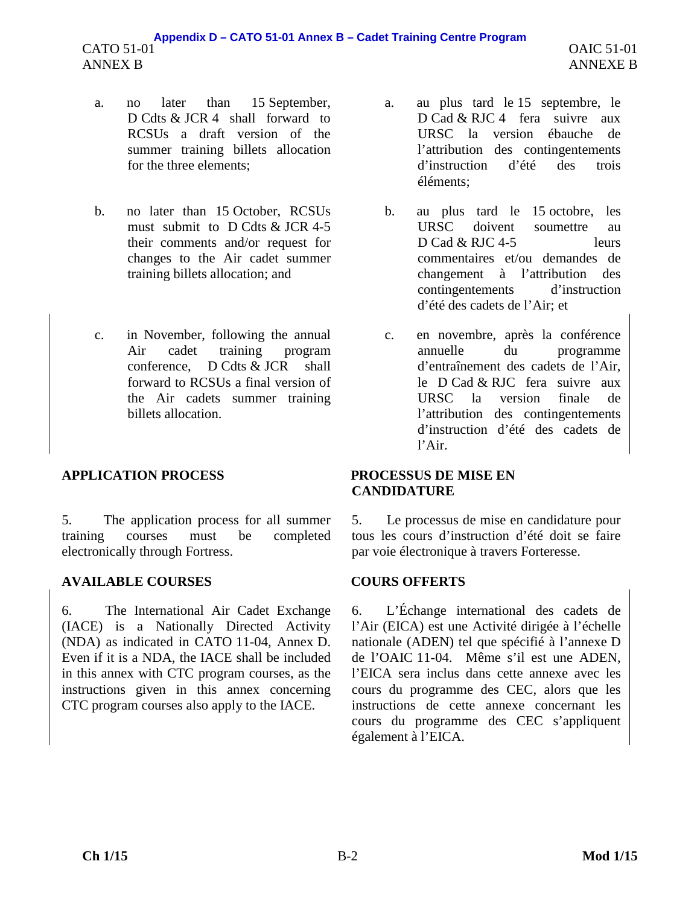a. no later than 15 September, D Cdts & JCR 4 shall forward to RCSUs a draft version of the summer training billets allocation for the three elements;

b. no later than 15 October, RCSUs must submit to D Cdts & JCR 4-5 their comments and/or request for changes to the Air cadet summer training billets allocation; and

c. in November, following the annual Air cadet training program conference, D Cdts & JCR shall forward to RCSUs a final version of the Air cadets summer training billets allocation.

a. au plus tard le 15 septembre, le D Cad & RJC 4 fera suivre aux URSC la version ébauche de l’attribution des contingentements d’instruction d’été des trois éléments;

b. au plus tard le 15 octobre, les URSC doivent soumettre au D Cad & RJC 4-5 leurs commentaires et/ou demandes de changement à l’attribution des contingentements d’instruction d’été des cadets de l’Air; et

c. en novembre, après la conférence annuelle du programme d’entraînement des cadets de l’Air, le D Cad & RJC fera suivre aux URSC la version finale de l’attribution des contingentements d’instruction d’été des cadets de l’Air.

## APPLICATION PROCESS

5. The application process for all summer training courses must be completed electronically through Fortress.

## PROCESSUS DE MISE EN CANDIDATURE

5. Le processus de mise en candidature pour tous les cours d’instruction d’été doit se faire par voie électronique à travers Forteresse.

## AVAILABLE COURSES

6. The International Air Cadet Exchange (IACE) is a Nationally Directed Activity (NDA) as indicated in CATO 11-04, Annex D. Even if it is a NDA, the IACE shall be included in this annex with CTC program courses, as the instructions given in this annex concerning CTC program courses also apply to the IACE.

## COURS OFFERTS

6. L’Échange international des cadets de l’Air (EICA) est une Activité dirigée à l’échelle nationale (ADEN) tel que spécifié à l’annexe D de l’OAIC 11-04. Même s’il est une ADEN, l’EICA sera inclus dans cette annexe avec les cours du programme des CEC, alors que les instructions de cette annexe concernant les cours du programme des CEC s’appliquent également à l’EICA.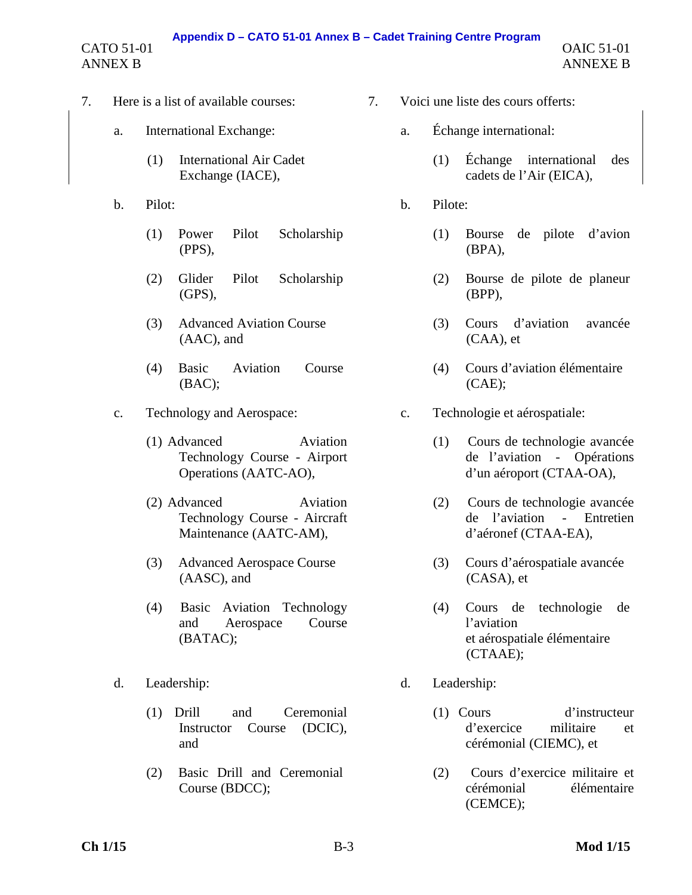7. Here is a list of available courses:

   a. International Exchange:

      (1) International Air Cadet Exchange (IACE),

   b. Pilot:

      (1) Power Pilot Scholarship (PPS),

      (2) Glider Pilot Scholarship (GPS),

      (3) Advanced Aviation Course (AAC), and

      (4) Basic Aviation Course (BAC);

   c. Technology and Aerospace:

      (1) Advanced Aviation Technology Course - Airport Operations (AATC-AO),

      (2) Advanced Aviation Technology Course - Aircraft Maintenance (AATC-AM),

      (3) Advanced Aerospace Course (AASC), and

      (4) Basic Aviation Technology and Aerospace Course (BATAC);

   d. Leadership:

      (1) Drill and Ceremonial Instructor Course (DCIC), and

      (2) Basic Drill and Ceremonial Course (BDCC);

7. Voici une liste des cours offerts:

   a. Échange international:

      (1) Échange international des cadets de l'Air (EICA),

   b. Pilote:

      (1) Bourse de pilote d'avion (BPA),

      (2) Bourse de pilote de planeur (BPP),

      (3) Cours d'aviation avancée (CAA), et

      (4) Cours d'aviation élémentaire (CAE);

   c. Technologie et aérospatiale:

      (1) Cours de technologie avancée de l'aviation - Opérations d'un aéroport (CTAA-OA),

      (2) Cours de technologie avancée de l'aviation - Entretien d'aéronef (CTAA-EA),

      (3) Cours d'aérospatiale avancée (CASA), et

      (4) Cours de technologie de l'aviation et aérospatiale élémentaire (CTAAE);

   d. Leadership:

      (1) Cours d'instructeur d'exercice militaire et cérémonial (CIEMC), et

      (2) Cours d'exercice militaire et cérémonial élémentaire (CEMCE);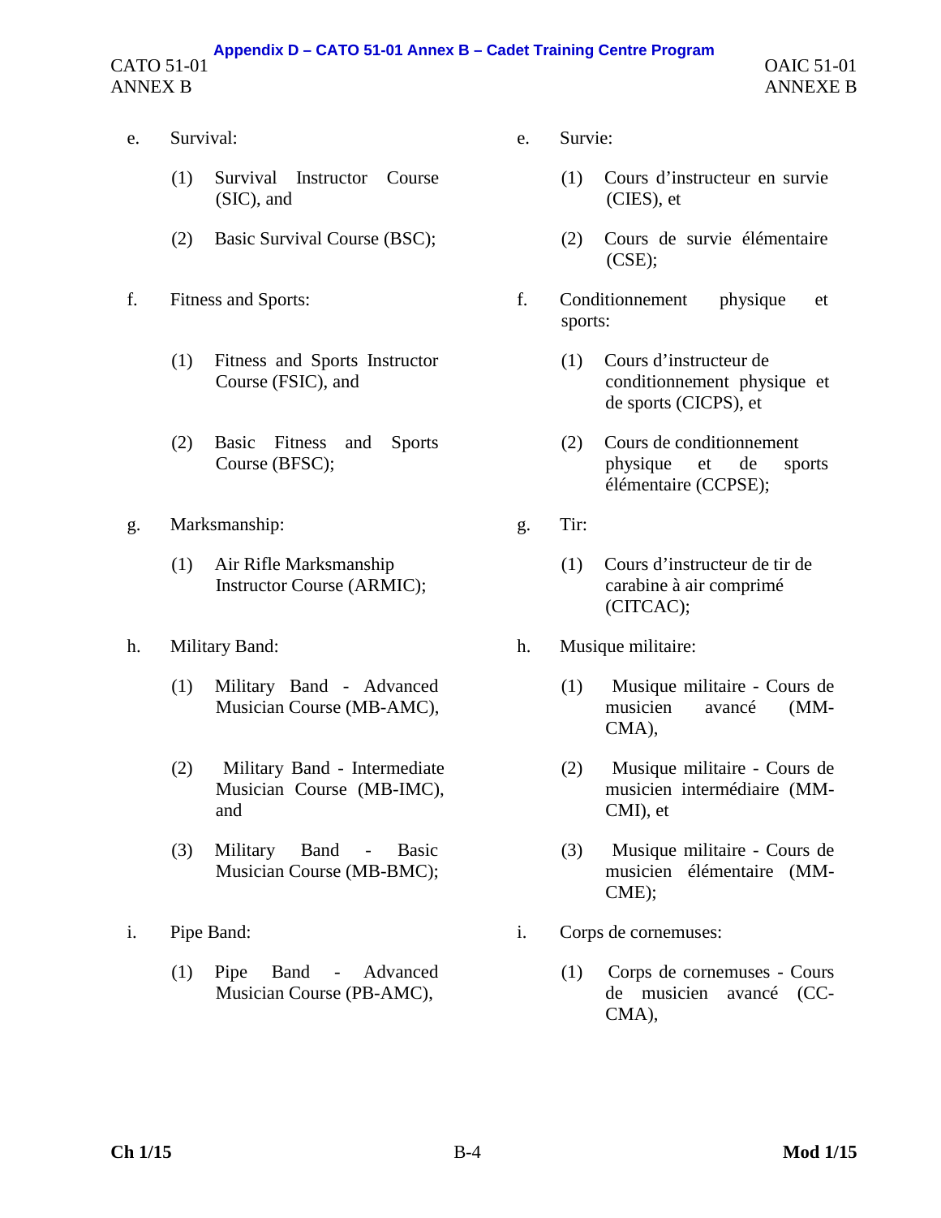e. Survival:

   (1) Survival Instructor Course (SIC), and

   (2) Basic Survival Course (BSC);

f. Fitness and Sports:

   (1) Fitness and Sports Instructor Course (FSIC), and

   (2) Basic Fitness and Sports Course (BFSC);

g. Marksmanship:

   (1) Air Rifle Marksmanship Instructor Course (ARMIC);

h. Military Band:

   (1) Military Band - Advanced Musician Course (MB-AMC),

   (2) Military Band - Intermediate Musician Course (MB-IMC), and

   (3) Military Band - Basic Musician Course (MB-BMC);

i. Pipe Band:

   (1) Pipe Band - Advanced Musician Course (PB-AMC),

e. Survie:

   (1) Cours d'instructeur en survie (CIES), et

   (2) Cours de survie élémentaire (CSE);

f. Conditionnement physique et sports:

   (1) Cours d'instructeur de conditionnement physique et de sports (CICPS), et

   (2) Cours de conditionnement physique et de sports élémentaire (CCPSE);

g. Tir:

   (1) Cours d'instructeur de tir de carabine à air comprimé (CITCAC);

h. Musique militaire:

   (1) Musique militaire - Cours de musicien avancé (MM-CMA),

   (2) Musique militaire - Cours de musicien intermédiaire (MM-CMI), et

   (3) Musique militaire - Cours de musicien élémentaire (MM-CME);

i. Corps de cornemuses:

   (1) Corps de cornemuses - Cours de musicien avancé (CC-CMA),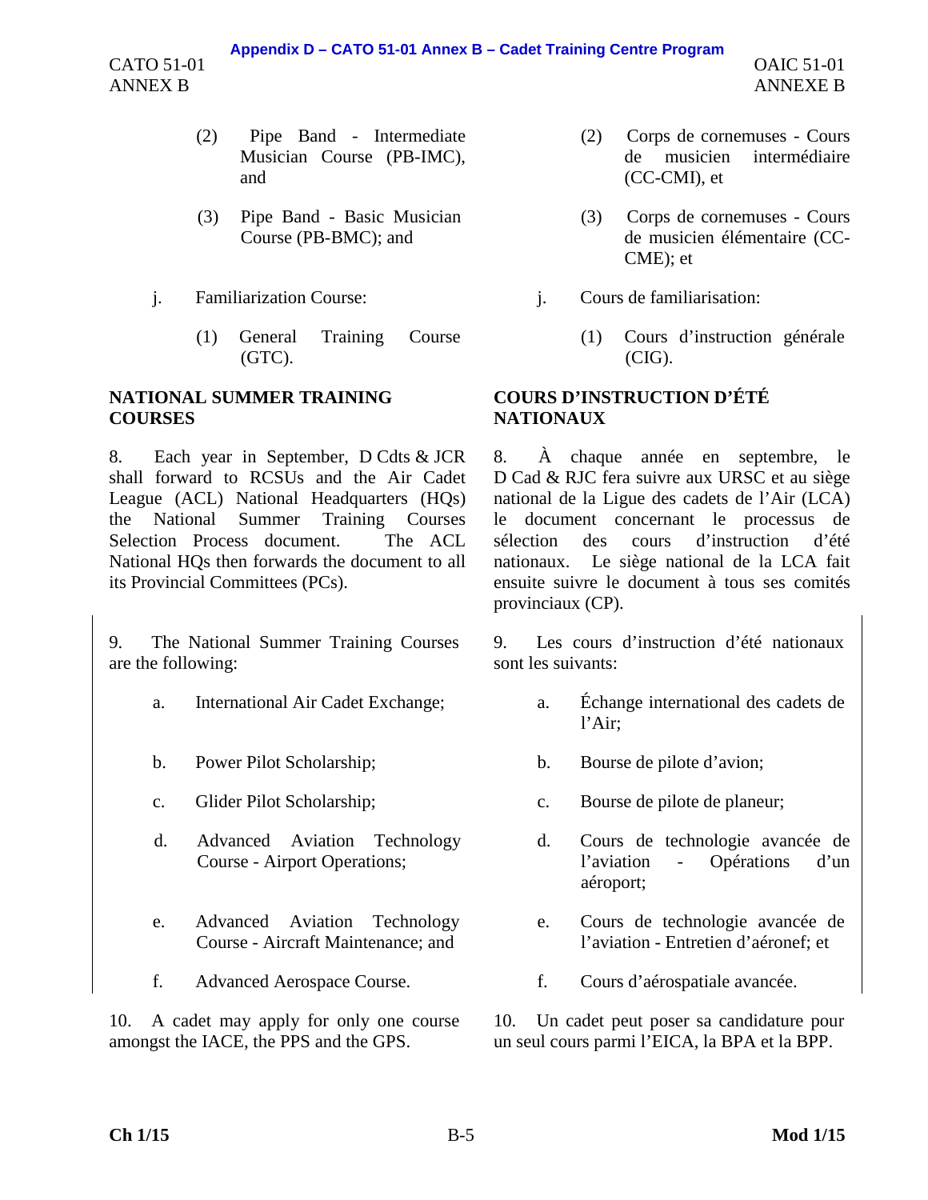(2) Pipe Band - Intermediate Musician Course (PB-IMC), and

(3) Pipe Band - Basic Musician Course (PB-BMC); and

j. Familiarization Course:

(1) General Training Course (GTC).

## NATIONAL SUMMER TRAINING COURSES

8. Each year in September, D Cdts & JCR shall forward to RCSUs and the Air Cadet League (ACL) National Headquarters (HQs) the National Summer Training Courses Selection Process document. The ACL National HQs then forwards the document to all its Provincial Committees (PCs).

9. The National Summer Training Courses are the following:

a. International Air Cadet Exchange;

b. Power Pilot Scholarship;

c. Glider Pilot Scholarship;

d. Advanced Aviation Technology Course - Airport Operations;

e. Advanced Aviation Technology Course - Aircraft Maintenance; and

f. Advanced Aerospace Course.

10. A cadet may apply for only one course amongst the IACE, the PPS and the GPS.

(2) Corps de cornemuses - Cours de musicien intermédiaire (CC-CMI), et

(3) Corps de cornemuses - Cours de musicien élémentaire (CC-CME); et

j. Cours de familiarisation:

(1) Cours d'instruction générale (CIG).

## COURS D'INSTRUCTION D'ÉTÉ NATIONAUX

8. À chaque année en septembre, le D Cad & RJC fera suivre aux URSC et au siège national de la Ligue des cadets de l'Air (LCA) le document concernant le processus de sélection des cours d'instruction d'été nationaux. Le siège national de la LCA fait ensuite suivre le document à tous ses comités provinciaux (CP).

9. Les cours d'instruction d'été nationaux sont les suivants:

a. Échange international des cadets de l'Air;

b. Bourse de pilote d'avion;

c. Bourse de pilote de planeur;

d. Cours de technologie avancée de l'aviation - Opérations d'un aéroport;

e. Cours de technologie avancée de l'aviation - Entretien d'aéronef; et

f. Cours d'aérospatiale avancée.

10. Un cadet peut poser sa candidature pour un seul cours parmi l'EICA, la BPA et la BPP.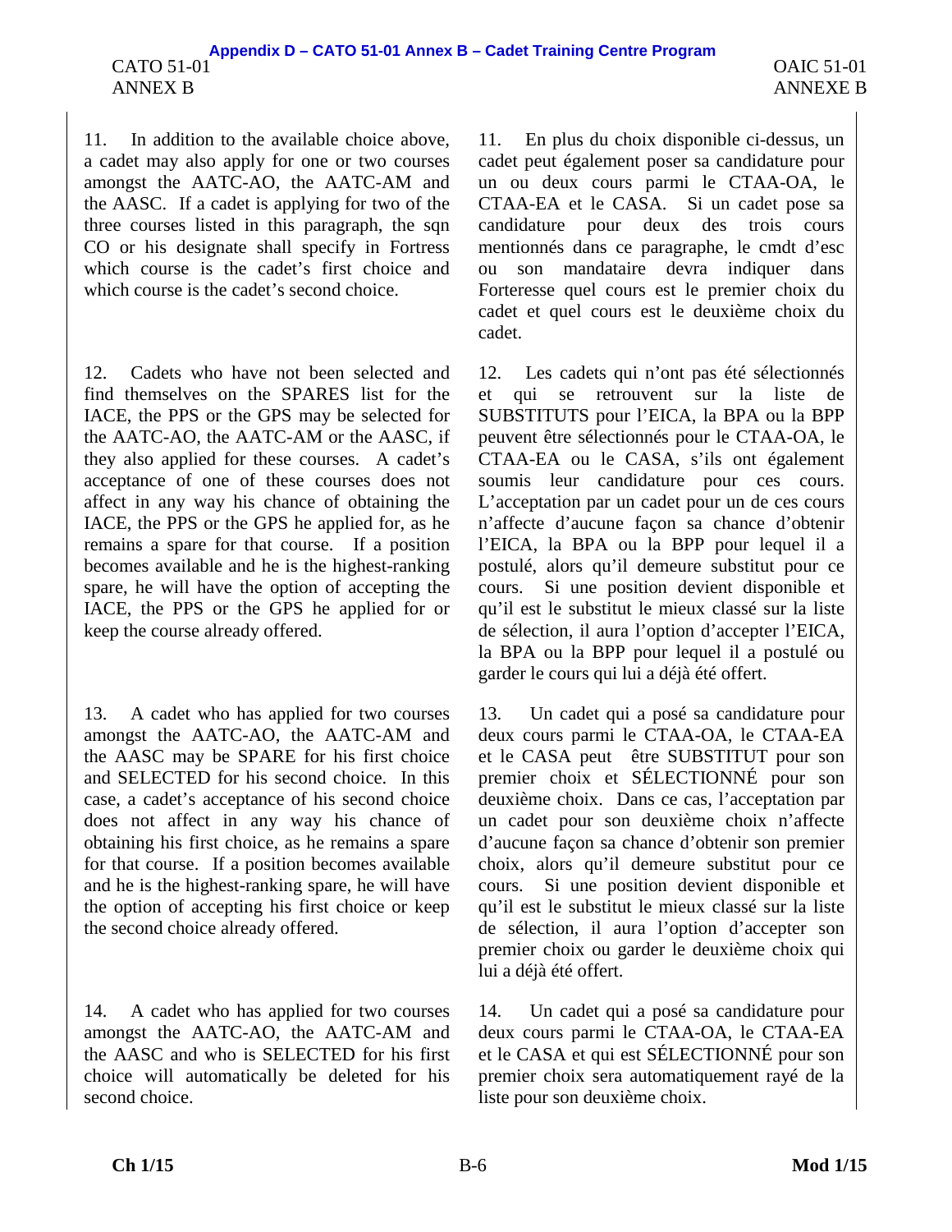11. In addition to the available choice above, a cadet may also apply for one or two courses amongst the AATC-AO, the AATC-AM and the AASC. If a cadet is applying for two of the three courses listed in this paragraph, the sqn CO or his designate shall specify in Fortress which course is the cadet's first choice and which course is the cadet's second choice.

12. Cadets who have not been selected and find themselves on the SPARES list for the IACE, the PPS or the GPS may be selected for the AATC-AO, the AATC-AM or the AASC, if they also applied for these courses. A cadet's acceptance of one of these courses does not affect in any way his chance of obtaining the IACE, the PPS or the GPS he applied for, as he remains a spare for that course. If a position becomes available and he is the highest-ranking spare, he will have the option of accepting the IACE, the PPS or the GPS he applied for or keep the course already offered.

13. A cadet who has applied for two courses amongst the AATC-AO, the AATC-AM and the AASC may be SPARE for his first choice and SELECTED for his second choice. In this case, a cadet's acceptance of his second choice does not affect in any way his chance of obtaining his first choice, as he remains a spare for that course. If a position becomes available and he is the highest-ranking spare, he will have the option of accepting his first choice or keep the second choice already offered.

14. A cadet who has applied for two courses amongst the AATC-AO, the AATC-AM and the AASC and who is SELECTED for his first choice will automatically be deleted for his second choice.

11. En plus du choix disponible ci-dessus, un cadet peut également poser sa candidature pour un ou deux cours parmi le CTAA-OA, le CTAA-EA et le CASA. Si un cadet pose sa candidature pour deux des trois cours mentionnés dans ce paragraphe, le cmdt d'esc ou son mandataire devra indiquer dans Forteresse quel cours est le premier choix du cadet et quel cours est le deuxième choix du cadet.

12. Les cadets qui n'ont pas été sélectionnés et qui se retrouvent sur la liste de SUBSTITUTS pour l'EICA, la BPA ou la BPP peuvent être sélectionnés pour le CTAA-OA, le CTAA-EA ou le CASA, s'ils ont également soumis leur candidature pour ces cours. L'acceptation par un cadet pour un de ces cours n'affecte d'aucune façon sa chance d'obtenir l'EICA, la BPA ou la BPP pour lequel il a postulé, alors qu'il demeure substitut pour ce cours. Si une position devient disponible et qu'il est le substitut le mieux classé sur la liste de sélection, il aura l'option d'accepter l'EICA, la BPA ou la BPP pour lequel il a postulé ou garder le cours qui lui a déjà été offert.

13. Un cadet qui a posé sa candidature pour deux cours parmi le CTAA-OA, le CTAA-EA et le CASA peut être SUBSTITUT pour son premier choix et SÉLECTIONNÉ pour son deuxième choix. Dans ce cas, l'acceptation par un cadet pour son deuxième choix n'affecte d'aucune façon sa chance d'obtenir son premier choix, alors qu'il demeure substitut pour ce cours. Si une position devient disponible et qu'il est le substitut le mieux classé sur la liste de sélection, il aura l'option d'accepter son premier choix ou garder le deuxième choix qui lui a déjà été offert.

14. Un cadet qui a posé sa candidature pour deux cours parmi le CTAA-OA, le CTAA-EA et le CASA et qui est SÉLECTIONNÉ pour son premier choix sera automatiquement rayé de la liste pour son deuxième choix.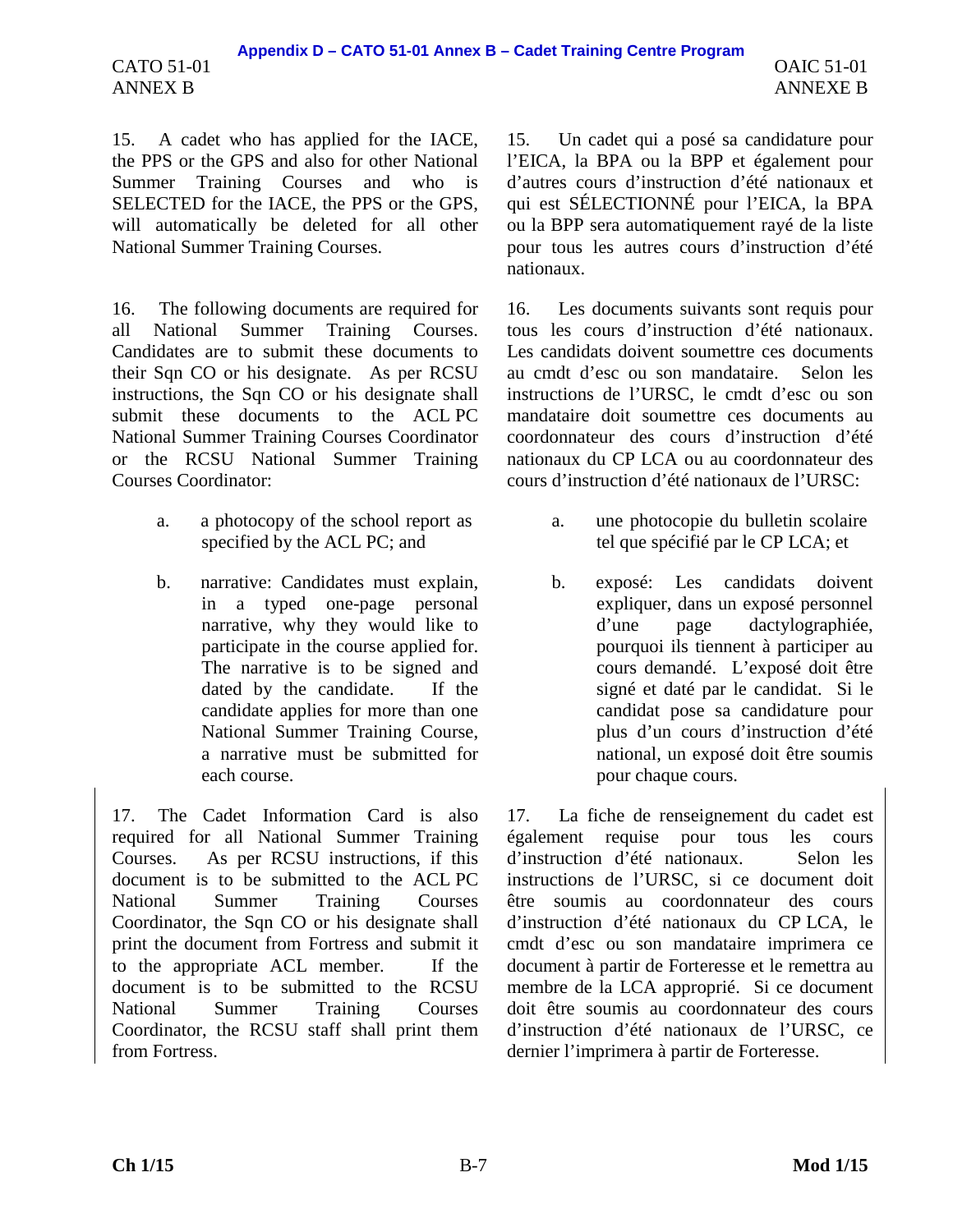15. A cadet who has applied for the IACE, the PPS or the GPS and also for other National Summer Training Courses and who is SELECTED for the IACE, the PPS or the GPS, will automatically be deleted for all other National Summer Training Courses.

16. The following documents are required for all National Summer Training Courses. Candidates are to submit these documents to their Sqn CO or his designate. As per RCSU instructions, the Sqn CO or his designate shall submit these documents to the ACL PC National Summer Training Courses Coordinator or the RCSU National Summer Training Courses Coordinator:

a. a photocopy of the school report as specified by the ACL PC; and

b. narrative: Candidates must explain, in a typed one-page personal narrative, why they would like to participate in the course applied for. The narrative is to be signed and dated by the candidate. If the candidate applies for more than one National Summer Training Course, a narrative must be submitted for each course.

17. The Cadet Information Card is also required for all National Summer Training Courses. As per RCSU instructions, if this document is to be submitted to the ACL PC National Summer Training Courses Coordinator, the Sqn CO or his designate shall print the document from Fortress and submit it to the appropriate ACL member. If the document is to be submitted to the RCSU National Summer Training Courses Coordinator, the RCSU staff shall print them from Fortress.

15. Un cadet qui a posé sa candidature pour l'EICA, la BPA ou la BPP et également pour d'autres cours d'instruction d'été nationaux et qui est SÉLECTIONNÉ pour l'EICA, la BPA ou la BPP sera automatiquement rayé de la liste pour tous les autres cours d'instruction d'été nationaux.

16. Les documents suivants sont requis pour tous les cours d'instruction d'été nationaux. Les candidats doivent soumettre ces documents au cmdt d'esc ou son mandataire. Selon les instructions de l'URSC, le cmdt d'esc ou son mandataire doit soumettre ces documents au coordonnateur des cours d'instruction d'été nationaux du CP LCA ou au coordonnateur des cours d'instruction d'été nationaux de l'URSC:

a. une photocopie du bulletin scolaire tel que spécifié par le CP LCA; et

b. exposé: Les candidats doivent expliquer, dans un exposé personnel d'une page dactylographiée, pourquoi ils tiennent à participer au cours demandé. L'exposé doit être signé et daté par le candidat. Si le candidat pose sa candidature pour plus d'un cours d'instruction d'été national, un exposé doit être soumis pour chaque cours.

17. La fiche de renseignement du cadet est également requise pour tous les cours d'instruction d'été nationaux. Selon les instructions de l'URSC, si ce document doit être soumis au coordonnateur des cours d'instruction d'été nationaux du CP LCA, le cmdt d'esc ou son mandataire imprimera ce document à partir de Forteresse et le remettra au membre de la LCA approprié. Si ce document doit être soumis au coordonnateur des cours d'instruction d'été nationaux de l'URSC, ce dernier l'imprimera à partir de Forteresse.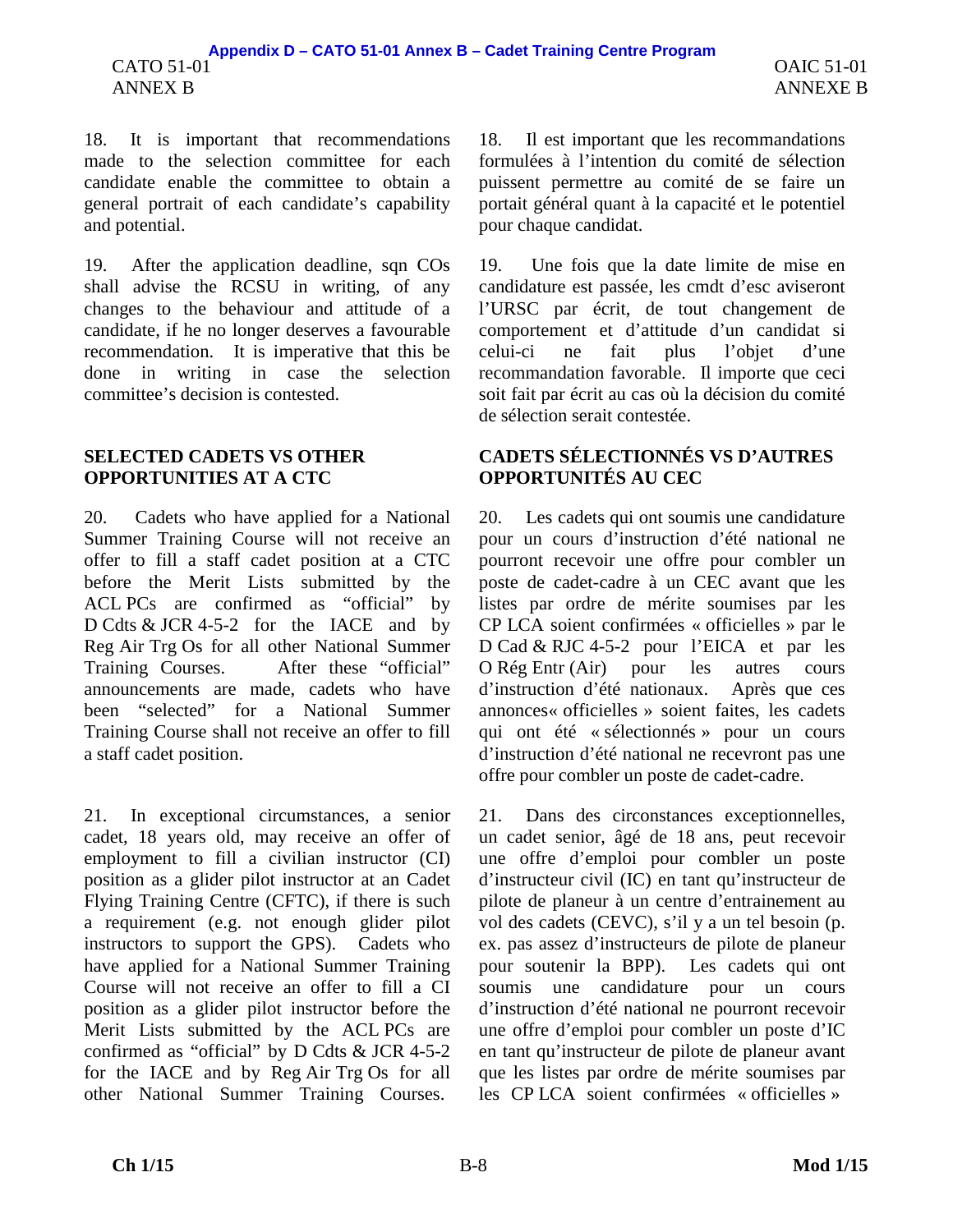18. It is important that recommendations made to the selection committee for each candidate enable the committee to obtain a general portrait of each candidate's capability and potential.

19. After the application deadline, sqn COs shall advise the RCSU in writing, of any changes to the behaviour and attitude of a candidate, if he no longer deserves a favourable recommendation. It is imperative that this be done in writing in case the selection committee's decision is contested.

**SELECTED CADETS VS OTHER OPPORTUNITIES AT A CTC**

20. Cadets who have applied for a National Summer Training Course will not receive an offer to fill a staff cadet position at a CTC before the Merit Lists submitted by the ACL PCs are confirmed as "official" by D Cdts & JCR 4-5-2 for the IACE and by Reg Air Trg Os for all other National Summer Training Courses. After these "official" announcements are made, cadets who have been "selected" for a National Summer Training Course shall not receive an offer to fill a staff cadet position.

21. In exceptional circumstances, a senior cadet, 18 years old, may receive an offer of employment to fill a civilian instructor (CI) position as a glider pilot instructor at an Cadet Flying Training Centre (CFTC), if there is such a requirement (e.g. not enough glider pilot instructors to support the GPS). Cadets who have applied for a National Summer Training Course will not receive an offer to fill a CI position as a glider pilot instructor before the Merit Lists submitted by the ACL PCs are confirmed as "official" by D Cdts & JCR 4-5-2 for the IACE and by Reg Air Trg Os for all other National Summer Training Courses.

18. Il est important que les recommandations formulées à l'intention du comité de sélection puissent permettre au comité de se faire un portait général quant à la capacité et le potentiel pour chaque candidat.

19. Une fois que la date limite de mise en candidature est passée, les cmdt d'esc aviseront l'URSC par écrit, de tout changement de comportement et d'attitude d'un candidat si celui-ci ne fait plus l'objet d'une recommandation favorable. Il importe que ceci soit fait par écrit au cas où la décision du comité de sélection serait contestée.

**CADETS SÉLECTIONNÉS VS D'AUTRES OPPORTUNITÉS AU CEC**

20. Les cadets qui ont soumis une candidature pour un cours d'instruction d'été national ne pourront recevoir une offre pour combler un poste de cadet-cadre à un CEC avant que les listes par ordre de mérite soumises par les CP LCA soient confirmées « officielles » par le D Cad & RJC 4-5-2 pour l'EICA et par les O Rég Entr (Air) pour les autres cours d'instruction d'été nationaux. Après que ces annonces« officielles » soient faites, les cadets qui ont été « sélectionnés » pour un cours d'instruction d'été national ne recevront pas une offre pour combler un poste de cadet-cadre.

21. Dans des circonstances exceptionnelles, un cadet senior, âgé de 18 ans, peut recevoir une offre d'emploi pour combler un poste d'instructeur civil (IC) en tant qu'instructeur de pilote de planeur à un centre d'entrainement au vol des cadets (CEVC), s'il y a un tel besoin (p. ex. pas assez d'instructeurs de pilote de planeur pour soutenir la BPP). Les cadets qui ont soumis une candidature pour un cours d'instruction d'été national ne pourront recevoir une offre d'emploi pour combler un poste d'IC en tant qu'instructeur de pilote de planeur avant que les listes par ordre de mérite soumises par les CP LCA soient confirmées « officielles »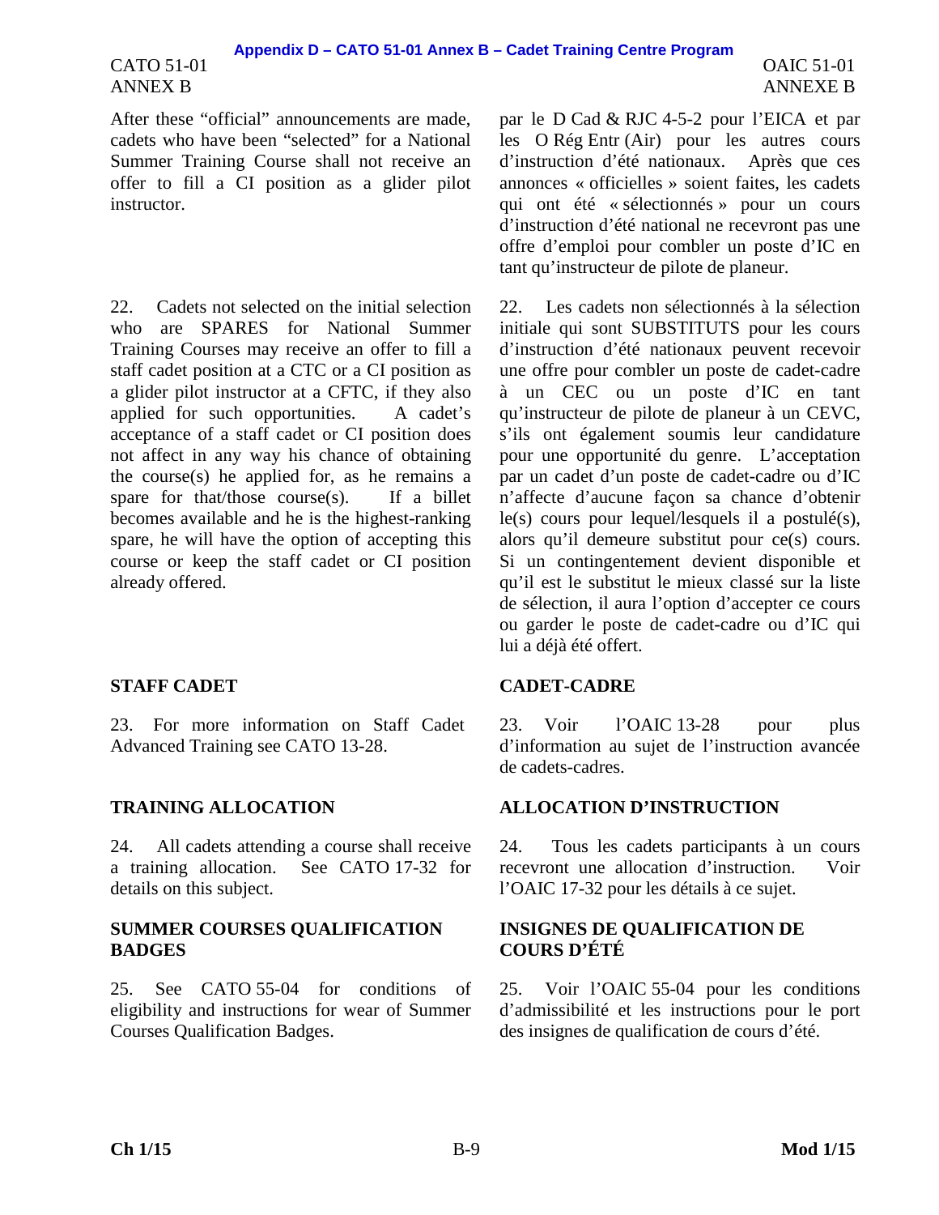After these "official" announcements are made, cadets who have been "selected" for a National Summer Training Course shall not receive an offer to fill a CI position as a glider pilot instructor.

par le D Cad & RJC 4-5-2 pour l'EICA et par les O Rég Entr (Air) pour les autres cours d'instruction d'été nationaux. Après que ces annonces « officielles » soient faites, les cadets qui ont été « sélectionnés » pour un cours d'instruction d'été national ne recevront pas une offre d'emploi pour combler un poste d'IC en tant qu'instructeur de pilote de planeur.

22. Cadets not selected on the initial selection who are SPARES for National Summer Training Courses may receive an offer to fill a staff cadet position at a CTC or a CI position as a glider pilot instructor at a CFTC, if they also applied for such opportunities. A cadet's acceptance of a staff cadet or CI position does not affect in any way his chance of obtaining the course(s) he applied for, as he remains a spare for that/those course(s). If a billet becomes available and he is the highest-ranking spare, he will have the option of accepting this course or keep the staff cadet or CI position already offered.

22. Les cadets non sélectionnés à la sélection initiale qui sont SUBSTITUTS pour les cours d'instruction d'été nationaux peuvent recevoir une offre pour combler un poste de cadet-cadre à un CEC ou un poste d'IC en tant qu'instructeur de pilote de planeur à un CEVC, s'ils ont également soumis leur candidature pour une opportunité du genre. L'acceptation par un cadet d'un poste de cadet-cadre ou d'IC n'affecte d'aucune façon sa chance d'obtenir le(s) cours pour lequel/lesquels il a postulé(s), alors qu'il demeure substitut pour ce(s) cours. Si un contingentement devient disponible et qu'il est le substitut le mieux classé sur la liste de sélection, il aura l'option d'accepter ce cours ou garder le poste de cadet-cadre ou d'IC qui lui a déjà été offert.

## STAFF CADET

23. For more information on Staff Cadet Advanced Training see CATO 13-28.

## CADET-CADRE

23. Voir l'OAIC 13-28 pour plus d'information au sujet de l'instruction avancée de cadets-cadres.

## TRAINING ALLOCATION

24. All cadets attending a course shall receive a training allocation. See CATO 17-32 for details on this subject.

## ALLOCATION D'INSTRUCTION

24. Tous les cadets participants à un cours recevront une allocation d'instruction. Voir l'OAIC 17-32 pour les détails à ce sujet.

## SUMMER COURSES QUALIFICATION BADGES

25. See CATO 55-04 for conditions of eligibility and instructions for wear of Summer Courses Qualification Badges.

## INSIGNES DE QUALIFICATION DE COURS D'ÉTÉ

25. Voir l'OAIC 55-04 pour les conditions d'admissibilité et les instructions pour le port des insignes de qualification de cours d'été.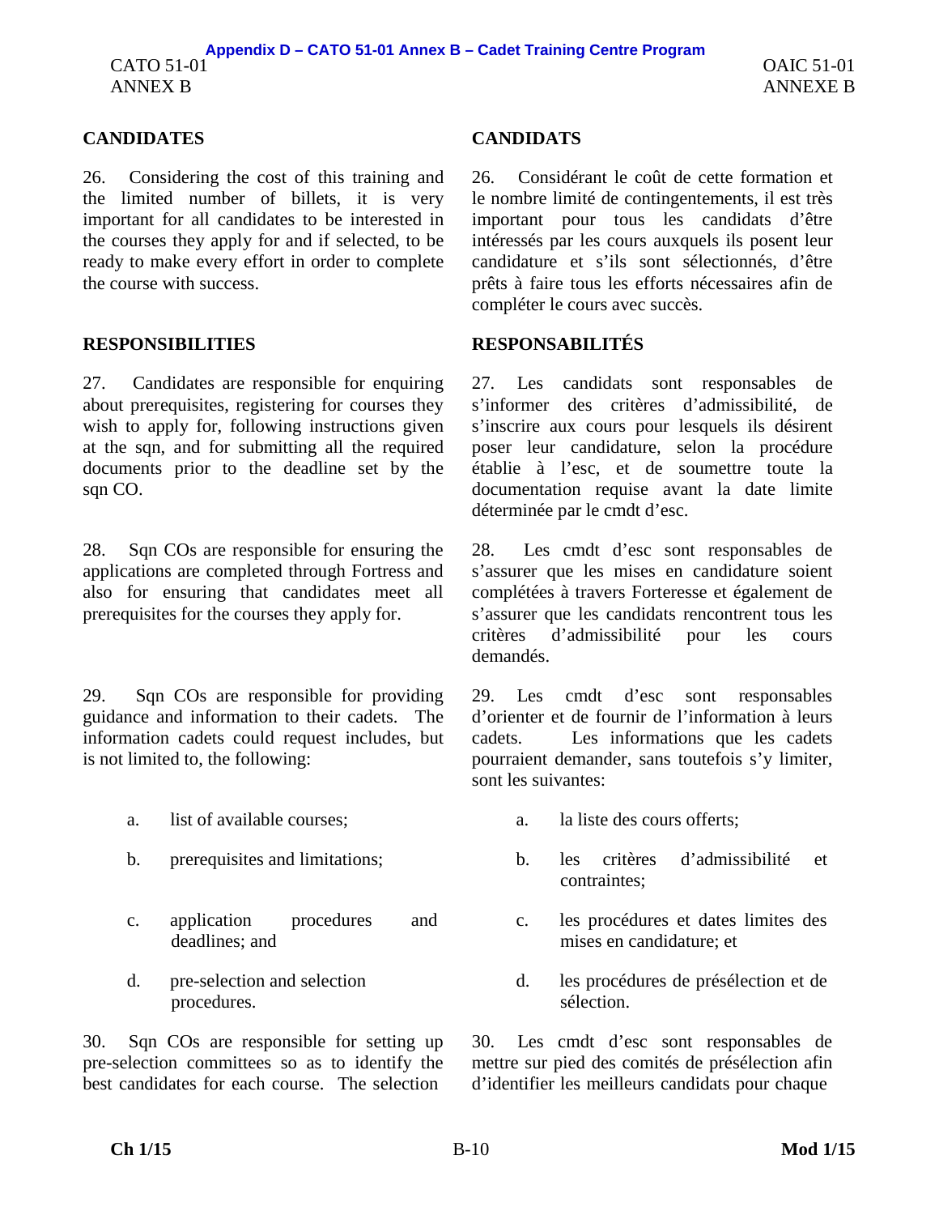## CANDIDATES

26. Considering the cost of this training and the limited number of billets, it is very important for all candidates to be interested in the courses they apply for and if selected, to be ready to make every effort in order to complete the course with success.

## RESPONSIBILITIES

27. Candidates are responsible for enquiring about prerequisites, registering for courses they wish to apply for, following instructions given at the sqn, and for submitting all the required documents prior to the deadline set by the sqn CO.

28. Sqn COs are responsible for ensuring the applications are completed through Fortress and also for ensuring that candidates meet all prerequisites for the courses they apply for.

29. Sqn COs are responsible for providing guidance and information to their cadets. The information cadets could request includes, but is not limited to, the following:

a. list of available courses;

b. prerequisites and limitations;

c. application procedures and deadlines; and

d. pre-selection and selection procedures.

30. Sqn COs are responsible for setting up pre-selection committees so as to identify the best candidates for each course. The selection

## CANDIDATS

26. Considérant le coût de cette formation et le nombre limité de contingentements, il est très important pour tous les candidats d'être intéressés par les cours auxquels ils posent leur candidature et s'ils sont sélectionnés, d'être prêts à faire tous les efforts nécessaires afin de compléter le cours avec succès.

## RESPONSABILITÉS

27. Les candidats sont responsables de s'informer des critères d'admissibilité, de s'inscrire aux cours pour lesquels ils désirent poser leur candidature, selon la procédure établie à l'esc, et de soumettre toute la documentation requise avant la date limite déterminée par le cmdt d'esc.

28. Les cmdt d'esc sont responsables de s'assurer que les mises en candidature soient complétées à travers Forteresse et également de s'assurer que les candidats rencontrent tous les critères d'admissibilité pour les cours demandés.

29. Les cmdt d'esc sont responsables d'orienter et de fournir de l'information à leurs cadets. Les informations que les cadets pourraient demander, sans toutefois s'y limiter, sont les suivantes:

a. la liste des cours offerts;

b. les critères d'admissibilité et contraintes;

c. les procédures et dates limites des mises en candidature; et

d. les procédures de présélection et de sélection.

30. Les cmdt d'esc sont responsables de mettre sur pied des comités de présélection afin d'identifier les meilleurs candidats pour chaque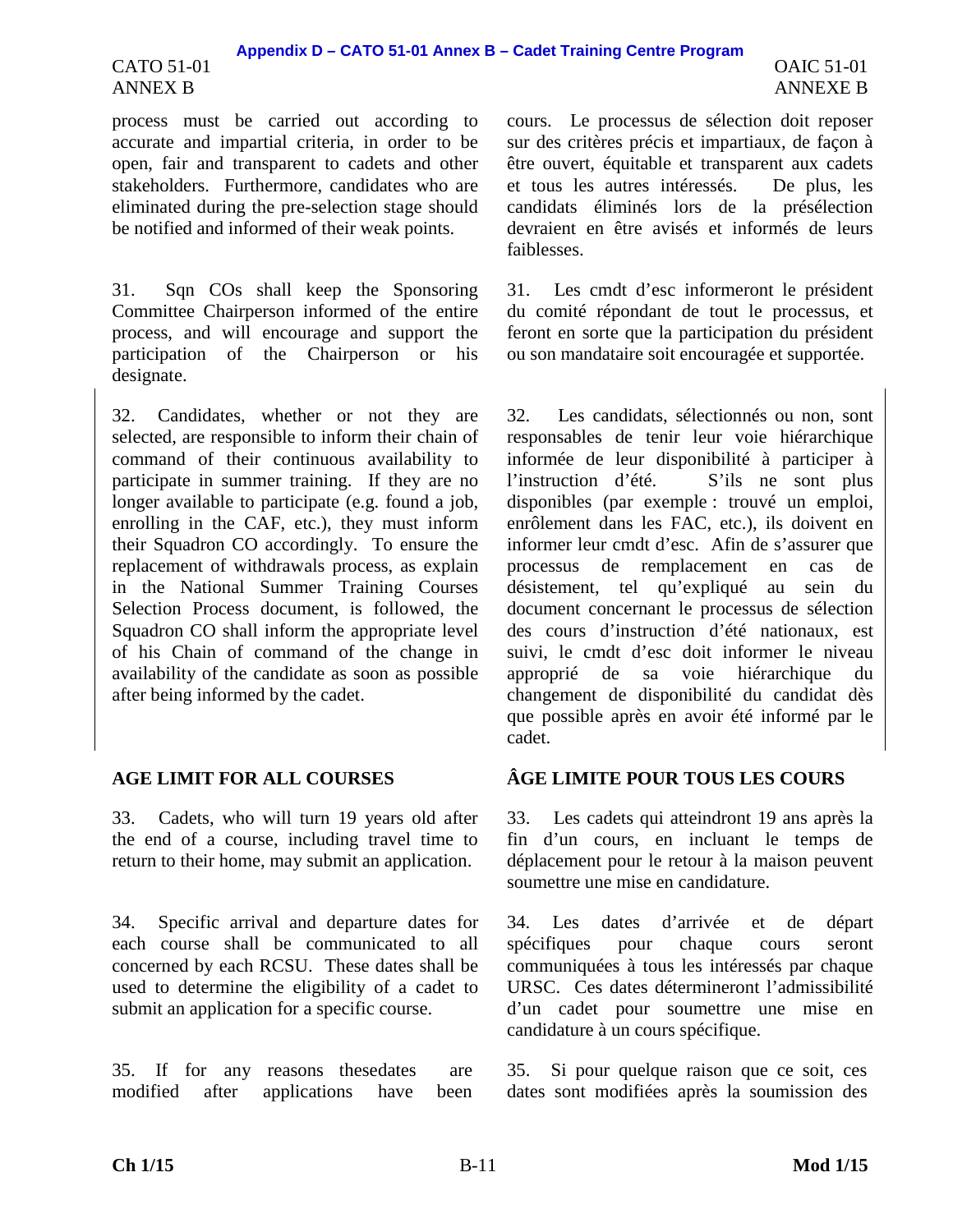process must be carried out according to accurate and impartial criteria, in order to be open, fair and transparent to cadets and other stakeholders. Furthermore, candidates who are eliminated during the pre-selection stage should be notified and informed of their weak points.

cours. Le processus de sélection doit reposer sur des critères précis et impartiaux, de façon à être ouvert, équitable et transparent aux cadets et tous les autres intéressés. De plus, les candidats éliminés lors de la présélection devraient en être avisés et informés de leurs faiblesses.

31. Sqn COs shall keep the Sponsoring Committee Chairperson informed of the entire process, and will encourage and support the participation of the Chairperson or his designate.

31. Les cmdt d'esc informeront le président du comité répondant de tout le processus, et feront en sorte que la participation du président ou son mandataire soit encouragée et supportée.

32. Candidates, whether or not they are selected, are responsible to inform their chain of command of their continuous availability to participate in summer training. If they are no longer available to participate (e.g. found a job, enrolling in the CAF, etc.), they must inform their Squadron CO accordingly. To ensure the replacement of withdrawals process, as explain in the National Summer Training Courses Selection Process document, is followed, the Squadron CO shall inform the appropriate level of his Chain of command of the change in availability of the candidate as soon as possible after being informed by the cadet.

32. Les candidats, sélectionnés ou non, sont responsables de tenir leur voie hiérarchique informée de leur disponibilité à participer à l'instruction d'été. S'ils ne sont plus disponibles (par exemple : trouvé un emploi, enrôlement dans les FAC, etc.), ils doivent en informer leur cmdt d'esc. Afin de s'assurer que processus de remplacement en cas de désistement, tel qu'expliqué au sein du document concernant le processus de sélection des cours d'instruction d'été nationaux, est suivi, le cmdt d'esc doit informer le niveau approprié de sa voie hiérarchique du changement de disponibilité du candidat dès que possible après en avoir été informé par le cadet.

## AGE LIMIT FOR ALL COURSES

## ÂGE LIMITE POUR TOUS LES COURS

33. Cadets, who will turn 19 years old after the end of a course, including travel time to return to their home, may submit an application.

33. Les cadets qui atteindront 19 ans après la fin d'un cours, en incluant le temps de déplacement pour le retour à la maison peuvent soumettre une mise en candidature.

34. Specific arrival and departure dates for each course shall be communicated to all concerned by each RCSU. These dates shall be used to determine the eligibility of a cadet to submit an application for a specific course.

34. Les dates d'arrivée et de départ spécifiques pour chaque cours seront communiquées à tous les intéressés par chaque URSC. Ces dates détermineront l'admissibilité d'un cadet pour soumettre une mise en candidature à un cours spécifique.

35. If for any reasons thesedates are modified after applications have been

35. Si pour quelque raison que ce soit, ces dates sont modifiées après la soumission des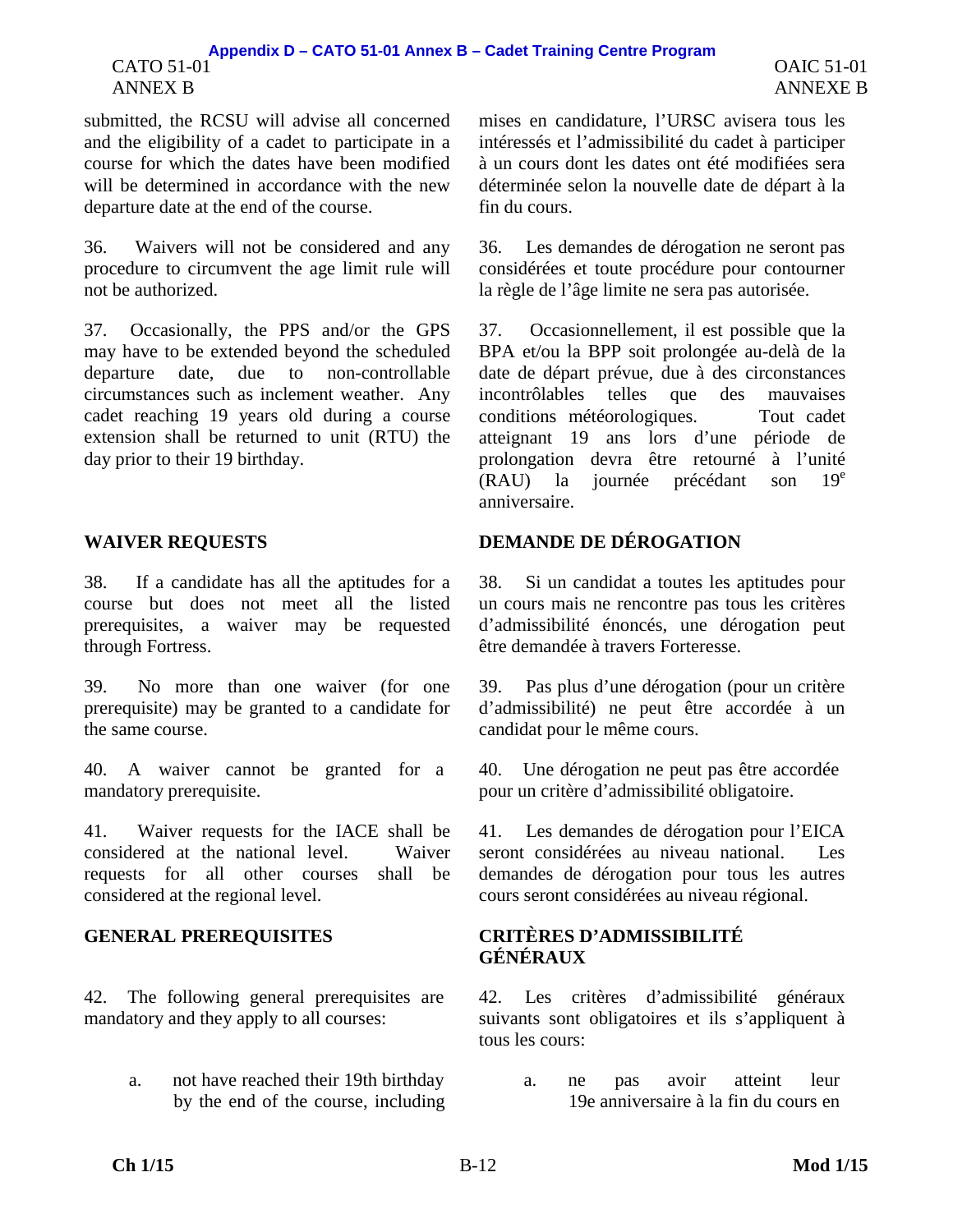submitted, the RCSU will advise all concerned and the eligibility of a cadet to participate in a course for which the dates have been modified will be determined in accordance with the new departure date at the end of the course.

mises en candidature, l'URSC avisera tous les intéressés et l'admissibilité du cadet à participer à un cours dont les dates ont été modifiées sera déterminée selon la nouvelle date de départ à la fin du cours.

36. Waivers will not be considered and any procedure to circumvent the age limit rule will not be authorized.

36. Les demandes de dérogation ne seront pas considérées et toute procédure pour contourner la règle de l'âge limite ne sera pas autorisée.

37. Occasionally, the PPS and/or the GPS may have to be extended beyond the scheduled departure date, due to non-controllable circumstances such as inclement weather. Any cadet reaching 19 years old during a course extension shall be returned to unit (RTU) the day prior to their 19 birthday.

37. Occasionnellement, il est possible que la BPA et/ou la BPP soit prolongée au-delà de la date de départ prévue, due à des circonstances incontrôlables telles que des mauvaises conditions météorologiques. Tout cadet atteignant 19 ans lors d'une période de prolongation devra être retourné à l'unité (RAU) la journée précédant son 19[e] anniversaire.

## WAIVER REQUESTS

## DEMANDE DE DÉROGATION

38. If a candidate has all the aptitudes for a course but does not meet all the listed prerequisites, a waiver may be requested through Fortress.

38. Si un candidat a toutes les aptitudes pour un cours mais ne rencontre pas tous les critères d'admissibilité énoncés, une dérogation peut être demandée à travers Forteresse.

39. No more than one waiver (for one prerequisite) may be granted to a candidate for the same course.

39. Pas plus d'une dérogation (pour un critère d'admissibilité) ne peut être accordée à un candidat pour le même cours.

40. A waiver cannot be granted for a mandatory prerequisite.

40. Une dérogation ne peut pas être accordée pour un critère d'admissibilité obligatoire.

41. Waiver requests for the IACE shall be considered at the national level. Waiver requests for all other courses shall be considered at the regional level.

41. Les demandes de dérogation pour l'EICA seront considérées au niveau national. Les demandes de dérogation pour tous les autres cours seront considérées au niveau régional.

## GENERAL PREREQUISITES

## CRITÈRES D'ADMISSIBILITÉ GÉNÉRAUX

42. The following general prerequisites are mandatory and they apply to all courses:

a. not have reached their 19th birthday by the end of the course, including

42. Les critères d'admissibilité généraux suivants sont obligatoires et ils s'appliquent à tous les cours:

a. ne pas avoir atteint leur 19e anniversaire à la fin du cours en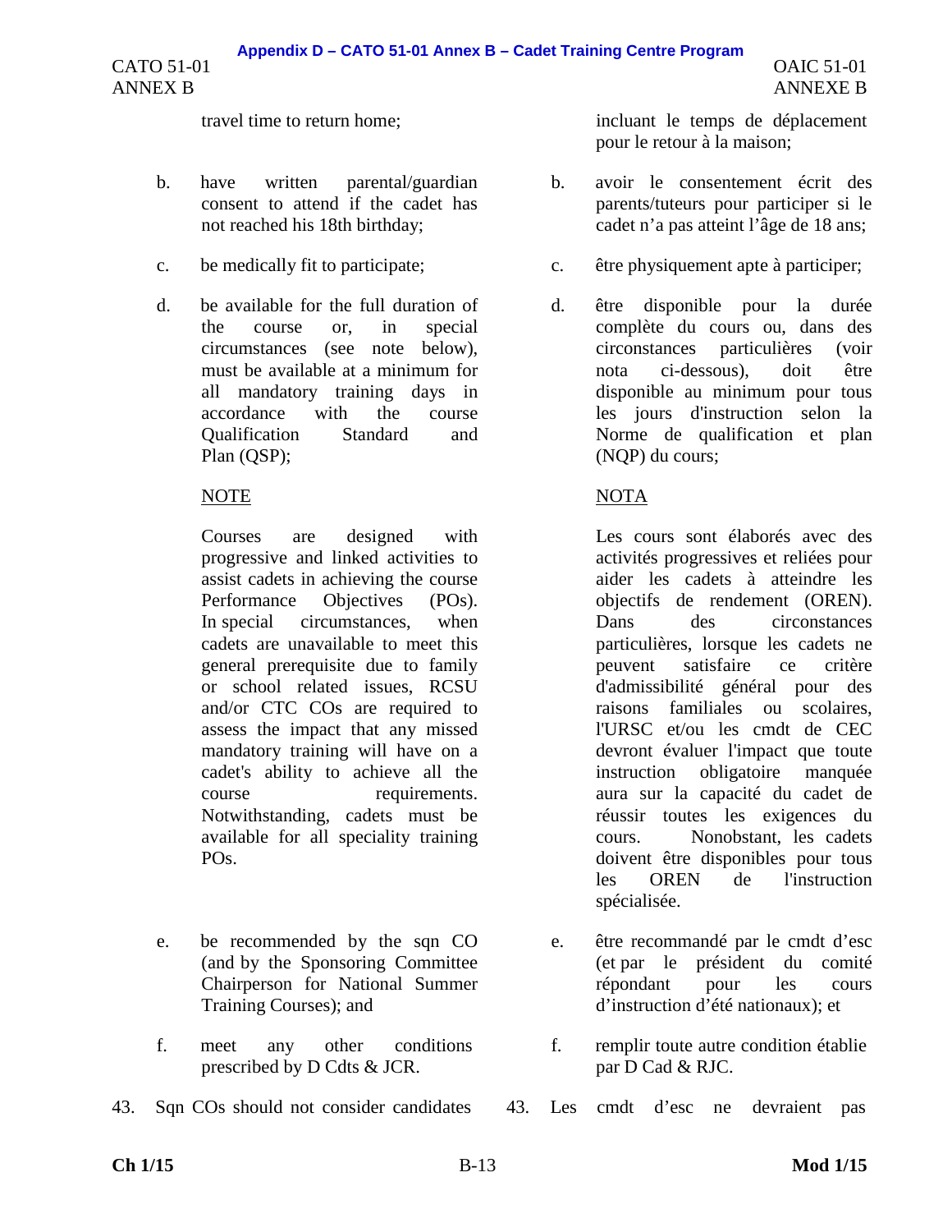travel time to return home;

b. have written parental/guardian consent to attend if the cadet has not reached his 18th birthday;

c. be medically fit to participate;

d. be available for the full duration of the course or, in special circumstances (see note below), must be available at a minimum for all mandatory training days in accordance with the course Qualification Standard and Plan (QSP);

NOTE

Courses are designed with progressive and linked activities to assist cadets in achieving the course Performance Objectives (POs). In special circumstances, when cadets are unavailable to meet this general prerequisite due to family or school related issues, RCSU and/or CTC COs are required to assess the impact that any missed mandatory training will have on a cadet's ability to achieve all the course requirements. Notwithstanding, cadets must be available for all speciality training POs.

e. be recommended by the sqn CO (and by the Sponsoring Committee Chairperson for National Summer Training Courses); and

f. meet any other conditions prescribed by D Cdts & JCR.

43. Sqn COs should not consider candidates

incluant le temps de déplacement pour le retour à la maison;

b. avoir le consentement écrit des parents/tuteurs pour participer si le cadet n'a pas atteint l'âge de 18 ans;

c. être physiquement apte à participer;

d. être disponible pour la durée complète du cours ou, dans des circonstances particulières (voir nota ci-dessous), doit être disponible au minimum pour tous les jours d'instruction selon la Norme de qualification et plan (NQP) du cours;

NOTA

Les cours sont élaborés avec des activités progressives et reliées pour aider les cadets à atteindre les objectifs de rendement (OREN). Dans des circonstances particulières, lorsque les cadets ne peuvent satisfaire ce critère d'admissibilité général pour des raisons familiales ou scolaires, l'URSC et/ou les cmdt de CEC devront évaluer l'impact que toute instruction obligatoire manquée aura sur la capacité du cadet de réussir toutes les exigences du cours. Nonobstant, les cadets doivent être disponibles pour tous les OREN de l'instruction spécialisée.

e. être recommandé par le cmdt d'esc (et par le président du comité répondant pour les cours d'instruction d'été nationaux); et

f. remplir toute autre condition établie par D Cad & RJC.

43. Les cmdt d'esc ne devraient pas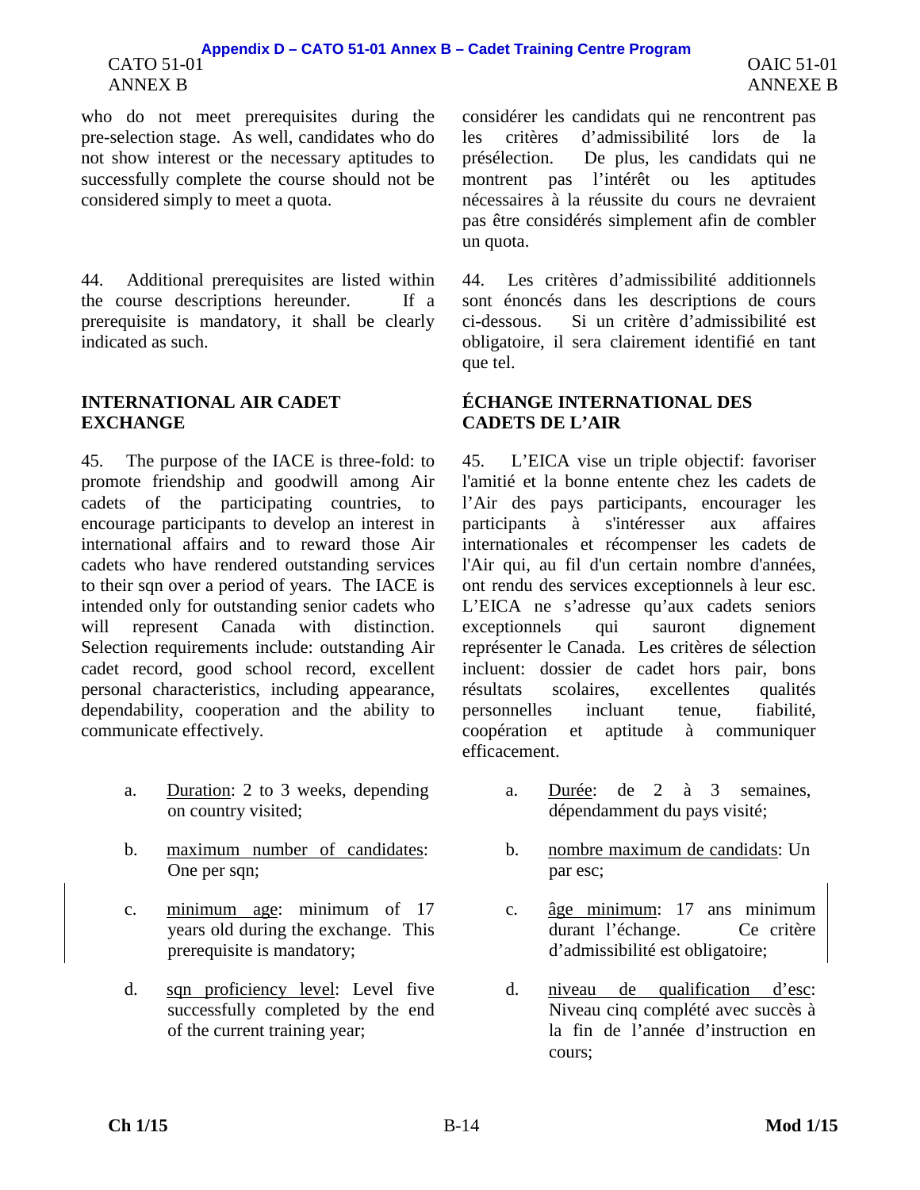who do not meet prerequisites during the pre-selection stage. As well, candidates who do not show interest or the necessary aptitudes to successfully complete the course should not be considered simply to meet a quota.

44. Additional prerequisites are listed within the course descriptions hereunder. If a prerequisite is mandatory, it shall be clearly indicated as such.

## INTERNATIONAL AIR CADET EXCHANGE

45. The purpose of the IACE is three-fold: to promote friendship and goodwill among Air cadets of the participating countries, to encourage participants to develop an interest in international affairs and to reward those Air cadets who have rendered outstanding services to their sqn over a period of years. The IACE is intended only for outstanding senior cadets who will represent Canada with distinction. Selection requirements include: outstanding Air cadet record, good school record, excellent personal characteristics, including appearance, dependability, cooperation and the ability to communicate effectively.

a. Duration: 2 to 3 weeks, depending on country visited;

b. maximum number of candidates: One per sqn;

c. minimum age: minimum of 17 years old during the exchange. This prerequisite is mandatory;

d. sqn proficiency level: Level five successfully completed by the end of the current training year;

---

considérer les candidats qui ne rencontrent pas les critères d'admissibilité lors de la présélection. De plus, les candidats qui ne montrent pas l'intérêt ou les aptitudes nécessaires à la réussite du cours ne devraient pas être considérés simplement afin de combler un quota.

44. Les critères d'admissibilité additionnels sont énoncés dans les descriptions de cours ci-dessous. Si un critère d'admissibilité est obligatoire, il sera clairement identifié en tant que tel.

## ÉCHANGE INTERNATIONAL DES CADETS DE L'AIR

45. L'EICA vise un triple objectif: favoriser l'amitié et la bonne entente chez les cadets de l'Air des pays participants, encourager les participants à s'intéresser aux affaires internationales et récompenser les cadets de l'Air qui, au fil d'un certain nombre d'années, ont rendu des services exceptionnels à leur esc. L'EICA ne s'adresse qu'aux cadets seniors exceptionnels qui sauront dignement représenter le Canada. Les critères de sélection incluent: dossier de cadet hors pair, bons résultats scolaires, excellentes qualités personnelles incluant tenue, fiabilité, coopération et aptitude à communiquer efficacement.

a. Durée: de 2 à 3 semaines, dépendamment du pays visité;

b. nombre maximum de candidats: Un par esc;

c. âge minimum: 17 ans minimum durant l'échange. Ce critère d'admissibilité est obligatoire;

d. niveau de qualification d'esc: Niveau cinq complété avec succès à la fin de l'année d'instruction en cours;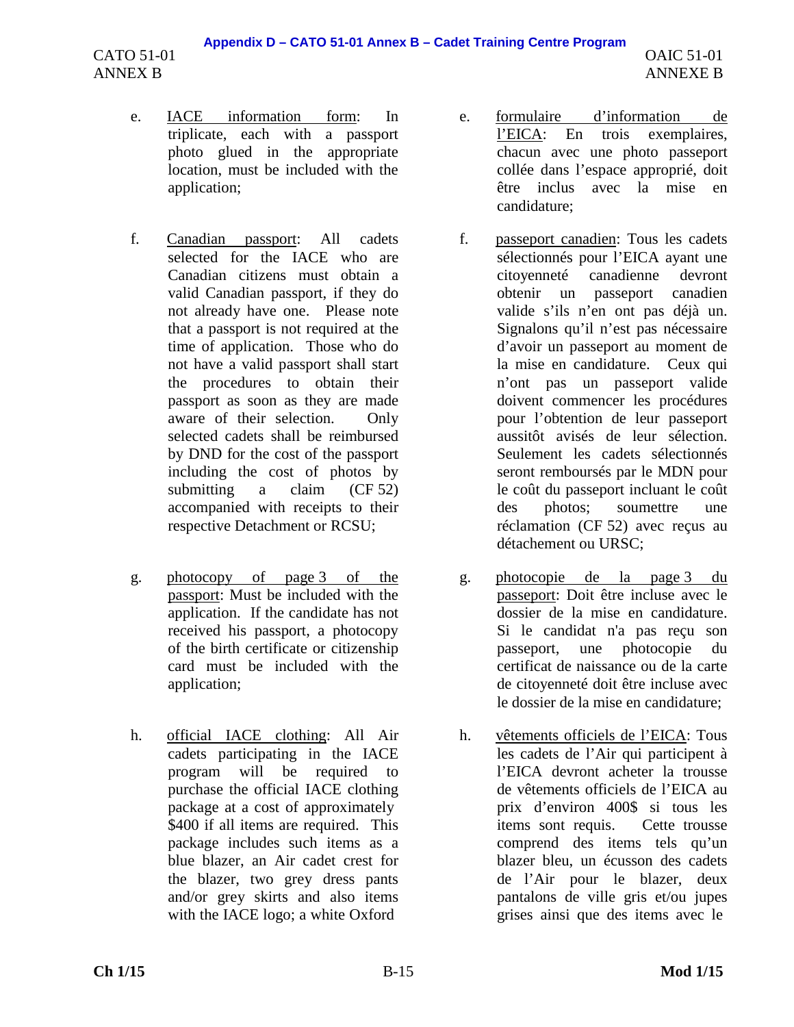e. IACE information form: In triplicate, each with a passport photo glued in the appropriate location, must be included with the application;

f. Canadian passport: All cadets selected for the IACE who are Canadian citizens must obtain a valid Canadian passport, if they do not already have one. Please note that a passport is not required at the time of application. Those who do not have a valid passport shall start the procedures to obtain their passport as soon as they are made aware of their selection. Only selected cadets shall be reimbursed by DND for the cost of the passport including the cost of photos by submitting a claim (CF 52) accompanied with receipts to their respective Detachment or RCSU;

g. photocopy of page 3 of the passport: Must be included with the application. If the candidate has not received his passport, a photocopy of the birth certificate or citizenship card must be included with the application;

h. official IACE clothing: All Air cadets participating in the IACE program will be required to purchase the official IACE clothing package at a cost of approximately $400 if all items are required. This package includes such items as a blue blazer, an Air cadet crest for the blazer, two grey dress pants and/or grey skirts and also items with the IACE logo; a white Oxford

e. formulaire d'information de l'EICA: En trois exemplaires, chacun avec une photo passeport collée dans l'espace approprié, doit être inclus avec la mise en candidature;

f. passeport canadien: Tous les cadets sélectionnés pour l'EICA ayant une citoyenneté canadienne devront obtenir un passeport canadien valide s'ils n'en ont pas déjà un. Signalons qu'il n'est pas nécessaire d'avoir un passeport au moment de la mise en candidature. Ceux qui n'ont pas un passeport valide doivent commencer les procédures pour l'obtention de leur passeport aussitôt avisés de leur sélection. Seulement les cadets sélectionnés seront remboursés par le MDN pour le coût du passeport incluant le coût des photos; soumettre une réclamation (CF 52) avec reçus au détachement ou URSC;

g. photocopie de la page 3 du passeport: Doit être incluse avec le dossier de la mise en candidature. Si le candidat n'a pas reçu son passeport, une photocopie du certificat de naissance ou de la carte de citoyenneté doit être incluse avec le dossier de la mise en candidature;

h. vêtements officiels de l'EICA: Tous les cadets de l'Air qui participent à l'EICA devront acheter la trousse de vêtements officiels de l'EICA au prix d'environ 400$ si tous les items sont requis. Cette trousse comprend des items tels qu'un blazer bleu, un écusson des cadets de l'Air pour le blazer, deux pantalons de ville gris et/ou jupes grises ainsi que des items avec le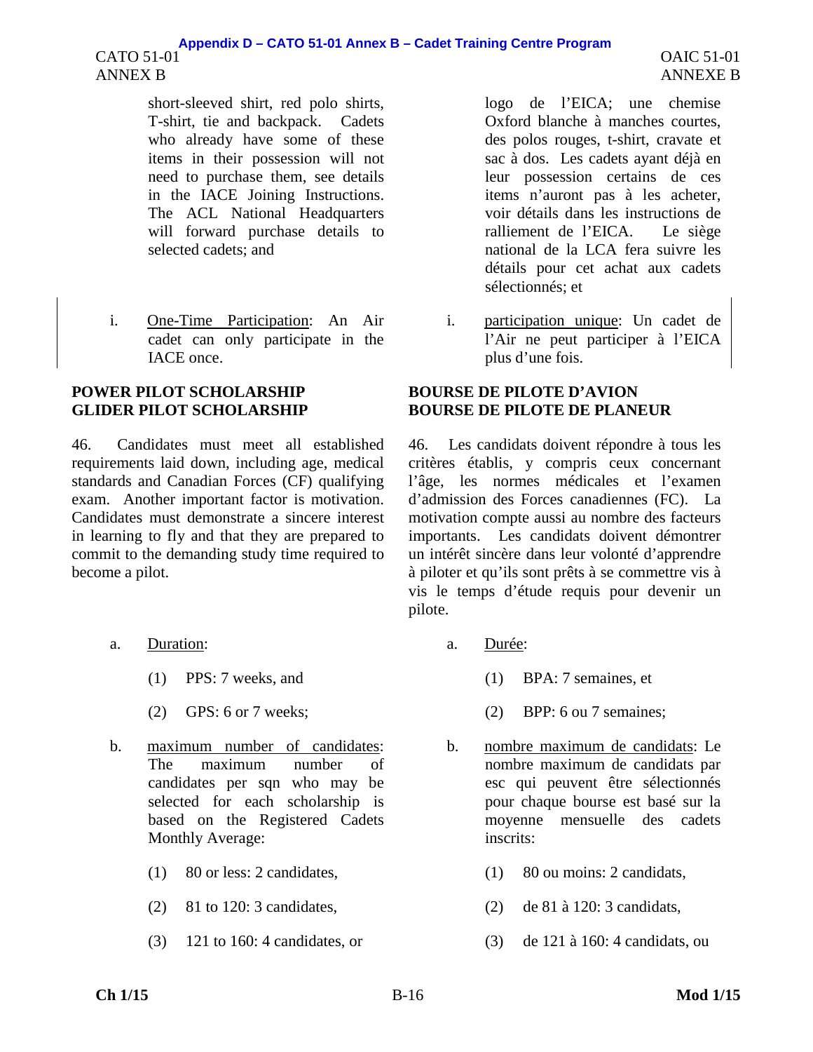short-sleeved shirt, red polo shirts, T-shirt, tie and backpack. Cadets who already have some of these items in their possession will not need to purchase them, see details in the IACE Joining Instructions. The ACL National Headquarters will forward purchase details to selected cadets; and

i. One-Time Participation: An Air cadet can only participate in the IACE once.

## POWER PILOT SCHOLARSHIP
## GLIDER PILOT SCHOLARSHIP

46. Candidates must meet all established requirements laid down, including age, medical standards and Canadian Forces (CF) qualifying exam. Another important factor is motivation. Candidates must demonstrate a sincere interest in learning to fly and that they are prepared to commit to the demanding study time required to become a pilot.

a. Duration:

(1) PPS: 7 weeks, and

(2) GPS: 6 or 7 weeks;

b. maximum number of candidates: The maximum number of candidates per sqn who may be selected for each scholarship is based on the Registered Cadets Monthly Average:

(1) 80 or less: 2 candidates,

(2) 81 to 120: 3 candidates,

(3) 121 to 160: 4 candidates, or

---

logo de l'EICA; une chemise Oxford blanche à manches courtes, des polos rouges, t-shirt, cravate et sac à dos. Les cadets ayant déjà en leur possession certains de ces items n'auront pas à les acheter, voir détails dans les instructions de ralliement de l'EICA. Le siège national de la LCA fera suivre les détails pour cet achat aux cadets sélectionnés; et

i. participation unique: Un cadet de l'Air ne peut participer à l'EICA plus d'une fois.

## BOURSE DE PILOTE D'AVION
## BOURSE DE PILOTE DE PLANEUR

46. Les candidats doivent répondre à tous les critères établis, y compris ceux concernant l'âge, les normes médicales et l'examen d'admission des Forces canadiennes (FC). La motivation compte aussi au nombre des facteurs importants. Les candidats doivent démontrer un intérêt sincère dans leur volonté d'apprendre à piloter et qu'ils sont prêts à se commettre vis à vis le temps d'étude requis pour devenir un pilote.

a. Durée:

(1) BPA: 7 semaines, et

(2) BPP: 6 ou 7 semaines;

b. nombre maximum de candidats: Le nombre maximum de candidats par esc qui peuvent être sélectionnés pour chaque bourse est basé sur la moyenne mensuelle des cadets inscrits:

(1) 80 ou moins: 2 candidats,

(2) de 81 à 120: 3 candidats,

(3) de 121 à 160: 4 candidats, ou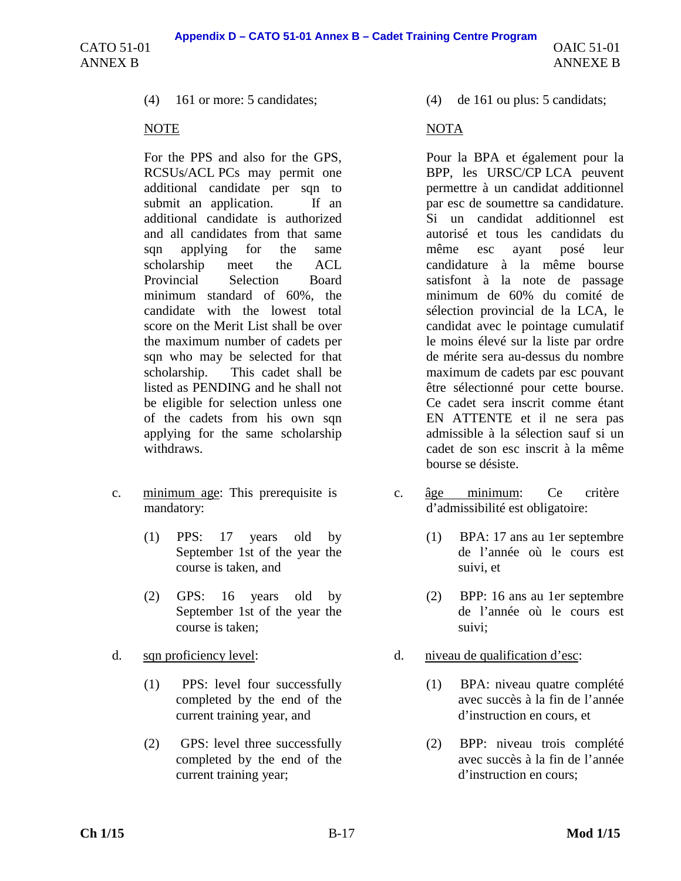(4) 161 or more: 5 candidates;

NOTE

For the PPS and also for the GPS, RCSUs/ACL PCs may permit one additional candidate per sqn to submit an application. If an additional candidate is authorized and all candidates from that same sqn applying for the same scholarship meet the ACL Provincial Selection Board minimum standard of 60%, the candidate with the lowest total score on the Merit List shall be over the maximum number of cadets per sqn who may be selected for that scholarship. This cadet shall be listed as PENDING and he shall not be eligible for selection unless one of the cadets from his own sqn applying for the same scholarship withdraws.

c. minimum age: This prerequisite is mandatory:

(1) PPS: 17 years old by September 1st of the year the course is taken, and

(2) GPS: 16 years old by September 1st of the year the course is taken;

d. sqn proficiency level:

(1) PPS: level four successfully completed by the end of the current training year, and

(2) GPS: level three successfully completed by the end of the current training year;

(4) de 161 ou plus: 5 candidats;

NOTA

Pour la BPA et également pour la BPP, les URSC/CP LCA peuvent permettre à un candidat additionnel par esc de soumettre sa candidature. Si un candidat additionnel est autorisé et tous les candidats du même esc ayant posé leur candidature à la même bourse satisfont à la note de passage minimum de 60% du comité de sélection provincial de la LCA, le candidat avec le pointage cumulatif le moins élevé sur la liste par ordre de mérite sera au-dessus du nombre maximum de cadets par esc pouvant être sélectionné pour cette bourse. Ce cadet sera inscrit comme étant EN ATTENTE et il ne sera pas admissible à la sélection sauf si un cadet de son esc inscrit à la même bourse se désiste.

c. âge minimum: Ce critère d'admissibilité est obligatoire:

(1) BPA: 17 ans au 1er septembre de l'année où le cours est suivi, et

(2) BPP: 16 ans au 1er septembre de l'année où le cours est suivi;

d. niveau de qualification d'esc:

(1) BPA: niveau quatre complété avec succès à la fin de l'année d'instruction en cours, et

(2) BPP: niveau trois complété avec succès à la fin de l'année d'instruction en cours;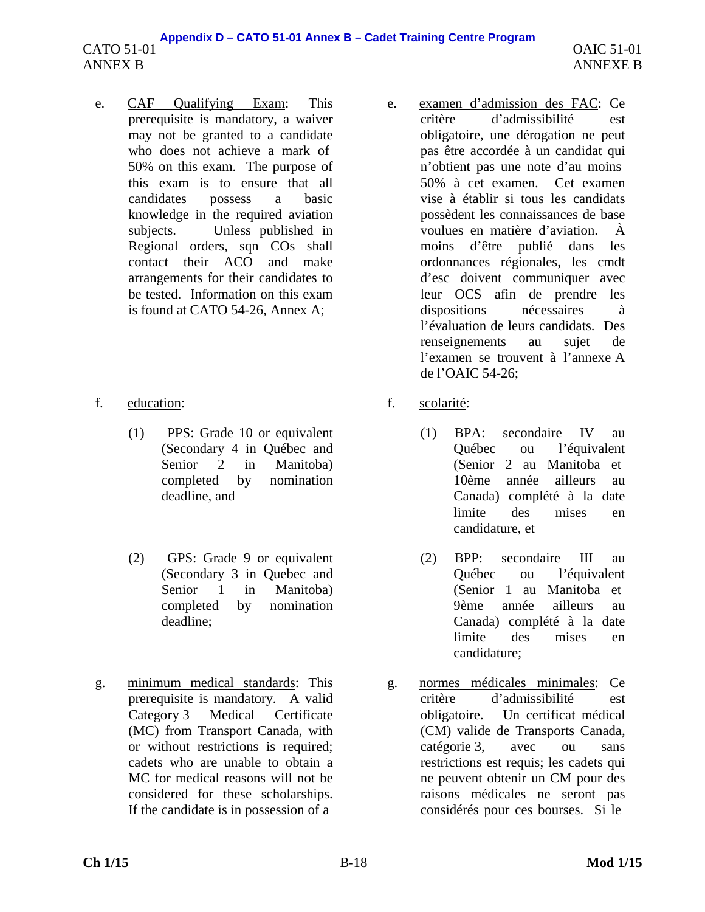e. CAF Qualifying Exam: This prerequisite is mandatory, a waiver may not be granted to a candidate who does not achieve a mark of 50% on this exam. The purpose of this exam is to ensure that all candidates possess a basic knowledge in the required aviation subjects. Unless published in Regional orders, sqn COs shall contact their ACO and make arrangements for their candidates to be tested. Information on this exam is found at CATO 54-26, Annex A;

f. education:

(1) PPS: Grade 10 or equivalent (Secondary 4 in Québec and Senior 2 in Manitoba) completed by nomination deadline, and

(2) GPS: Grade 9 or equivalent (Secondary 3 in Quebec and Senior 1 in Manitoba) completed by nomination deadline;

g. minimum medical standards: This prerequisite is mandatory. A valid Category 3 Medical Certificate (MC) from Transport Canada, with or without restrictions is required; cadets who are unable to obtain a MC for medical reasons will not be considered for these scholarships. If the candidate is in possession of a

e. examen d'admission des FAC: Ce critère d'admissibilité est obligatoire, une dérogation ne peut pas être accordée à un candidat qui n'obtient pas une note d'au moins 50% à cet examen. Cet examen vise à établir si tous les candidats possèdent les connaissances de base voulues en matière d'aviation. À moins d'être publié dans les ordonnances régionales, les cmdt d'esc doivent communiquer avec leur OCS afin de prendre les dispositions nécessaires à l'évaluation de leurs candidats. Des renseignements au sujet de l'examen se trouvent à l'annexe A de l'OAIC 54-26;

f. scolarité:

(1) BPA: secondaire IV au Québec ou l'équivalent (Senior 2 au Manitoba et 10ème année ailleurs au Canada) complété à la date limite des mises en candidature, et

(2) BPP: secondaire III au Québec ou l'équivalent (Senior 1 au Manitoba et 9ème année ailleurs au Canada) complété à la date limite des mises en candidature;

g. normes médicales minimales: Ce critère d'admissibilité est obligatoire. Un certificat médical (CM) valide de Transports Canada, catégorie 3, avec ou sans restrictions est requis; les cadets qui ne peuvent obtenir un CM pour des raisons médicales ne seront pas considérés pour ces bourses. Si le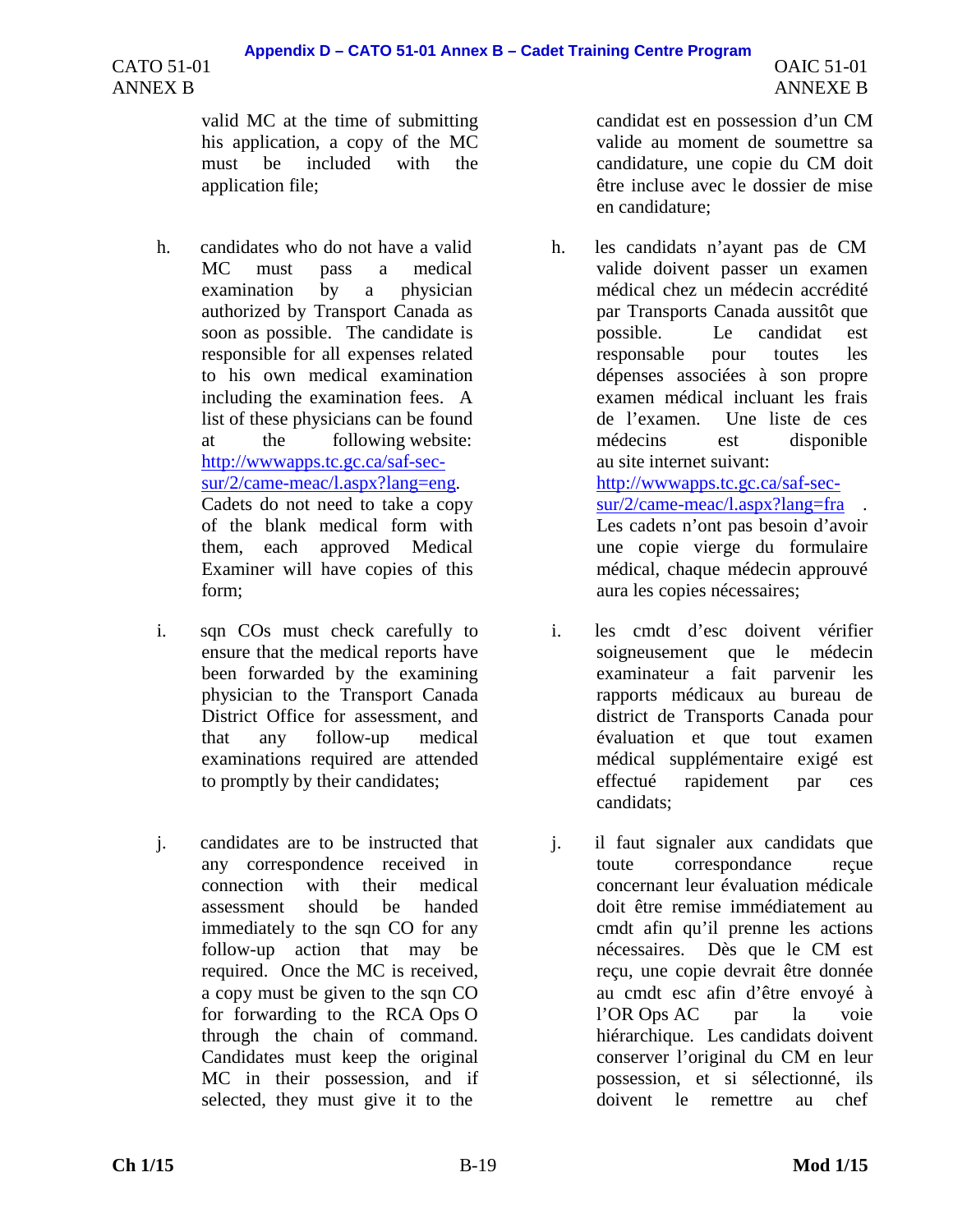valid MC at the time of submitting his application, a copy of the MC must be included with the application file;

h. candidates who do not have a valid MC must pass a medical examination by a physician authorized by Transport Canada as soon as possible. The candidate is responsible for all expenses related to his own medical examination including the examination fees. A list of these physicians can be found at the following website: http://wwwapps.tc.gc.ca/saf-sec-sur/2/came-meac/l.aspx?lang=eng. Cadets do not need to take a copy of the blank medical form with them, each approved Medical Examiner will have copies of this form;

i. sqn COs must check carefully to ensure that the medical reports have been forwarded by the examining physician to the Transport Canada District Office for assessment, and that any follow-up medical examinations required are attended to promptly by their candidates;

j. candidates are to be instructed that any correspondence received in connection with their medical assessment should be handed immediately to the sqn CO for any follow-up action that may be required. Once the MC is received, a copy must be given to the sqn CO for forwarding to the RCA Ops O through the chain of command. Candidates must keep the original MC in their possession, and if selected, they must give it to the

---

candidat est en possession d'un CM valide au moment de soumettre sa candidature, une copie du CM doit être incluse avec le dossier de mise en candidature;

h. les candidats n'ayant pas de CM valide doivent passer un examen médical chez un médecin accrédité par Transports Canada aussitôt que possible. Le candidat est responsable pour toutes les dépenses associées à son propre examen médical incluant les frais de l'examen. Une liste de ces médecins est disponible au site internet suivant: http://wwwapps.tc.gc.ca/saf-sec-sur/2/came-meac/l.aspx?lang=fra . Les cadets n'ont pas besoin d'avoir une copie vierge du formulaire médical, chaque médecin approuvé aura les copies nécessaires;

i. les cmdt d'esc doivent vérifier soigneusement que le médecin examinateur a fait parvenir les rapports médicaux au bureau de district de Transports Canada pour évaluation et que tout examen médical supplémentaire exigé est effectué rapidement par ces candidats;

j. il faut signaler aux candidats que toute correspondance reçue concernant leur évaluation médicale doit être remise immédiatement au cmdt afin qu'il prenne les actions nécessaires. Dès que le CM est reçu, une copie devrait être donnée au cmdt esc afin d'être envoyé à l'OR Ops AC par la voie hiérarchique. Les candidats doivent conserver l'original du CM en leur possession, et si sélectionné, ils doivent le remettre au chef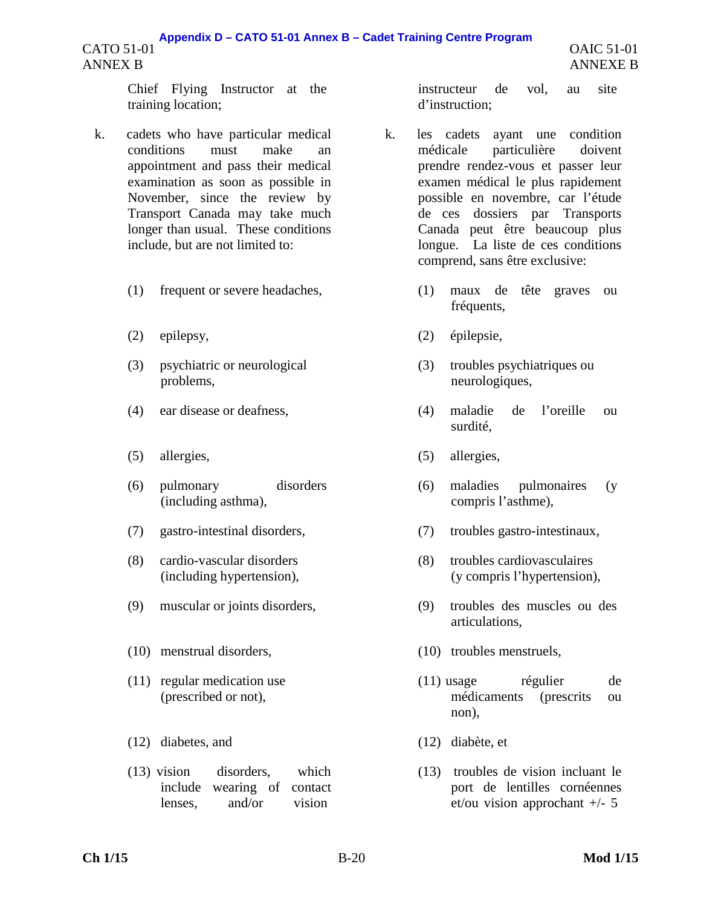Chief Flying Instructor at the training location;

k. cadets who have particular medical conditions must make an appointment and pass their medical examination as soon as possible in November, since the review by Transport Canada may take much longer than usual. These conditions include, but are not limited to:

   (1) frequent or severe headaches,

   (2) epilepsy,

   (3) psychiatric or neurological problems,

   (4) ear disease or deafness,

   (5) allergies,

   (6) pulmonary disorders (including asthma),

   (7) gastro-intestinal disorders,

   (8) cardio-vascular disorders (including hypertension),

   (9) muscular or joints disorders,

   (10) menstrual disorders,

   (11) regular medication use (prescribed or not),

   (12) diabetes, and

   (13) vision disorders, which include wearing of contact lenses, and/or vision

instructeur de vol, au site d'instruction;

k. les cadets ayant une condition médicale particulière doivent prendre rendez-vous et passer leur examen médical le plus rapidement possible en novembre, car l'étude de ces dossiers par Transports Canada peut être beaucoup plus longue. La liste de ces conditions comprend, sans être exclusive:

   (1) maux de tête graves ou fréquents,

   (2) épilepsie,

   (3) troubles psychiatriques ou neurologiques,

   (4) maladie de l'oreille ou surdité,

   (5) allergies,

   (6) maladies pulmonaires (y compris l'asthme),

   (7) troubles gastro-intestinaux,

   (8) troubles cardiovasculaires (y compris l'hypertension),

   (9) troubles des muscles ou des articulations,

   (10) troubles menstruels,

   (11) usage régulier de médicaments (prescrits ou non),

   (12) diabète, et

   (13) troubles de vision incluant le port de lentilles cornéennes et/ou vision approchant +/- 5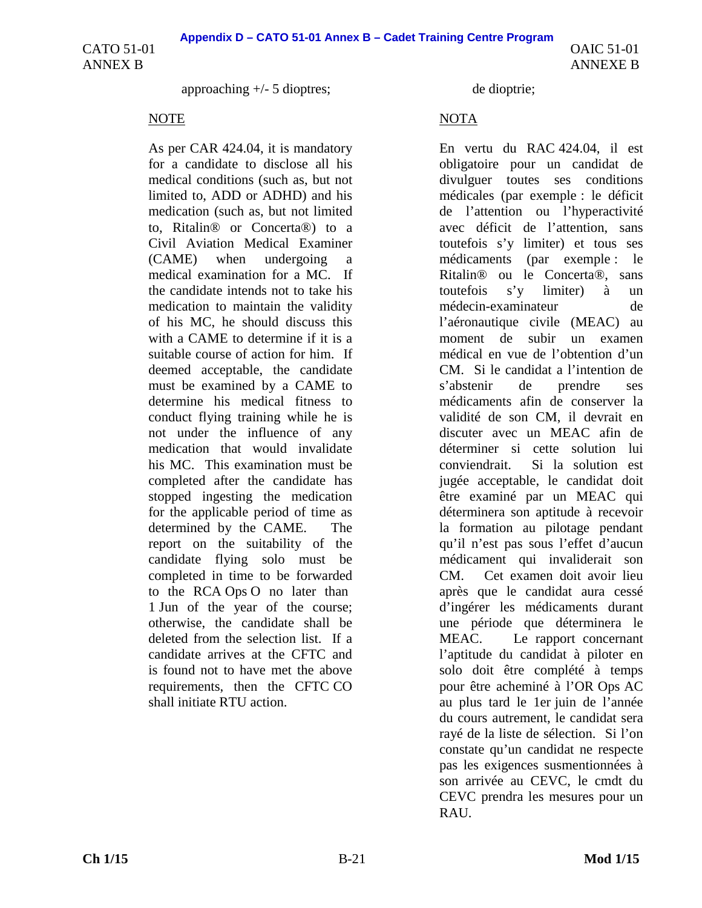approaching +/- 5 dioptres;

NOTE

As per CAR 424.04, it is mandatory for a candidate to disclose all his medical conditions (such as, but not limited to, ADD or ADHD) and his medication (such as, but not limited to, Ritalin® or Concerta®) to a Civil Aviation Medical Examiner (CAME) when undergoing a medical examination for a MC. If the candidate intends not to take his medication to maintain the validity of his MC, he should discuss this with a CAME to determine if it is a suitable course of action for him. If deemed acceptable, the candidate must be examined by a CAME to determine his medical fitness to conduct flying training while he is not under the influence of any medication that would invalidate his MC. This examination must be completed after the candidate has stopped ingesting the medication for the applicable period of time as determined by the CAME. The report on the suitability of the candidate flying solo must be completed in time to be forwarded to the RCA Ops O no later than 1 Jun of the year of the course; otherwise, the candidate shall be deleted from the selection list. If a candidate arrives at the CFTC and is found not to have met the above requirements, then the CFTC CO shall initiate RTU action.

de dioptrie;

NOTA

En vertu du RAC 424.04, il est obligatoire pour un candidat de divulguer toutes ses conditions médicales (par exemple : le déficit de l'attention ou l'hyperactivité avec déficit de l'attention, sans toutefois s'y limiter) et tous ses médicaments (par exemple : le Ritalin® ou le Concerta®, sans toutefois s'y limiter) à un médecin-examinateur de l'aéronautique civile (MEAC) au moment de subir un examen médical en vue de l'obtention d'un CM. Si le candidat a l'intention de s'abstenir de prendre ses médicaments afin de conserver la validité de son CM, il devrait en discuter avec un MEAC afin de déterminer si cette solution lui conviendrait. Si la solution est jugée acceptable, le candidat doit être examiné par un MEAC qui déterminera son aptitude à recevoir la formation au pilotage pendant qu'il n'est pas sous l'effet d'aucun médicament qui invaliderait son CM. Cet examen doit avoir lieu après que le candidat aura cessé d'ingérer les médicaments durant une période que déterminera le MEAC. Le rapport concernant l'aptitude du candidat à piloter en solo doit être complété à temps pour être acheminé à l'OR Ops AC au plus tard le 1er juin de l'année du cours autrement, le candidat sera rayé de la liste de sélection. Si l'on constate qu'un candidat ne respecte pas les exigences susmentionnées à son arrivée au CEVC, le cmdt du CEVC prendra les mesures pour un RAU.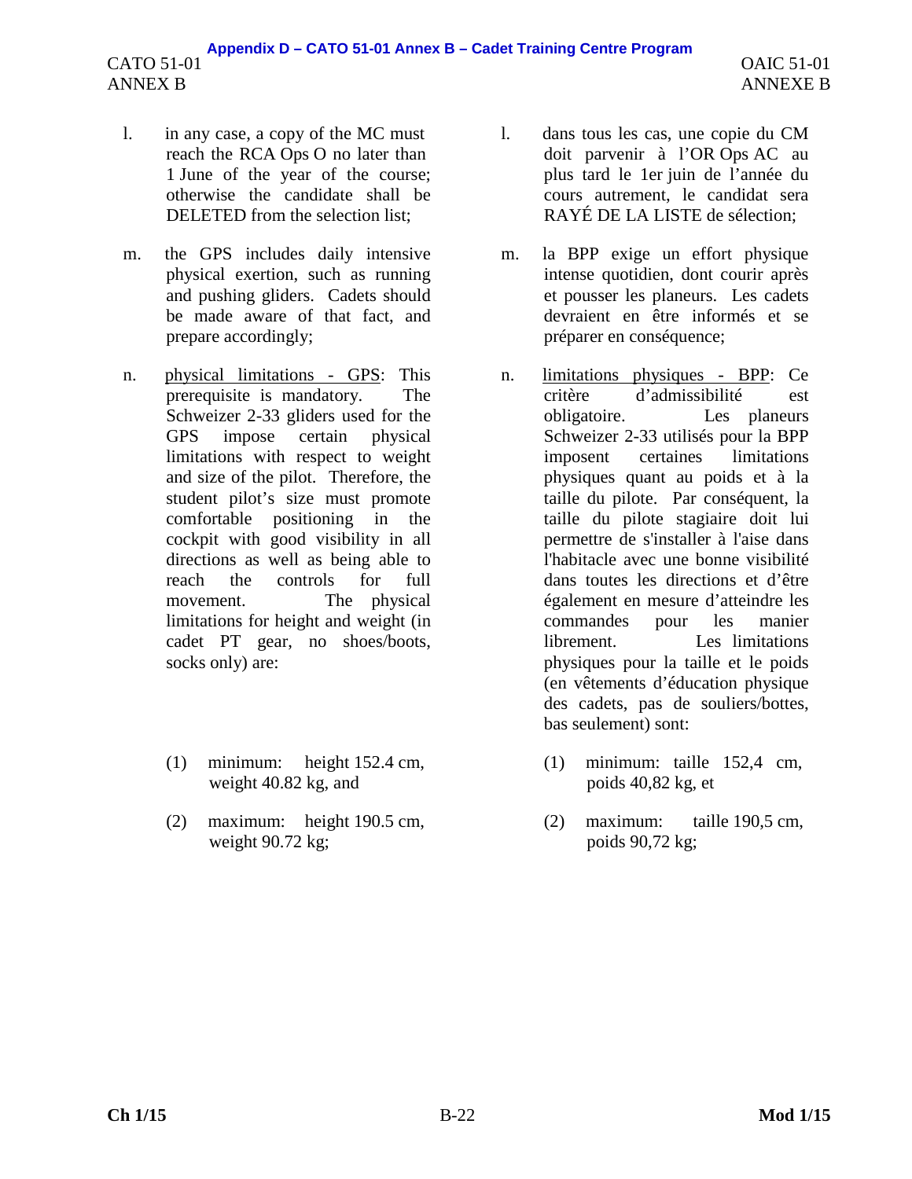l. in any case, a copy of the MC must reach the RCA Ops O no later than 1 June of the year of the course; otherwise the candidate shall be DELETED from the selection list;

m. the GPS includes daily intensive physical exertion, such as running and pushing gliders. Cadets should be made aware of that fact, and prepare accordingly;

n. physical limitations - GPS: This prerequisite is mandatory. The Schweizer 2-33 gliders used for the GPS impose certain physical limitations with respect to weight and size of the pilot. Therefore, the student pilot's size must promote comfortable positioning in the cockpit with good visibility in all directions as well as being able to reach the controls for full movement. The physical limitations for height and weight (in cadet PT gear, no shoes/boots, socks only) are:

   (1) minimum: height 152.4 cm, weight 40.82 kg, and

   (2) maximum: height 190.5 cm, weight 90.72 kg;

l. dans tous les cas, une copie du CM doit parvenir à l'OR Ops AC au plus tard le 1er juin de l'année du cours autrement, le candidat sera RAYÉ DE LA LISTE de sélection;

m. la BPP exige un effort physique intense quotidien, dont courir après et pousser les planeurs. Les cadets devraient en être informés et se préparer en conséquence;

n. limitations physiques - BPP: Ce critère d'admissibilité est obligatoire. Les planeurs Schweizer 2-33 utilisés pour la BPP imposent certaines limitations physiques quant au poids et à la taille du pilote. Par conséquent, la taille du pilote stagiaire doit lui permettre de s'installer à l'aise dans l'habitacle avec une bonne visibilité dans toutes les directions et d'être également en mesure d'atteindre les commandes pour les manier librement. Les limitations physiques pour la taille et le poids (en vêtements d'éducation physique des cadets, pas de souliers/bottes, bas seulement) sont:

   (1) minimum: taille 152,4 cm, poids 40,82 kg, et

   (2) maximum: taille 190,5 cm, poids 90,72 kg;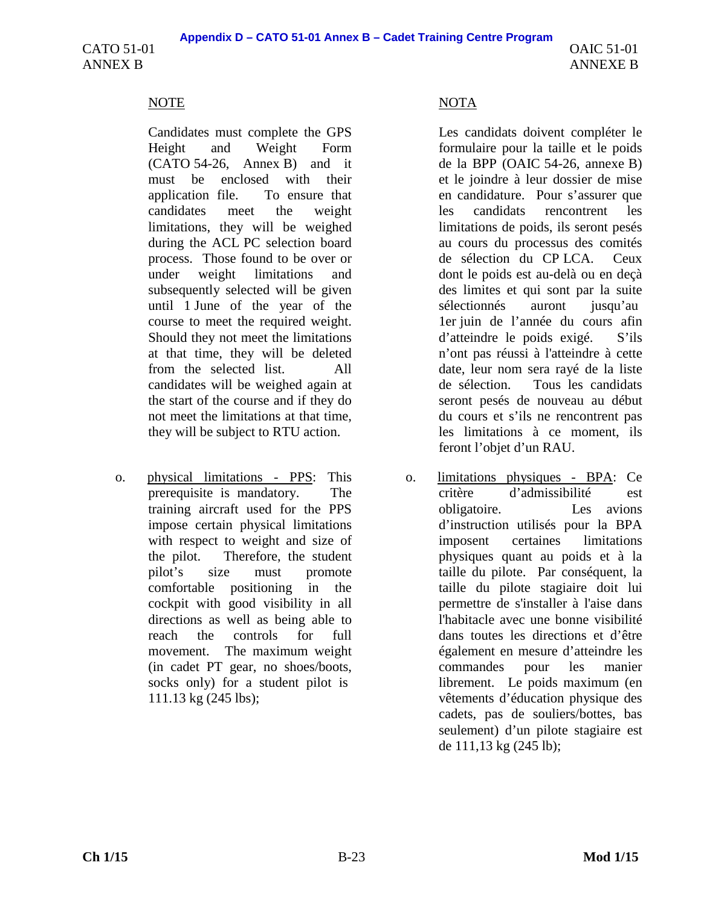NOTE

Candidates must complete the GPS Height and Weight Form (CATO 54-26, Annex B) and it must be enclosed with their application file. To ensure that candidates meet the weight limitations, they will be weighed during the ACL PC selection board process. Those found to be over or under weight limitations and subsequently selected will be given until 1 June of the year of the course to meet the required weight. Should they not meet the limitations at that time, they will be deleted from the selected list. All candidates will be weighed again at the start of the course and if they do not meet the limitations at that time, they will be subject to RTU action.

o. physical limitations - PPS: This prerequisite is mandatory. The training aircraft used for the PPS impose certain physical limitations with respect to weight and size of the pilot. Therefore, the student pilot's size must promote comfortable positioning in the cockpit with good visibility in all directions as well as being able to reach the controls for full movement. The maximum weight (in cadet PT gear, no shoes/boots, socks only) for a student pilot is 111.13 kg (245 lbs);

NOTA

Les candidats doivent compléter le formulaire pour la taille et le poids de la BPP (OAIC 54-26, annexe B) et le joindre à leur dossier de mise en candidature. Pour s'assurer que les candidats rencontrent les limitations de poids, ils seront pesés au cours du processus des comités de sélection du CP LCA. Ceux dont le poids est au-delà ou en deçà des limites et qui sont par la suite sélectionnés auront jusqu'au 1er juin de l'année du cours afin d'atteindre le poids exigé. S'ils n'ont pas réussi à l'atteindre à cette date, leur nom sera rayé de la liste de sélection. Tous les candidats seront pesés de nouveau au début du cours et s'ils ne rencontrent pas les limitations à ce moment, ils feront l'objet d'un RAU.

o. limitations physiques - BPA: Ce critère d'admissibilité est obligatoire. Les avions d'instruction utilisés pour la BPA imposent certaines limitations physiques quant au poids et à la taille du pilote. Par conséquent, la taille du pilote stagiaire doit lui permettre de s'installer à l'aise dans l'habitacle avec une bonne visibilité dans toutes les directions et d'être également en mesure d'atteindre les commandes pour les manier librement. Le poids maximum (en vêtements d'éducation physique des cadets, pas de souliers/bottes, bas seulement) d'un pilote stagiaire est de 111,13 kg (245 lb);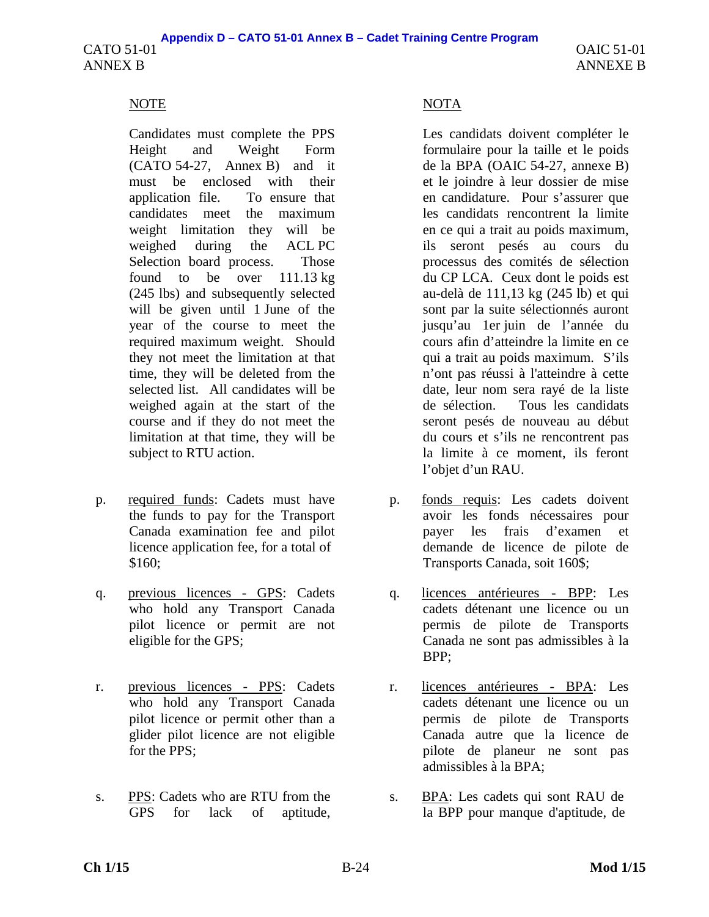NOTE

Candidates must complete the PPS Height and Weight Form (CATO 54-27, Annex B) and it must be enclosed with their application file. To ensure that candidates meet the maximum weight limitation they will be weighed during the ACL PC Selection board process. Those found to be over 111.13 kg (245 lbs) and subsequently selected will be given until 1 June of the year of the course to meet the required maximum weight. Should they not meet the limitation at that time, they will be deleted from the selected list. All candidates will be weighed again at the start of the course and if they do not meet the limitation at that time, they will be subject to RTU action.

p. required funds: Cadets must have the funds to pay for the Transport Canada examination fee and pilot licence application fee, for a total of $160;

q. previous licences - GPS: Cadets who hold any Transport Canada pilot licence or permit are not eligible for the GPS;

r. previous licences - PPS: Cadets who hold any Transport Canada pilot licence or permit other than a glider pilot licence are not eligible for the PPS;

s. PPS: Cadets who are RTU from the GPS for lack of aptitude,

NOTA

Les candidats doivent compléter le formulaire pour la taille et le poids de la BPA (OAIC 54-27, annexe B) et le joindre à leur dossier de mise en candidature. Pour s'assurer que les candidats rencontrent la limite en ce qui a trait au poids maximum, ils seront pesés au cours du processus des comités de sélection du CP LCA. Ceux dont le poids est au-delà de 111,13 kg (245 lb) et qui sont par la suite sélectionnés auront jusqu'au 1er juin de l'année du cours afin d'atteindre la limite en ce qui a trait au poids maximum. S'ils n'ont pas réussi à l'atteindre à cette date, leur nom sera rayé de la liste de sélection. Tous les candidats seront pesés de nouveau au début du cours et s'ils ne rencontrent pas la limite à ce moment, ils feront l'objet d'un RAU.

p. fonds requis: Les cadets doivent avoir les fonds nécessaires pour payer les frais d'examen et demande de licence de pilote de Transports Canada, soit 160$;

q. licences antérieures - BPP: Les cadets détenant une licence ou un permis de pilote de Transports Canada ne sont pas admissibles à la BPP;

r. licences antérieures - BPA: Les cadets détenant une licence ou un permis de pilote de Transports Canada autre que la licence de pilote de planeur ne sont pas admissibles à la BPA;

s. BPA: Les cadets qui sont RAU de la BPP pour manque d'aptitude, de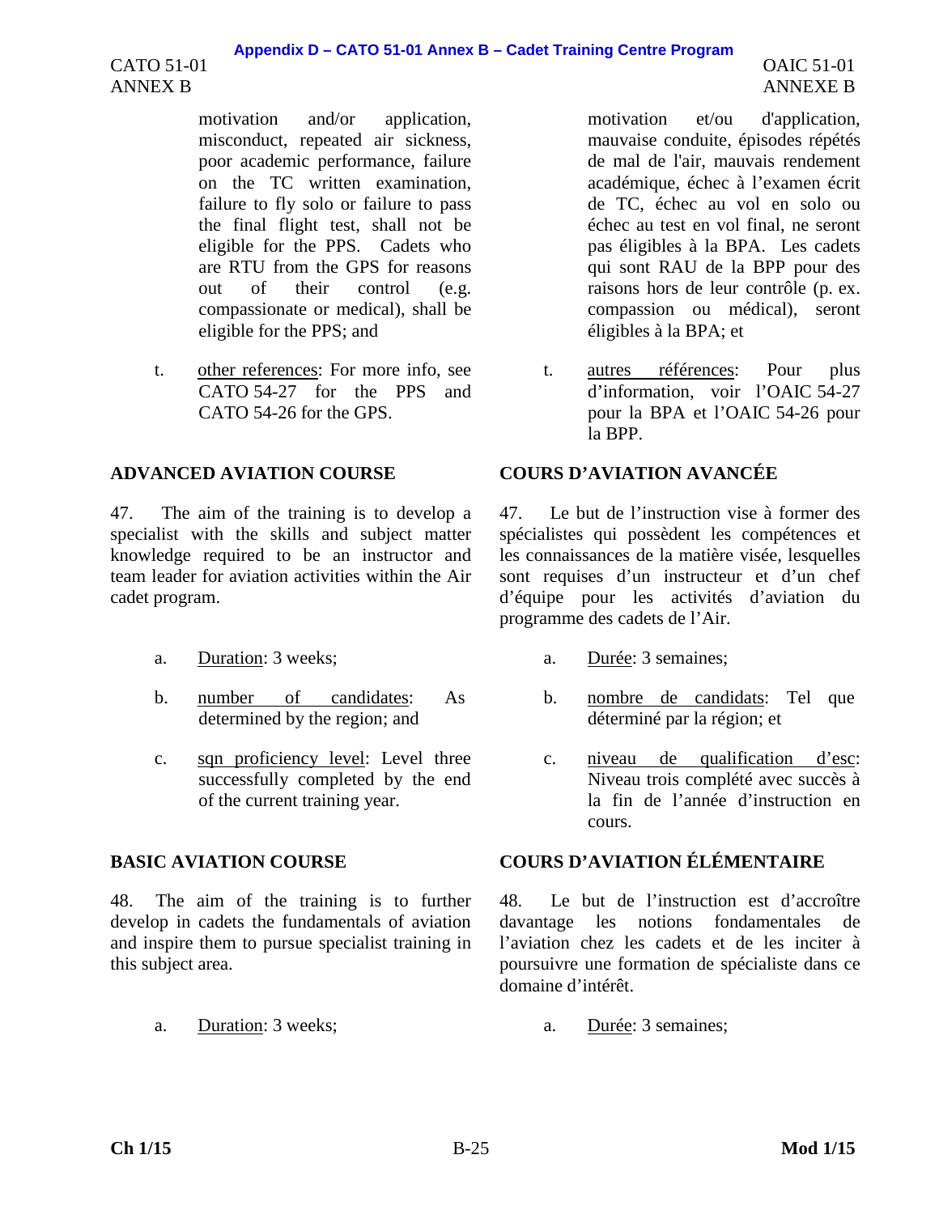motivation and/or application, misconduct, repeated air sickness, poor academic performance, failure on the TC written examination, failure to fly solo or failure to pass the final flight test, shall not be eligible for the PPS. Cadets who are RTU from the GPS for reasons out of their control (e.g. compassionate or medical), shall be eligible for the PPS; and

t. other references: For more info, see CATO 54-27 for the PPS and CATO 54-26 for the GPS.

motivation et/ou d'application, mauvaise conduite, épisodes répétés de mal de l'air, mauvais rendement académique, échec à l'examen écrit de TC, échec au vol en solo ou échec au test en vol final, ne seront pas éligibles à la BPA. Les cadets qui sont RAU de la BPP pour des raisons hors de leur contrôle (p. ex. compassion ou médical), seront éligibles à la BPA; et

t. autres références: Pour plus d'information, voir l'OAIC 54-27 pour la BPA et l'OAIC 54-26 pour la BPP.

## ADVANCED AVIATION COURSE

47. The aim of the training is to develop a specialist with the skills and subject matter knowledge required to be an instructor and team leader for aviation activities within the Air cadet program.

a. Duration: 3 weeks;

b. number of candidates: As determined by the region; and

c. sqn proficiency level: Level three successfully completed by the end of the current training year.

## COURS D'AVIATION AVANCÉE

47. Le but de l'instruction vise à former des spécialistes qui possèdent les compétences et les connaissances de la matière visée, lesquelles sont requises d'un instructeur et d'un chef d'équipe pour les activités d'aviation du programme des cadets de l'Air.

a. Durée: 3 semaines;

b. nombre de candidats: Tel que déterminé par la région; et

c. niveau de qualification d'esc: Niveau trois complété avec succès à la fin de l'année d'instruction en cours.

## BASIC AVIATION COURSE

48. The aim of the training is to further develop in cadets the fundamentals of aviation and inspire them to pursue specialist training in this subject area.

a. Duration: 3 weeks;

## COURS D'AVIATION ÉLÉMENTAIRE

48. Le but de l'instruction est d'accroître davantage les notions fondamentales de l'aviation chez les cadets et de les inciter à poursuivre une formation de spécialiste dans ce domaine d'intérêt.

a. Durée: 3 semaines;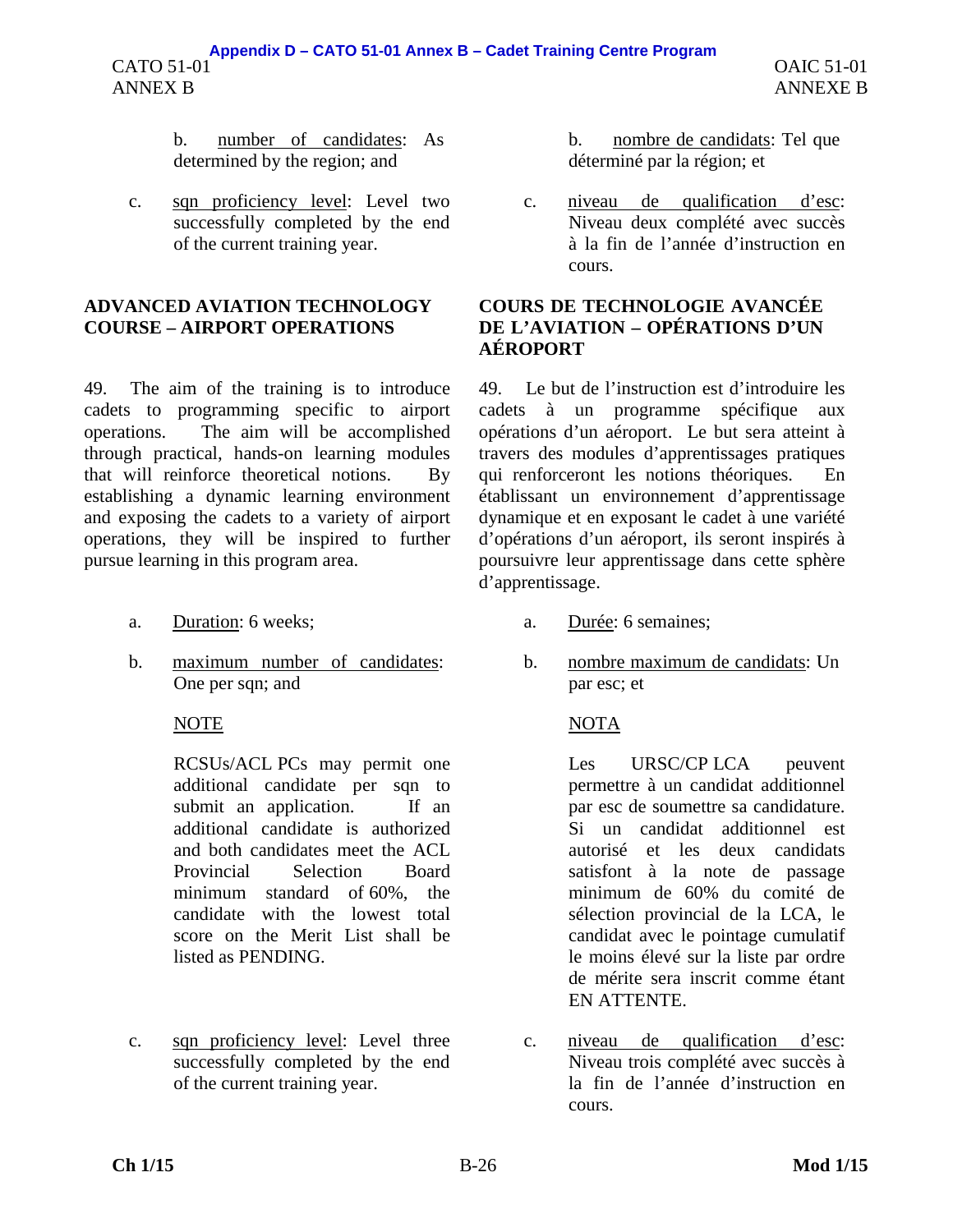b. number of candidates: As determined by the region; and

c. sqn proficiency level: Level two successfully completed by the end of the current training year.

b. nombre de candidats: Tel que déterminé par la région; et

c. niveau de qualification d'esc: Niveau deux complété avec succès à la fin de l'année d'instruction en cours.

## ADVANCED AVIATION TECHNOLOGY COURSE – AIRPORT OPERATIONS

49. The aim of the training is to introduce cadets to programming specific to airport operations. The aim will be accomplished through practical, hands-on learning modules that will reinforce theoretical notions. By establishing a dynamic learning environment and exposing the cadets to a variety of airport operations, they will be inspired to further pursue learning in this program area.

a. Duration: 6 weeks;

b. maximum number of candidates: One per sqn; and

NOTE

RCSUs/ACL PCs may permit one additional candidate per sqn to submit an application. If an additional candidate is authorized and both candidates meet the ACL Provincial Selection Board minimum standard of 60%, the candidate with the lowest total score on the Merit List shall be listed as PENDING.

c. sqn proficiency level: Level three successfully completed by the end of the current training year.

## COURS DE TECHNOLOGIE AVANCÉE DE L'AVIATION – OPÉRATIONS D'UN AÉROPORT

49. Le but de l'instruction est d'introduire les cadets à un programme spécifique aux opérations d'un aéroport. Le but sera atteint à travers des modules d'apprentissages pratiques qui renforceront les notions théoriques. En établissant un environnement d'apprentissage dynamique et en exposant le cadet à une variété d'opérations d'un aéroport, ils seront inspirés à poursuivre leur apprentissage dans cette sphère d'apprentissage.

a. Durée: 6 semaines;

b. nombre maximum de candidats: Un par esc; et

NOTA

Les URSC/CP LCA peuvent permettre à un candidat additionnel par esc de soumettre sa candidature. Si un candidat additionnel est autorisé et les deux candidats satisfont à la note de passage minimum de 60% du comité de sélection provincial de la LCA, le candidat avec le pointage cumulatif le moins élevé sur la liste par ordre de mérite sera inscrit comme étant EN ATTENTE.

c. niveau de qualification d'esc: Niveau trois complété avec succès à la fin de l'année d'instruction en cours.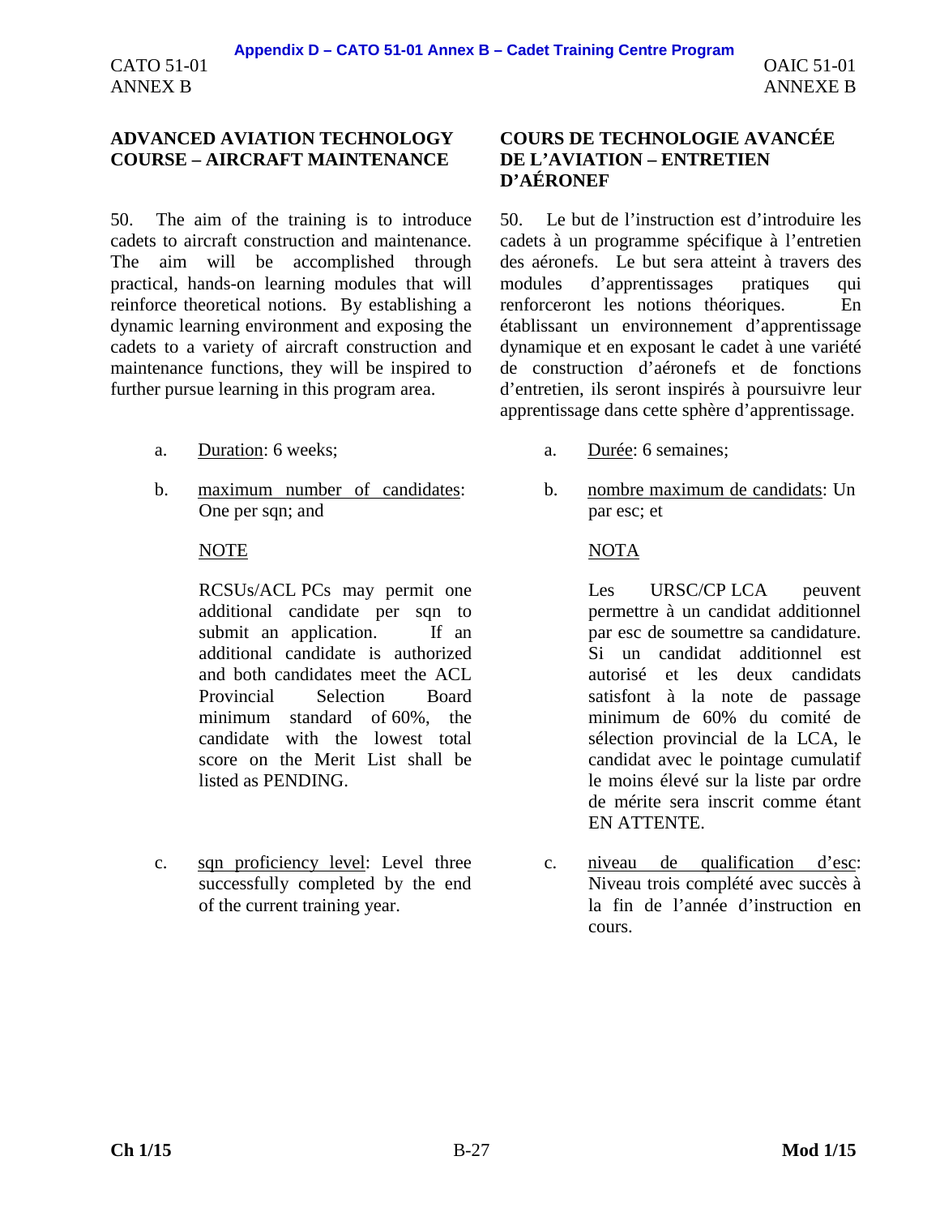## ADVANCED AVIATION TECHNOLOGY COURSE – AIRCRAFT MAINTENANCE

50. The aim of the training is to introduce cadets to aircraft construction and maintenance. The aim will be accomplished through practical, hands-on learning modules that will reinforce theoretical notions. By establishing a dynamic learning environment and exposing the cadets to a variety of aircraft construction and maintenance functions, they will be inspired to further pursue learning in this program area.

a. Duration: 6 weeks;

b. maximum number of candidates: One per sqn; and

NOTE

RCSUs/ACL PCs may permit one additional candidate per sqn to submit an application. If an additional candidate is authorized and both candidates meet the ACL Provincial Selection Board minimum standard of 60%, the candidate with the lowest total score on the Merit List shall be listed as PENDING.

c. sqn proficiency level: Level three successfully completed by the end of the current training year.

## COURS DE TECHNOLOGIE AVANCÉE DE L'AVIATION – ENTRETIEN D'AÉRONEF

50. Le but de l'instruction est d'introduire les cadets à un programme spécifique à l'entretien des aéronefs. Le but sera atteint à travers des modules d'apprentissages pratiques qui renforceront les notions théoriques. En établissant un environnement d'apprentissage dynamique et en exposant le cadet à une variété de construction d'aéronefs et de fonctions d'entretien, ils seront inspirés à poursuivre leur apprentissage dans cette sphère d'apprentissage.

a. Durée: 6 semaines;

b. nombre maximum de candidats: Un par esc; et

NOTA

Les URSC/CP LCA peuvent permettre à un candidat additionnel par esc de soumettre sa candidature. Si un candidat additionnel est autorisé et les deux candidats satisfont à la note de passage minimum de 60% du comité de sélection provincial de la LCA, le candidat avec le pointage cumulatif le moins élevé sur la liste par ordre de mérite sera inscrit comme étant EN ATTENTE.

c. niveau de qualification d'esc: Niveau trois complété avec succès à la fin de l'année d'instruction en cours.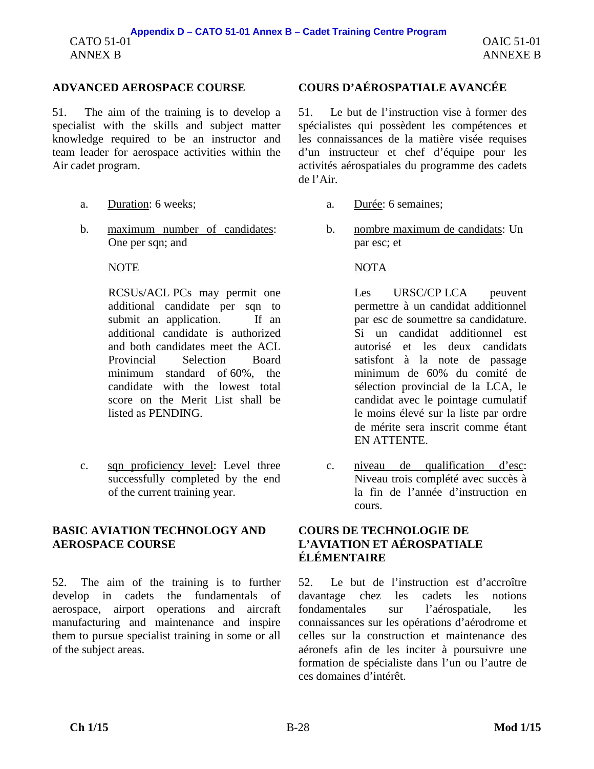## ADVANCED AEROSPACE COURSE

51. The aim of the training is to develop a specialist with the skills and subject matter knowledge required to be an instructor and team leader for aerospace activities within the Air cadet program.

a. Duration: 6 weeks;

b. maximum number of candidates: One per sqn; and

NOTE

RCSUs/ACL PCs may permit one additional candidate per sqn to submit an application. If an additional candidate is authorized and both candidates meet the ACL Provincial Selection Board minimum standard of 60%, the candidate with the lowest total score on the Merit List shall be listed as PENDING.

c. sqn proficiency level: Level three successfully completed by the end of the current training year.

## BASIC AVIATION TECHNOLOGY AND AEROSPACE COURSE

52. The aim of the training is to further develop in cadets the fundamentals of aerospace, airport operations and aircraft manufacturing and maintenance and inspire them to pursue specialist training in some or all of the subject areas.

## COURS D'AÉROSPATIALE AVANCÉE

51. Le but de l'instruction vise à former des spécialistes qui possèdent les compétences et les connaissances de la matière visée requises d'un instructeur et chef d'équipe pour les activités aérospatiales du programme des cadets de l'Air.

a. Durée: 6 semaines;

b. nombre maximum de candidats: Un par esc; et

NOTA

Les URSC/CP LCA peuvent permettre à un candidat additionnel par esc de soumettre sa candidature. Si un candidat additionnel est autorisé et les deux candidats satisfont à la note de passage minimum de 60% du comité de sélection provincial de la LCA, le candidat avec le pointage cumulatif le moins élevé sur la liste par ordre de mérite sera inscrit comme étant EN ATTENTE.

c. niveau de qualification d'esc: Niveau trois complété avec succès à la fin de l'année d'instruction en cours.

## COURS DE TECHNOLOGIE DE L'AVIATION ET AÉROSPATIALE ÉLÉMENTAIRE

52. Le but de l'instruction est d'accroître davantage chez les cadets les notions fondamentales sur l'aérospatiale, les connaissances sur les opérations d'aérodrome et celles sur la construction et maintenance des aéronefs afin de les inciter à poursuivre une formation de spécialiste dans l'un ou l'autre de ces domaines d'intérêt.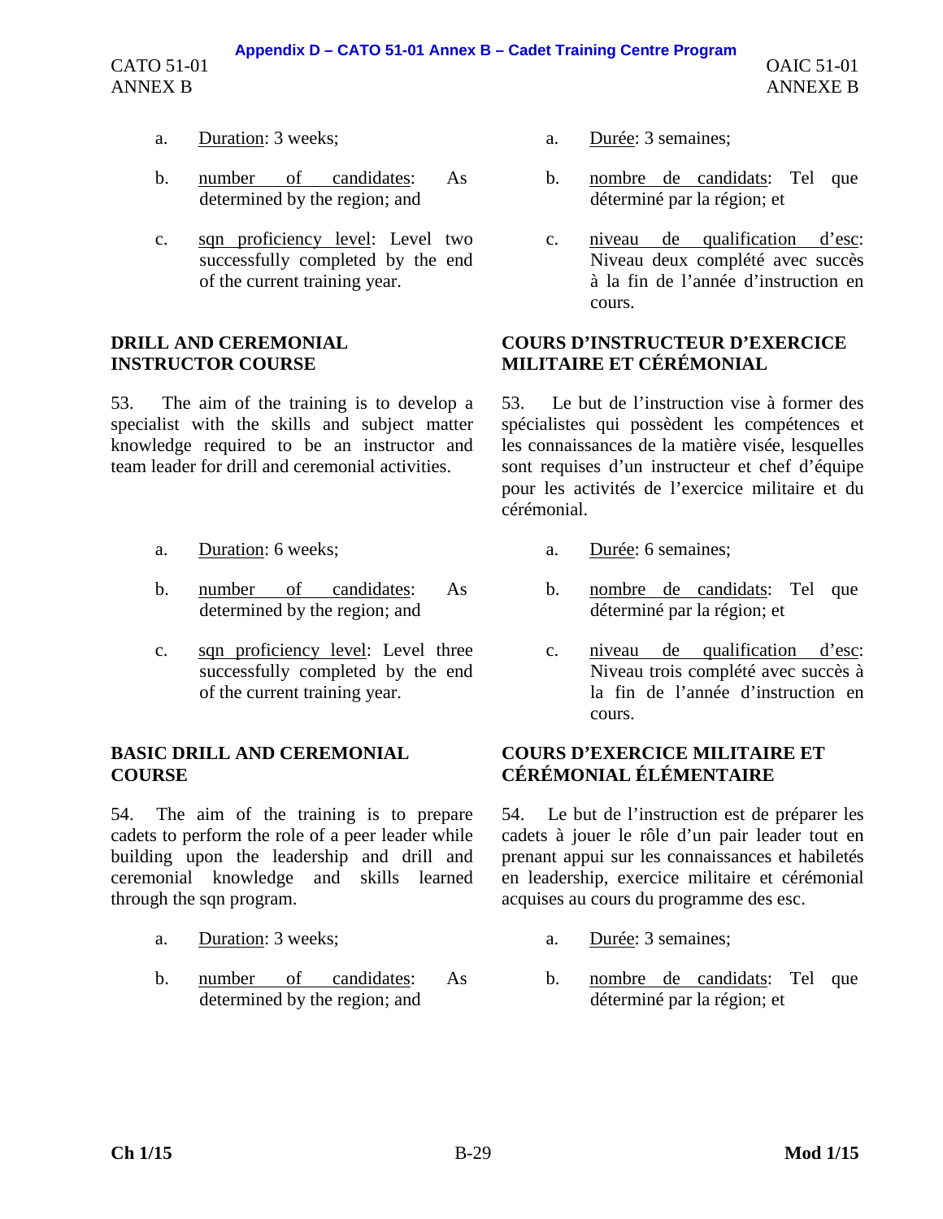a. Duration: 3 weeks;

b. number of candidates: As determined by the region; and

c. sqn proficiency level: Level two successfully completed by the end of the current training year.

a. Durée: 3 semaines;

b. nombre de candidats: Tel que déterminé par la région; et

c. niveau de qualification d'esc: Niveau deux complété avec succès à la fin de l'année d'instruction en cours.

**DRILL AND CEREMONIAL INSTRUCTOR COURSE**

53. The aim of the training is to develop a specialist with the skills and subject matter knowledge required to be an instructor and team leader for drill and ceremonial activities.

a. Duration: 6 weeks;

b. number of candidates: As determined by the region; and

c. sqn proficiency level: Level three successfully completed by the end of the current training year.

**COURS D'INSTRUCTEUR D'EXERCICE MILITAIRE ET CÉRÉMONIAL**

53. Le but de l'instruction vise à former des spécialistes qui possèdent les compétences et les connaissances de la matière visée, lesquelles sont requises d'un instructeur et chef d'équipe pour les activités de l'exercice militaire et du cérémonial.

a. Durée: 6 semaines;

b. nombre de candidats: Tel que déterminé par la région; et

c. niveau de qualification d'esc: Niveau trois complété avec succès à la fin de l'année d'instruction en cours.

**BASIC DRILL AND CEREMONIAL COURSE**

54. The aim of the training is to prepare cadets to perform the role of a peer leader while building upon the leadership and drill and ceremonial knowledge and skills learned through the sqn program.

a. Duration: 3 weeks;

b. number of candidates: As determined by the region; and

**COURS D'EXERCICE MILITAIRE ET CÉRÉMONIAL ÉLÉMENTAIRE**

54. Le but de l'instruction est de préparer les cadets à jouer le rôle d'un pair leader tout en prenant appui sur les connaissances et habiletés en leadership, exercice militaire et cérémonial acquises au cours du programme des esc.

a. Durée: 3 semaines;

b. nombre de candidats: Tel que déterminé par la région; et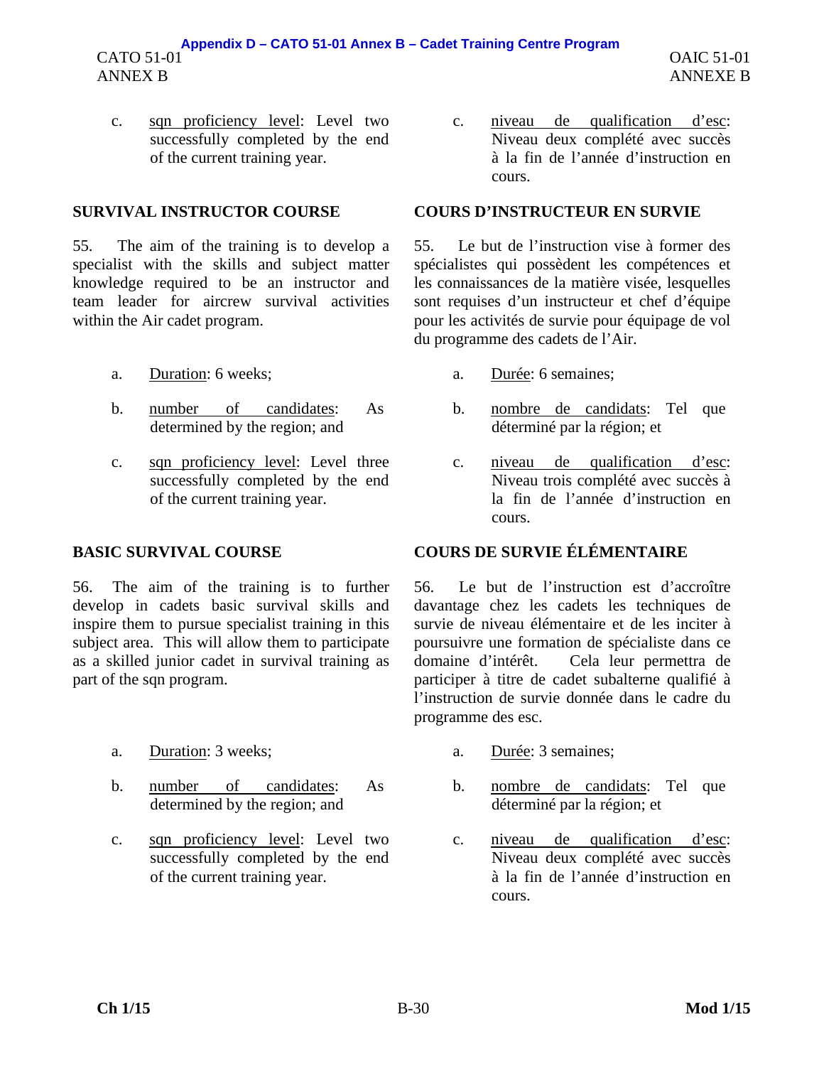c. sqn proficiency level: Level two successfully completed by the end of the current training year.

c. niveau de qualification d'esc: Niveau deux complété avec succès à la fin de l'année d'instruction en cours.

## SURVIVAL INSTRUCTOR COURSE

55. The aim of the training is to develop a specialist with the skills and subject matter knowledge required to be an instructor and team leader for aircrew survival activities within the Air cadet program.

a. Duration: 6 weeks;

b. number of candidates: As determined by the region; and

c. sqn proficiency level: Level three successfully completed by the end of the current training year.

## COURS D'INSTRUCTEUR EN SURVIE

55. Le but de l'instruction vise à former des spécialistes qui possèdent les compétences et les connaissances de la matière visée, lesquelles sont requises d'un instructeur et chef d'équipe pour les activités de survie pour équipage de vol du programme des cadets de l'Air.

a. Durée: 6 semaines;

b. nombre de candidats: Tel que déterminé par la région; et

c. niveau de qualification d'esc: Niveau trois complété avec succès à la fin de l'année d'instruction en cours.

## BASIC SURVIVAL COURSE

56. The aim of the training is to further develop in cadets basic survival skills and inspire them to pursue specialist training in this subject area. This will allow them to participate as a skilled junior cadet in survival training as part of the sqn program.

a. Duration: 3 weeks;

b. number of candidates: As determined by the region; and

c. sqn proficiency level: Level two successfully completed by the end of the current training year.

## COURS DE SURVIE ÉLÉMENTAIRE

56. Le but de l'instruction est d'accroître davantage chez les cadets les techniques de survie de niveau élémentaire et de les inciter à poursuivre une formation de spécialiste dans ce domaine d'intérêt. Cela leur permettra de participer à titre de cadet subalterne qualifié à l'instruction de survie donnée dans le cadre du programme des esc.

a. Durée: 3 semaines;

b. nombre de candidats: Tel que déterminé par la région; et

c. niveau de qualification d'esc: Niveau deux complété avec succès à la fin de l'année d'instruction en cours.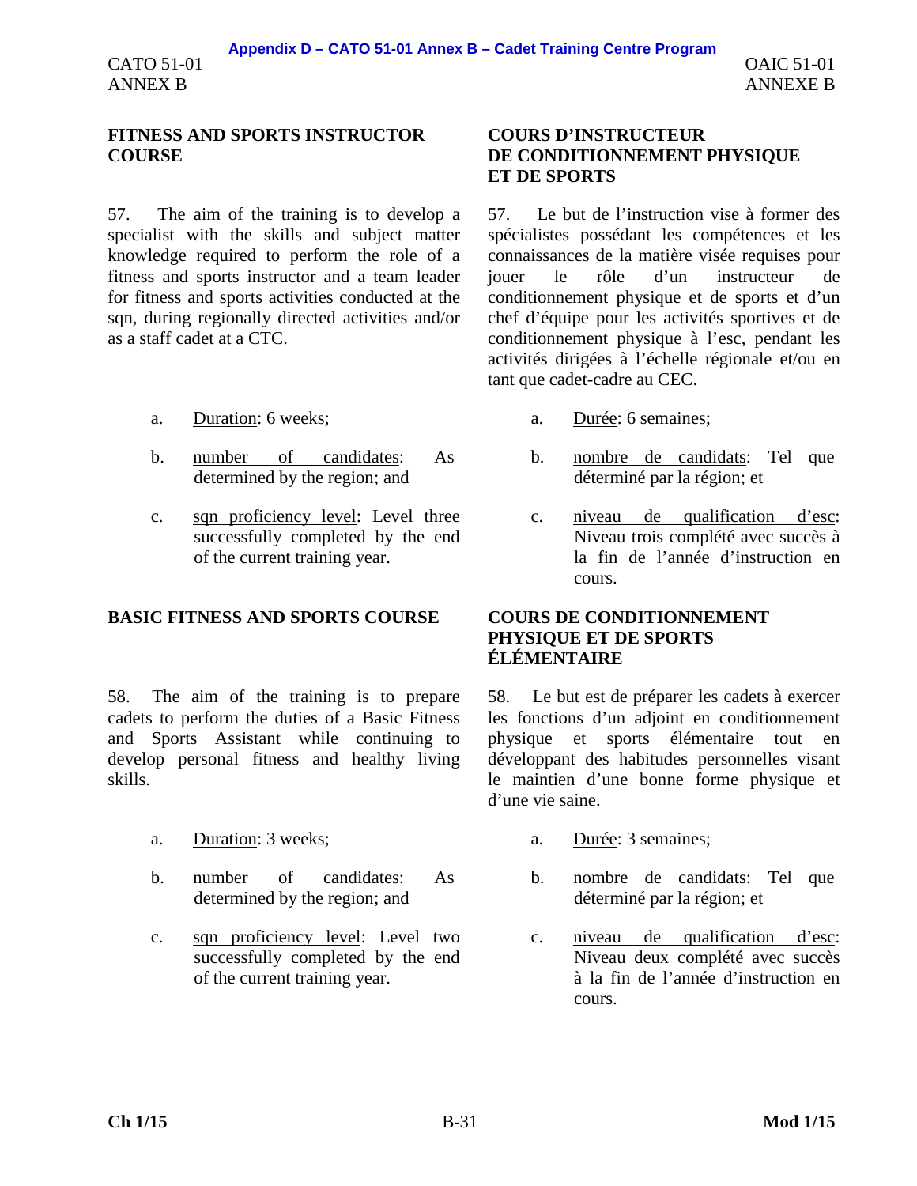## FITNESS AND SPORTS INSTRUCTOR COURSE

57. The aim of the training is to develop a specialist with the skills and subject matter knowledge required to perform the role of a fitness and sports instructor and a team leader for fitness and sports activities conducted at the sqn, during regionally directed activities and/or as a staff cadet at a CTC.

a. Duration: 6 weeks;

b. number of candidates: As determined by the region; and

c. sqn proficiency level: Level three successfully completed by the end of the current training year.

## BASIC FITNESS AND SPORTS COURSE

58. The aim of the training is to prepare cadets to perform the duties of a Basic Fitness and Sports Assistant while continuing to develop personal fitness and healthy living skills.

a. Duration: 3 weeks;

b. number of candidates: As determined by the region; and

c. sqn proficiency level: Level two successfully completed by the end of the current training year.

## COURS D'INSTRUCTEUR DE CONDITIONNEMENT PHYSIQUE ET DE SPORTS

57. Le but de l'instruction vise à former des spécialistes possédant les compétences et les connaissances de la matière visée requises pour jouer le rôle d'un instructeur de conditionnement physique et de sports et d'un chef d'équipe pour les activités sportives et de conditionnement physique à l'esc, pendant les activités dirigées à l'échelle régionale et/ou en tant que cadet-cadre au CEC.

a. Durée: 6 semaines;

b. nombre de candidats: Tel que déterminé par la région; et

c. niveau de qualification d'esc: Niveau trois complété avec succès à la fin de l'année d'instruction en cours.

## COURS DE CONDITIONNEMENT PHYSIQUE ET DE SPORTS ÉLÉMENTAIRE

58. Le but est de préparer les cadets à exercer les fonctions d'un adjoint en conditionnement physique et sports élémentaire tout en développant des habitudes personnelles visant le maintien d'une bonne forme physique et d'une vie saine.

a. Durée: 3 semaines;

b. nombre de candidats: Tel que déterminé par la région; et

c. niveau de qualification d'esc: Niveau deux complété avec succès à la fin de l'année d'instruction en cours.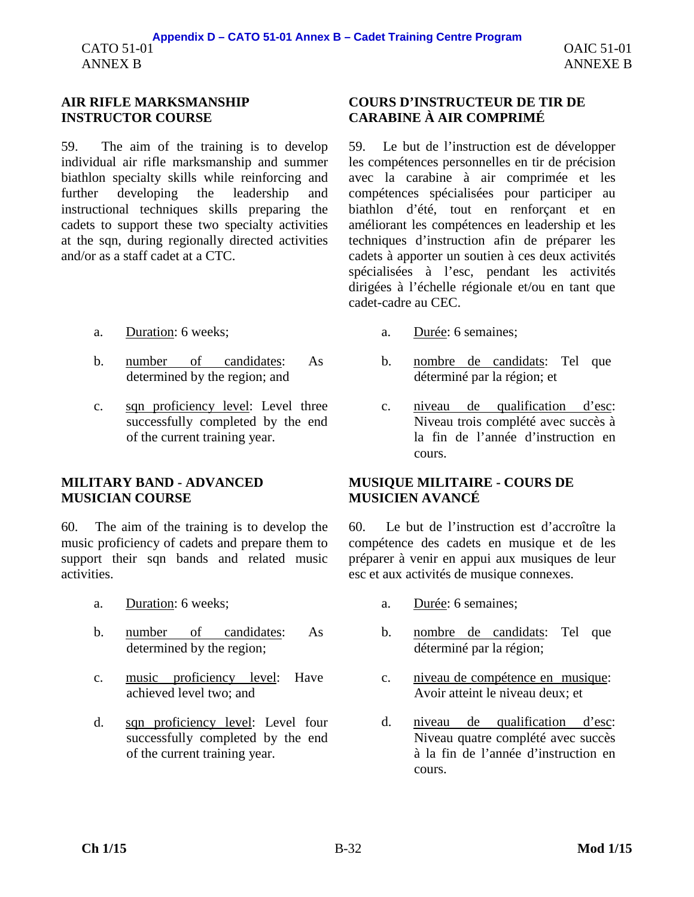## AIR RIFLE MARKSMANSHIP INSTRUCTOR COURSE

59. The aim of the training is to develop individual air rifle marksmanship and summer biathlon specialty skills while reinforcing and further developing the leadership and instructional techniques skills preparing the cadets to support these two specialty activities at the sqn, during regionally directed activities and/or as a staff cadet at a CTC.

a. Duration: 6 weeks;

b. number of candidates: As determined by the region; and

c. sqn proficiency level: Level three successfully completed by the end of the current training year.

## COURS D'INSTRUCTEUR DE TIR DE CARABINE À AIR COMPRIMÉ

59. Le but de l'instruction est de développer les compétences personnelles en tir de précision avec la carabine à air comprimé et les compétences spécialisées pour participer au biathlon d'été, tout en renforçant et en améliorant les compétences en leadership et les techniques d'instruction afin de préparer les cadets à apporter un soutien à ces deux activités spécialisées à l'esc, pendant les activités dirigées à l'échelle régionale et/ou en tant que cadet-cadre au CEC.

a. Durée: 6 semaines;

b. nombre de candidats: Tel que déterminé par la région; et

c. niveau de qualification d'esc: Niveau trois complété avec succès à la fin de l'année d'instruction en cours.

## MILITARY BAND - ADVANCED MUSICIAN COURSE

60. The aim of the training is to develop the music proficiency of cadets and prepare them to support their sqn bands and related music activities.

a. Duration: 6 weeks;

b. number of candidates: As determined by the region;

c. music proficiency level: Have achieved level two; and

d. sqn proficiency level: Level four successfully completed by the end of the current training year.

## MUSIQUE MILITAIRE - COURS DE MUSICIEN AVANCÉ

60. Le but de l'instruction est d'accroître la compétence des cadets en musique et de les préparer à venir en appui aux musiques de leur esc et aux activités de musique connexes.

a. Durée: 6 semaines;

b. nombre de candidats: Tel que déterminé par la région;

c. niveau de compétence en musique: Avoir atteint le niveau deux; et

d. niveau de qualification d'esc: Niveau quatre complété avec succès à la fin de l'année d'instruction en cours.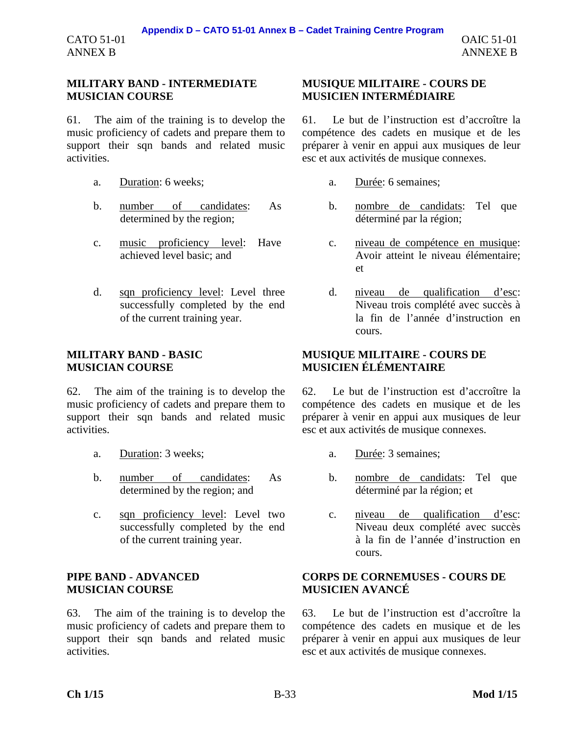## MILITARY BAND - INTERMEDIATE MUSICIAN COURSE

61. The aim of the training is to develop the music proficiency of cadets and prepare them to support their sqn bands and related music activities.

a. Duration: 6 weeks;

b. number of candidates: As determined by the region;

c. music proficiency level: Have achieved level basic; and

d. sqn proficiency level: Level three successfully completed by the end of the current training year.

## MILITARY BAND - BASIC MUSICIAN COURSE

62. The aim of the training is to develop the music proficiency of cadets and prepare them to support their sqn bands and related music activities.

a. Duration: 3 weeks;

b. number of candidates: As determined by the region; and

c. sqn proficiency level: Level two successfully completed by the end of the current training year.

## PIPE BAND - ADVANCED MUSICIAN COURSE

63. The aim of the training is to develop the music proficiency of cadets and prepare them to support their sqn bands and related music activities.

## MUSIQUE MILITAIRE - COURS DE MUSICIEN INTERMÉDIAIRE

61. Le but de l'instruction est d'accroître la compétence des cadets en musique et de les préparer à venir en appui aux musiques de leur esc et aux activités de musique connexes.

a. Durée: 6 semaines;

b. nombre de candidats: Tel que déterminé par la région;

c. niveau de compétence en musique: Avoir atteint le niveau élémentaire; et

d. niveau de qualification d'esc: Niveau trois complété avec succès à la fin de l'année d'instruction en cours.

## MUSIQUE MILITAIRE - COURS DE MUSICIEN ÉLÉMENTAIRE

62. Le but de l'instruction est d'accroître la compétence des cadets en musique et de les préparer à venir en appui aux musiques de leur esc et aux activités de musique connexes.

a. Durée: 3 semaines;

b. nombre de candidats: Tel que déterminé par la région; et

c. niveau de qualification d'esc: Niveau deux complété avec succès à la fin de l'année d'instruction en cours.

## CORPS DE CORNEMUSES - COURS DE MUSICIEN AVANCÉ

63. Le but de l'instruction est d'accroître la compétence des cadets en musique et de les préparer à venir en appui aux musiques de leur esc et aux activités de musique connexes.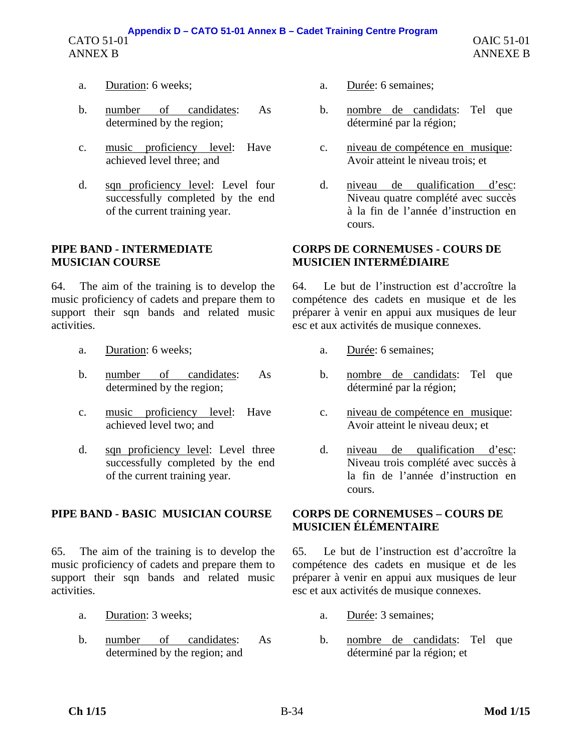a. Duration: 6 weeks;

b. number of candidates: As determined by the region;

c. music proficiency level: Have achieved level three; and

d. sqn proficiency level: Level four successfully completed by the end of the current training year.

a. Durée: 6 semaines;

b. nombre de candidats: Tel que déterminé par la région;

c. niveau de compétence en musique: Avoir atteint le niveau trois; et

d. niveau de qualification d'esc: Niveau quatre complété avec succès à la fin de l'année d'instruction en cours.

## PIPE BAND - INTERMEDIATE MUSICIAN COURSE

64. The aim of the training is to develop the music proficiency of cadets and prepare them to support their sqn bands and related music activities.

a. Duration: 6 weeks;

b. number of candidates: As determined by the region;

c. music proficiency level: Have achieved level two; and

d. sqn proficiency level: Level three successfully completed by the end of the current training year.

## CORPS DE CORNEMUSES - COURS DE MUSICIEN INTERMÉDIAIRE

64. Le but de l'instruction est d'accroître la compétence des cadets en musique et de les préparer à venir en appui aux musiques de leur esc et aux activités de musique connexes.

a. Durée: 6 semaines;

b. nombre de candidats: Tel que déterminé par la région;

c. niveau de compétence en musique: Avoir atteint le niveau deux; et

d. niveau de qualification d'esc: Niveau trois complété avec succès à la fin de l'année d'instruction en cours.

## PIPE BAND - BASIC MUSICIAN COURSE

65. The aim of the training is to develop the music proficiency of cadets and prepare them to support their sqn bands and related music activities.

a. Duration: 3 weeks;

b. number of candidates: As determined by the region; and

## CORPS DE CORNEMUSES – COURS DE MUSICIEN ÉLÉMENTAIRE

65. Le but de l'instruction est d'accroître la compétence des cadets en musique et de les préparer à venir en appui aux musiques de leur esc et aux activités de musique connexes.

a. Durée: 3 semaines;

b. nombre de candidats: Tel que déterminé par la région; et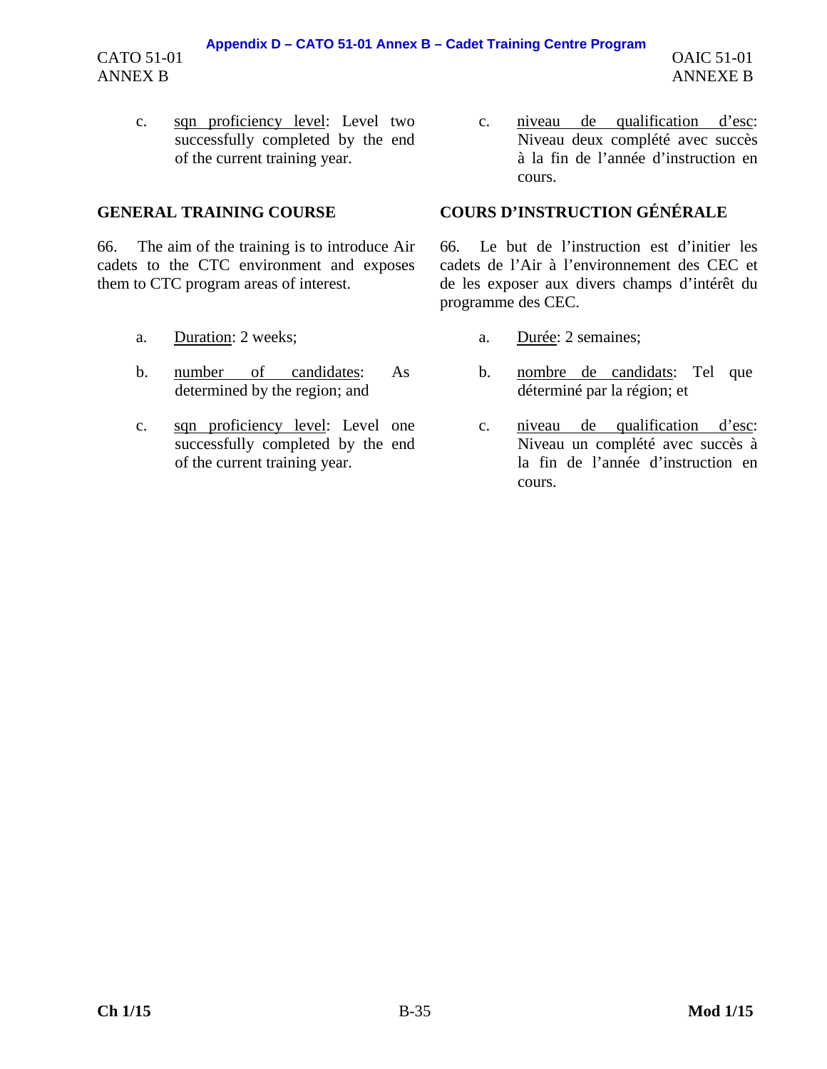c. <u>sqn proficiency level</u>: Level two successfully completed by the end of the current training year.

## GENERAL TRAINING COURSE

66. The aim of the training is to introduce Air cadets to the CTC environment and exposes them to CTC program areas of interest.

a. <u>Duration</u>: 2 weeks;

b. <u>number of candidates</u>: As determined by the region; and

c. <u>sqn proficiency level</u>: Level one successfully completed by the end of the current training year.

c. <u>niveau de qualification d'esc</u>: Niveau deux complété avec succès à la fin de l'année d'instruction en cours.

## COURS D'INSTRUCTION GÉNÉRALE

66. Le but de l'instruction est d'initier les cadets de l'Air à l'environnement des CEC et de les exposer aux divers champs d'intérêt du programme des CEC.

a. <u>Durée</u>: 2 semaines;

b. <u>nombre de candidats</u>: Tel que déterminé par la région; et

c. <u>niveau de qualification d'esc</u>: Niveau un complété avec succès à la fin de l'année d'instruction en cours.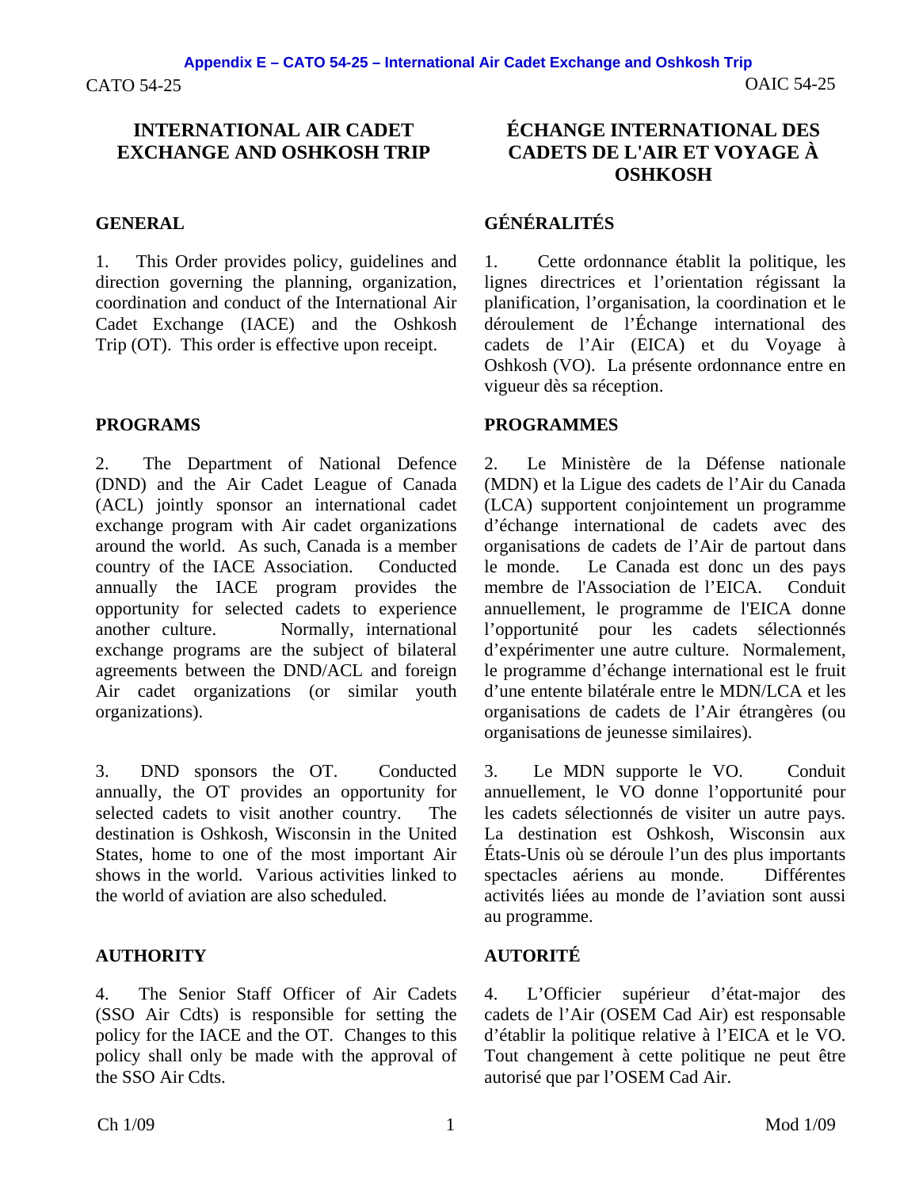# INTERNATIONAL AIR CADET EXCHANGE AND OSHKOSH TRIP

## GENERAL

1. This Order provides policy, guidelines and direction governing the planning, organization, coordination and conduct of the International Air Cadet Exchange (IACE) and the Oshkosh Trip (OT). This order is effective upon receipt.

## PROGRAMS

2. The Department of National Defence (DND) and the Air Cadet League of Canada (ACL) jointly sponsor an international cadet exchange program with Air cadet organizations around the world. As such, Canada is a member country of the IACE Association. Conducted annually the IACE program provides the opportunity for selected cadets to experience another culture. Normally, international exchange programs are the subject of bilateral agreements between the DND/ACL and foreign Air cadet organizations (or similar youth organizations).

3. DND sponsors the OT. Conducted annually, the OT provides an opportunity for selected cadets to visit another country. The destination is Oshkosh, Wisconsin in the United States, home to one of the most important Air shows in the world. Various activities linked to the world of aviation are also scheduled.

## AUTHORITY

4. The Senior Staff Officer of Air Cadets (SSO Air Cdts) is responsible for setting the policy for the IACE and the OT. Changes to this policy shall only be made with the approval of the SSO Air Cdts.

# ÉCHANGE INTERNATIONAL DES CADETS DE L'AIR ET VOYAGE À OSHKOSH

## GÉNÉRALITÉS

1. Cette ordonnance établit la politique, les lignes directrices et l'orientation régissant la planification, l'organisation, la coordination et le déroulement de l'Échange international des cadets de l'Air (EICA) et du Voyage à Oshkosh (VO). La présente ordonnance entre en vigueur dès sa réception.

## PROGRAMMES

2. Le Ministère de la Défense nationale (MDN) et la Ligue des cadets de l'Air du Canada (LCA) supportent conjointement un programme d'échange international de cadets avec des organisations de cadets de l'Air de partout dans le monde. Le Canada est donc un des pays membre de l'Association de l'EICA. Conduit annuellement, le programme de l'EICA donne l'opportunité pour les cadets sélectionnés d'expérimenter une autre culture. Normalement, le programme d'échange international est le fruit d'une entente bilatérale entre le MDN/LCA et les organisations de cadets de l'Air étrangères (ou organisations de jeunesse similaires).

3. Le MDN supporte le VO. Conduit annuellement, le VO donne l'opportunité pour les cadets sélectionnés de visiter un autre pays. La destination est Oshkosh, Wisconsin aux États-Unis où se déroule l'un des plus importants spectacles aériens au monde. Différentes activités liées au monde de l'aviation sont aussi au programme.

## AUTORITÉ

4. L'Officier supérieur d'état-major des cadets de l'Air (OSEM Cad Air) est responsable d'établir la politique relative à l'EICA et le VO. Tout changement à cette politique ne peut être autorisé que par l'OSEM Cad Air.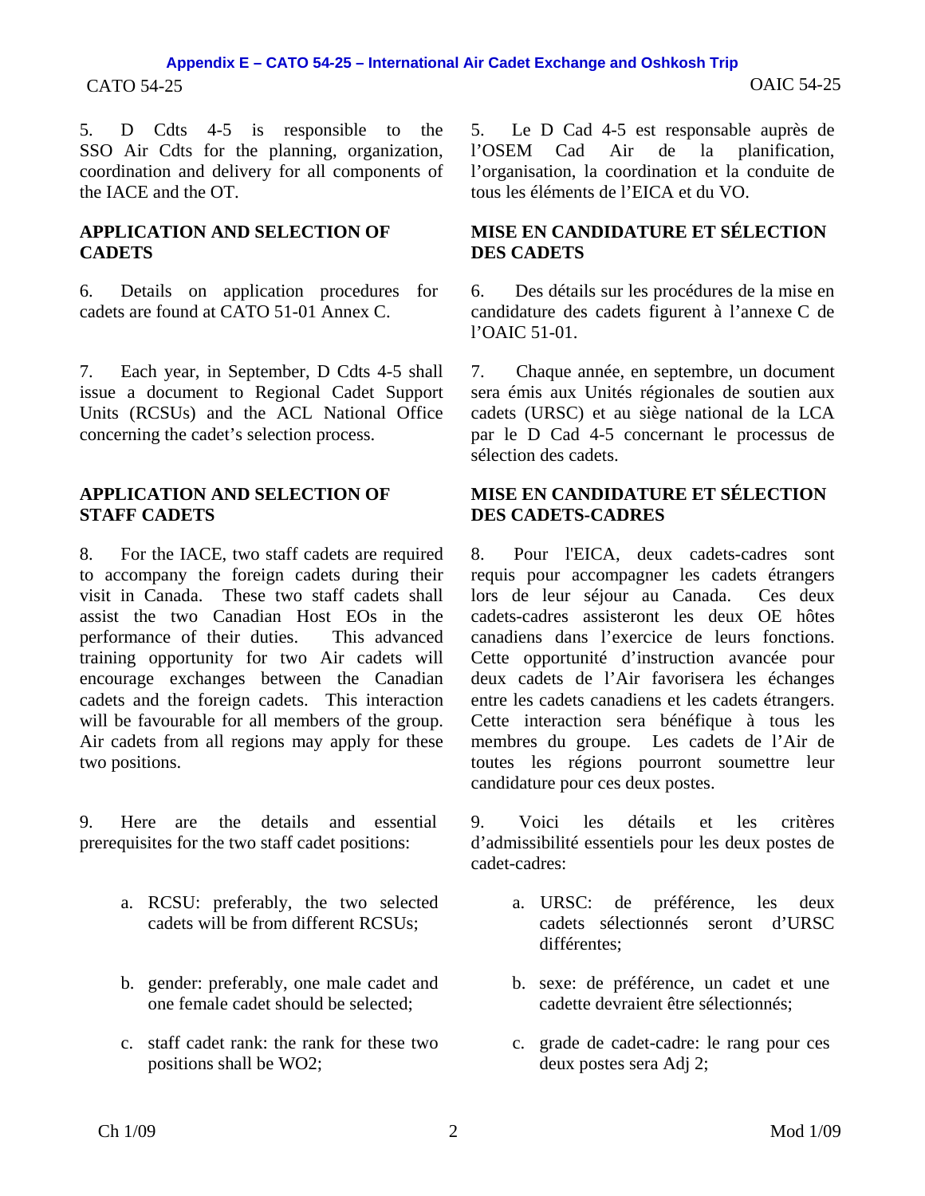5. D Cdts 4-5 is responsible to the SSO Air Cdts for the planning, organization, coordination and delivery for all components of the IACE and the OT.

5. Le D Cad 4-5 est responsable auprès de l'OSEM Cad Air de la planification, l'organisation, la coordination et la conduite de tous les éléments de l'EICA et du VO.

## APPLICATION AND SELECTION OF CADETS

## MISE EN CANDIDATURE ET SÉLECTION DES CADETS

6. Details on application procedures for cadets are found at CATO 51-01 Annex C.

6. Des détails sur les procédures de la mise en candidature des cadets figurent à l'annexe C de l'OAIC 51-01.

7. Each year, in September, D Cdts 4-5 shall issue a document to Regional Cadet Support Units (RCSUs) and the ACL National Office concerning the cadet's selection process.

7. Chaque année, en septembre, un document sera émis aux Unités régionales de soutien aux cadets (URSC) et au siège national de la LCA par le D Cad 4-5 concernant le processus de sélection des cadets.

## APPLICATION AND SELECTION OF STAFF CADETS

## MISE EN CANDIDATURE ET SÉLECTION DES CADETS-CADRES

8. For the IACE, two staff cadets are required to accompany the foreign cadets during their visit in Canada. These two staff cadets shall assist the two Canadian Host EOs in the performance of their duties. This advanced training opportunity for two Air cadets will encourage exchanges between the Canadian cadets and the foreign cadets. This interaction will be favourable for all members of the group. Air cadets from all regions may apply for these two positions.

8. Pour l'EICA, deux cadets-cadres sont requis pour accompagner les cadets étrangers lors de leur séjour au Canada. Ces deux cadets-cadres assisteront les deux OE hôtes canadiens dans l'exercice de leurs fonctions. Cette opportunité d'instruction avancée pour deux cadets de l'Air favorisera les échanges entre les cadets canadiens et les cadets étrangers. Cette interaction sera bénéfique à tous les membres du groupe. Les cadets de l'Air de toutes les régions pourront soumettre leur candidature pour ces deux postes.

9. Here are the details and essential prerequisites for the two staff cadet positions:

a. RCSU: preferably, the two selected cadets will be from different RCSUs;

b. gender: preferably, one male cadet and one female cadet should be selected;

c. staff cadet rank: the rank for these two positions shall be WO2;

9. Voici les détails et les critères d'admissibilité essentiels pour les deux postes de cadet-cadres:

a. URSC: de préférence, les deux cadets sélectionnés seront d'URSC différentes;

b. sexe: de préférence, un cadet et une cadette devraient être sélectionnés;

c. grade de cadet-cadre: le rang pour ces deux postes sera Adj 2;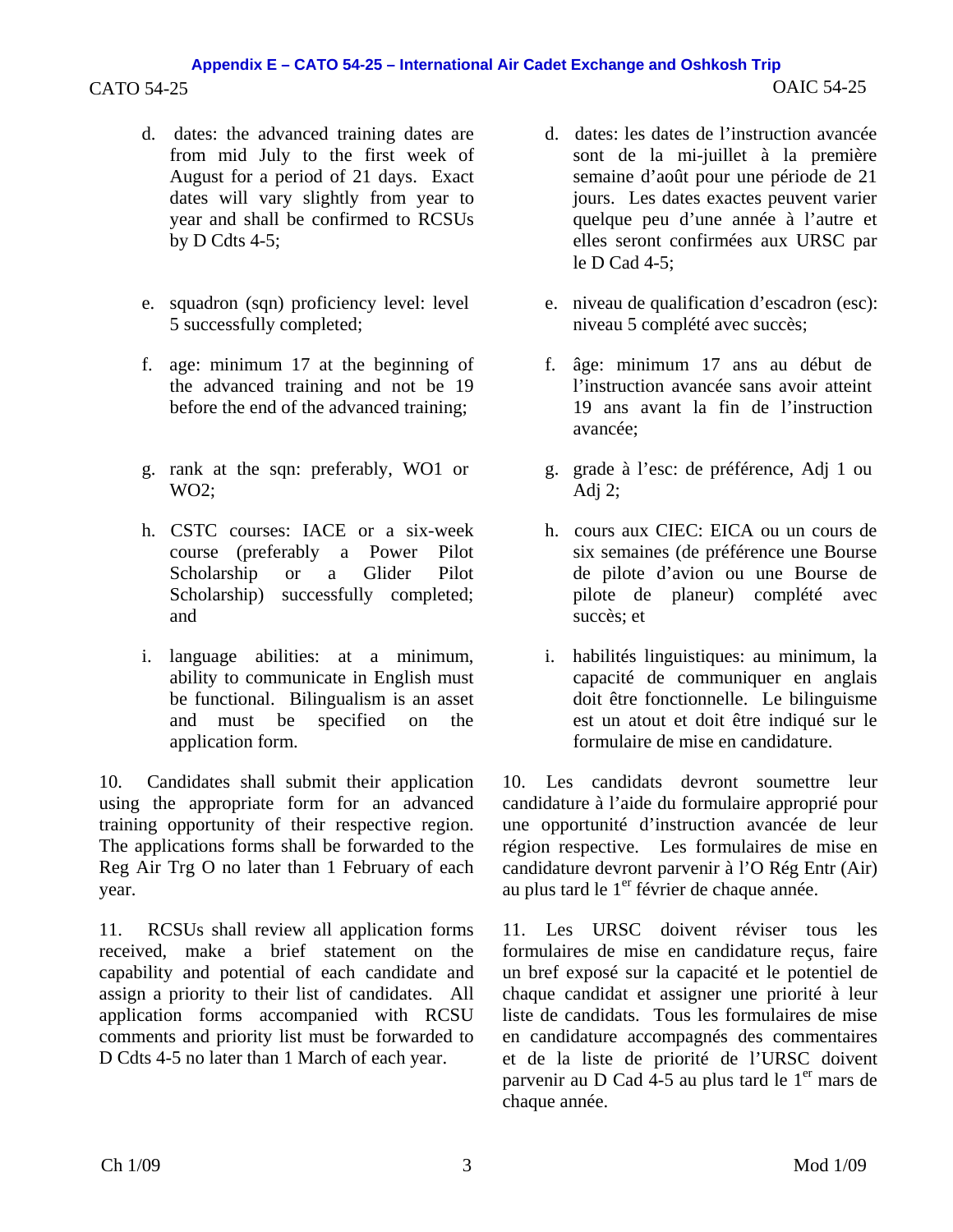d. dates: the advanced training dates are from mid July to the first week of August for a period of 21 days. Exact dates will vary slightly from year to year and shall be confirmed to RCSUs by D Cdts 4-5;

e. squadron (sqn) proficiency level: level 5 successfully completed;

f. age: minimum 17 at the beginning of the advanced training and not be 19 before the end of the advanced training;

g. rank at the sqn: preferably, WO1 or WO2;

h. CSTC courses: IACE or a six-week course (preferably a Power Pilot Scholarship or a Glider Pilot Scholarship) successfully completed; and

i. language abilities: at a minimum, ability to communicate in English must be functional. Bilingualism is an asset and must be specified on the application form.

10. Candidates shall submit their application using the appropriate form for an advanced training opportunity of their respective region. The applications forms shall be forwarded to the Reg Air Trg O no later than 1 February of each year.

11. RCSUs shall review all application forms received, make a brief statement on the capability and potential of each candidate and assign a priority to their list of candidates. All application forms accompanied with RCSU comments and priority list must be forwarded to D Cdts 4-5 no later than 1 March of each year.

d. dates: les dates de l'instruction avancée sont de la mi-juillet à la première semaine d'août pour une période de 21 jours. Les dates exactes peuvent varier quelque peu d'une année à l'autre et elles seront confirmées aux URSC par le D Cad 4-5;

e. niveau de qualification d'escadron (esc): niveau 5 complété avec succès;

f. âge: minimum 17 ans au début de l'instruction avancée sans avoir atteint 19 ans avant la fin de l'instruction avancée;

g. grade à l'esc: de préférence, Adj 1 ou Adj 2;

h. cours aux CIEC: EICA ou un cours de six semaines (de préférence une Bourse de pilote d'avion ou une Bourse de pilote de planeur) complété avec succès; et

i. habilités linguistiques: au minimum, la capacité de communiquer en anglais doit être fonctionnelle. Le bilinguisme est un atout et doit être indiqué sur le formulaire de mise en candidature.

10. Les candidats devront soumettre leur candidature à l'aide du formulaire approprié pour une opportunité d'instruction avancée de leur région respective. Les formulaires de mise en candidature devront parvenir à l'O Rég Entr (Air) au plus tard le 1er février de chaque année.

11. Les URSC doivent réviser tous les formulaires de mise en candidature reçus, faire un bref exposé sur la capacité et le potentiel de chaque candidat et assigner une priorité à leur liste de candidats. Tous les formulaires de mise en candidature accompagnés des commentaires et de la liste de priorité de l'URSC doivent parvenir au D Cad 4-5 au plus tard le 1er mars de chaque année.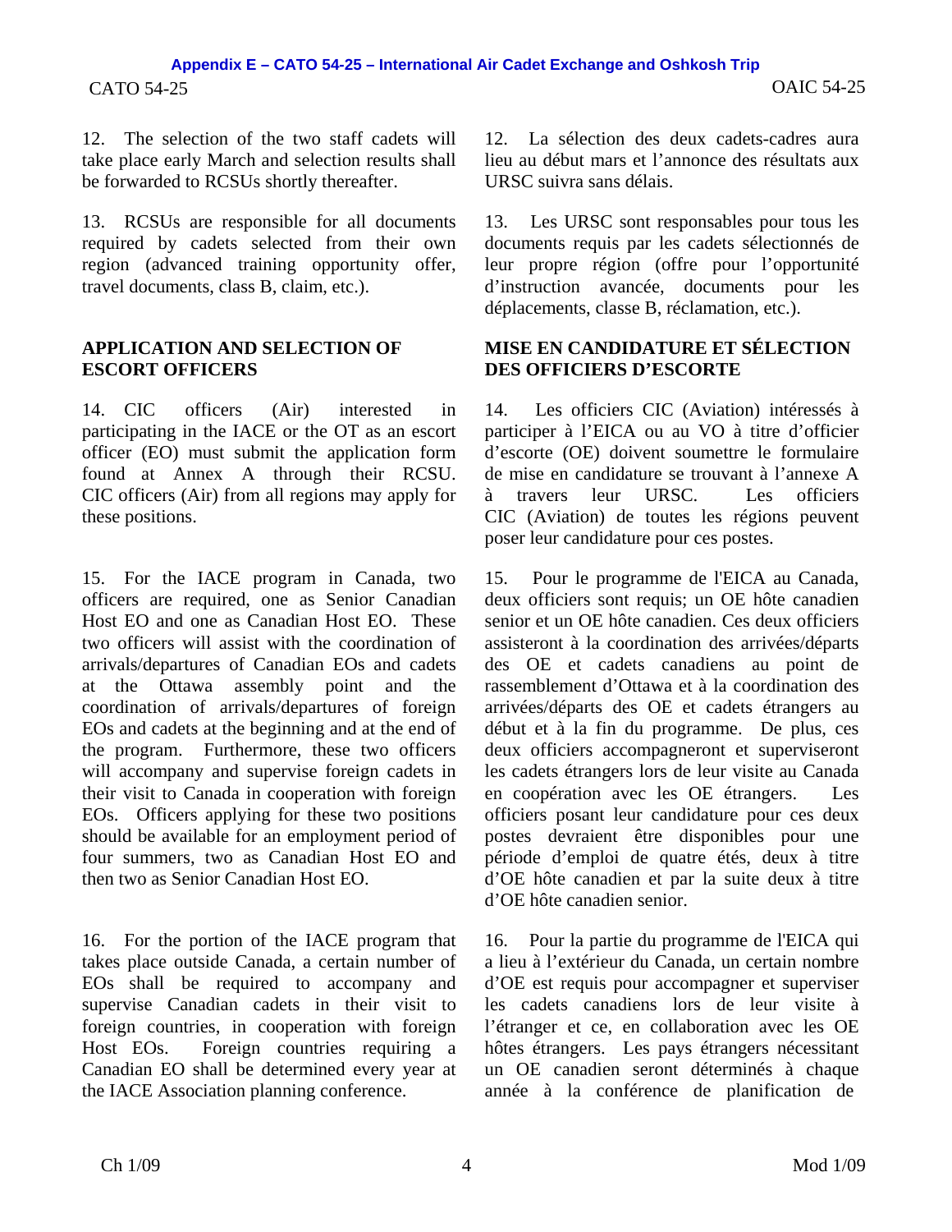12. The selection of the two staff cadets will take place early March and selection results shall be forwarded to RCSUs shortly thereafter.

13. RCSUs are responsible for all documents required by cadets selected from their own region (advanced training opportunity offer, travel documents, class B, claim, etc.).

**APPLICATION AND SELECTION OF ESCORT OFFICERS**

14. CIC officers (Air) interested in participating in the IACE or the OT as an escort officer (EO) must submit the application form found at Annex A through their RCSU. CIC officers (Air) from all regions may apply for these positions.

15. For the IACE program in Canada, two officers are required, one as Senior Canadian Host EO and one as Canadian Host EO. These two officers will assist with the coordination of arrivals/departures of Canadian EOs and cadets at the Ottawa assembly point and the coordination of arrivals/departures of foreign EOs and cadets at the beginning and at the end of the program. Furthermore, these two officers will accompany and supervise foreign cadets in their visit to Canada in cooperation with foreign EOs. Officers applying for these two positions should be available for an employment period of four summers, two as Canadian Host EO and then two as Senior Canadian Host EO.

16. For the portion of the IACE program that takes place outside Canada, a certain number of EOs shall be required to accompany and supervise Canadian cadets in their visit to foreign countries, in cooperation with foreign Host EOs. Foreign countries requiring a Canadian EO shall be determined every year at the IACE Association planning conference.

12. La sélection des deux cadets-cadres aura lieu au début mars et l'annonce des résultats aux URSC suivra sans délais.

13. Les URSC sont responsables pour tous les documents requis par les cadets sélectionnés de leur propre région (offre pour l'opportunité d'instruction avancée, documents pour les déplacements, classe B, réclamation, etc.).

**MISE EN CANDIDATURE ET SÉLECTION DES OFFICIERS D'ESCORTE**

14. Les officiers CIC (Aviation) intéressés à participer à l'EICA ou au VO à titre d'officier d'escorte (OE) doivent soumettre le formulaire de mise en candidature se trouvant à l'annexe A à travers leur URSC. Les officiers CIC (Aviation) de toutes les régions peuvent poser leur candidature pour ces postes.

15. Pour le programme de l'EICA au Canada, deux officiers sont requis; un OE hôte canadien senior et un OE hôte canadien. Ces deux officiers assisteront à la coordination des arrivées/départs des OE et cadets canadiens au point de rassemblement d'Ottawa et à la coordination des arrivées/départs des OE et cadets étrangers au début et à la fin du programme. De plus, ces deux officiers accompagneront et superviseront les cadets étrangers lors de leur visite au Canada en coopération avec les OE étrangers. Les officiers posant leur candidature pour ces deux postes devraient être disponibles pour une période d'emploi de quatre étés, deux à titre d'OE hôte canadien et par la suite deux à titre d'OE hôte canadien senior.

16. Pour la partie du programme de l'EICA qui a lieu à l'extérieur du Canada, un certain nombre d'OE est requis pour accompagner et superviser les cadets canadiens lors de leur visite à l'étranger et ce, en collaboration avec les OE hôtes étrangers. Les pays étrangers nécessitant un OE canadien seront déterminés à chaque année à la conférence de planification de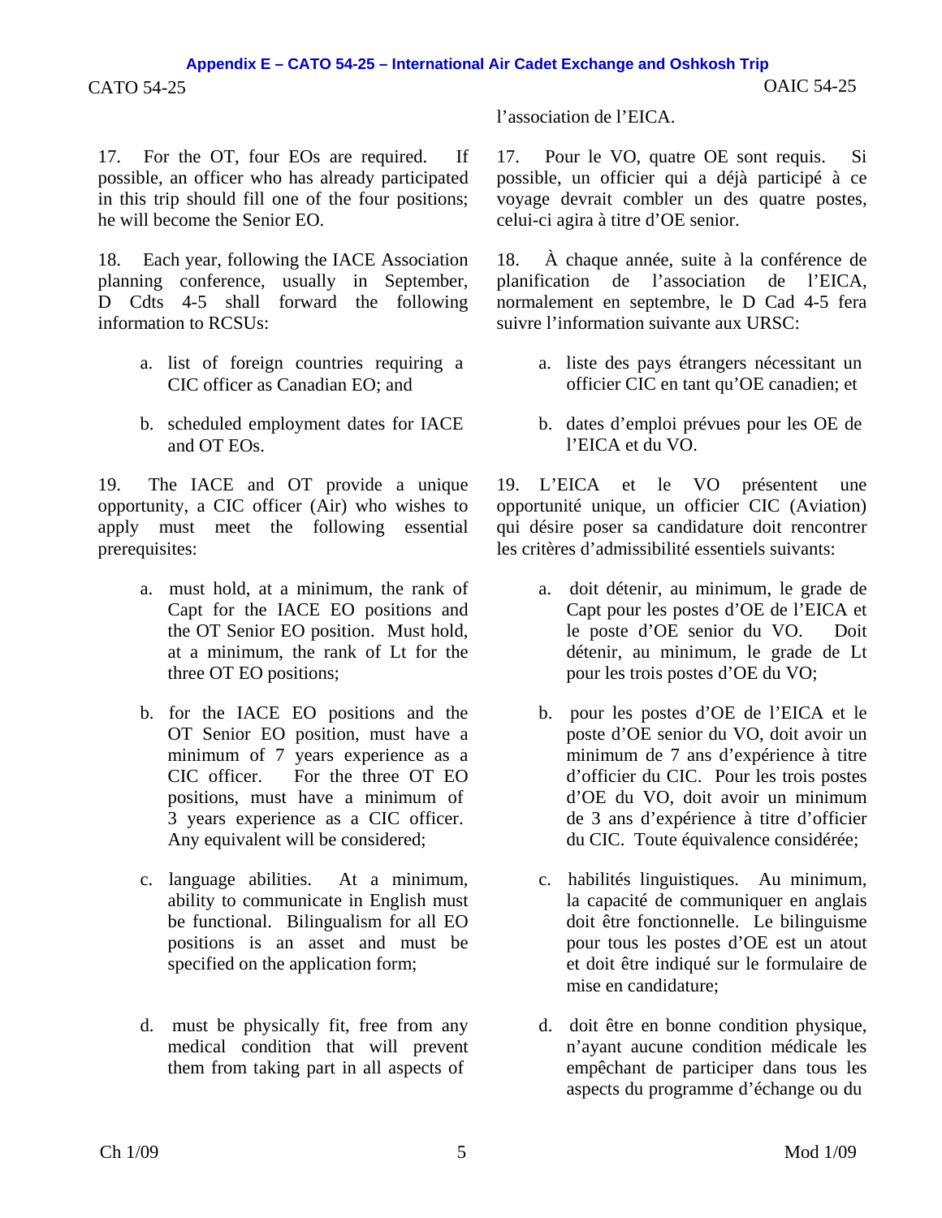l'association de l'EICA.

17. For the OT, four EOs are required. If possible, an officer who has already participated in this trip should fill one of the four positions; he will become the Senior EO.

18. Each year, following the IACE Association planning conference, usually in September, D Cdts 4-5 shall forward the following information to RCSUs:

a. list of foreign countries requiring a CIC officer as Canadian EO; and

b. scheduled employment dates for IACE and OT EOs.

19. The IACE and OT provide a unique opportunity, a CIC officer (Air) who wishes to apply must meet the following essential prerequisites:

a. must hold, at a minimum, the rank of Capt for the IACE EO positions and the OT Senior EO position. Must hold, at a minimum, the rank of Lt for the three OT EO positions;

b. for the IACE EO positions and the OT Senior EO position, must have a minimum of 7 years experience as a CIC officer. For the three OT EO positions, must have a minimum of 3 years experience as a CIC officer. Any equivalent will be considered;

c. language abilities. At a minimum, ability to communicate in English must be functional. Bilingualism for all EO positions is an asset and must be specified on the application form;

d. must be physically fit, free from any medical condition that will prevent them from taking part in all aspects of

17. Pour le VO, quatre OE sont requis. Si possible, un officier qui a déjà participé à ce voyage devrait combler un des quatre postes, celui-ci agira à titre d'OE senior.

18. À chaque année, suite à la conférence de planification de l'association de l'EICA, normalement en septembre, le D Cad 4-5 fera suivre l'information suivante aux URSC:

a. liste des pays étrangers nécessitant un officier CIC en tant qu'OE canadien; et

b. dates d'emploi prévues pour les OE de l'EICA et du VO.

19. L'EICA et le VO présentent une opportunité unique, un officier CIC (Aviation) qui désire poser sa candidature doit rencontrer les critères d'admissibilité essentiels suivants:

a. doit détenir, au minimum, le grade de Capt pour les postes d'OE de l'EICA et le poste d'OE senior du VO. Doit détenir, au minimum, le grade de Lt pour les trois postes d'OE du VO;

b. pour les postes d'OE de l'EICA et le poste d'OE senior du VO, doit avoir un minimum de 7 ans d'expérience à titre d'officier du CIC. Pour les trois postes d'OE du VO, doit avoir un minimum de 3 ans d'expérience à titre d'officier du CIC. Toute équivalence considérée;

c. habilités linguistiques. Au minimum, la capacité de communiquer en anglais doit être fonctionnelle. Le bilinguisme pour tous les postes d'OE est un atout et doit être indiqué sur le formulaire de mise en candidature;

d. doit être en bonne condition physique, n'ayant aucune condition médicale les empêchant de participer dans tous les aspects du programme d'échange ou du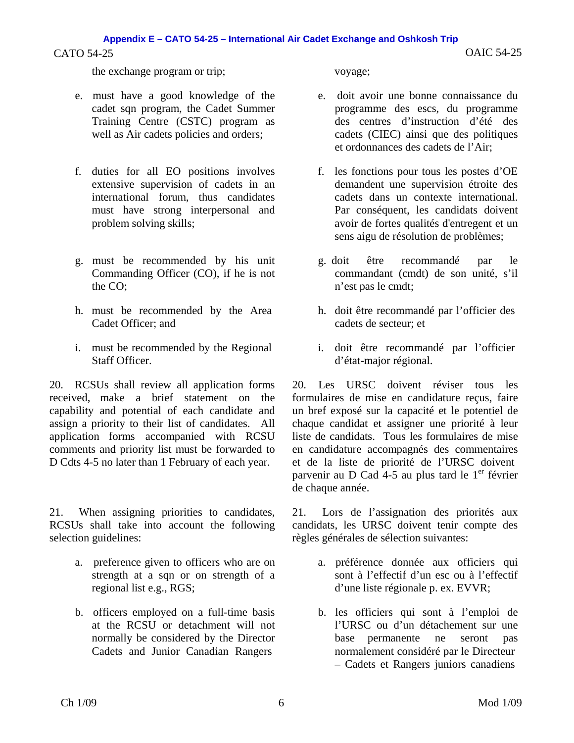the exchange program or trip;

e. must have a good knowledge of the cadet sqn program, the Cadet Summer Training Centre (CSTC) program as well as Air cadets policies and orders;

f. duties for all EO positions involves extensive supervision of cadets in an international forum, thus candidates must have strong interpersonal and problem solving skills;

g. must be recommended by his unit Commanding Officer (CO), if he is not the CO;

h. must be recommended by the Area Cadet Officer; and

i. must be recommended by the Regional Staff Officer.

20. RCSUs shall review all application forms received, make a brief statement on the capability and potential of each candidate and assign a priority to their list of candidates. All application forms accompanied with RCSU comments and priority list must be forwarded to D Cdts 4-5 no later than 1 February of each year.

21. When assigning priorities to candidates, RCSUs shall take into account the following selection guidelines:

a. preference given to officers who are on strength at a sqn or on strength of a regional list e.g., RGS;

b. officers employed on a full-time basis at the RCSU or detachment will not normally be considered by the Director Cadets and Junior Canadian Rangers

voyage;

e. doit avoir une bonne connaissance du programme des escs, du programme des centres d'instruction d'été des cadets (CIEC) ainsi que des politiques et ordonnances des cadets de l'Air;

f. les fonctions pour tous les postes d'OE demandent une supervision étroite des cadets dans un contexte international. Par conséquent, les candidats doivent avoir de fortes qualités d'entregent et un sens aigu de résolution de problèmes;

g. doit être recommandé par le commandant (cmdt) de son unité, s'il n'est pas le cmdt;

h. doit être recommandé par l'officier des cadets de secteur; et

i. doit être recommandé par l'officier d'état-major régional.

20. Les URSC doivent réviser tous les formulaires de mise en candidature reçus, faire un bref exposé sur la capacité et le potentiel de chaque candidat et assigner une priorité à leur liste de candidats. Tous les formulaires de mise en candidature accompagnés des commentaires et de la liste de priorité de l'URSC doivent parvenir au D Cad 4-5 au plus tard le 1er février de chaque année.

21. Lors de l'assignation des priorités aux candidats, les URSC doivent tenir compte des règles générales de sélection suivantes:

a. préférence donnée aux officiers qui sont à l'effectif d'un esc ou à l'effectif d'une liste régionale p. ex. EVVR;

b. les officiers qui sont à l'emploi de l'URSC ou d'un détachement sur une base permanente ne seront pas normalement considéré par le Directeur – Cadets et Rangers juniors canadiens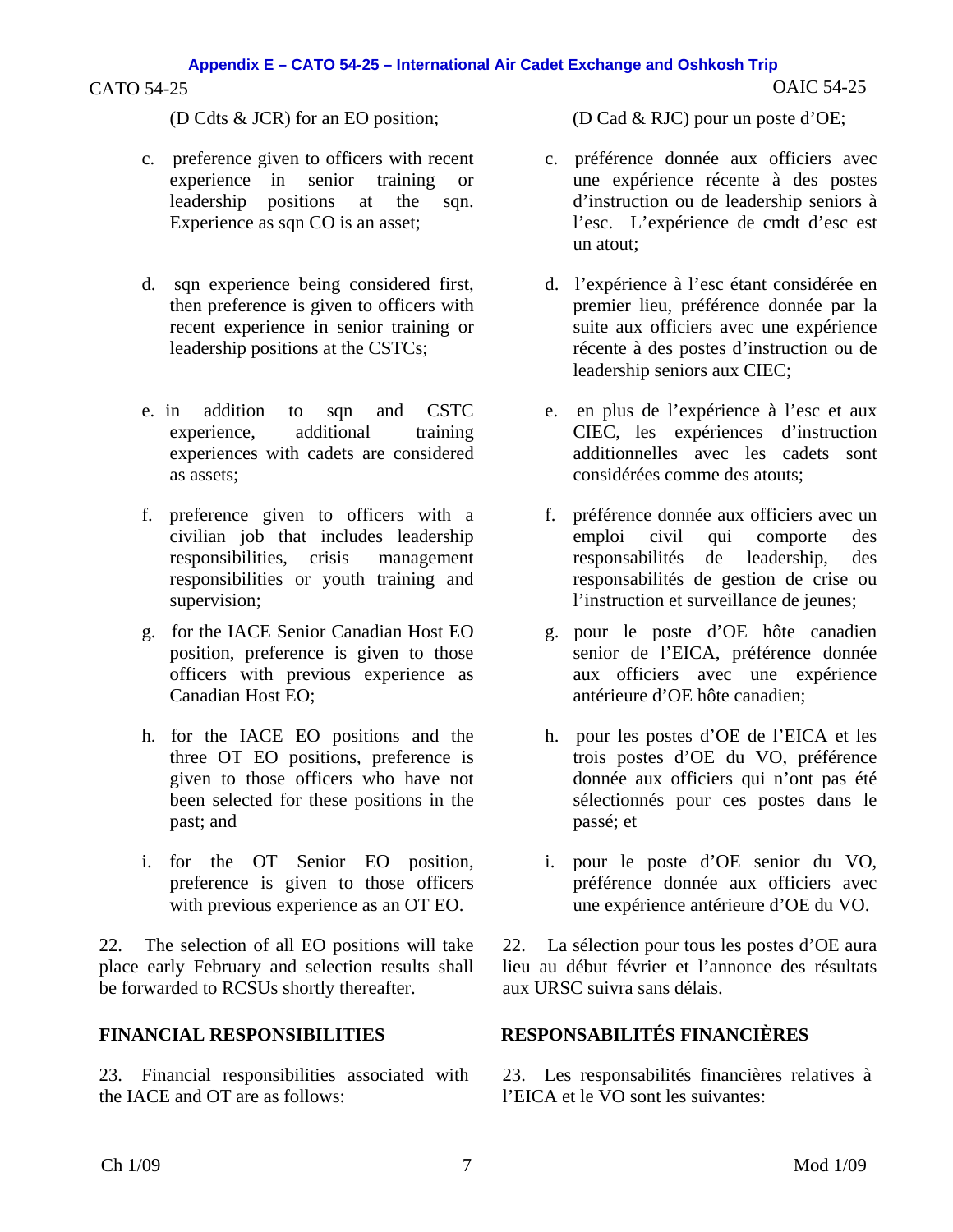(D Cdts & JCR) for an EO position;

c. preference given to officers with recent experience in senior training or leadership positions at the sqn. Experience as sqn CO is an asset;

d. sqn experience being considered first, then preference is given to officers with recent experience in senior training or leadership positions at the CSTCs;

e. in addition to sqn and CSTC experience, additional training experiences with cadets are considered as assets;

f. preference given to officers with a civilian job that includes leadership responsibilities, crisis management responsibilities or youth training and supervision;

g. for the IACE Senior Canadian Host EO position, preference is given to those officers with previous experience as Canadian Host EO;

h. for the IACE EO positions and the three OT EO positions, preference is given to those officers who have not been selected for these positions in the past; and

i. for the OT Senior EO position, preference is given to those officers with previous experience as an OT EO.

22. The selection of all EO positions will take place early February and selection results shall be forwarded to RCSUs shortly thereafter.

## FINANCIAL RESPONSIBILITIES

23. Financial responsibilities associated with the IACE and OT are as follows:

(D Cad & RJC) pour un poste d'OE;

c. préférence donnée aux officiers avec une expérience récente à des postes d'instruction ou de leadership seniors à l'esc. L'expérience de cmdt d'esc est un atout;

d. l'expérience à l'esc étant considérée en premier lieu, préférence donnée par la suite aux officiers avec une expérience récente à des postes d'instruction ou de leadership seniors aux CIEC;

e. en plus de l'expérience à l'esc et aux CIEC, les expériences d'instruction additionnelles avec les cadets sont considérées comme des atouts;

f. préférence donnée aux officiers avec un emploi civil qui comporte des responsabilités de leadership, des responsabilités de gestion de crise ou l'instruction et surveillance de jeunes;

g. pour le poste d'OE hôte canadien senior de l'EICA, préférence donnée aux officiers avec une expérience antérieure d'OE hôte canadien;

h. pour les postes d'OE de l'EICA et les trois postes d'OE du VO, préférence donnée aux officiers qui n'ont pas été sélectionnés pour ces postes dans le passé; et

i. pour le poste d'OE senior du VO, préférence donnée aux officiers avec une expérience antérieure d'OE du VO.

22. La sélection pour tous les postes d'OE aura lieu au début février et l'annonce des résultats aux URSC suivra sans délais.

## RESPONSABILITÉS FINANCIÈRES

23. Les responsabilités financières relatives à l'EICA et le VO sont les suivantes: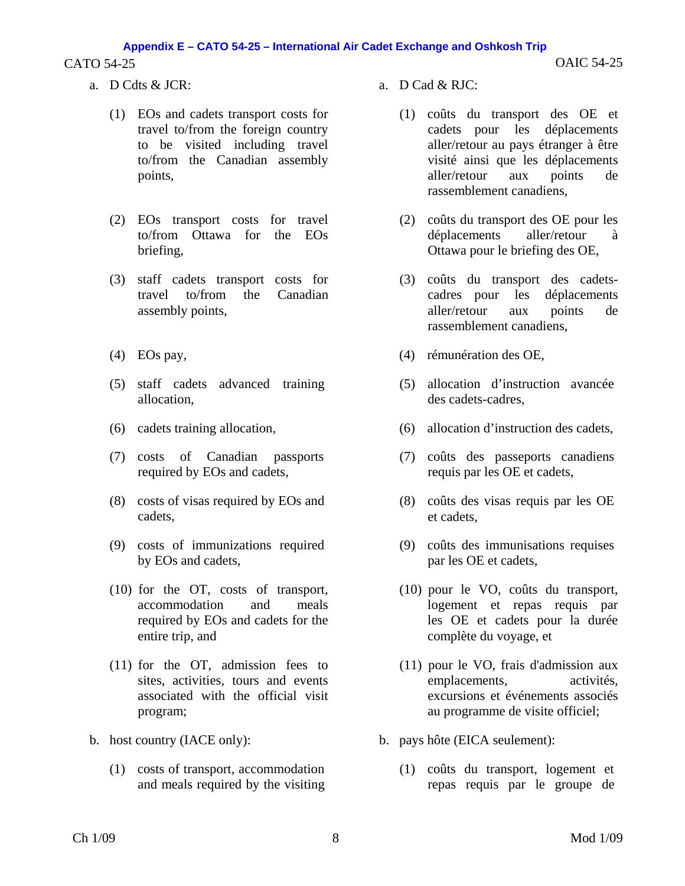a. D Cdts & JCR:

   (1) EOs and cadets transport costs for travel to/from the foreign country to be visited including travel to/from the Canadian assembly points,

   (2) EOs transport costs for travel to/from Ottawa for the EOs briefing,

   (3) staff cadets transport costs for travel to/from the Canadian assembly points,

   (4) EOs pay,

   (5) staff cadets advanced training allocation,

   (6) cadets training allocation,

   (7) costs of Canadian passports required by EOs and cadets,

   (8) costs of visas required by EOs and cadets,

   (9) costs of immunizations required by EOs and cadets,

   (10) for the OT, costs of transport, accommodation and meals required by EOs and cadets for the entire trip, and

   (11) for the OT, admission fees to sites, activities, tours and events associated with the official visit program;

b. host country (IACE only):

   (1) costs of transport, accommodation and meals required by the visiting

a. D Cad & RJC:

   (1) coûts du transport des OE et cadets pour les déplacements aller/retour au pays étranger à être visité ainsi que les déplacements aller/retour aux points de rassemblement canadiens,

   (2) coûts du transport des OE pour les déplacements aller/retour à Ottawa pour le briefing des OE,

   (3) coûts du transport des cadets-cadres pour les déplacements aller/retour aux points de rassemblement canadiens,

   (4) rémunération des OE,

   (5) allocation d'instruction avancée des cadets-cadres,

   (6) allocation d'instruction des cadets,

   (7) coûts des passeports canadiens requis par les OE et cadets,

   (8) coûts des visas requis par les OE et cadets,

   (9) coûts des immunisations requises par les OE et cadets,

   (10) pour le VO, coûts du transport, logement et repas requis par les OE et cadets pour la durée complète du voyage, et

   (11) pour le VO, frais d'admission aux emplacements, activités, excursions et événements associés au programme de visite officiel;

b. pays hôte (EICA seulement):

   (1) coûts du transport, logement et repas requis par le groupe de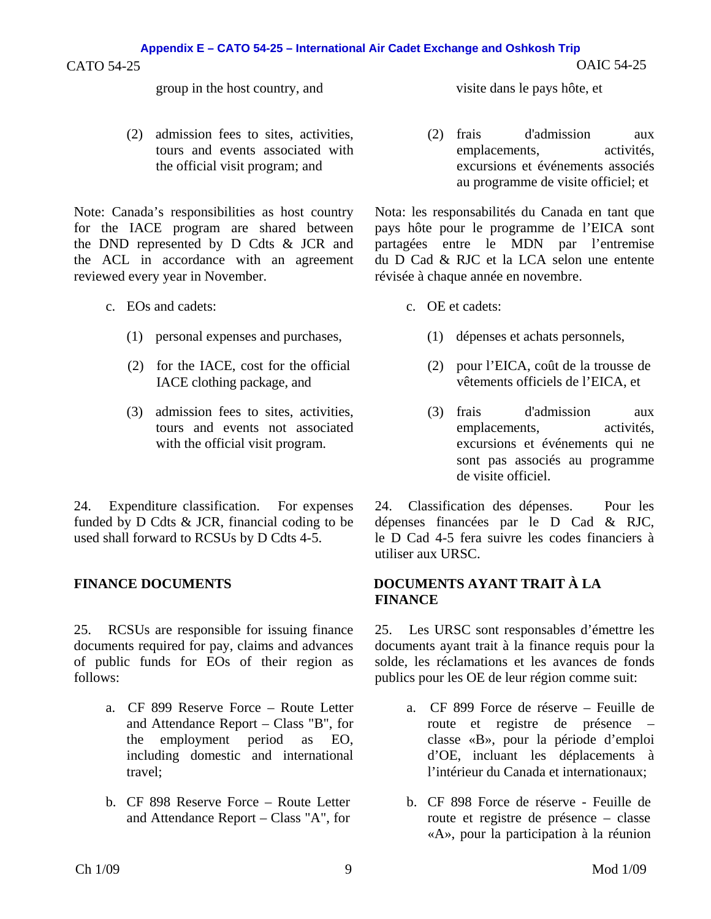group in the host country, and

(2) admission fees to sites, activities, tours and events associated with the official visit program; and

Note: Canada's responsibilities as host country for the IACE program are shared between the DND represented by D Cdts & JCR and the ACL in accordance with an agreement reviewed every year in November.

c. EOs and cadets:

(1) personal expenses and purchases,

(2) for the IACE, cost for the official IACE clothing package, and

(3) admission fees to sites, activities, tours and events not associated with the official visit program.

24. Expenditure classification. For expenses funded by D Cdts & JCR, financial coding to be used shall forward to RCSUs by D Cdts 4-5.

## FINANCE DOCUMENTS

25. RCSUs are responsible for issuing finance documents required for pay, claims and advances of public funds for EOs of their region as follows:

a. CF 899 Reserve Force – Route Letter and Attendance Report – Class "B", for the employment period as EO, including domestic and international travel;

b. CF 898 Reserve Force – Route Letter and Attendance Report – Class "A", for

visite dans le pays hôte, et

(2) frais d'admission aux emplacements, activités, excursions et événements associés au programme de visite officiel; et

Nota: les responsabilités du Canada en tant que pays hôte pour le programme de l'EICA sont partagées entre le MDN par l'entremise du D Cad & RJC et la LCA selon une entente révisée à chaque année en novembre.

c. OE et cadets:

(1) dépenses et achats personnels,

(2) pour l'EICA, coût de la trousse de vêtements officiels de l'EICA, et

(3) frais d'admission aux emplacements, activités, excursions et événements qui ne sont pas associés au programme de visite officiel.

24. Classification des dépenses. Pour les dépenses financées par le D Cad & RJC, le D Cad 4-5 fera suivre les codes financiers à utiliser aux URSC.

## DOCUMENTS AYANT TRAIT À LA FINANCE

25. Les URSC sont responsables d'émettre les documents ayant trait à la finance requis pour la solde, les réclamations et les avances de fonds publics pour les OE de leur région comme suit:

a. CF 899 Force de réserve – Feuille de route et registre de présence – classe «B», pour la période d'emploi d'OE, incluant les déplacements à l'intérieur du Canada et internationaux;

b. CF 898 Force de réserve - Feuille de route et registre de présence – classe «A», pour la participation à la réunion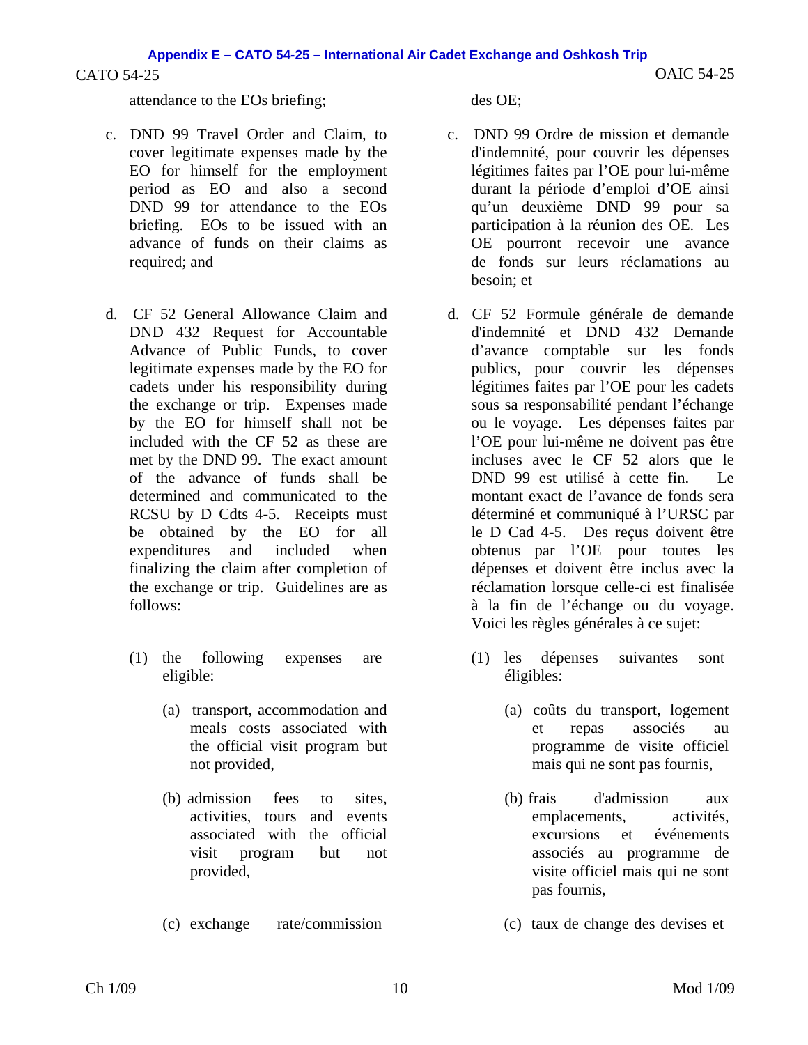attendance to the EOs briefing;

c. DND 99 Travel Order and Claim, to cover legitimate expenses made by the EO for himself for the employment period as EO and also a second DND 99 for attendance to the EOs briefing. EOs to be issued with an advance of funds on their claims as required; and

d. CF 52 General Allowance Claim and DND 432 Request for Accountable Advance of Public Funds, to cover legitimate expenses made by the EO for cadets under his responsibility during the exchange or trip. Expenses made by the EO for himself shall not be included with the CF 52 as these are met by the DND 99. The exact amount of the advance of funds shall be determined and communicated to the RCSU by D Cdts 4-5. Receipts must be obtained by the EO for all expenditures and included when finalizing the claim after completion of the exchange or trip. Guidelines are as follows:

   (1) the following expenses are eligible:

      (a) transport, accommodation and meals costs associated with the official visit program but not provided,

      (b) admission fees to sites, activities, tours and events associated with the official visit program but not provided,

      (c) exchange rate/commission

des OE;

c. DND 99 Ordre de mission et demande d'indemnité, pour couvrir les dépenses légitimes faites par l'OE pour lui-même durant la période d'emploi d'OE ainsi qu'un deuxième DND 99 pour sa participation à la réunion des OE. Les OE pourront recevoir une avance de fonds sur leurs réclamations au besoin; et

d. CF 52 Formule générale de demande d'indemnité et DND 432 Demande d'avance comptable sur les fonds publics, pour couvrir les dépenses légitimes faites par l'OE pour les cadets sous sa responsabilité pendant l'échange ou le voyage. Les dépenses faites par l'OE pour lui-même ne doivent pas être incluses avec le CF 52 alors que le DND 99 est utilisé à cette fin. Le montant exact de l'avance de fonds sera déterminé et communiqué à l'URSC par le D Cad 4-5. Des reçus doivent être obtenus par l'OE pour toutes les dépenses et doivent être inclus avec la réclamation lorsque celle-ci est finalisée à la fin de l'échange ou du voyage. Voici les règles générales à ce sujet:

   (1) les dépenses suivantes sont éligibles:

      (a) coûts du transport, logement et repas associés au programme de visite officiel mais qui ne sont pas fournis,

      (b) frais d'admission aux emplacements, activités, excursions et événements associés au programme de visite officiel mais qui ne sont pas fournis,

      (c) taux de change des devises et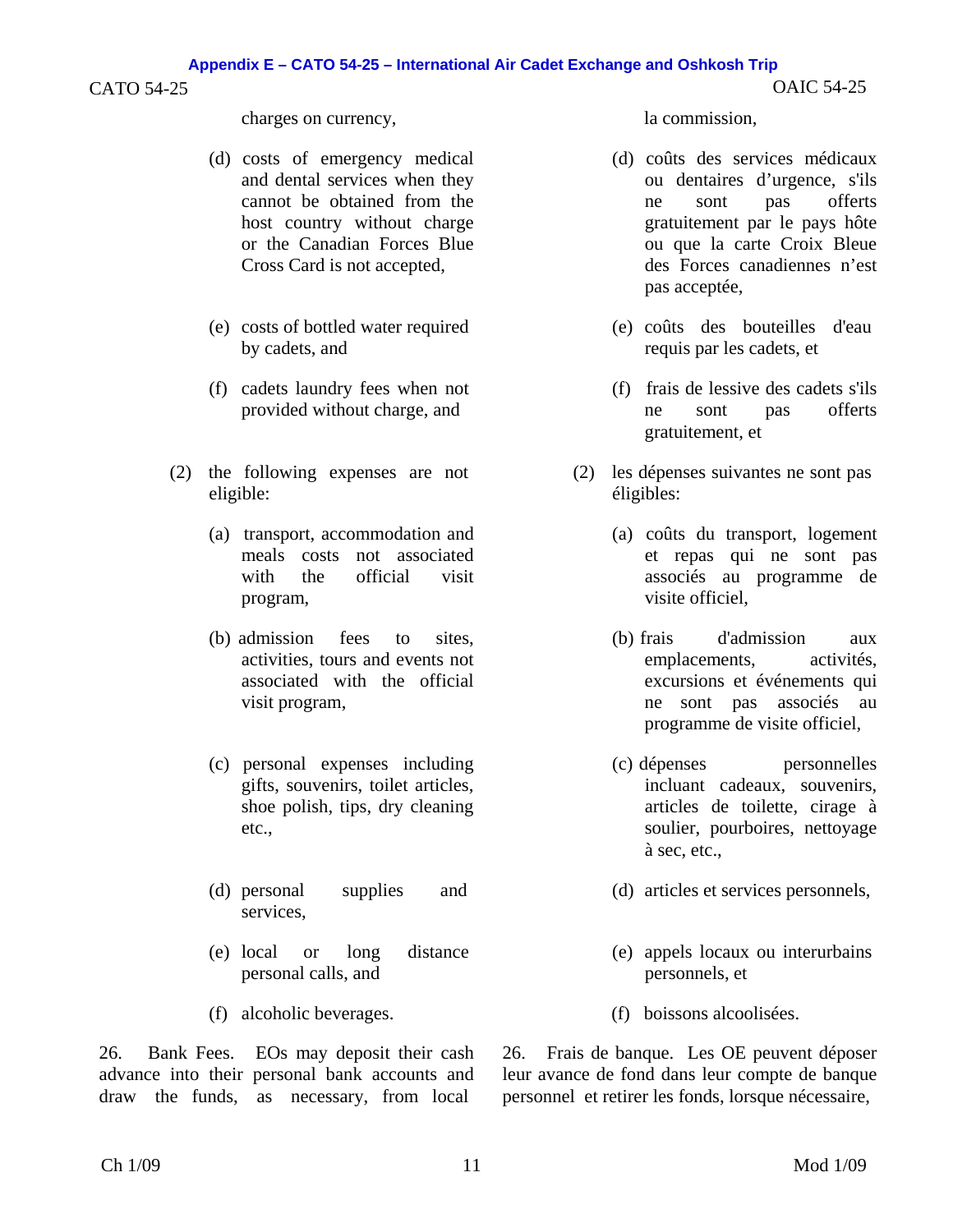charges on currency,

(d) costs of emergency medical and dental services when they cannot be obtained from the host country without charge or the Canadian Forces Blue Cross Card is not accepted,

(e) costs of bottled water required by cadets, and

(f) cadets laundry fees when not provided without charge, and

(2) the following expenses are not eligible:

(a) transport, accommodation and meals costs not associated with the official visit program,

(b) admission fees to sites, activities, tours and events not associated with the official visit program,

(c) personal expenses including gifts, souvenirs, toilet articles, shoe polish, tips, dry cleaning etc.,

(d) personal supplies and services,

(e) local or long distance personal calls, and

(f) alcoholic beverages.

26. Bank Fees. EOs may deposit their cash advance into their personal bank accounts and draw the funds, as necessary, from local

la commission,

(d) coûts des services médicaux ou dentaires d'urgence, s'ils ne sont pas offerts gratuitement par le pays hôte ou que la carte Croix Bleue des Forces canadiennes n'est pas acceptée,

(e) coûts des bouteilles d'eau requis par les cadets, et

(f) frais de lessive des cadets s'ils ne sont pas offerts gratuitement, et

(2) les dépenses suivantes ne sont pas éligibles:

(a) coûts du transport, logement et repas qui ne sont pas associés au programme de visite officiel,

(b) frais d'admission aux emplacements, activités, excursions et événements qui ne sont pas associés au programme de visite officiel,

(c) dépenses personnelles incluant cadeaux, souvenirs, articles de toilette, cirage à soulier, pourboires, nettoyage à sec, etc.,

(d) articles et services personnels,

(e) appels locaux ou interurbains personnels, et

(f) boissons alcoolisées.

26. Frais de banque. Les OE peuvent déposer leur avance de fond dans leur compte de banque personnel et retirer les fonds, lorsque nécessaire,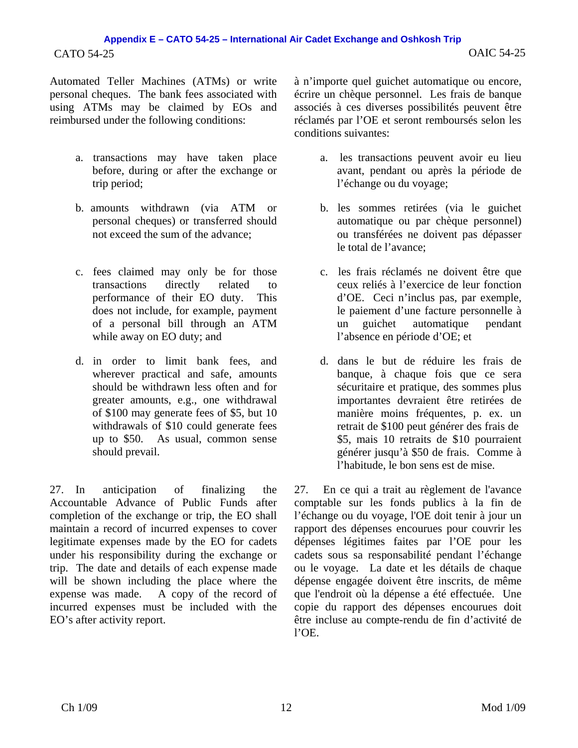Automated Teller Machines (ATMs) or write personal cheques. The bank fees associated with using ATMs may be claimed by EOs and reimbursed under the following conditions:

a. transactions may have taken place before, during or after the exchange or trip period;

b. amounts withdrawn (via ATM or personal cheques) or transferred should not exceed the sum of the advance;

c. fees claimed may only be for those transactions directly related to performance of their EO duty. This does not include, for example, payment of a personal bill through an ATM while away on EO duty; and

d. in order to limit bank fees, and wherever practical and safe, amounts should be withdrawn less often and for greater amounts, e.g., one withdrawal of $100 may generate fees of $5, but 10 withdrawals of $10 could generate fees up to $50. As usual, common sense should prevail.

27. In anticipation of finalizing the Accountable Advance of Public Funds after completion of the exchange or trip, the EO shall maintain a record of incurred expenses to cover legitimate expenses made by the EO for cadets under his responsibility during the exchange or trip. The date and details of each expense made will be shown including the place where the expense was made. A copy of the record of incurred expenses must be included with the EO's after activity report.

à n'importe quel guichet automatique ou encore, écrire un chèque personnel. Les frais de banque associés à ces diverses possibilités peuvent être réclamés par l'OE et seront remboursés selon les conditions suivantes:

a. les transactions peuvent avoir eu lieu avant, pendant ou après la période de l'échange ou du voyage;

b. les sommes retirées (via le guichet automatique ou par chèque personnel) ou transférées ne doivent pas dépasser le total de l'avance;

c. les frais réclamés ne doivent être que ceux reliés à l'exercice de leur fonction d'OE. Ceci n'inclus pas, par exemple, le paiement d'une facture personnelle à un guichet automatique pendant l'absence en période d'OE; et

d. dans le but de réduire les frais de banque, à chaque fois que ce sera sécuritaire et pratique, des sommes plus importantes devraient être retirées de manière moins fréquentes, p. ex. un retrait de $100 peut générer des frais de $5, mais 10 retraits de $10 pourraient générer jusqu'à $50 de frais. Comme à l'habitude, le bon sens est de mise.

27. En ce qui a trait au règlement de l'avance comptable sur les fonds publics à la fin de l'échange ou du voyage, l'OE doit tenir à jour un rapport des dépenses encourues pour couvrir les dépenses légitimes faites par l'OE pour les cadets sous sa responsabilité pendant l'échange ou le voyage. La date et les détails de chaque dépense engagée doivent être inscrits, de même que l'endroit où la dépense a été effectuée. Une copie du rapport des dépenses encourues doit être incluse au compte-rendu de fin d'activité de l'OE.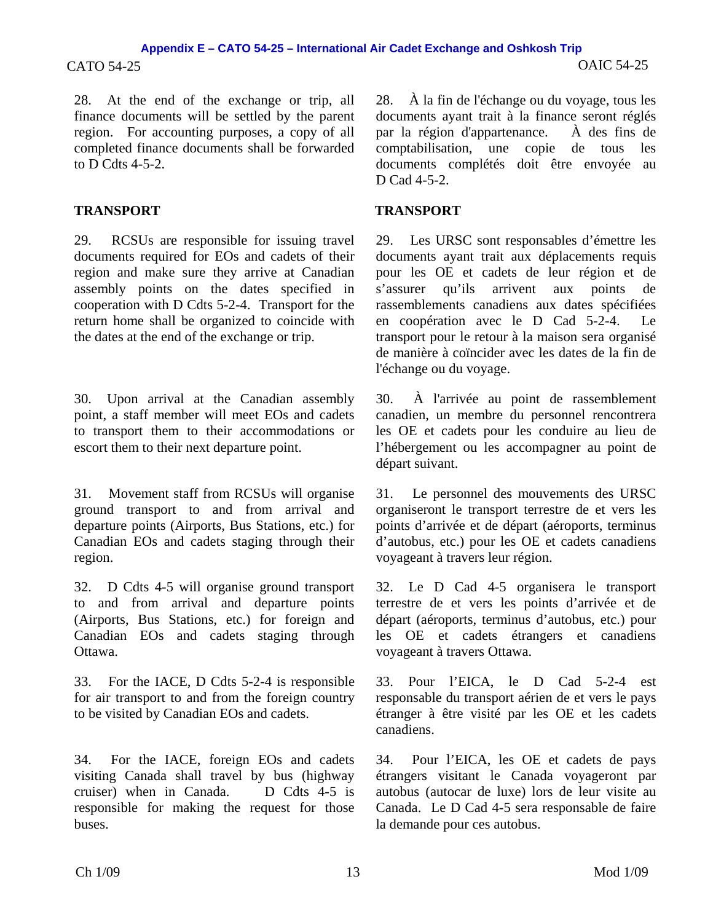28. At the end of the exchange or trip, all finance documents will be settled by the parent region. For accounting purposes, a copy of all completed finance documents shall be forwarded to D Cdts 4-5-2.

## TRANSPORT

29. RCSUs are responsible for issuing travel documents required for EOs and cadets of their region and make sure they arrive at Canadian assembly points on the dates specified in cooperation with D Cdts 5-2-4. Transport for the return home shall be organized to coincide with the dates at the end of the exchange or trip.

30. Upon arrival at the Canadian assembly point, a staff member will meet EOs and cadets to transport them to their accommodations or escort them to their next departure point.

31. Movement staff from RCSUs will organise ground transport to and from arrival and departure points (Airports, Bus Stations, etc.) for Canadian EOs and cadets staging through their region.

32. D Cdts 4-5 will organise ground transport to and from arrival and departure points (Airports, Bus Stations, etc.) for foreign and Canadian EOs and cadets staging through Ottawa.

33. For the IACE, D Cdts 5-2-4 is responsible for air transport to and from the foreign country to be visited by Canadian EOs and cadets.

34. For the IACE, foreign EOs and cadets visiting Canada shall travel by bus (highway cruiser) when in Canada. D Cdts 4-5 is responsible for making the request for those buses.

28. À la fin de l'échange ou du voyage, tous les documents ayant trait à la finance seront réglés par la région d'appartenance. À des fins de comptabilisation, une copie de tous les documents complétés doit être envoyée au D Cad 4-5-2.

## TRANSPORT

29. Les URSC sont responsables d'émettre les documents ayant trait aux déplacements requis pour les OE et cadets de leur région et de s'assurer qu'ils arrivent aux points de rassemblements canadiens aux dates spécifiées en coopération avec le D Cad 5-2-4. Le transport pour le retour à la maison sera organisé de manière à coïncider avec les dates de la fin de l'échange ou du voyage.

30. À l'arrivée au point de rassemblement canadien, un membre du personnel rencontrera les OE et cadets pour les conduire au lieu de l'hébergement ou les accompagner au point de départ suivant.

31. Le personnel des mouvements des URSC organiseront le transport terrestre de et vers les points d'arrivée et de départ (aéroports, terminus d'autobus, etc.) pour les OE et cadets canadiens voyageant à travers leur région.

32. Le D Cad 4-5 organisera le transport terrestre de et vers les points d'arrivée et de départ (aéroports, terminus d'autobus, etc.) pour les OE et cadets étrangers et canadiens voyageant à travers Ottawa.

33. Pour l'EICA, le D Cad 5-2-4 est responsable du transport aérien de et vers le pays étranger à être visité par les OE et les cadets canadiens.

34. Pour l'EICA, les OE et cadets de pays étrangers visitant le Canada voyageront par autobus (autocar de luxe) lors de leur visite au Canada. Le D Cad 4-5 sera responsable de faire la demande pour ces autobus.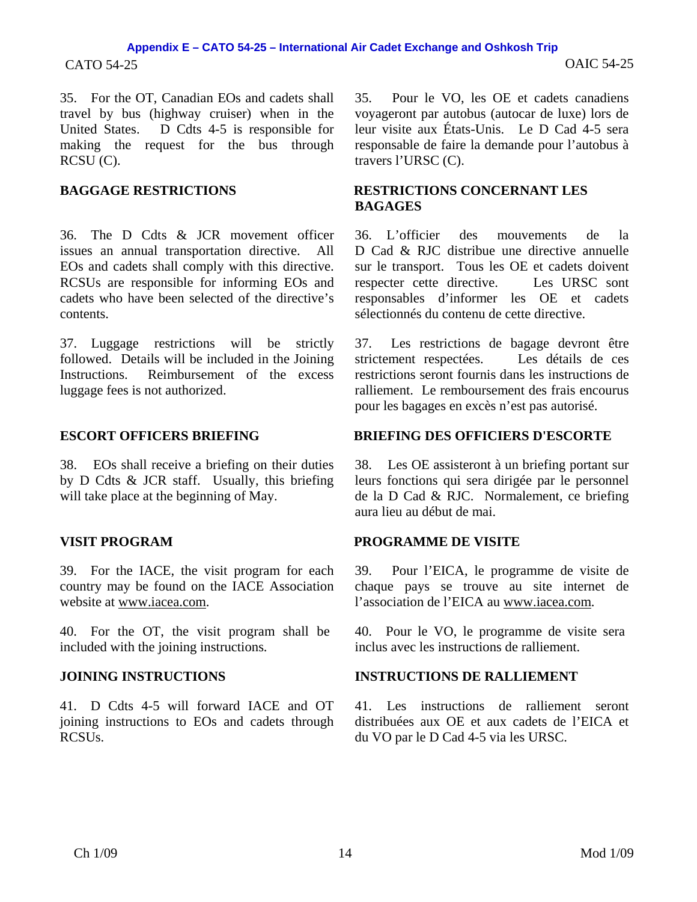35. For the OT, Canadian EOs and cadets shall travel by bus (highway cruiser) when in the United States. D Cdts 4-5 is responsible for making the request for the bus through RCSU (C).

35. Pour le VO, les OE et cadets canadiens voyageront par autobus (autocar de luxe) lors de leur visite aux États-Unis. Le D Cad 4-5 sera responsable de faire la demande pour l'autobus à travers l'URSC (C).

**BAGGAGE RESTRICTIONS**

**RESTRICTIONS CONCERNANT LES BAGAGES**

36. The D Cdts & JCR movement officer issues an annual transportation directive. All EOs and cadets shall comply with this directive. RCSUs are responsible for informing EOs and cadets who have been selected of the directive's contents.

36. L'officier des mouvements de la D Cad & RJC distribue une directive annuelle sur le transport. Tous les OE et cadets doivent respecter cette directive. Les URSC sont responsables d'informer les OE et cadets sélectionnés du contenu de cette directive.

37. Luggage restrictions will be strictly followed. Details will be included in the Joining Instructions. Reimbursement of the excess luggage fees is not authorized.

37. Les restrictions de bagage devront être strictement respectées. Les détails de ces restrictions seront fournis dans les instructions de ralliement. Le remboursement des frais encourus pour les bagages en excès n'est pas autorisé.

**ESCORT OFFICERS BRIEFING**

**BRIEFING DES OFFICIERS D'ESCORTE**

38. EOs shall receive a briefing on their duties by D Cdts & JCR staff. Usually, this briefing will take place at the beginning of May.

38. Les OE assisteront à un briefing portant sur leurs fonctions qui sera dirigée par le personnel de la D Cad & RJC. Normalement, ce briefing aura lieu au début de mai.

**VISIT PROGRAM**

**PROGRAMME DE VISITE**

39. For the IACE, the visit program for each country may be found on the IACE Association website at www.iacea.com.

39. Pour l'EICA, le programme de visite de chaque pays se trouve au site internet de l'association de l'EICA au www.iacea.com.

40. For the OT, the visit program shall be included with the joining instructions.

40. Pour le VO, le programme de visite sera inclus avec les instructions de ralliement.

**JOINING INSTRUCTIONS**

**INSTRUCTIONS DE RALLIEMENT**

41. D Cdts 4-5 will forward IACE and OT joining instructions to EOs and cadets through RCSUs.

41. Les instructions de ralliement seront distribuées aux OE et aux cadets de l'EICA et du VO par le D Cad 4-5 via les URSC.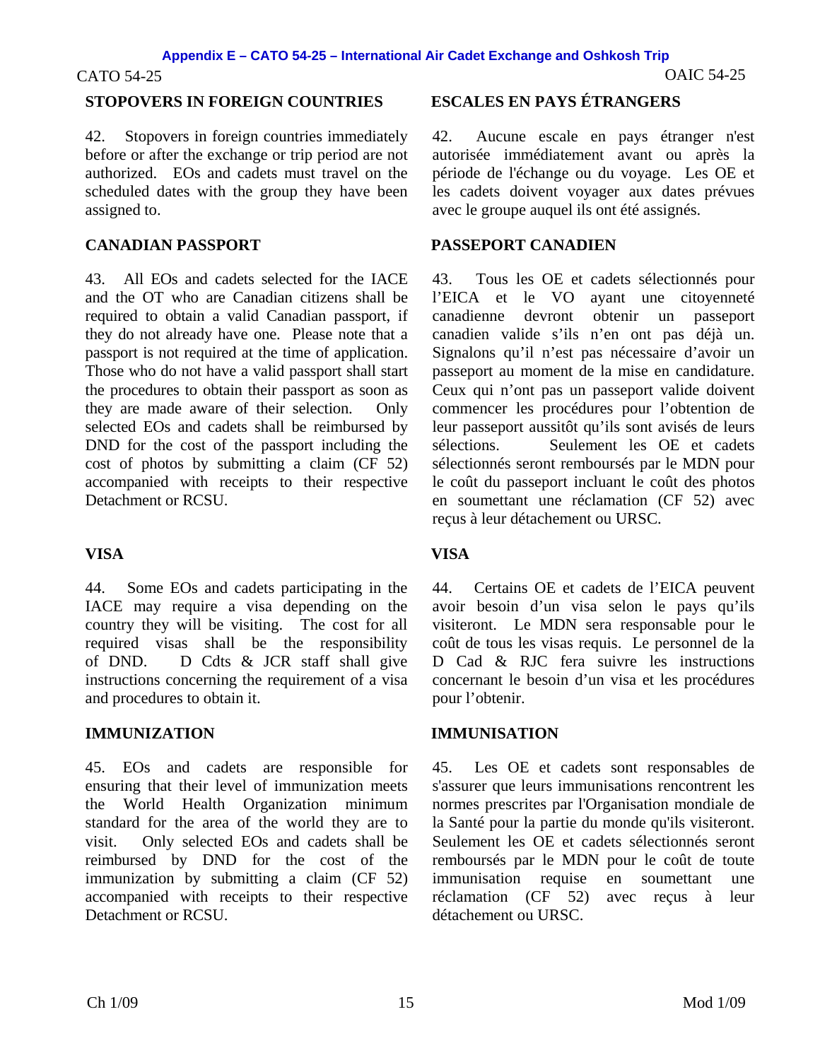## STOPOVERS IN FOREIGN COUNTRIES

42. Stopovers in foreign countries immediately before or after the exchange or trip period are not authorized. EOs and cadets must travel on the scheduled dates with the group they have been assigned to.

## CANADIAN PASSPORT

43. All EOs and cadets selected for the IACE and the OT who are Canadian citizens shall be required to obtain a valid Canadian passport, if they do not already have one. Please note that a passport is not required at the time of application. Those who do not have a valid passport shall start the procedures to obtain their passport as soon as they are made aware of their selection. Only selected EOs and cadets shall be reimbursed by DND for the cost of the passport including the cost of photos by submitting a claim (CF 52) accompanied with receipts to their respective Detachment or RCSU.

## VISA

44. Some EOs and cadets participating in the IACE may require a visa depending on the country they will be visiting. The cost for all required visas shall be the responsibility of DND. D Cdts & JCR staff shall give instructions concerning the requirement of a visa and procedures to obtain it.

## IMMUNIZATION

45. EOs and cadets are responsible for ensuring that their level of immunization meets the World Health Organization minimum standard for the area of the world they are to visit. Only selected EOs and cadets shall be reimbursed by DND for the cost of the immunization by submitting a claim (CF 52) accompanied with receipts to their respective Detachment or RCSU.

## ESCALES EN PAYS ÉTRANGERS

42. Aucune escale en pays étranger n'est autorisée immédiatement avant ou après la période de l'échange ou du voyage. Les OE et les cadets doivent voyager aux dates prévues avec le groupe auquel ils ont été assignés.

## PASSEPORT CANADIEN

43. Tous les OE et cadets sélectionnés pour l'EICA et le VO ayant une citoyenneté canadienne devront obtenir un passeport canadien valide s'ils n'en ont pas déjà un. Signalons qu'il n'est pas nécessaire d'avoir un passeport au moment de la mise en candidature. Ceux qui n'ont pas un passeport valide doivent commencer les procédures pour l'obtention de leur passeport aussitôt qu'ils sont avisés de leurs sélections. Seulement les OE et cadets sélectionnés seront remboursés par le MDN pour le coût du passeport incluant le coût des photos en soumettant une réclamation (CF 52) avec reçus à leur détachement ou URSC.

## VISA

44. Certains OE et cadets de l'EICA peuvent avoir besoin d'un visa selon le pays qu'ils visiteront. Le MDN sera responsable pour le coût de tous les visas requis. Le personnel de la D Cad & RJC fera suivre les instructions concernant le besoin d'un visa et les procédures pour l'obtenir.

## IMMUNISATION

45. Les OE et cadets sont responsables de s'assurer que leurs immunisations rencontrent les normes prescrites par l'Organisation mondiale de la Santé pour la partie du monde qu'ils visiteront. Seulement les OE et cadets sélectionnés seront remboursés par le MDN pour le coût de toute immunisation requise en soumettant une réclamation (CF 52) avec reçus à leur détachement ou URSC.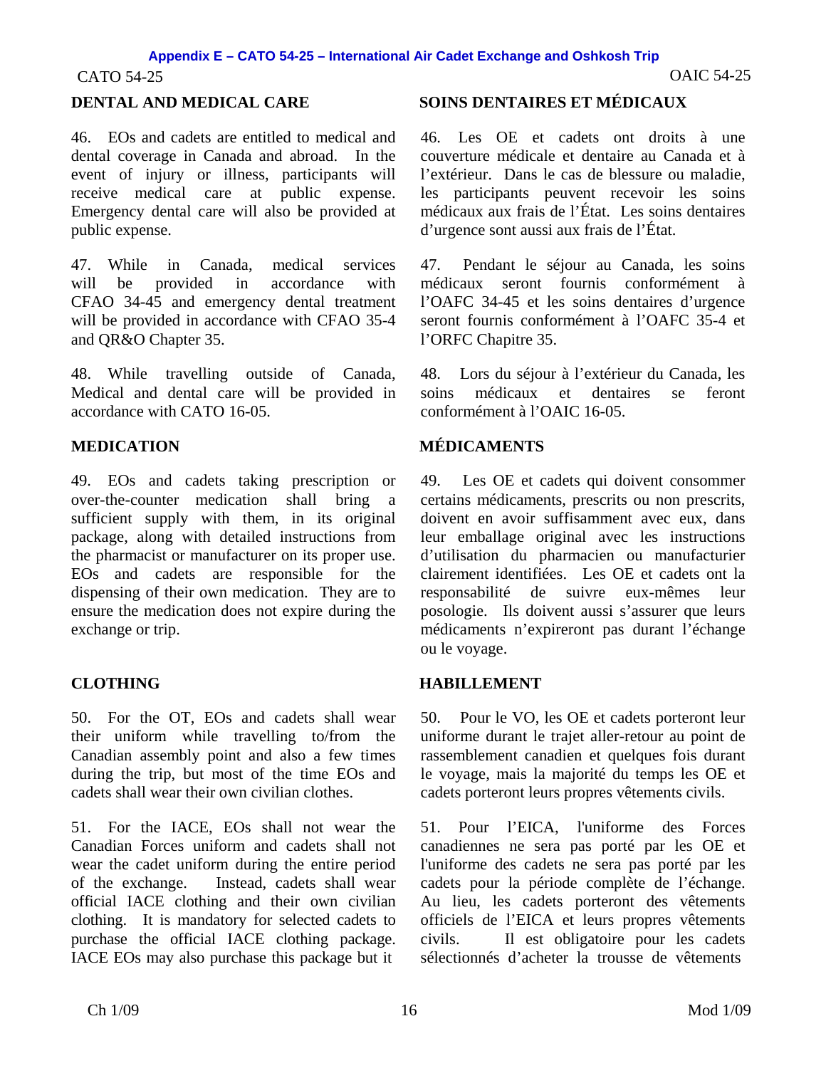## DENTAL AND MEDICAL CARE

46. EOs and cadets are entitled to medical and dental coverage in Canada and abroad. In the event of injury or illness, participants will receive medical care at public expense. Emergency dental care will also be provided at public expense.

47. While in Canada, medical services will be provided in accordance with CFAO 34-45 and emergency dental treatment will be provided in accordance with CFAO 35-4 and QR&O Chapter 35.

48. While travelling outside of Canada, Medical and dental care will be provided in accordance with CATO 16-05.

## MEDICATION

49. EOs and cadets taking prescription or over-the-counter medication shall bring a sufficient supply with them, in its original package, along with detailed instructions from the pharmacist or manufacturer on its proper use. EOs and cadets are responsible for the dispensing of their own medication. They are to ensure the medication does not expire during the exchange or trip.

## CLOTHING

50. For the OT, EOs and cadets shall wear their uniform while travelling to/from the Canadian assembly point and also a few times during the trip, but most of the time EOs and cadets shall wear their own civilian clothes.

51. For the IACE, EOs shall not wear the Canadian Forces uniform and cadets shall not wear the cadet uniform during the entire period of the exchange. Instead, cadets shall wear official IACE clothing and their own civilian clothing. It is mandatory for selected cadets to purchase the official IACE clothing package. IACE EOs may also purchase this package but it

## SOINS DENTAIRES ET MÉDICAUX

46. Les OE et cadets ont droits à une couverture médicale et dentaire au Canada et à l'extérieur. Dans le cas de blessure ou maladie, les participants peuvent recevoir les soins médicaux aux frais de l'État. Les soins dentaires d'urgence sont aussi aux frais de l'État.

47. Pendant le séjour au Canada, les soins médicaux seront fournis conformément à l'OAFC 34-45 et les soins dentaires d'urgence seront fournis conformément à l'OAFC 35-4 et l'ORFC Chapitre 35.

48. Lors du séjour à l'extérieur du Canada, les soins médicaux et dentaires se feront conformément à l'OAIC 16-05.

## MÉDICAMENTS

49. Les OE et cadets qui doivent consommer certains médicaments, prescrits ou non prescrits, doivent en avoir suffisamment avec eux, dans leur emballage original avec les instructions d'utilisation du pharmacien ou manufacturier clairement identifiées. Les OE et cadets ont la responsabilité de suivre eux-mêmes leur posologie. Ils doivent aussi s'assurer que leurs médicaments n'expireront pas durant l'échange ou le voyage.

## HABILLEMENT

50. Pour le VO, les OE et cadets porteront leur uniforme durant le trajet aller-retour au point de rassemblement canadien et quelques fois durant le voyage, mais la majorité du temps les OE et cadets porteront leurs propres vêtements civils.

51. Pour l'EICA, l'uniforme des Forces canadiennes ne sera pas porté par les OE et l'uniforme des cadets ne sera pas porté par les cadets pour la période complète de l'échange. Au lieu, les cadets porteront des vêtements officiels de l'EICA et leurs propres vêtements civils. Il est obligatoire pour les cadets sélectionnés d'acheter la trousse de vêtements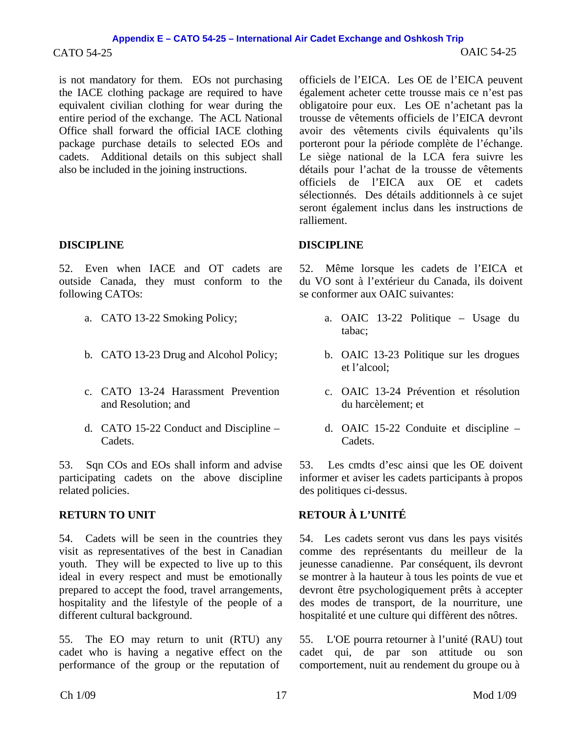is not mandatory for them. EOs not purchasing the IACE clothing package are required to have equivalent civilian clothing for wear during the entire period of the exchange. The ACL National Office shall forward the official IACE clothing package purchase details to selected EOs and cadets. Additional details on this subject shall also be included in the joining instructions.

officiels de l'EICA. Les OE de l'EICA peuvent également acheter cette trousse mais ce n'est pas obligatoire pour eux. Les OE n'achetant pas la trousse de vêtements officiels de l'EICA devront avoir des vêtements civils équivalents qu'ils porteront pour la période complète de l'échange. Le siège national de la LCA fera suivre les détails pour l'achat de la trousse de vêtements officiels de l'EICA aux OE et cadets sélectionnés. Des détails additionnels à ce sujet seront également inclus dans les instructions de ralliement.

**DISCIPLINE**

52. Even when IACE and OT cadets are outside Canada, they must conform to the following CATOs:

a. CATO 13-22 Smoking Policy;

b. CATO 13-23 Drug and Alcohol Policy;

c. CATO 13-24 Harassment Prevention and Resolution; and

d. CATO 15-22 Conduct and Discipline – Cadets.

53. Sqn COs and EOs shall inform and advise participating cadets on the above discipline related policies.

**DISCIPLINE**

52. Même lorsque les cadets de l'EICA et du VO sont à l'extérieur du Canada, ils doivent se conformer aux OAIC suivantes:

a. OAIC 13-22 Politique – Usage du tabac;

b. OAIC 13-23 Politique sur les drogues et l'alcool;

c. OAIC 13-24 Prévention et résolution du harcèlement; et

d. OAIC 15-22 Conduite et discipline – Cadets.

53. Les cmdts d'esc ainsi que les OE doivent informer et aviser les cadets participants à propos des politiques ci-dessus.

**RETURN TO UNIT**

54. Cadets will be seen in the countries they visit as representatives of the best in Canadian youth. They will be expected to live up to this ideal in every respect and must be emotionally prepared to accept the food, travel arrangements, hospitality and the lifestyle of the people of a different cultural background.

55. The EO may return to unit (RTU) any cadet who is having a negative effect on the performance of the group or the reputation of

**RETOUR À L'UNITÉ**

54. Les cadets seront vus dans les pays visités comme des représentants du meilleur de la jeunesse canadienne. Par conséquent, ils devront se montrer à la hauteur à tous les points de vue et devront être psychologiquement prêts à accepter des modes de transport, de la nourriture, une hospitalité et une culture qui diffèrent des nôtres.

55. L'OE pourra retourner à l'unité (RAU) tout cadet qui, de par son attitude ou son comportement, nuit au rendement du groupe ou à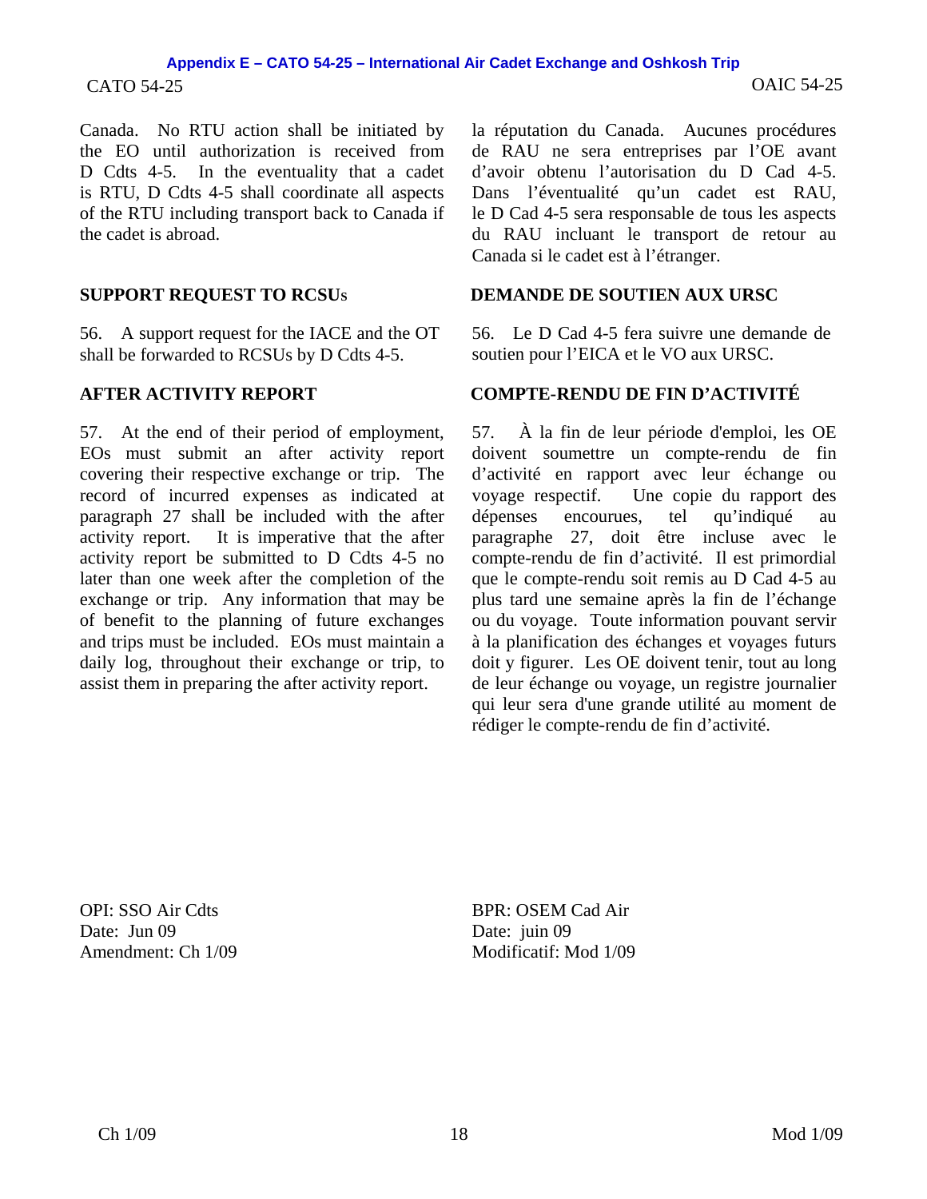Canada. No RTU action shall be initiated by the EO until authorization is received from D Cdts 4-5. In the eventuality that a cadet is RTU, D Cdts 4-5 shall coordinate all aspects of the RTU including transport back to Canada if the cadet is abroad.

la réputation du Canada. Aucunes procédures de RAU ne sera entreprises par l'OE avant d'avoir obtenu l'autorisation du D Cad 4-5. Dans l'éventualité qu'un cadet est RAU, le D Cad 4-5 sera responsable de tous les aspects du RAU incluant le transport de retour au Canada si le cadet est à l'étranger.

**SUPPORT REQUEST TO RCSUs**

56. A support request for the IACE and the OT shall be forwarded to RCSUs by D Cdts 4-5.

**DEMANDE DE SOUTIEN AUX URSC**

56. Le D Cad 4-5 fera suivre une demande de soutien pour l'EICA et le VO aux URSC.

**AFTER ACTIVITY REPORT**

57. At the end of their period of employment, EOs must submit an after activity report covering their respective exchange or trip. The record of incurred expenses as indicated at paragraph 27 shall be included with the after activity report. It is imperative that the after activity report be submitted to D Cdts 4-5 no later than one week after the completion of the exchange or trip. Any information that may be of benefit to the planning of future exchanges and trips must be included. EOs must maintain a daily log, throughout their exchange or trip, to assist them in preparing the after activity report.

**COMPTE-RENDU DE FIN D'ACTIVITÉ**

57. À la fin de leur période d'emploi, les OE doivent soumettre un compte-rendu de fin d'activité en rapport avec leur échange ou voyage respectif. Une copie du rapport des dépenses encourues, tel qu'indiqué au paragraphe 27, doit être incluse avec le compte-rendu de fin d'activité. Il est primordial que le compte-rendu soit remis au D Cad 4-5 au plus tard une semaine après la fin de l'échange ou du voyage. Toute information pouvant servir à la planification des échanges et voyages futurs doit y figurer. Les OE doivent tenir, tout au long de leur échange ou voyage, un registre journalier qui leur sera d'une grande utilité au moment de rédiger le compte-rendu de fin d'activité.

OPI: SSO Air Cdts
Date: Jun 09
Amendment: Ch 1/09

BPR: OSEM Cad Air
Date: juin 09
Modificatif: Mod 1/09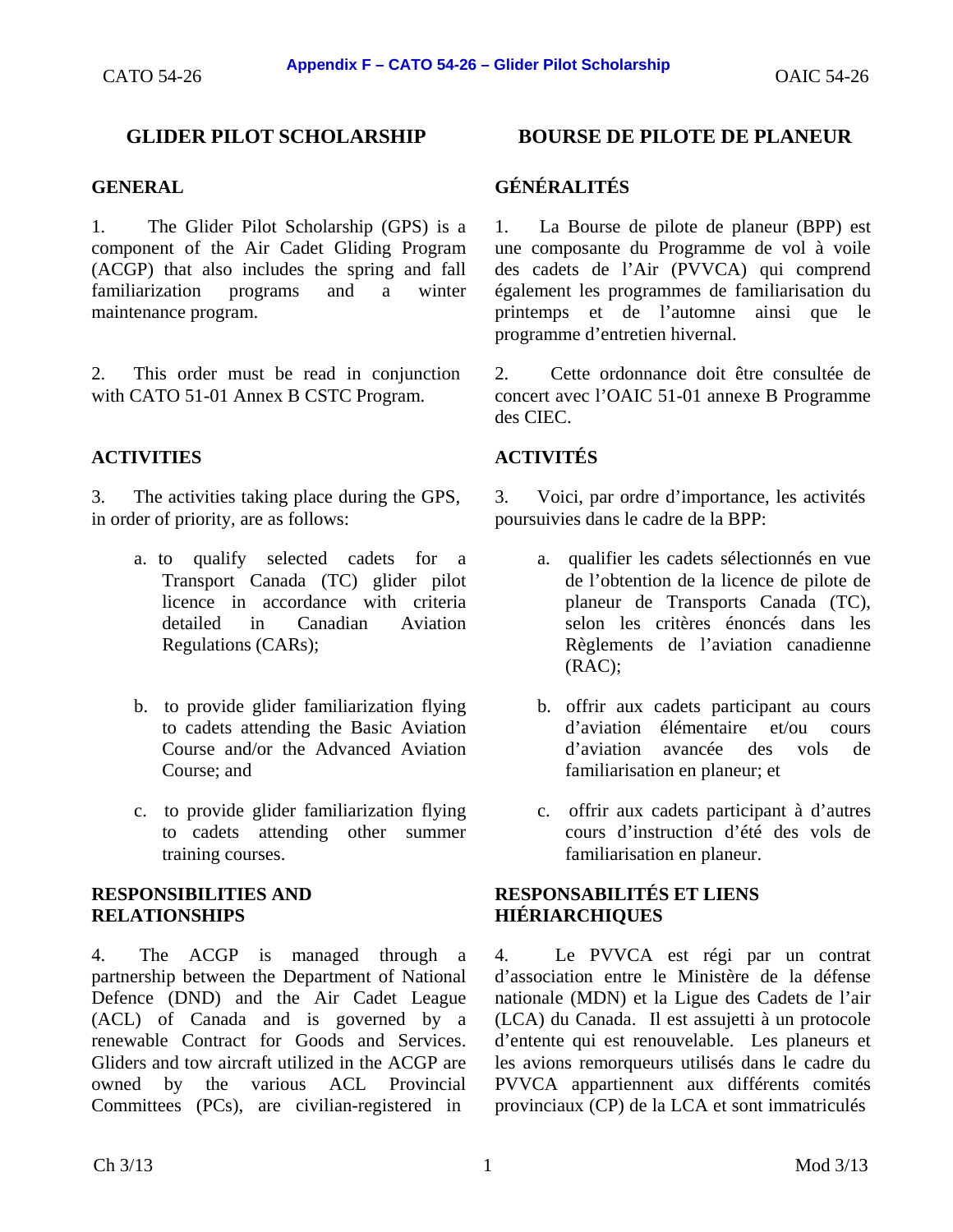# GLIDER PILOT SCHOLARSHIP

## GENERAL

1. The Glider Pilot Scholarship (GPS) is a component of the Air Cadet Gliding Program (ACGP) that also includes the spring and fall familiarization programs and a winter maintenance program.

2. This order must be read in conjunction with CATO 51-01 Annex B CSTC Program.

## ACTIVITIES

3. The activities taking place during the GPS, in order of priority, are as follows:

   a. to qualify selected cadets for a Transport Canada (TC) glider pilot licence in accordance with criteria detailed in Canadian Aviation Regulations (CARs);

   b. to provide glider familiarization flying to cadets attending the Basic Aviation Course and/or the Advanced Aviation Course; and

   c. to provide glider familiarization flying to cadets attending other summer training courses.

## RESPONSIBILITIES AND RELATIONSHIPS

4. The ACGP is managed through a partnership between the Department of National Defence (DND) and the Air Cadet League (ACL) of Canada and is governed by a renewable Contract for Goods and Services. Gliders and tow aircraft utilized in the ACGP are owned by the various ACL Provincial Committees (PCs), are civilian-registered in

# BOURSE DE PILOTE DE PLANEUR

## GÉNÉRALITÉS

1. La Bourse de pilote de planeur (BPP) est une composante du Programme de vol à voile des cadets de l'Air (PVVCA) qui comprend également les programmes de familiarisation du printemps et de l'automne ainsi que le programme d'entretien hivernal.

2. Cette ordonnance doit être consultée de concert avec l'OAIC 51-01 annexe B Programme des CIEC.

## ACTIVITÉS

3. Voici, par ordre d'importance, les activités poursuivies dans le cadre de la BPP:

   a. qualifier les cadets sélectionnés en vue de l'obtention de la licence de pilote de planeur de Transports Canada (TC), selon les critères énoncés dans les Règlements de l'aviation canadienne (RAC);

   b. offrir aux cadets participant au cours d'aviation élémentaire et/ou cours d'aviation avancée des vols de familiarisation en planeur; et

   c. offrir aux cadets participant à d'autres cours d'instruction d'été des vols de familiarisation en planeur.

## RESPONSABILITÉS ET LIENS HIÉRIARCHIQUES

4. Le PVVCA est régi par un contrat d'association entre le Ministère de la défense nationale (MDN) et la Ligue des Cadets de l'air (LCA) du Canada. Il est assujetti à un protocole d'entente qui est renouvelable. Les planeurs et les avions remorqueurs utilisés dans le cadre du PVVCA appartiennent aux différents comités provinciaux (CP) de la LCA et sont immatriculés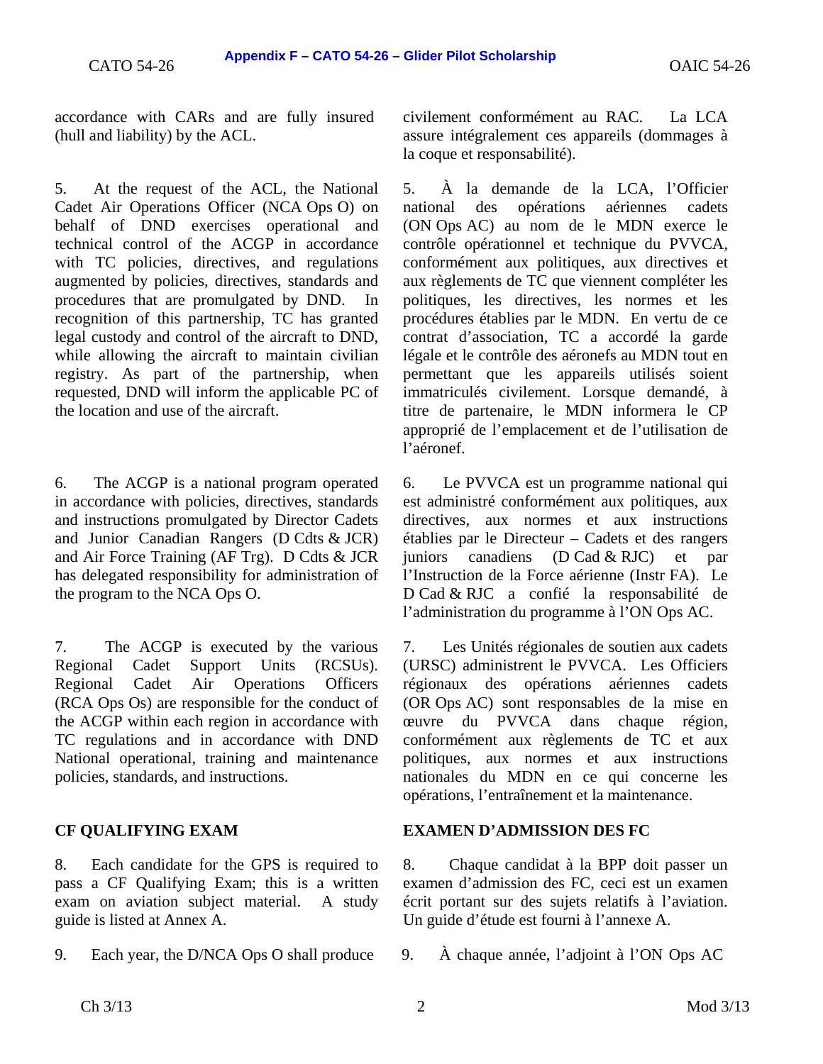accordance with CARs and are fully insured (hull and liability) by the ACL.

5. At the request of the ACL, the National Cadet Air Operations Officer (NCA Ops O) on behalf of DND exercises operational and technical control of the ACGP in accordance with TC policies, directives, and regulations augmented by policies, directives, standards and procedures that are promulgated by DND. In recognition of this partnership, TC has granted legal custody and control of the aircraft to DND, while allowing the aircraft to maintain civilian registry. As part of the partnership, when requested, DND will inform the applicable PC of the location and use of the aircraft.

6. The ACGP is a national program operated in accordance with policies, directives, standards and instructions promulgated by Director Cadets and Junior Canadian Rangers (D Cdts & JCR) and Air Force Training (AF Trg). D Cdts & JCR has delegated responsibility for administration of the program to the NCA Ops O.

7. The ACGP is executed by the various Regional Cadet Support Units (RCSUs). Regional Cadet Air Operations Officers (RCA Ops Os) are responsible for the conduct of the ACGP within each region in accordance with TC regulations and in accordance with DND National operational, training and maintenance policies, standards, and instructions.

## CF QUALIFYING EXAM

8. Each candidate for the GPS is required to pass a CF Qualifying Exam; this is a written exam on aviation subject material. A study guide is listed at Annex A.

9. Each year, the D/NCA Ops O shall produce

civilement conformément au RAC. La LCA assure intégralement ces appareils (dommages à la coque et responsabilité).

5. À la demande de la LCA, l'Officier national des opérations aériennes cadets (ON Ops AC) au nom de le MDN exerce le contrôle opérationnel et technique du PVVCA, conformément aux politiques, aux directives et aux règlements de TC que viennent compléter les politiques, les directives, les normes et les procédures établies par le MDN. En vertu de ce contrat d'association, TC a accordé la garde légale et le contrôle des aéronefs au MDN tout en permettant que les appareils utilisés soient immatriculés civilement. Lorsque demandé, à titre de partenaire, le MDN informera le CP approprié de l'emplacement et de l'utilisation de l'aéronef.

6. Le PVVCA est un programme national qui est administré conformément aux politiques, aux directives, aux normes et aux instructions établies par le Directeur – Cadets et des rangers juniors canadiens (D Cad & RJC) et par l'Instruction de la Force aérienne (Instr FA). Le D Cad & RJC a confié la responsabilité de l'administration du programme à l'ON Ops AC.

7. Les Unités régionales de soutien aux cadets (URSC) administrent le PVVCA. Les Officiers régionaux des opérations aériennes cadets (OR Ops AC) sont responsables de la mise en œuvre du PVVCA dans chaque région, conformément aux règlements de TC et aux politiques, aux normes et aux instructions nationales du MDN en ce qui concerne les opérations, l'entraînement et la maintenance.

## EXAMEN D'ADMISSION DES FC

8. Chaque candidat à la BPP doit passer un examen d'admission des FC, ceci est un examen écrit portant sur des sujets relatifs à l'aviation. Un guide d'étude est fourni à l'annexe A.

9. À chaque année, l'adjoint à l'ON Ops AC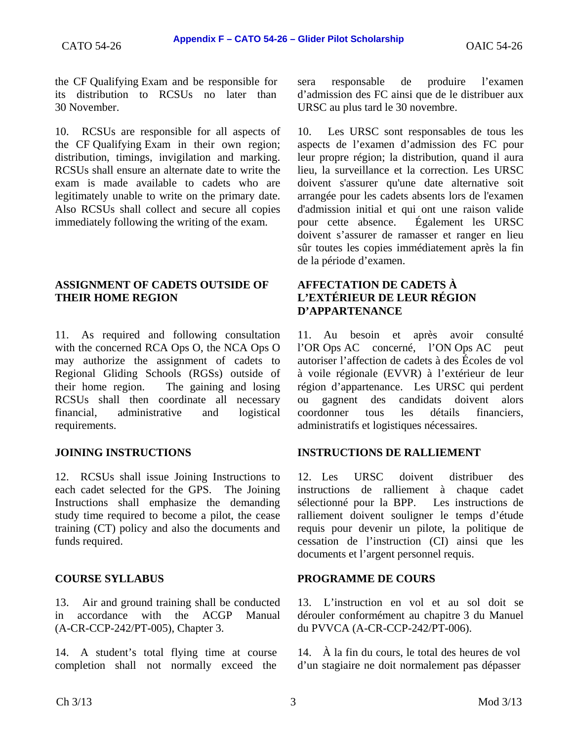the CF Qualifying Exam and be responsible for its distribution to RCSUs no later than 30 November.

10. RCSUs are responsible for all aspects of the CF Qualifying Exam in their own region; distribution, timings, invigilation and marking. RCSUs shall ensure an alternate date to write the exam is made available to cadets who are legitimately unable to write on the primary date. Also RCSUs shall collect and secure all copies immediately following the writing of the exam.

## ASSIGNMENT OF CADETS OUTSIDE OF THEIR HOME REGION

11. As required and following consultation with the concerned RCA Ops O, the NCA Ops O may authorize the assignment of cadets to Regional Gliding Schools (RGSs) outside of their home region. The gaining and losing RCSUs shall then coordinate all necessary financial, administrative and logistical requirements.

## JOINING INSTRUCTIONS

12. RCSUs shall issue Joining Instructions to each cadet selected for the GPS. The Joining Instructions shall emphasize the demanding study time required to become a pilot, the cease training (CT) policy and also the documents and funds required.

## COURSE SYLLABUS

13. Air and ground training shall be conducted in accordance with the ACGP Manual (A-CR-CCP-242/PT-005), Chapter 3.

14. A student's total flying time at course completion shall not normally exceed the

sera responsable de produire l'examen d'admission des FC ainsi que de le distribuer aux URSC au plus tard le 30 novembre.

10. Les URSC sont responsables de tous les aspects de l'examen d'admission des FC pour leur propre région; la distribution, quand il aura lieu, la surveillance et la correction. Les URSC doivent s'assurer qu'une date alternative soit arrangée pour les cadets absents lors de l'examen d'admission initial et qui ont une raison valide pour cette absence. Également les URSC doivent s'assurer de ramasser et ranger en lieu sûr toutes les copies immédiatement après la fin de la période d'examen.

## AFFECTATION DE CADETS À L'EXTÉRIEUR DE LEUR RÉGION D'APPARTENANCE

11. Au besoin et après avoir consulté l'OR Ops AC concerné, l'ON Ops AC peut autoriser l'affection de cadets à des Écoles de vol à voile régionale (EVVR) à l'extérieur de leur région d'appartenance. Les URSC qui perdent ou gagnent des candidats doivent alors coordonner tous les détails financiers, administratifs et logistiques nécessaires.

## INSTRUCTIONS DE RALLIEMENT

12. Les URSC doivent distribuer des instructions de ralliement à chaque cadet sélectionné pour la BPP. Les instructions de ralliement doivent souligner le temps d'étude requis pour devenir un pilote, la politique de cessation de l'instruction (CI) ainsi que les documents et l'argent personnel requis.

## PROGRAMME DE COURS

13. L'instruction en vol et au sol doit se dérouler conformément au chapitre 3 du Manuel du PVVCA (A-CR-CCP-242/PT-006).

14. À la fin du cours, le total des heures de vol d'un stagiaire ne doit normalement pas dépasser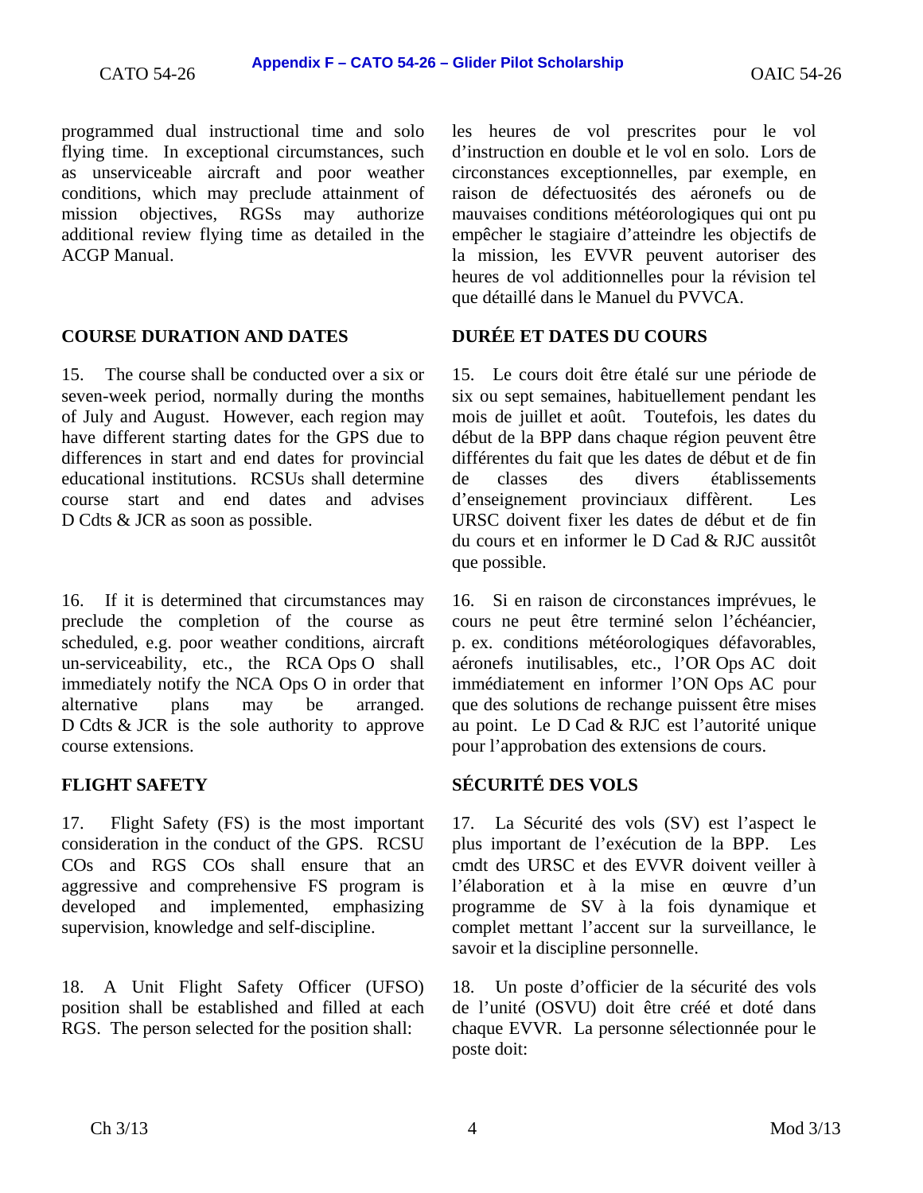programmed dual instructional time and solo flying time. In exceptional circumstances, such as unserviceable aircraft and poor weather conditions, which may preclude attainment of mission objectives, RGSs may authorize additional review flying time as detailed in the ACGP Manual.

les heures de vol prescrites pour le vol d'instruction en double et le vol en solo. Lors de circonstances exceptionnelles, par exemple, en raison de défectuosités des aéronefs ou de mauvaises conditions météorologiques qui ont pu empêcher le stagiaire d'atteindre les objectifs de la mission, les EVVR peuvent autoriser des heures de vol additionnelles pour la révision tel que détaillé dans le Manuel du PVVCA.

## COURSE DURATION AND DATES

15. The course shall be conducted over a six or seven-week period, normally during the months of July and August. However, each region may have different starting dates for the GPS due to differences in start and end dates for provincial educational institutions. RCSUs shall determine course start and end dates and advises D Cdts & JCR as soon as possible.

16. If it is determined that circumstances may preclude the completion of the course as scheduled, e.g. poor weather conditions, aircraft un-serviceability, etc., the RCA Ops O shall immediately notify the NCA Ops O in order that alternative plans may be arranged. D Cdts & JCR is the sole authority to approve course extensions.

## DURÉE ET DATES DU COURS

15. Le cours doit être étalé sur une période de six ou sept semaines, habituellement pendant les mois de juillet et août. Toutefois, les dates du début de la BPP dans chaque région peuvent être différentes du fait que les dates de début et de fin de classes des divers établissements d'enseignement provinciaux diffèrent. Les URSC doivent fixer les dates de début et de fin du cours et en informer le D Cad & RJC aussitôt que possible.

16. Si en raison de circonstances imprévues, le cours ne peut être terminé selon l'échéancier, p. ex. conditions météorologiques défavorables, aéronefs inutilisables, etc., l'OR Ops AC doit immédiatement en informer l'ON Ops AC pour que des solutions de rechange puissent être mises au point. Le D Cad & RJC est l'autorité unique pour l'approbation des extensions de cours.

## FLIGHT SAFETY

17. Flight Safety (FS) is the most important consideration in the conduct of the GPS. RCSU COs and RGS COs shall ensure that an aggressive and comprehensive FS program is developed and implemented, emphasizing supervision, knowledge and self-discipline.

18. A Unit Flight Safety Officer (UFSO) position shall be established and filled at each RGS. The person selected for the position shall:

## SÉCURITÉ DES VOLS

17. La Sécurité des vols (SV) est l'aspect le plus important de l'exécution de la BPP. Les cmdt des URSC et des EVVR doivent veiller à l'élaboration et à la mise en œuvre d'un programme de SV à la fois dynamique et complet mettant l'accent sur la surveillance, le savoir et la discipline personnelle.

18. Un poste d'officier de la sécurité des vols de l'unité (OSVU) doit être créé et doté dans chaque EVVR. La personne sélectionnée pour le poste doit: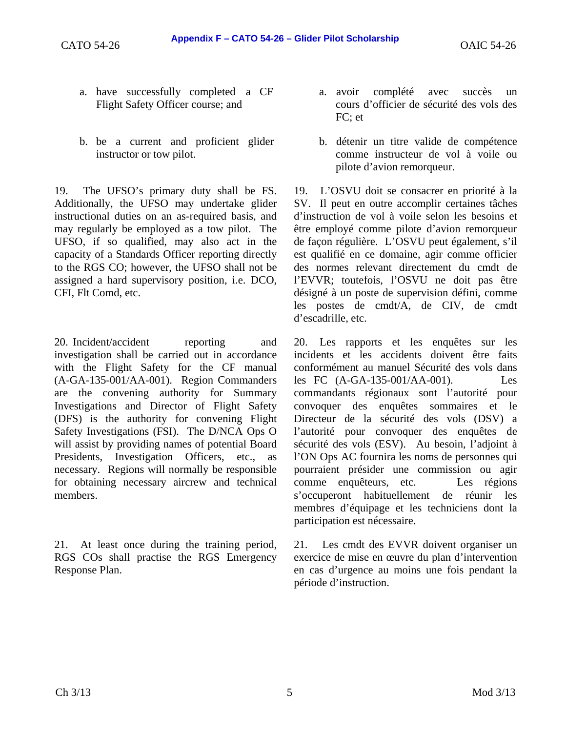a. have successfully completed a CF Flight Safety Officer course; and

b. be a current and proficient glider instructor or tow pilot.

19. The UFSO's primary duty shall be FS. Additionally, the UFSO may undertake glider instructional duties on an as-required basis, and may regularly be employed as a tow pilot. The UFSO, if so qualified, may also act in the capacity of a Standards Officer reporting directly to the RGS CO; however, the UFSO shall not be assigned a hard supervisory position, i.e. DCO, CFI, Flt Comd, etc.

20. Incident/accident reporting and investigation shall be carried out in accordance with the Flight Safety for the CF manual (A-GA-135-001/AA-001). Region Commanders are the convening authority for Summary Investigations and Director of Flight Safety (DFS) is the authority for convening Flight Safety Investigations (FSI). The D/NCA Ops O will assist by providing names of potential Board Presidents, Investigation Officers, etc., as necessary. Regions will normally be responsible for obtaining necessary aircrew and technical members.

21. At least once during the training period, RGS COs shall practise the RGS Emergency Response Plan.

a. avoir complété avec succès un cours d'officier de sécurité des vols des FC; et

b. détenir un titre valide de compétence comme instructeur de vol à voile ou pilote d'avion remorqueur.

19. L'OSVU doit se consacrer en priorité à la SV. Il peut en outre accomplir certaines tâches d'instruction de vol à voile selon les besoins et être employé comme pilote d'avion remorqueur de façon régulière. L'OSVU peut également, s'il est qualifié en ce domaine, agir comme officier des normes relevant directement du cmdt de l'EVVR; toutefois, l'OSVU ne doit pas être désigné à un poste de supervision défini, comme les postes de cmdt/A, de CIV, de cmdt d'escadrille, etc.

20. Les rapports et les enquêtes sur les incidents et les accidents doivent être faits conformément au manuel Sécurité des vols dans les FC (A-GA-135-001/AA-001). Les commandants régionaux sont l'autorité pour convoquer des enquêtes sommaires et le Directeur de la sécurité des vols (DSV) a l'autorité pour convoquer des enquêtes de sécurité des vols (ESV). Au besoin, l'adjoint à l'ON Ops AC fournira les noms de personnes qui pourraient présider une commission ou agir comme enquêteurs, etc. Les régions s'occuperont habituellement de réunir les membres d'équipage et les techniciens dont la participation est nécessaire.

21. Les cmdt des EVVR doivent organiser un exercice de mise en œuvre du plan d'intervention en cas d'urgence au moins une fois pendant la période d'instruction.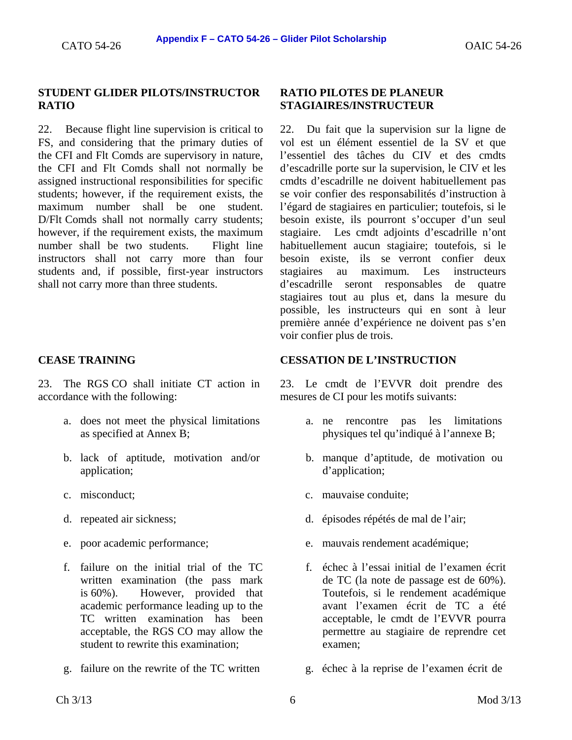## STUDENT GLIDER PILOTS/INSTRUCTOR RATIO

22. Because flight line supervision is critical to FS, and considering that the primary duties of the CFI and Flt Comds are supervisory in nature, the CFI and Flt Comds shall not normally be assigned instructional responsibilities for specific students; however, if the requirement exists, the maximum number shall be one student. D/Flt Comds shall not normally carry students; however, if the requirement exists, the maximum number shall be two students. Flight line instructors shall not carry more than four students and, if possible, first-year instructors shall not carry more than three students.

## CEASE TRAINING

23. The RGS CO shall initiate CT action in accordance with the following:

a. does not meet the physical limitations as specified at Annex B;

b. lack of aptitude, motivation and/or application;

c. misconduct;

d. repeated air sickness;

e. poor academic performance;

f. failure on the initial trial of the TC written examination (the pass mark is 60%). However, provided that academic performance leading up to the TC written examination has been acceptable, the RGS CO may allow the student to rewrite this examination;

g. failure on the rewrite of the TC written

## RATIO PILOTES DE PLANEUR STAGIAIRES/INSTRUCTEUR

22. Du fait que la supervision sur la ligne de vol est un élément essentiel de la SV et que l'essentiel des tâches du CIV et des cmdts d'escadrille porte sur la supervision, le CIV et les cmdts d'escadrille ne doivent habituellement pas se voir confier des responsabilités d'instruction à l'égard de stagiaires en particulier; toutefois, si le besoin existe, ils pourront s'occuper d'un seul stagiaire. Les cmdt adjoints d'escadrille n'ont habituellement aucun stagiaire; toutefois, si le besoin existe, ils se verront confier deux stagiaires au maximum. Les instructeurs d'escadrille seront responsables de quatre stagiaires tout au plus et, dans la mesure du possible, les instructeurs qui en sont à leur première année d'expérience ne doivent pas s'en voir confier plus de trois.

## CESSATION DE L'INSTRUCTION

23. Le cmdt de l'EVVR doit prendre des mesures de CI pour les motifs suivants:

a. ne rencontre pas les limitations physiques tel qu'indiqué à l'annexe B;

b. manque d'aptitude, de motivation ou d'application;

c. mauvaise conduite;

d. épisodes répétés de mal de l'air;

e. mauvais rendement académique;

f. échec à l'essai initial de l'examen écrit de TC (la note de passage est de 60%). Toutefois, si le rendement académique avant l'examen écrit de TC a été acceptable, le cmdt de l'EVVR pourra permettre au stagiaire de reprendre cet examen;

g. échec à la reprise de l'examen écrit de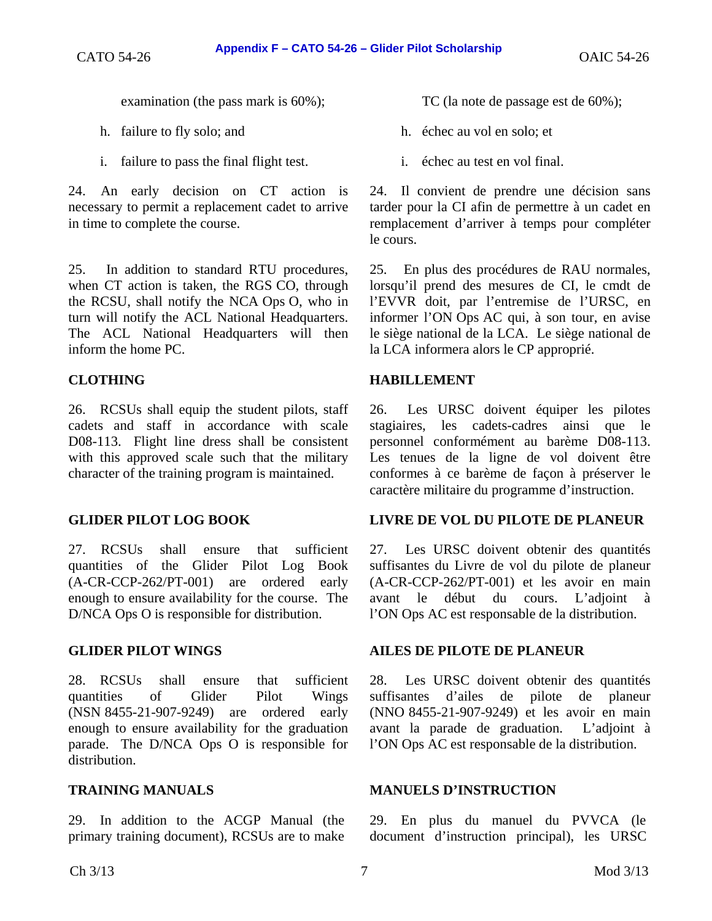examination (the pass mark is 60%);

h. failure to fly solo; and

i. failure to pass the final flight test.

24. An early decision on CT action is necessary to permit a replacement cadet to arrive in time to complete the course.

25. In addition to standard RTU procedures, when CT action is taken, the RGS CO, through the RCSU, shall notify the NCA Ops O, who in turn will notify the ACL National Headquarters. The ACL National Headquarters will then inform the home PC.

## CLOTHING

26. RCSUs shall equip the student pilots, staff cadets and staff in accordance with scale D08-113. Flight line dress shall be consistent with this approved scale such that the military character of the training program is maintained.

## GLIDER PILOT LOG BOOK

27. RCSUs shall ensure that sufficient quantities of the Glider Pilot Log Book (A-CR-CCP-262/PT-001) are ordered early enough to ensure availability for the course. The D/NCA Ops O is responsible for distribution.

## GLIDER PILOT WINGS

28. RCSUs shall ensure that sufficient quantities of Glider Pilot Wings (NSN 8455-21-907-9249) are ordered early enough to ensure availability for the graduation parade. The D/NCA Ops O is responsible for distribution.

## TRAINING MANUALS

29. In addition to the ACGP Manual (the primary training document), RCSUs are to make

TC (la note de passage est de 60%);

h. échec au vol en solo; et

i. échec au test en vol final.

24. Il convient de prendre une décision sans tarder pour la CI afin de permettre à un cadet en remplacement d'arriver à temps pour compléter le cours.

25. En plus des procédures de RAU normales, lorsqu'il prend des mesures de CI, le cmdt de l'EVVR doit, par l'entremise de l'URSC, en informer l'ON Ops AC qui, à son tour, en avise le siège national de la LCA. Le siège national de la LCA informera alors le CP approprié.

## HABILLEMENT

26. Les URSC doivent équiper les pilotes stagiaires, les cadets-cadres ainsi que le personnel conformément au barème D08-113. Les tenues de la ligne de vol doivent être conformes à ce barème de façon à préserver le caractère militaire du programme d'instruction.

## LIVRE DE VOL DU PILOTE DE PLANEUR

27. Les URSC doivent obtenir des quantités suffisantes du Livre de vol du pilote de planeur (A-CR-CCP-262/PT-001) et les avoir en main avant le début du cours. L'adjoint à l'ON Ops AC est responsable de la distribution.

## AILES DE PILOTE DE PLANEUR

28. Les URSC doivent obtenir des quantités suffisantes d'ailes de pilote de planeur (NNO 8455-21-907-9249) et les avoir en main avant la parade de graduation. L'adjoint à l'ON Ops AC est responsable de la distribution.

## MANUELS D'INSTRUCTION

29. En plus du manuel du PVVCA (le document d'instruction principal), les URSC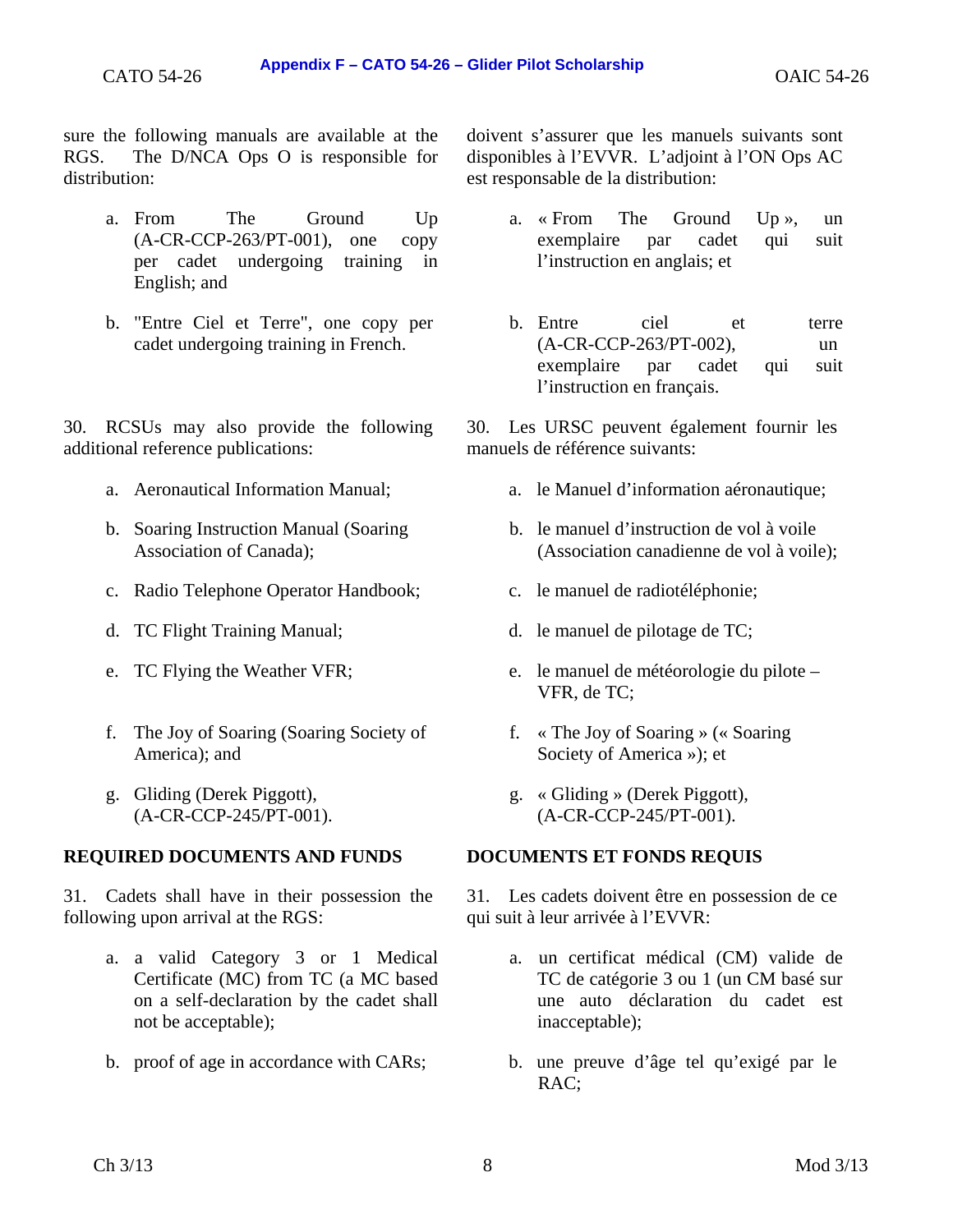sure the following manuals are available at the RGS. The D/NCA Ops O is responsible for distribution:

a. From The Ground Up (A-CR-CCP-263/PT-001), one copy per cadet undergoing training in English; and

b. "Entre Ciel et Terre", one copy per cadet undergoing training in French.

30. RCSUs may also provide the following additional reference publications:

a. Aeronautical Information Manual;

b. Soaring Instruction Manual (Soaring Association of Canada);

c. Radio Telephone Operator Handbook;

d. TC Flight Training Manual;

e. TC Flying the Weather VFR;

f. The Joy of Soaring (Soaring Society of America); and

g. Gliding (Derek Piggott), (A-CR-CCP-245/PT-001).

**REQUIRED DOCUMENTS AND FUNDS**

31. Cadets shall have in their possession the following upon arrival at the RGS:

a. a valid Category 3 or 1 Medical Certificate (MC) from TC (a MC based on a self-declaration by the cadet shall not be acceptable);

b. proof of age in accordance with CARs;

doivent s'assurer que les manuels suivants sont disponibles à l'EVVR. L'adjoint à l'ON Ops AC est responsable de la distribution:

a. « From The Ground Up », un exemplaire par cadet qui suit l'instruction en anglais; et

b. Entre ciel et terre (A-CR-CCP-263/PT-002), un exemplaire par cadet qui suit l'instruction en français.

30. Les URSC peuvent également fournir les manuels de référence suivants:

a. le Manuel d'information aéronautique;

b. le manuel d'instruction de vol à voile (Association canadienne de vol à voile);

c. le manuel de radiotéléphonie;

d. le manuel de pilotage de TC;

e. le manuel de météorologie du pilote – VFR, de TC;

f. « The Joy of Soaring » (« Soaring Society of America »); et

g. « Gliding » (Derek Piggott), (A-CR-CCP-245/PT-001).

**DOCUMENTS ET FONDS REQUIS**

31. Les cadets doivent être en possession de ce qui suit à leur arrivée à l'EVVR:

a. un certificat médical (CM) valide de TC de catégorie 3 ou 1 (un CM basé sur une auto déclaration du cadet est inacceptable);

b. une preuve d'âge tel qu'exigé par le RAC;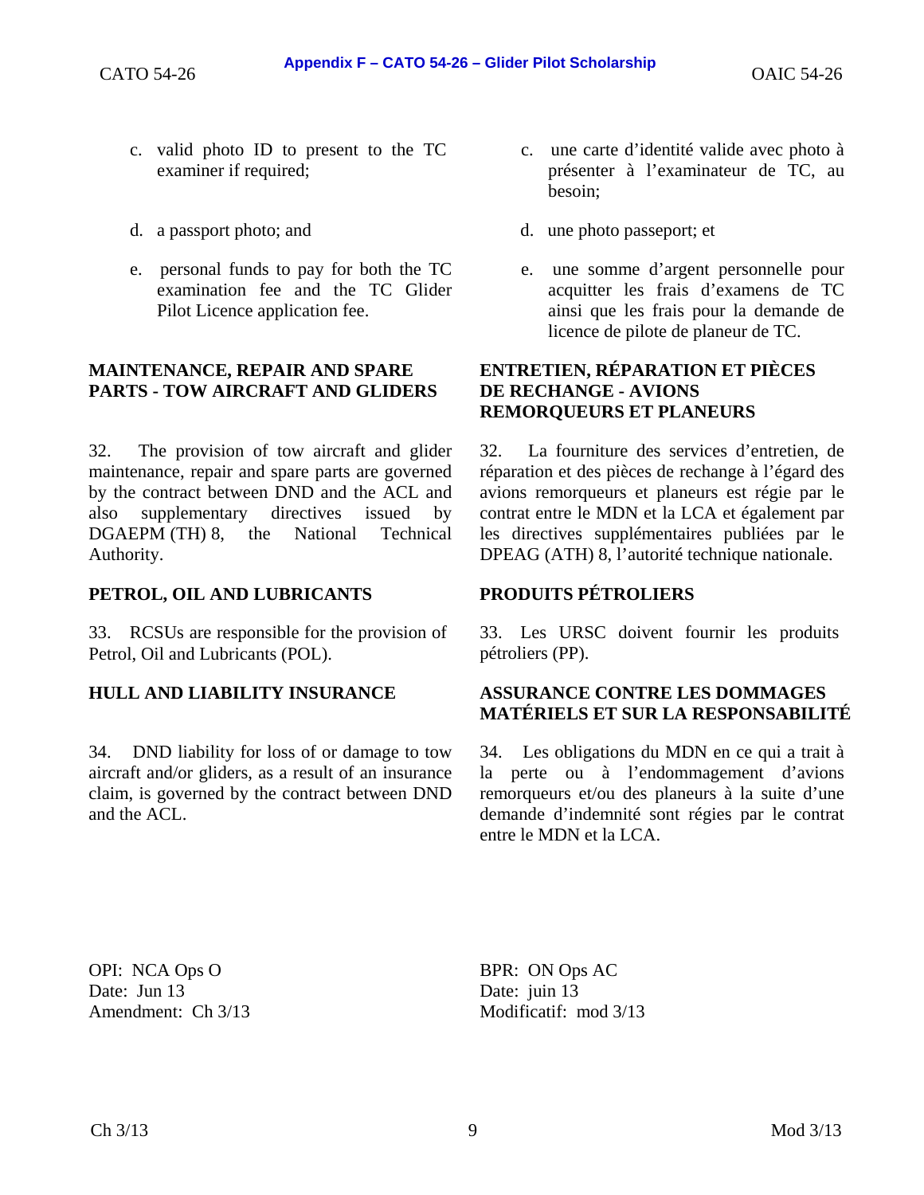c. valid photo ID to present to the TC examiner if required;

d. a passport photo; and

e. personal funds to pay for both the TC examination fee and the TC Glider Pilot Licence application fee.

## MAINTENANCE, REPAIR AND SPARE PARTS - TOW AIRCRAFT AND GLIDERS

32. The provision of tow aircraft and glider maintenance, repair and spare parts are governed by the contract between DND and the ACL and also supplementary directives issued by DGAEPM (TH) 8, the National Technical Authority.

## PETROL, OIL AND LUBRICANTS

33. RCSUs are responsible for the provision of Petrol, Oil and Lubricants (POL).

## HULL AND LIABILITY INSURANCE

34. DND liability for loss of or damage to tow aircraft and/or gliders, as a result of an insurance claim, is governed by the contract between DND and the ACL.

OPI: NCA Ops O
Date: Jun 13
Amendment: Ch 3/13

c. une carte d'identité valide avec photo à présenter à l'examinateur de TC, au besoin;

d. une photo passeport; et

e. une somme d'argent personnelle pour acquitter les frais d'examens de TC ainsi que les frais pour la demande de licence de pilote de planeur de TC.

## ENTRETIEN, RÉPARATION ET PIÈCES DE RECHANGE - AVIONS REMORQUEURS ET PLANEURS

32. La fourniture des services d'entretien, de réparation et des pièces de rechange à l'égard des avions remorqueurs et planeurs est régie par le contrat entre le MDN et la LCA et également par les directives supplémentaires publiées par le DPEAG (ATH) 8, l'autorité technique nationale.

## PRODUITS PÉTROLIERS

33. Les URSC doivent fournir les produits pétroliers (PP).

## ASSURANCE CONTRE LES DOMMAGES MATÉRIELS ET SUR LA RESPONSABILITÉ

34. Les obligations du MDN en ce qui a trait à la perte ou à l'endommagement d'avions remorqueurs et/ou des planeurs à la suite d'une demande d'indemnité sont régies par le contrat entre le MDN et la LCA.

BPR: ON Ops AC
Date: juin 13
Modificatif: mod 3/13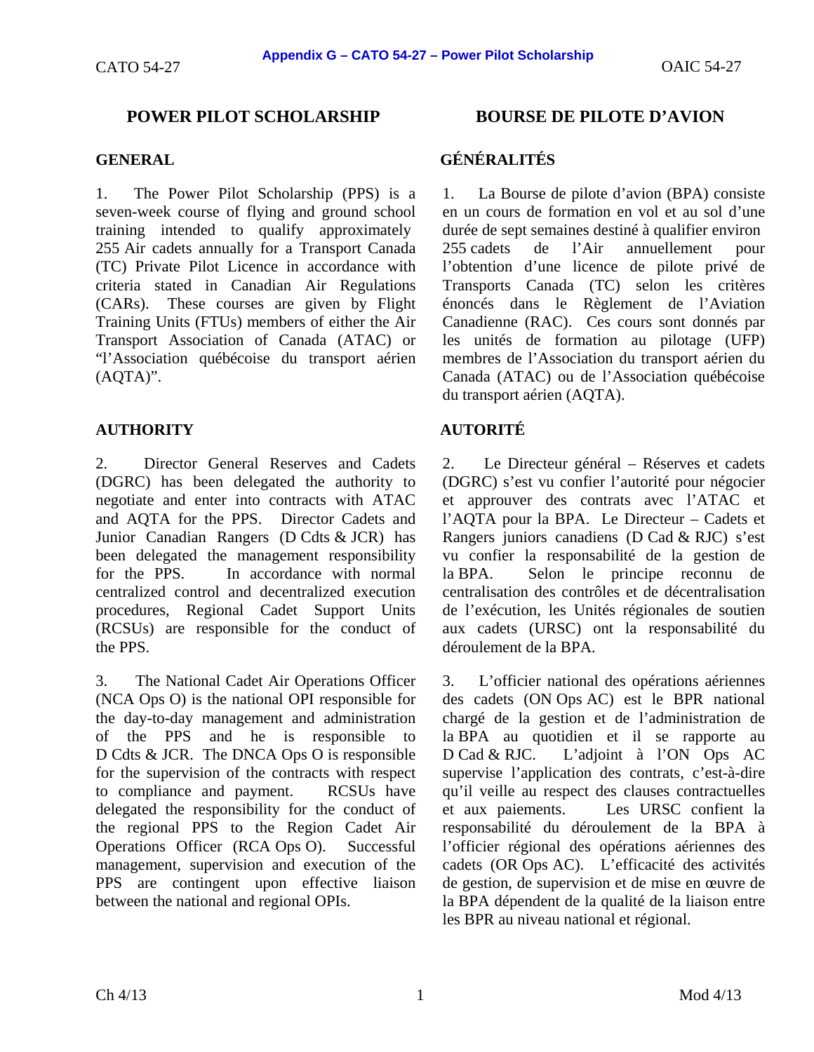# POWER PILOT SCHOLARSHIP

## GENERAL

1. The Power Pilot Scholarship (PPS) is a seven-week course of flying and ground school training intended to qualify approximately 255 Air cadets annually for a Transport Canada (TC) Private Pilot Licence in accordance with criteria stated in Canadian Air Regulations (CARs). These courses are given by Flight Training Units (FTUs) members of either the Air Transport Association of Canada (ATAC) or "l'Association québécoise du transport aérien (AQTA)".

## AUTHORITY

2. Director General Reserves and Cadets (DGRC) has been delegated the authority to negotiate and enter into contracts with ATAC and AQTA for the PPS. Director Cadets and Junior Canadian Rangers (D Cdts & JCR) has been delegated the management responsibility for the PPS. In accordance with normal centralized control and decentralized execution procedures, Regional Cadet Support Units (RCSUs) are responsible for the conduct of the PPS.

3. The National Cadet Air Operations Officer (NCA Ops O) is the national OPI responsible for the day-to-day management and administration of the PPS and he is responsible to D Cdts & JCR. The DNCA Ops O is responsible for the supervision of the contracts with respect to compliance and payment. RCSUs have delegated the responsibility for the conduct of the regional PPS to the Region Cadet Air Operations Officer (RCA Ops O). Successful management, supervision and execution of the PPS are contingent upon effective liaison between the national and regional OPIs.

# BOURSE DE PILOTE D'AVION

## GÉNÉRALITÉS

1. La Bourse de pilote d'avion (BPA) consiste en un cours de formation en vol et au sol d'une durée de sept semaines destiné à qualifier environ 255 cadets de l'Air annuellement pour l'obtention d'une licence de pilote privé de Transports Canada (TC) selon les critères énoncés dans le Règlement de l'Aviation Canadienne (RAC). Ces cours sont donnés par les unités de formation au pilotage (UFP) membres de l'Association du transport aérien du Canada (ATAC) ou de l'Association québécoise du transport aérien (AQTA).

## AUTORITÉ

2. Le Directeur général – Réserves et cadets (DGRC) s'est vu confier l'autorité pour négocier et approuver des contrats avec l'ATAC et l'AQTA pour la BPA. Le Directeur – Cadets et Rangers juniors canadiens (D Cad & RJC) s'est vu confier la responsabilité de la gestion de la BPA. Selon le principe reconnu de centralisation des contrôles et de décentralisation de l'exécution, les Unités régionales de soutien aux cadets (URSC) ont la responsabilité du déroulement de la BPA.

3. L'officier national des opérations aériennes des cadets (ON Ops AC) est le BPR national chargé de la gestion et de l'administration de la BPA au quotidien et il se rapporte au D Cad & RJC. L'adjoint à l'ON Ops AC supervise l'application des contrats, c'est-à-dire qu'il veille au respect des clauses contractuelles et aux paiements. Les URSC confient la responsabilité du déroulement de la BPA à l'officier régional des opérations aériennes des cadets (OR Ops AC). L'efficacité des activités de gestion, de supervision et de mise en œuvre de la BPA dépendent de la qualité de la liaison entre les BPR au niveau national et régional.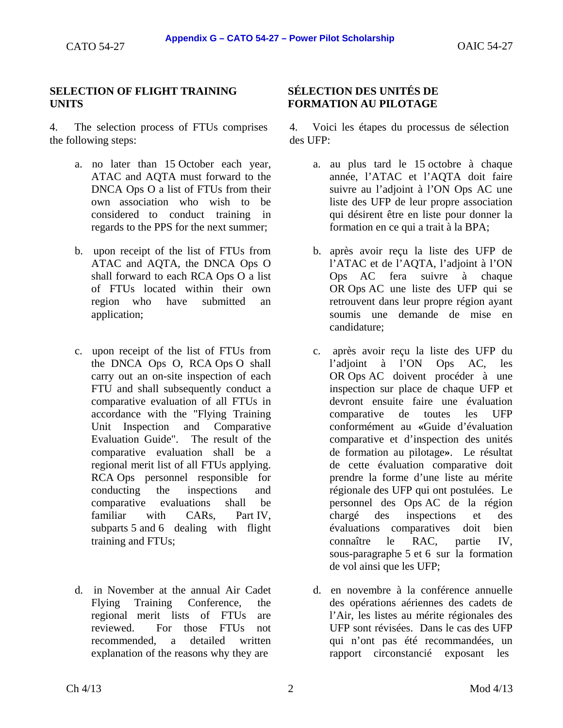## SELECTION OF FLIGHT TRAINING UNITS

4. The selection process of FTUs comprises the following steps:

a. no later than 15 October each year, ATAC and AQTA must forward to the DNCA Ops O a list of FTUs from their own association who wish to be considered to conduct training in regards to the PPS for the next summer;

b. upon receipt of the list of FTUs from ATAC and AQTA, the DNCA Ops O shall forward to each RCA Ops O a list of FTUs located within their own region who have submitted an application;

c. upon receipt of the list of FTUs from the DNCA Ops O, RCA Ops O shall carry out an on-site inspection of each FTU and shall subsequently conduct a comparative evaluation of all FTUs in accordance with the "Flying Training Unit Inspection and Comparative Evaluation Guide". The result of the comparative evaluation shall be a regional merit list of all FTUs applying. RCA Ops personnel responsible for conducting the inspections and comparative evaluations shall be familiar with CARs, Part IV, subparts 5 and 6 dealing with flight training and FTUs;

d. in November at the annual Air Cadet Flying Training Conference, the regional merit lists of FTUs are reviewed. For those FTUs not recommended, a detailed written explanation of the reasons why they are

## SÉLECTION DES UNITÉS DE FORMATION AU PILOTAGE

4. Voici les étapes du processus de sélection des UFP:

a. au plus tard le 15 octobre à chaque année, l'ATAC et l'AQTA doit faire suivre au l'adjoint à l'ON Ops AC une liste des UFP de leur propre association qui désirent être en liste pour donner la formation en ce qui a trait à la BPA;

b. après avoir reçu la liste des UFP de l'ATAC et de l'AQTA, l'adjoint à l'ON Ops AC fera suivre à chaque OR Ops AC une liste des UFP qui se retrouvent dans leur propre région ayant soumis une demande de mise en candidature;

c. après avoir reçu la liste des UFP du l'adjoint à l'ON Ops AC, les OR Ops AC doivent procéder à une inspection sur place de chaque UFP et devront ensuite faire une évaluation comparative de toutes les UFP conformément au «Guide d'évaluation comparative et d'inspection des unités de formation au pilotage». Le résultat de cette évaluation comparative doit prendre la forme d'une liste au mérite régionale des UFP qui ont postulées. Le personnel des Ops AC de la région chargé des inspections et des évaluations comparatives doit bien connaître le RAC, partie IV, sous-paragraphe 5 et 6 sur la formation de vol ainsi que les UFP;

d. en novembre à la conférence annuelle des opérations aériennes des cadets de l'Air, les listes au mérite régionales des UFP sont révisées. Dans le cas des UFP qui n'ont pas été recommandées, un rapport circonstancié exposant les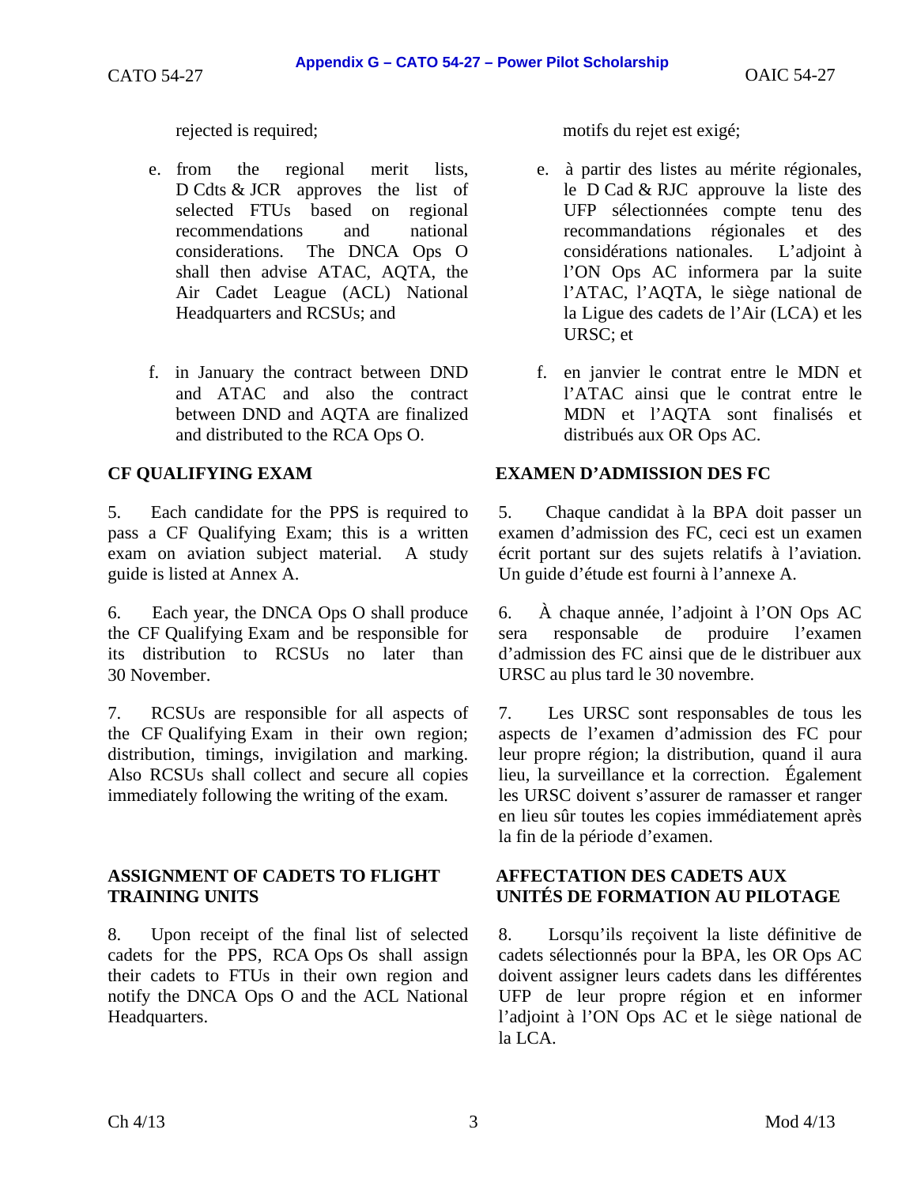rejected is required;

e. from the regional merit lists, D Cdts & JCR approves the list of selected FTUs based on regional recommendations and national considerations. The DNCA Ops O shall then advise ATAC, AQTA, the Air Cadet League (ACL) National Headquarters and RCSUs; and

f. in January the contract between DND and ATAC and also the contract between DND and AQTA are finalized and distributed to the RCA Ops O.

## CF QUALIFYING EXAM

5. Each candidate for the PPS is required to pass a CF Qualifying Exam; this is a written exam on aviation subject material. A study guide is listed at Annex A.

6. Each year, the DNCA Ops O shall produce the CF Qualifying Exam and be responsible for its distribution to RCSUs no later than 30 November.

7. RCSUs are responsible for all aspects of the CF Qualifying Exam in their own region; distribution, timings, invigilation and marking. Also RCSUs shall collect and secure all copies immediately following the writing of the exam.

## ASSIGNMENT OF CADETS TO FLIGHT TRAINING UNITS

8. Upon receipt of the final list of selected cadets for the PPS, RCA Ops Os shall assign their cadets to FTUs in their own region and notify the DNCA Ops O and the ACL National Headquarters.

motifs du rejet est exigé;

e. à partir des listes au mérite régionales, le D Cad & RJC approuve la liste des UFP sélectionnées compte tenu des recommandations régionales et des considérations nationales. L'adjoint à l'ON Ops AC informera par la suite l'ATAC, l'AQTA, le siège national de la Ligue des cadets de l'Air (LCA) et les URSC; et

f. en janvier le contrat entre le MDN et l'ATAC ainsi que le contrat entre le MDN et l'AQTA sont finalisés et distribués aux OR Ops AC.

## EXAMEN D'ADMISSION DES FC

5. Chaque candidat à la BPA doit passer un examen d'admission des FC, ceci est un examen écrit portant sur des sujets relatifs à l'aviation. Un guide d'étude est fourni à l'annexe A.

6. À chaque année, l'adjoint à l'ON Ops AC sera responsable de produire l'examen d'admission des FC ainsi que de le distribuer aux URSC au plus tard le 30 novembre.

7. Les URSC sont responsables de tous les aspects de l'examen d'admission des FC pour leur propre région; la distribution, quand il aura lieu, la surveillance et la correction. Également les URSC doivent s'assurer de ramasser et ranger en lieu sûr toutes les copies immédiatement après la fin de la période d'examen.

## AFFECTATION DES CADETS AUX UNITÉS DE FORMATION AU PILOTAGE

8. Lorsqu'ils reçoivent la liste définitive de cadets sélectionnés pour la BPA, les OR Ops AC doivent assigner leurs cadets dans les différentes UFP de leur propre région et en informer l'adjoint à l'ON Ops AC et le siège national de la LCA.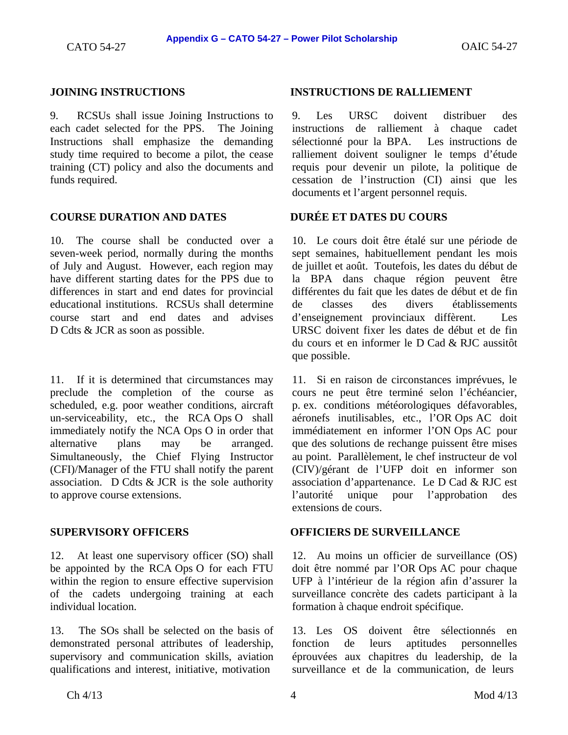## JOINING INSTRUCTIONS

9. RCSUs shall issue Joining Instructions to each cadet selected for the PPS. The Joining Instructions shall emphasize the demanding study time required to become a pilot, the cease training (CT) policy and also the documents and funds required.

## COURSE DURATION AND DATES

10. The course shall be conducted over a seven-week period, normally during the months of July and August. However, each region may have different starting dates for the PPS due to differences in start and end dates for provincial educational institutions. RCSUs shall determine course start and end dates and advises D Cdts & JCR as soon as possible.

11. If it is determined that circumstances may preclude the completion of the course as scheduled, e.g. poor weather conditions, aircraft un-serviceability, etc., the RCA Ops O shall immediately notify the NCA Ops O in order that alternative plans may be arranged. Simultaneously, the Chief Flying Instructor (CFI)/Manager of the FTU shall notify the parent association. D Cdts & JCR is the sole authority to approve course extensions.

## SUPERVISORY OFFICERS

12. At least one supervisory officer (SO) shall be appointed by the RCA Ops O for each FTU within the region to ensure effective supervision of the cadets undergoing training at each individual location.

13. The SOs shall be selected on the basis of demonstrated personal attributes of leadership, supervisory and communication skills, aviation qualifications and interest, initiative, motivation

## INSTRUCTIONS DE RALLIEMENT

9. Les URSC doivent distribuer des instructions de ralliement à chaque cadet sélectionné pour la BPA. Les instructions de ralliement doivent souligner le temps d'étude requis pour devenir un pilote, la politique de cessation de l'instruction (CI) ainsi que les documents et l'argent personnel requis.

## DURÉE ET DATES DU COURS

10. Le cours doit être étalé sur une période de sept semaines, habituellement pendant les mois de juillet et août. Toutefois, les dates du début de la BPA dans chaque région peuvent être différentes du fait que les dates de début et de fin de classes des divers établissements d'enseignement provinciaux diffèrent. Les URSC doivent fixer les dates de début et de fin du cours et en informer le D Cad & RJC aussitôt que possible.

11. Si en raison de circonstances imprévues, le cours ne peut être terminé selon l'échéancier, p. ex. conditions météorologiques défavorables, aéronefs inutilisables, etc., l'OR Ops AC doit immédiatement en informer l'ON Ops AC pour que des solutions de rechange puissent être mises au point. Parallèlement, le chef instructeur de vol (CIV)/gérant de l'UFP doit en informer son association d'appartenance. Le D Cad & RJC est l'autorité unique pour l'approbation des extensions de cours.

## OFFICIERS DE SURVEILLANCE

12. Au moins un officier de surveillance (OS) doit être nommé par l'OR Ops AC pour chaque UFP à l'intérieur de la région afin d'assurer la surveillance concrète des cadets participant à la formation à chaque endroit spécifique.

13. Les OS doivent être sélectionnés en fonction de leurs aptitudes personnelles éprouvées aux chapitres du leadership, de la surveillance et de la communication, de leurs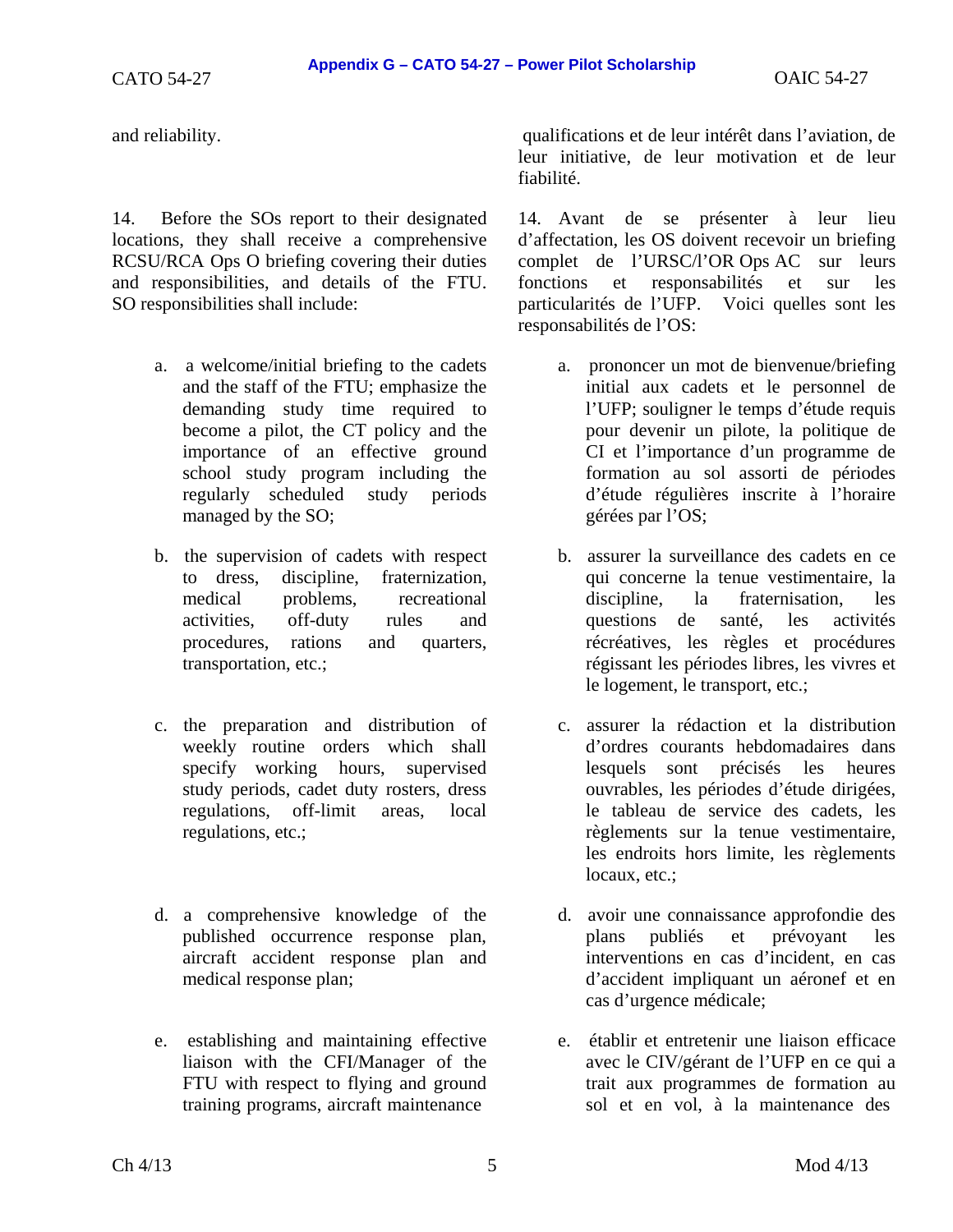and reliability.

14. Before the SOs report to their designated locations, they shall receive a comprehensive RCSU/RCA Ops O briefing covering their duties and responsibilities, and details of the FTU. SO responsibilities shall include:

a. a welcome/initial briefing to the cadets and the staff of the FTU; emphasize the demanding study time required to become a pilot, the CT policy and the importance of an effective ground school study program including the regularly scheduled study periods managed by the SO;

b. the supervision of cadets with respect to dress, discipline, fraternization, medical problems, recreational activities, off-duty rules and procedures, rations and quarters, transportation, etc.;

c. the preparation and distribution of weekly routine orders which shall specify working hours, supervised study periods, cadet duty rosters, dress regulations, off-limit areas, local regulations, etc.;

d. a comprehensive knowledge of the published occurrence response plan, aircraft accident response plan and medical response plan;

e. establishing and maintaining effective liaison with the CFI/Manager of the FTU with respect to flying and ground training programs, aircraft maintenance

qualifications et de leur intérêt dans l'aviation, de leur initiative, de leur motivation et de leur fiabilité.

14. Avant de se présenter à leur lieu d'affectation, les OS doivent recevoir un briefing complet de l'URSC/l'OR Ops AC sur leurs fonctions et responsabilités et sur les particularités de l'UFP. Voici quelles sont les responsabilités de l'OS:

a. prononcer un mot de bienvenue/briefing initial aux cadets et le personnel de l'UFP; souligner le temps d'étude requis pour devenir un pilote, la politique de CI et l'importance d'un programme de formation au sol assorti de périodes d'étude régulières inscrite à l'horaire gérées par l'OS;

b. assurer la surveillance des cadets en ce qui concerne la tenue vestimentaire, la discipline, la fraternisation, les questions de santé, les activités récréatives, les règles et procédures régissant les périodes libres, les vivres et le logement, le transport, etc.;

c. assurer la rédaction et la distribution d'ordres courants hebdomadaires dans lesquels sont précisés les heures ouvrables, les périodes d'étude dirigées, le tableau de service des cadets, les règlements sur la tenue vestimentaire, les endroits hors limite, les règlements locaux, etc.;

d. avoir une connaissance approfondie des plans publiés et prévoyant les interventions en cas d'incident, en cas d'accident impliquant un aéronef et en cas d'urgence médicale;

e. établir et entretenir une liaison efficace avec le CIV/gérant de l'UFP en ce qui a trait aux programmes de formation au sol et en vol, à la maintenance des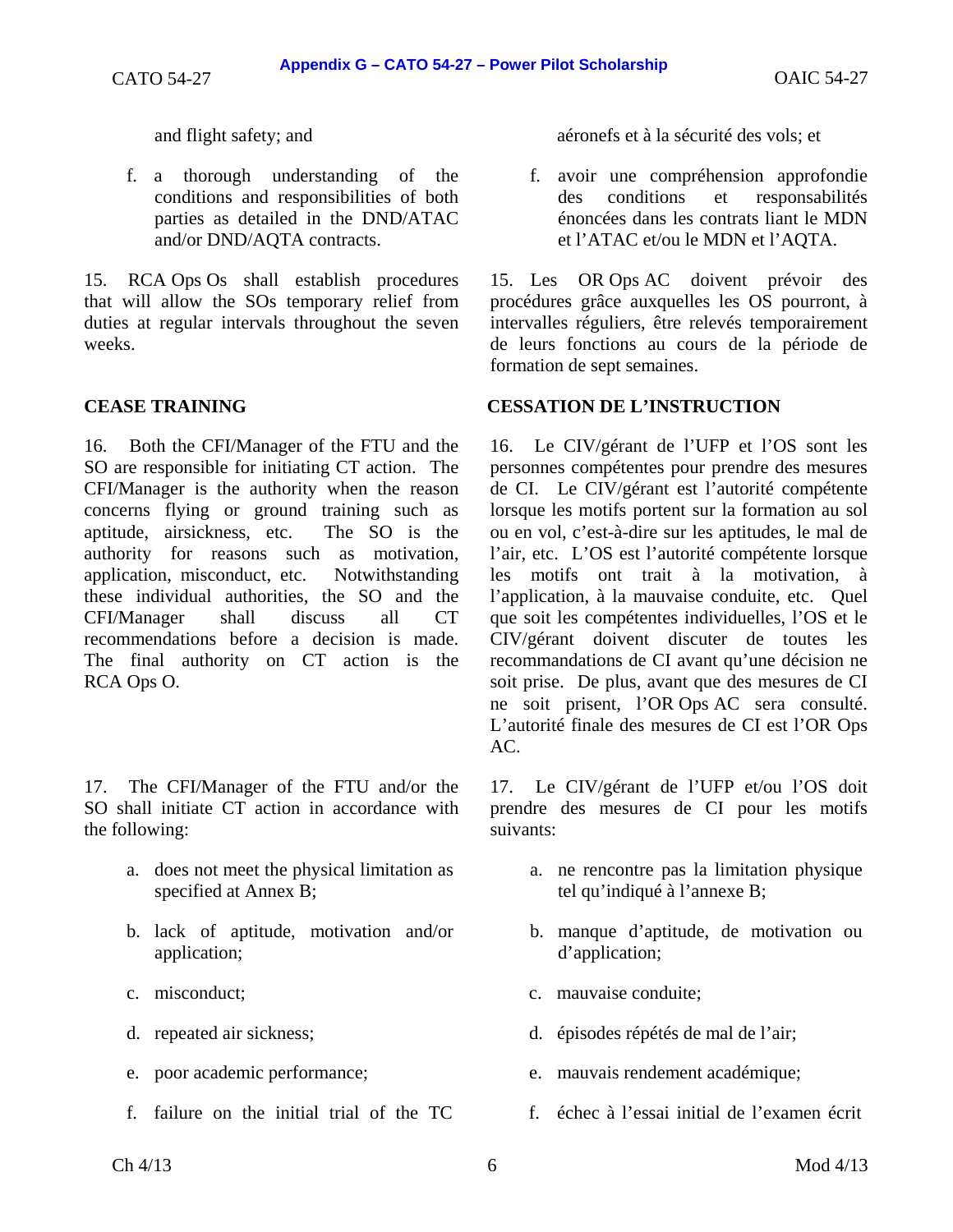and flight safety; and

f. a thorough understanding of the conditions and responsibilities of both parties as detailed in the DND/ATAC and/or DND/AQTA contracts.

15. RCA Ops Os shall establish procedures that will allow the SOs temporary relief from duties at regular intervals throughout the seven weeks.

## CEASE TRAINING

16. Both the CFI/Manager of the FTU and the SO are responsible for initiating CT action. The CFI/Manager is the authority when the reason concerns flying or ground training such as aptitude, airsickness, etc. The SO is the authority for reasons such as motivation, application, misconduct, etc. Notwithstanding these individual authorities, the SO and the CFI/Manager shall discuss all CT recommendations before a decision is made. The final authority on CT action is the RCA Ops O.

17. The CFI/Manager of the FTU and/or the SO shall initiate CT action in accordance with the following:

a. does not meet the physical limitation as specified at Annex B;

b. lack of aptitude, motivation and/or application;

c. misconduct;

d. repeated air sickness;

e. poor academic performance;

f. failure on the initial trial of the TC

---

aéronefs et à la sécurité des vols; et

f. avoir une compréhension approfondie des conditions et responsabilités énoncées dans les contrats liant le MDN et l'ATAC et/ou le MDN et l'AQTA.

15. Les OR Ops AC doivent prévoir des procédures grâce auxquelles les OS pourront, à intervalles réguliers, être relevés temporairement de leurs fonctions au cours de la période de formation de sept semaines.

## CESSATION DE L'INSTRUCTION

16. Le CIV/gérant de l'UFP et l'OS sont les personnes compétentes pour prendre des mesures de CI. Le CIV/gérant est l'autorité compétente lorsque les motifs portent sur la formation au sol ou en vol, c'est-à-dire sur les aptitudes, le mal de l'air, etc. L'OS est l'autorité compétente lorsque les motifs ont trait à la motivation, à l'application, à la mauvaise conduite, etc. Quel que soit les compétentes individuelles, l'OS et le CIV/gérant doivent discuter de toutes les recommandations de CI avant qu'une décision ne soit prise. De plus, avant que des mesures de CI ne soit prisent, l'OR Ops AC sera consulté. L'autorité finale des mesures de CI est l'OR Ops AC.

17. Le CIV/gérant de l'UFP et/ou l'OS doit prendre des mesures de CI pour les motifs suivants:

a. ne rencontre pas la limitation physique tel qu'indiqué à l'annexe B;

b. manque d'aptitude, de motivation ou d'application;

c. mauvaise conduite;

d. épisodes répétés de mal de l'air;

e. mauvais rendement académique;

f. échec à l'essai initial de l'examen écrit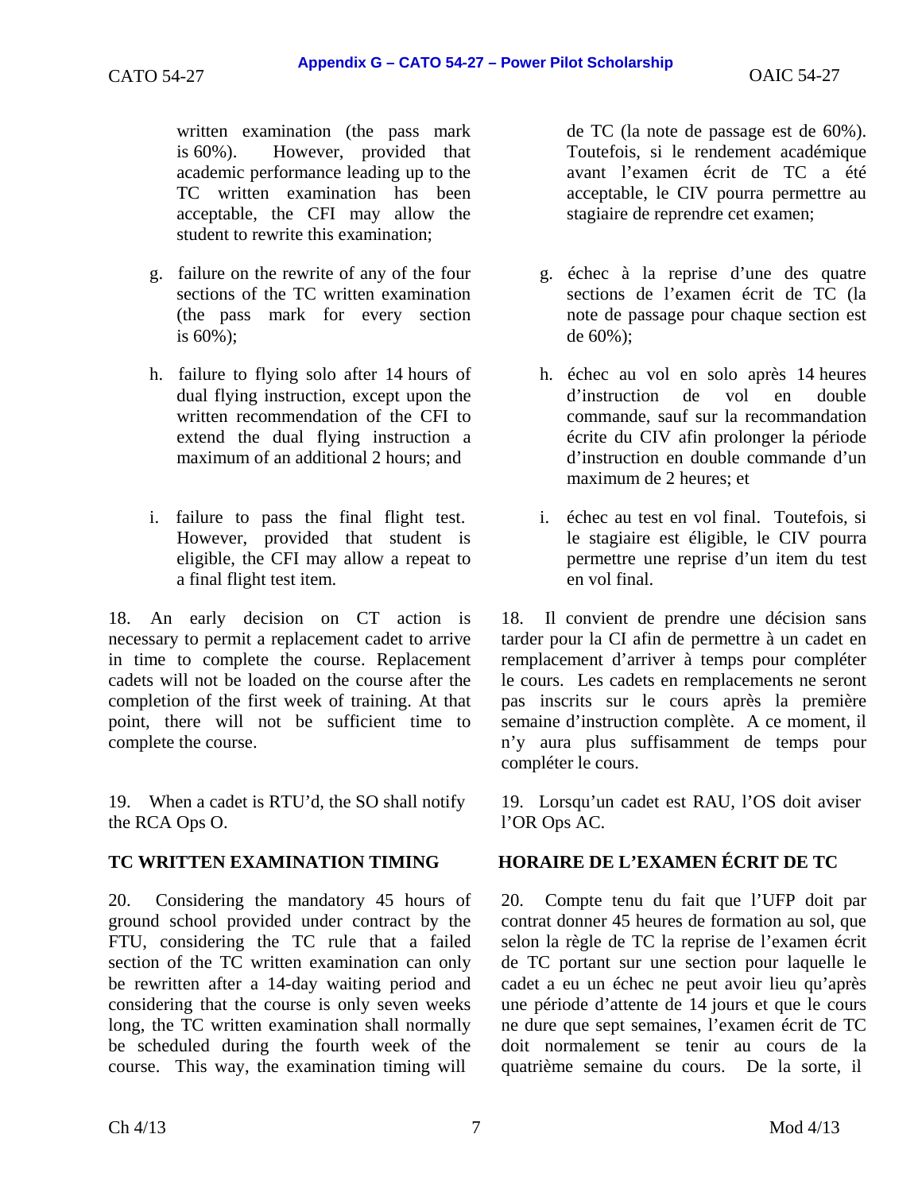written examination (the pass mark is 60%). However, provided that academic performance leading up to the TC written examination has been acceptable, the CFI may allow the student to rewrite this examination;

g. failure on the rewrite of any of the four sections of the TC written examination (the pass mark for every section is 60%);

h. failure to flying solo after 14 hours of dual flying instruction, except upon the written recommendation of the CFI to extend the dual flying instruction a maximum of an additional 2 hours; and

i. failure to pass the final flight test. However, provided that student is eligible, the CFI may allow a repeat to a final flight test item.

18. An early decision on CT action is necessary to permit a replacement cadet to arrive in time to complete the course. Replacement cadets will not be loaded on the course after the completion of the first week of training. At that point, there will not be sufficient time to complete the course.

19. When a cadet is RTU'd, the SO shall notify the RCA Ops O.

**TC WRITTEN EXAMINATION TIMING**

20. Considering the mandatory 45 hours of ground school provided under contract by the FTU, considering the TC rule that a failed section of the TC written examination can only be rewritten after a 14-day waiting period and considering that the course is only seven weeks long, the TC written examination shall normally be scheduled during the fourth week of the course. This way, the examination timing will

de TC (la note de passage est de 60%). Toutefois, si le rendement académique avant l'examen écrit de TC a été acceptable, le CIV pourra permettre au stagiaire de reprendre cet examen;

g. échec à la reprise d'une des quatre sections de l'examen écrit de TC (la note de passage pour chaque section est de 60%);

h. échec au vol en solo après 14 heures d'instruction de vol en double commande, sauf sur la recommandation écrite du CIV afin prolonger la période d'instruction en double commande d'un maximum de 2 heures; et

i. échec au test en vol final. Toutefois, si le stagiaire est éligible, le CIV pourra permettre une reprise d'un item du test en vol final.

18. Il convient de prendre une décision sans tarder pour la CI afin de permettre à un cadet en remplacement d'arriver à temps pour compléter le cours. Les cadets en remplacements ne seront pas inscrits sur le cours après la première semaine d'instruction complète. A ce moment, il n'y aura plus suffisamment de temps pour compléter le cours.

19. Lorsqu'un cadet est RAU, l'OS doit aviser l'OR Ops AC.

**HORAIRE DE L'EXAMEN ÉCRIT DE TC**

20. Compte tenu du fait que l'UFP doit par contrat donner 45 heures de formation au sol, que selon la règle de TC la reprise de l'examen écrit de TC portant sur une section pour laquelle le cadet a eu un échec ne peut avoir lieu qu'après une période d'attente de 14 jours et que le cours ne dure que sept semaines, l'examen écrit de TC doit normalement se tenir au cours de la quatrième semaine du cours. De la sorte, il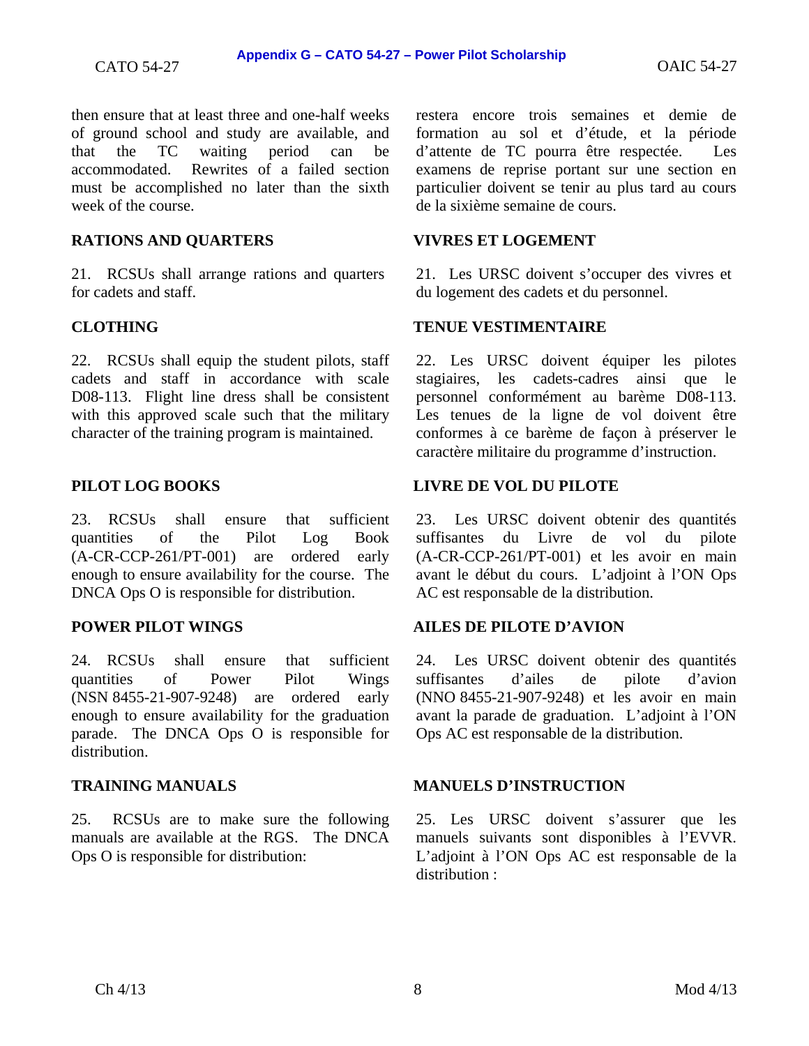then ensure that at least three and one-half weeks of ground school and study are available, and that the TC waiting period can be accommodated. Rewrites of a failed section must be accomplished no later than the sixth week of the course.

restera encore trois semaines et demie de formation au sol et d'étude, et la période d'attente de TC pourra être respectée. Les examens de reprise portant sur une section en particulier doivent se tenir au plus tard au cours de la sixième semaine de cours.

## RATIONS AND QUARTERS

21. RCSUs shall arrange rations and quarters for cadets and staff.

## VIVRES ET LOGEMENT

21. Les URSC doivent s'occuper des vivres et du logement des cadets et du personnel.

## CLOTHING

22. RCSUs shall equip the student pilots, staff cadets and staff in accordance with scale D08-113. Flight line dress shall be consistent with this approved scale such that the military character of the training program is maintained.

## TENUE VESTIMENTAIRE

22. Les URSC doivent équiper les pilotes stagiaires, les cadets-cadres ainsi que le personnel conformément au barème D08-113. Les tenues de la ligne de vol doivent être conformes à ce barème de façon à préserver le caractère militaire du programme d'instruction.

## PILOT LOG BOOKS

23. RCSUs shall ensure that sufficient quantities of the Pilot Log Book (A-CR-CCP-261/PT-001) are ordered early enough to ensure availability for the course. The DNCA Ops O is responsible for distribution.

## LIVRE DE VOL DU PILOTE

23. Les URSC doivent obtenir des quantités suffisantes du Livre de vol du pilote (A-CR-CCP-261/PT-001) et les avoir en main avant le début du cours. L'adjoint à l'ON Ops AC est responsable de la distribution.

## POWER PILOT WINGS

24. RCSUs shall ensure that sufficient quantities of Power Pilot Wings (NSN 8455-21-907-9248) are ordered early enough to ensure availability for the graduation parade. The DNCA Ops O is responsible for distribution.

## AILES DE PILOTE D'AVION

24. Les URSC doivent obtenir des quantités suffisantes d'ailes de pilote d'avion (NNO 8455-21-907-9248) et les avoir en main avant la parade de graduation. L'adjoint à l'ON Ops AC est responsable de la distribution.

## TRAINING MANUALS

25. RCSUs are to make sure the following manuals are available at the RGS. The DNCA Ops O is responsible for distribution:

## MANUELS D'INSTRUCTION

25. Les URSC doivent s'assurer que les manuels suivants sont disponibles à l'EVVR. L'adjoint à l'ON Ops AC est responsable de la distribution :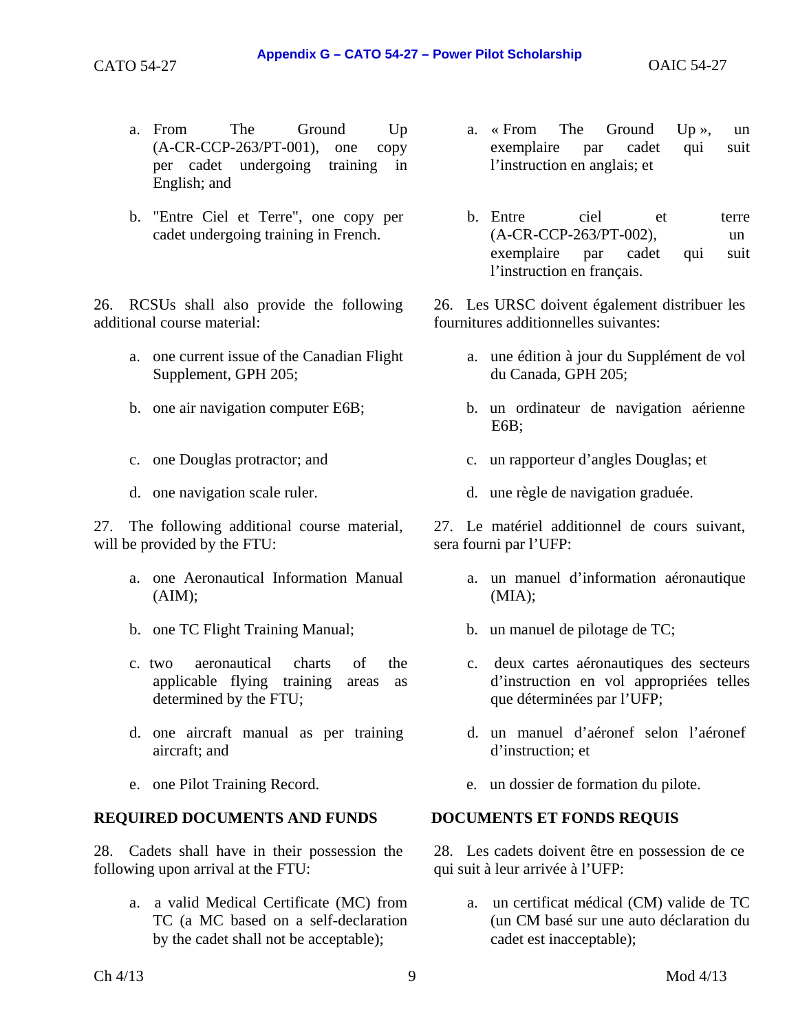a. From The Ground Up (A-CR-CCP-263/PT-001), one copy per cadet undergoing training in English; and

b. "Entre Ciel et Terre", one copy per cadet undergoing training in French.

26. RCSUs shall also provide the following additional course material:

a. one current issue of the Canadian Flight Supplement, GPH 205;

b. one air navigation computer E6B;

c. one Douglas protractor; and

d. one navigation scale ruler.

27. The following additional course material, will be provided by the FTU:

a. one Aeronautical Information Manual (AIM);

b. one TC Flight Training Manual;

c. two aeronautical charts of the applicable flying training areas as determined by the FTU;

d. one aircraft manual as per training aircraft; and

e. one Pilot Training Record.

**REQUIRED DOCUMENTS AND FUNDS**

28. Cadets shall have in their possession the following upon arrival at the FTU:

a. a valid Medical Certificate (MC) from TC (a MC based on a self-declaration by the cadet shall not be acceptable);

---

a. « From The Ground Up », un exemplaire par cadet qui suit l'instruction en anglais; et

b. Entre ciel et terre (A-CR-CCP-263/PT-002), un exemplaire par cadet qui suit l'instruction en français.

26. Les URSC doivent également distribuer les fournitures additionnelles suivantes:

a. une édition à jour du Supplément de vol du Canada, GPH 205;

b. un ordinateur de navigation aérienne E6B;

c. un rapporteur d'angles Douglas; et

d. une règle de navigation graduée.

27. Le matériel additionnel de cours suivant, sera fourni par l'UFP:

a. un manuel d'information aéronautique (MIA);

b. un manuel de pilotage de TC;

c. deux cartes aéronautiques des secteurs d'instruction en vol appropriées telles que déterminées par l'UFP;

d. un manuel d'aéronef selon l'aéronef d'instruction; et

e. un dossier de formation du pilote.

**DOCUMENTS ET FONDS REQUIS**

28. Les cadets doivent être en possession de ce qui suit à leur arrivée à l'UFP:

a. un certificat médical (CM) valide de TC (un CM basé sur une auto déclaration du cadet est inacceptable);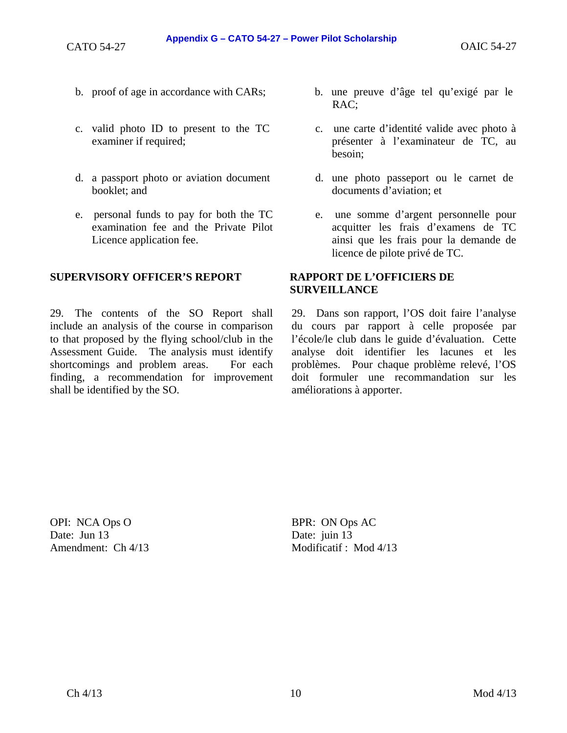b. proof of age in accordance with CARs;

c. valid photo ID to present to the TC examiner if required;

d. a passport photo or aviation document booklet; and

e. personal funds to pay for both the TC examination fee and the Private Pilot Licence application fee.

b. une preuve d'âge tel qu'exigé par le RAC;

c. une carte d'identité valide avec photo à présenter à l'examinateur de TC, au besoin;

d. une photo passeport ou le carnet de documents d'aviation; et

e. une somme d'argent personnelle pour acquitter les frais d'examens de TC ainsi que les frais pour la demande de licence de pilote privé de TC.

**SUPERVISORY OFFICER'S REPORT**

29. The contents of the SO Report shall include an analysis of the course in comparison to that proposed by the flying school/club in the Assessment Guide. The analysis must identify shortcomings and problem areas. For each finding, a recommendation for improvement shall be identified by the SO.

**RAPPORT DE L'OFFICIERS DE SURVEILLANCE**

29. Dans son rapport, l'OS doit faire l'analyse du cours par rapport à celle proposée par l'école/le club dans le guide d'évaluation. Cette analyse doit identifier les lacunes et les problèmes. Pour chaque problème relevé, l'OS doit formuler une recommandation sur les améliorations à apporter.

OPI: NCA Ops O
Date: Jun 13
Amendment: Ch 4/13

BPR: ON Ops AC
Date: juin 13
Modificatif : Mod 4/13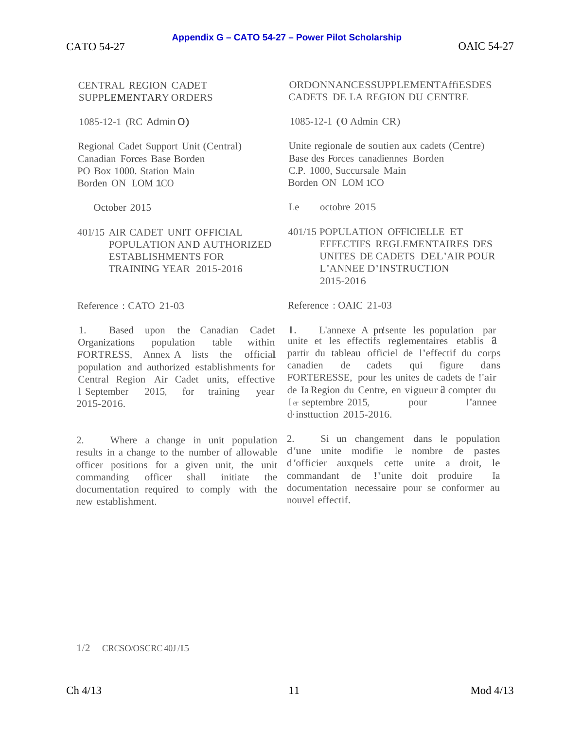CENTRAL REGION CADET SUPPLEMENTARY ORDERS

1085-12-1 (RC Admin O)

Regional Cadet Support Unit (Central)
Canadian Forces Base Borden
PO Box 1000. Station Main
Borden ON LOM 1CO

October 2015

401/15 AIR CADET UNIT OFFICIAL POPULATION AND AUTHORIZED ESTABLISHMENTS FOR TRAINING YEAR 2015-2016

Reference : CATO 21-03

1. Based upon the Canadian Cadet Organizations population table within FORTRESS, Annex A lists the official population and authorized establishments for Central Region Air Cadet units, effective 1 September 2015, for training year 2015-2016.

2. Where a change in unit population results in a change to the number of allowable officer positions for a given unit, the unit commanding officer shall initiate the documentation required to comply with the new establishment.

ORDONNANCESSUPPLEMENTAffiESDES CADETS DE LA REGION DU CENTRE

1085-12-1 (O Admin CR)

Unite regionale de soutien aux cadets (Centre)
Base des Forces canadiennes Borden
C.P. 1000, Succursale Main
Borden ON LOM 1CO

Le octobre 2015

401/15 POPULATION OFFICIELLE ET EFFECTIFS REGLEMENTAIRES DES UNITES DE CADETS DEL'AIR POUR L'ANNEE D'INSTRUCTION 2015-2016

Reference : OAIC 21-03

1. L'annexe A pn!sente les population par unite et les effectifs reglementaires etablis à partir du tableau officiel de l'effectif du corps canadien de cadets qui figure dans FORTERESSE, pour les unites de cadets de !'air de la Region du Centre, en vigueur à compter du 1er septembre 2015, pour l'annee d·insttuction 2015-2016.

2. Si un changement dans le population d'une unite modifie le nombre de pastes d'officier auxquels cette unite a droit, le commandant de !'unite doit produire la documentation necessaire pour se conformer au nouvel effectif.

1/2 CRCSO/OSCRC 40J /I5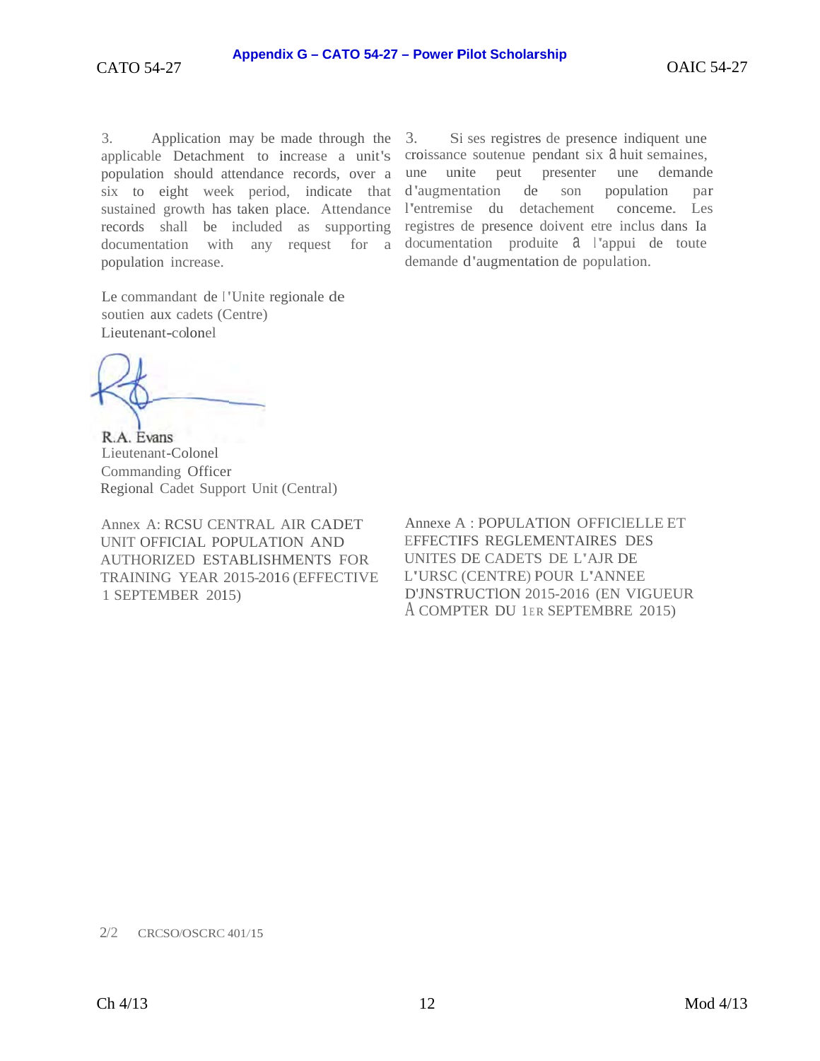3. Application may be made through the applicable Detachment to increase a unit's population should attendance records, over a six to eight week period, indicate that sustained growth has taken place. Attendance records shall be included as supporting documentation with any request for a population increase.

3. Si ses registres de presence indiquent une croissance soutenue pendant six a huit semaines, une unite peut presenter une demande d'augmentation de son population par l'entremise du detachement conceme. Les registres de presence doivent etre inclus dans Ia documentation produite a l'appui de toute demande d'augmentation de population.

Le commandant de l'Unite regionale de soutien aux cadets (Centre)
Lieutenant-colonel

R.A. Evans
Lieutenant-Colonel
Commanding Officer
Regional Cadet Support Unit (Central)

Annex A: RCSU CENTRAL AIR CADET UNIT OFFICIAL POPULATION AND AUTHORIZED ESTABLISHMENTS FOR TRAINING YEAR 2015-2016 (EFFECTIVE 1 SEPTEMBER 2015)

Annexe A : POPULATION OFFICIELLE ET EFFECTIFS REGLEMENTAIRES DES UNITES DE CADETS DE L'AJR DE L'URSC (CENTRE) POUR L'ANNEE D'INSTRUCTION 2015-2016 (EN VIGUEUR A COMPTER DU 1ER SEPTEMBRE 2015)

2/2 CRCSO/OSCRC 401/15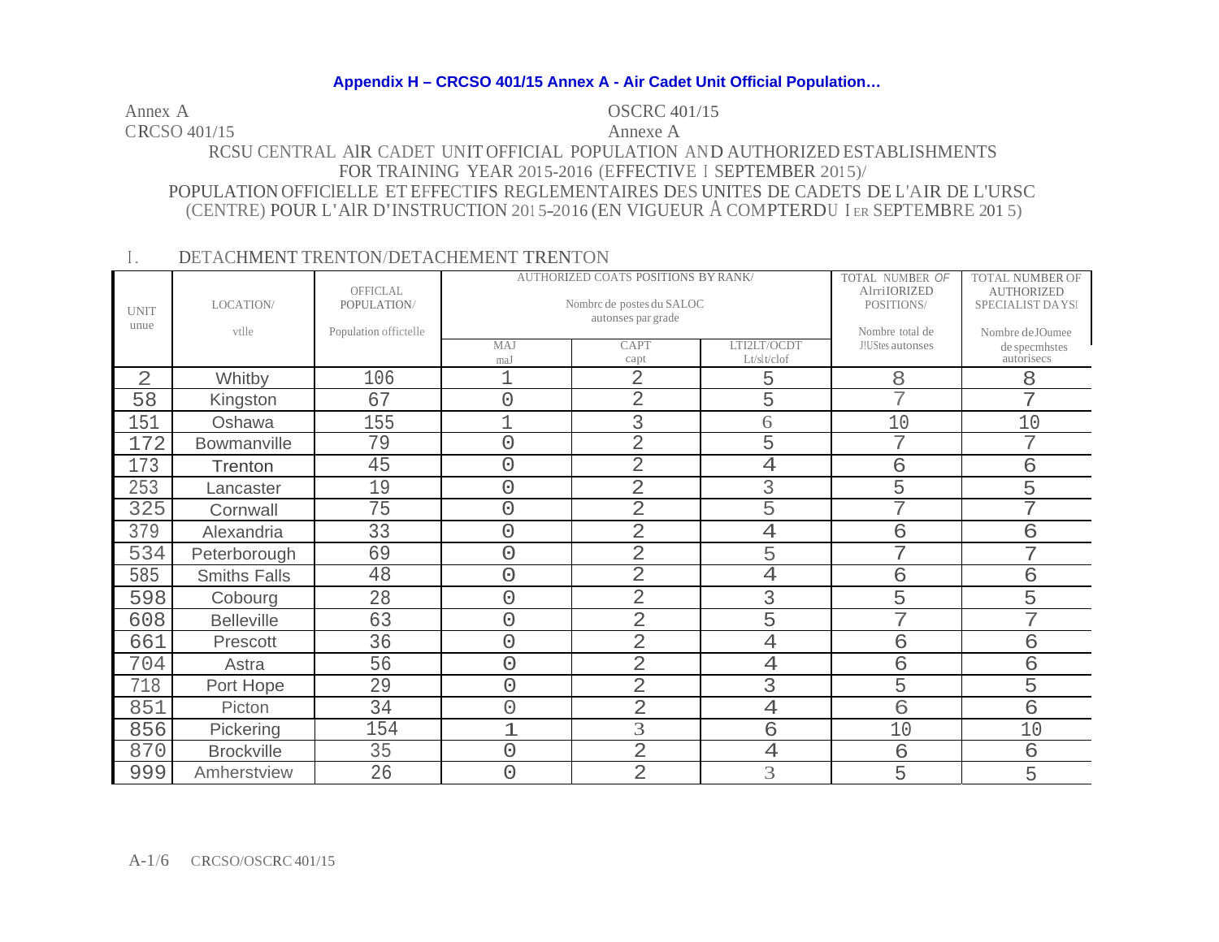**Appendix H – CRCSO 401/15 Annex A - Air Cadet Unit Official Population…**

Annex A
CRCSO 401/15

OSCRC 401/15
Annexe A

RCSU CENTRAL AIR CADET UNIT OFFICIAL POPULATION AND AUTHORIZED ESTABLISHMENTS FOR TRAINING YEAR 2015-2016 (EFFECTIVE 1 SEPTEMBER 2015)/
POPULATION OFFICIELLE ET EFFECTIFS REGLEMENTAIRES DES UNITES DE CADETS DE L'AIR DE L'URSC (CENTRE) POUR L'AIR D'INSTRUCTION 2015-2016 (EN VIGUEUR À COMPTER DU 1ER SEPTEMBRE 2015)

I. DETACHMENT TRENTON/DETACHEMENT TRENTON

| UNIT unue | LOCATION/ vtlle | OFFICLAL POPULATION/ Population offictelle | AUTHORIZED COATS POSITIONS BY RANK/ Nombrc de postes du SALOC autonses par grade | | | TOTAL NUMBER OF AUTHORIZED POSITIONS/ Nombre total de postes autorisés | TOTAL NUMBER OF AUTHORIZED SPECIALIST DAYS/ Nombre de journée de spécialistes autorisés |
|---|---|---|---|---|---|---|---|
| | | | MAJ maj | CAPT capt | LT/2LT/OCDT Lt/slt/clof | | |
| 2 | Whitby | 106 | 1 | 2 | 5 | 8 | 8 |
| 58 | Kingston | 67 | 0 | 2 | 5 | 7 | 7 |
| 151 | Oshawa | 155 | 1 | 3 | 6 | 10 | 10 |
| 172 | Bowmanville | 79 | 0 | 2 | 5 | 7 | 7 |
| 173 | Trenton | 45 | 0 | 2 | 4 | 6 | 6 |
| 253 | Lancaster | 19 | 0 | 2 | 3 | 5 | 5 |
| 325 | Cornwall | 75 | 0 | 2 | 5 | 7 | 7 |
| 379 | Alexandria | 33 | 0 | 2 | 4 | 6 | 6 |
| 534 | Peterborough | 69 | 0 | 2 | 5 | 7 | 7 |
| 585 | Smiths Falls | 48 | 0 | 2 | 4 | 6 | 6 |
| 598 | Cobourg | 28 | 0 | 2 | 3 | 5 | 5 |
| 608 | Belleville | 63 | 0 | 2 | 5 | 7 | 7 |
| 661 | Prescott | 36 | 0 | 2 | 4 | 6 | 6 |
| 704 | Astra | 56 | 0 | 2 | 4 | 6 | 6 |
| 718 | Port Hope | 29 | 0 | 2 | 3 | 5 | 5 |
| 851 | Picton | 34 | 0 | 2 | 4 | 6 | 6 |
| 856 | Pickering | 154 | 1 | 3 | 6 | 10 | 10 |
| 870 | Brockville | 35 | 0 | 2 | 4 | 6 | 6 |
| 999 | Amherstview | 26 | 0 | 2 | 3 | 5 | 5 |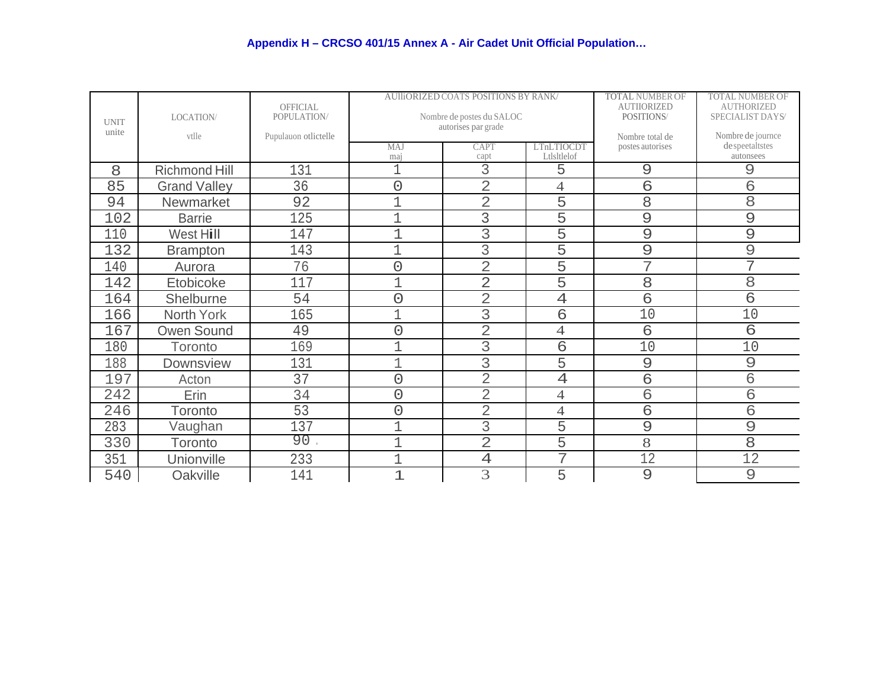### Appendix H – CRCSO 401/15 Annex A - Air Cadet Unit Official Population…

| UNIT unite | LOCATION/ vtlle | OFFICIAL POPULATION/ Pupulauon otlictelle | AUlliORIZED COATS POSITIONS BY RANK/ Nombre de postes du SALOC autorises par grade | | | TOTAL NUMBER OF AUTIIORIZED POSITIONS/ Nombre total de postes autorises | TOTAL NUMBER OF AUTHORIZED SPECIALIST DAYS/ Nombre de journce despeetaltstes autonsees |
|---|---|---|---|---|---|---|---|
| | | | MAJ maj | CAPT capt | LTnLTIOCDT Ltlsltlelof | | |
| 8 | Richmond Hill | 131 | 1 | 3 | 5 | 9 | 9 |
| 85 | Grand Valley | 36 | 0 | 2 | 4 | 6 | 6 |
| 94 | Newmarket | 92 | 1 | 2 | 5 | 8 | 8 |
| 102 | Barrie | 125 | 1 | 3 | 5 | 9 | 9 |
| 110 | West Hill | 147 | 1 | 3 | 5 | 9 | 9 |
| 132 | Brampton | 143 | 1 | 3 | 5 | 9 | 9 |
| 140 | Aurora | 76 | 0 | 2 | 5 | 7 | 7 |
| 142 | Etobicoke | 117 | 1 | 2 | 5 | 8 | 8 |
| 164 | Shelburne | 54 | 0 | 2 | 4 | 6 | 6 |
| 166 | North York | 165 | 1 | 3 | 6 | 10 | 10 |
| 167 | Owen Sound | 49 | 0 | 2 | 4 | 6 | 6 |
| 180 | Toronto | 169 | 1 | 3 | 6 | 10 | 10 |
| 188 | Downsview | 131 | 1 | 3 | 5 | 9 | 9 |
| 197 | Acton | 37 | 0 | 2 | 4 | 6 | 6 |
| 242 | Erin | 34 | 0 | 2 | 4 | 6 | 6 |
| 246 | Toronto | 53 | 0 | 2 | 4 | 6 | 6 |
| 283 | Vaughan | 137 | 1 | 3 | 5 | 9 | 9 |
| 330 | Toronto | 90 | 1 | 2 | 5 | 8 | 8 |
| 351 | Unionville | 233 | 1 | 4 | 7 | 12 | 12 |
| 540 | Oakville | 141 | 1 | 3 | 5 | 9 | 9 |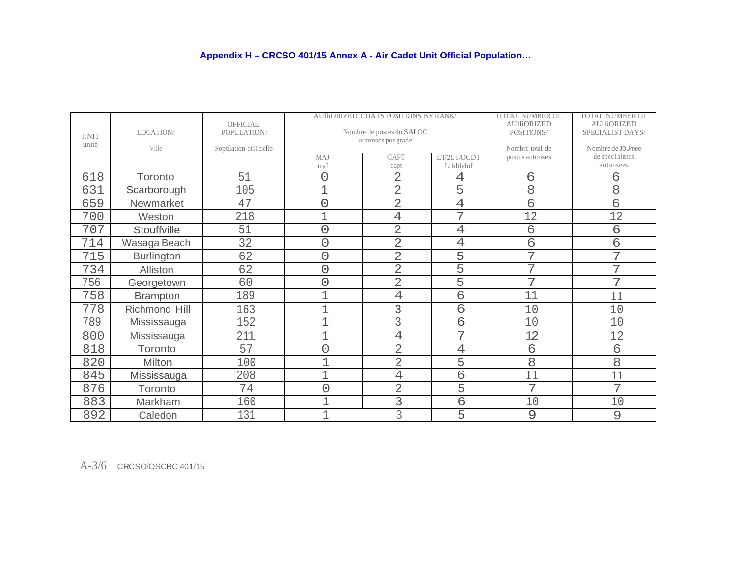**Appendix H – CRCSO 401/15 Annex A - Air Cadet Unit Official Population…**

| IINIT unite | LOCATION/ Vllle | OFFICIAL POPULATION/ Population ot11cielle | AUlliORIZED COATS POSITIONS BY RANK/ Nombre de postes du SALOC autonscs por grade | | | TOTAL NUMBER OF AUlliORIZED POSITIONS/ Nombrc total de postcs autonses | TOTAL NUMBER OF AUlliORIZED SPECIALIST DAYS/ Nomhre de JOUmee de spec1alistcs autonsees |
|---|---|---|---|---|---|---|---|
| | | | MAJ maJ | CAPT capt | LT/2LT/OCDT Ltlsltlelof | | |
| 618 | Toronto | 51 | 0 | 2 | 4 | 6 | 6 |
| 631 | Scarborough | 105 | 1 | 2 | 5 | 8 | 8 |
| 659 | Newmarket | 47 | 0 | 2 | 4 | 6 | 6 |
| 700 | Weston | 218 | 1 | 4 | 7 | 12 | 12 |
| 707 | Stouffville | 51 | 0 | 2 | 4 | 6 | 6 |
| 714 | Wasaga Beach | 32 | 0 | 2 | 4 | 6 | 6 |
| 715 | Burlington | 62 | 0 | 2 | 5 | 7 | 7 |
| 734 | Alliston | 62 | 0 | 2 | 5 | 7 | 7 |
| 756 | Georgetown | 60 | 0 | 2 | 5 | 7 | 7 |
| 758 | Brampton | 189 | 1 | 4 | 6 | 11 | 11 |
| 778 | Richmond Hill | 163 | 1 | 3 | 6 | 10 | 10 |
| 789 | Mississauga | 152 | 1 | 3 | 6 | 10 | 10 |
| 800 | Mississauga | 211 | 1 | 4 | 7 | 12 | 12 |
| 818 | Toronto | 57 | 0 | 2 | 4 | 6 | 6 |
| 820 | Milton | 100 | 1 | 2 | 5 | 8 | 8 |
| 845 | Mississauga | 208 | 1 | 4 | 6 | 11 | 11 |
| 876 | Toronto | 74 | 0 | 2 | 5 | 7 | 7 |
| 883 | Markham | 160 | 1 | 3 | 6 | 10 | 10 |
| 892 | Caledon | 131 | 1 | 3 | 5 | 9 | 9 |

A-3/6 CRCSO/OSCRC 401/15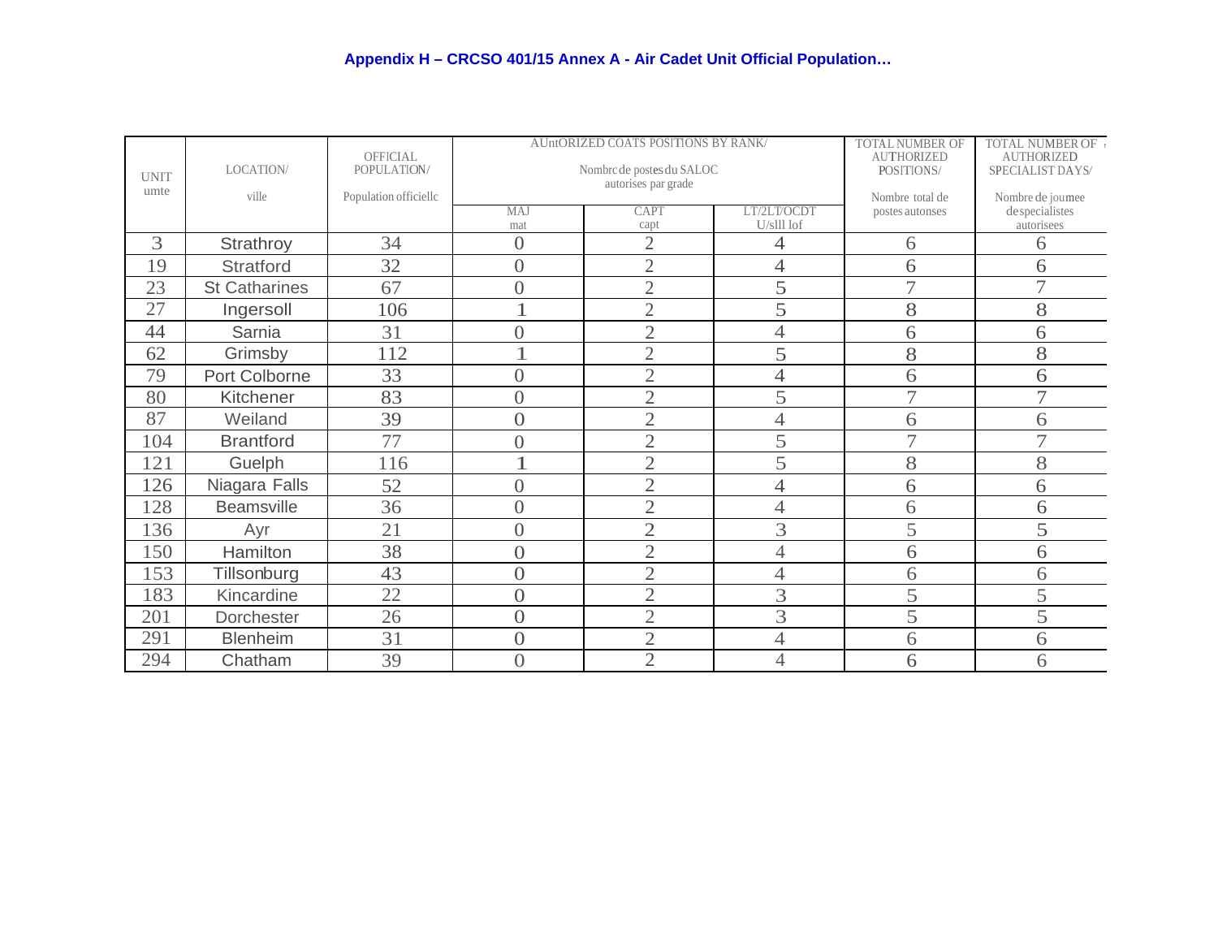### Appendix H – CRCSO 401/15 Annex A - Air Cadet Unit Official Population…

| UNIT umte | LOCATION/ ville | OFFICIAL POPULATION/ Population officiellc | AUntORIZED COATS POSITIONS BY RANK/ Nombrc de postes du SALOC autorises par grade | | | TOTAL NUMBER OF AUTHORIZED POSITIONS/ Nombre total de postes autonses | TOTAL NUMBER OF AUTHORIZED SPECIALIST DAYS/ Nombre de joumee de specialistes autorisees |
|---|---|---|---|---|---|---|---|
| | | | MAJ mat | CAPT capt | LT/2LT/OCDT U/slll lof | | |
| 3 | Strathroy | 34 | 0 | 2 | 4 | 6 | 6 |
| 19 | Stratford | 32 | 0 | 2 | 4 | 6 | 6 |
| 23 | St Catharines | 67 | 0 | 2 | 5 | 7 | 7 |
| 27 | Ingersoll | 106 | 1 | 2 | 5 | 8 | 8 |
| 44 | Sarnia | 31 | 0 | 2 | 4 | 6 | 6 |
| 62 | Grimsby | 112 | 1 | 2 | 5 | 8 | 8 |
| 79 | Port Colborne | 33 | 0 | 2 | 4 | 6 | 6 |
| 80 | Kitchener | 83 | 0 | 2 | 5 | 7 | 7 |
| 87 | Weiland | 39 | 0 | 2 | 4 | 6 | 6 |
| 104 | Brantford | 77 | 0 | 2 | 5 | 7 | 7 |
| 121 | Guelph | 116 | 1 | 2 | 5 | 8 | 8 |
| 126 | Niagara Falls | 52 | 0 | 2 | 4 | 6 | 6 |
| 128 | Beamsville | 36 | 0 | 2 | 4 | 6 | 6 |
| 136 | Ayr | 21 | 0 | 2 | 3 | 5 | 5 |
| 150 | Hamilton | 38 | 0 | 2 | 4 | 6 | 6 |
| 153 | Tillsonburg | 43 | 0 | 2 | 4 | 6 | 6 |
| 183 | Kincardine | 22 | 0 | 2 | 3 | 5 | 5 |
| 201 | Dorchester | 26 | 0 | 2 | 3 | 5 | 5 |
| 291 | Blenheim | 31 | 0 | 2 | 4 | 6 | 6 |
| 294 | Chatham | 39 | 0 | 2 | 4 | 6 | 6 |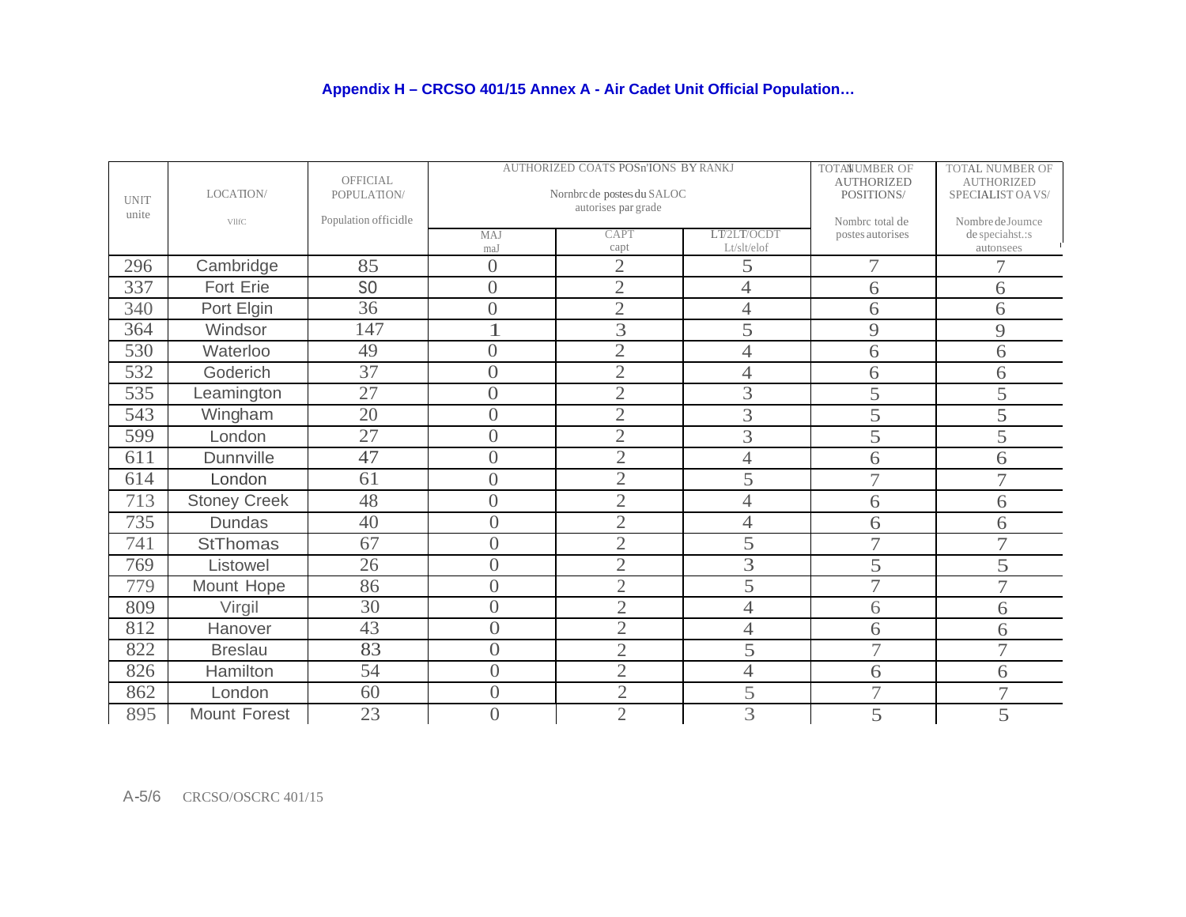### Appendix H – CRCSO 401/15 Annex A - Air Cadet Unit Official Population…

| UNIT unite | LOCATION/ VIIfC | OFFICIAL POPULATION/ Population officidle | AUTHORIZED COATS POSn'IONS BY RANKJ Nornbrc de postes du SALOC autorises par grade | | | TOTAL NUMBER OF AUTHORIZED POSITIONS/ Nombrc total de postes autorises | TOTAL NUMBER OF AUTHORIZED SPECIALIST OA VS/ Nombre de Joumce de speciahst.:s autonsees |
|---|---|---|---|---|---|---|---|
| | | | MAJ maJ | CAPT capt | LT/2LT/OCDT Lt/slt/elof | | |
| 296 | Cambridge | 85 | 0 | 2 | 5 | 7 | 7 |
| 337 | Fort Erie | S0 | 0 | 2 | 4 | 6 | 6 |
| 340 | Port Elgin | 36 | 0 | 2 | 4 | 6 | 6 |
| 364 | Windsor | 147 | 1 | 3 | 5 | 9 | 9 |
| 530 | Waterloo | 49 | 0 | 2 | 4 | 6 | 6 |
| 532 | Goderich | 37 | 0 | 2 | 4 | 6 | 6 |
| 535 | Leamington | 27 | 0 | 2 | 3 | 5 | 5 |
| 543 | Wingham | 20 | 0 | 2 | 3 | 5 | 5 |
| 599 | London | 27 | 0 | 2 | 3 | 5 | 5 |
| 611 | Dunnville | 47 | 0 | 2 | 4 | 6 | 6 |
| 614 | London | 61 | 0 | 2 | 5 | 7 | 7 |
| 713 | Stoney Creek | 48 | 0 | 2 | 4 | 6 | 6 |
| 735 | Dundas | 40 | 0 | 2 | 4 | 6 | 6 |
| 741 | StThomas | 67 | 0 | 2 | 5 | 7 | 7 |
| 769 | Listowel | 26 | 0 | 2 | 3 | 5 | 5 |
| 779 | Mount Hope | 86 | 0 | 2 | 5 | 7 | 7 |
| 809 | Virgil | 30 | 0 | 2 | 4 | 6 | 6 |
| 812 | Hanover | 43 | 0 | 2 | 4 | 6 | 6 |
| 822 | Breslau | 83 | 0 | 2 | 5 | 7 | 7 |
| 826 | Hamilton | 54 | 0 | 2 | 4 | 6 | 6 |
| 862 | London | 60 | 0 | 2 | 5 | 7 | 7 |
| 895 | Mount Forest | 23 | 0 | 2 | 3 | 5 | 5 |

A-5/6 CRCSO/OSCRC 401/15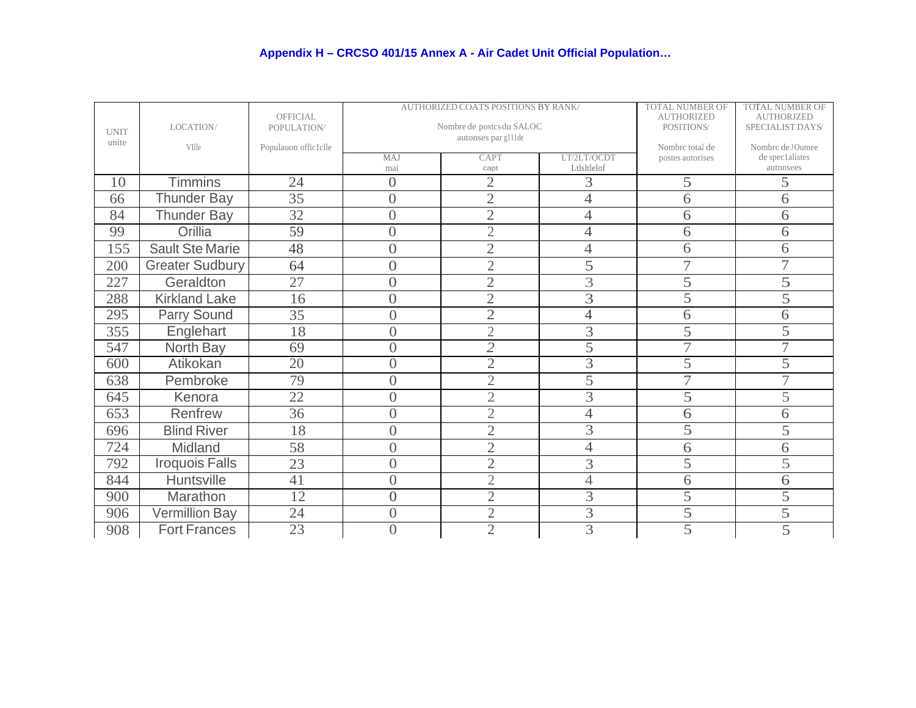**Appendix H – CRCSO 401/15 Annex A - Air Cadet Unit Official Population…**

| UNIT unite | LOCATION/ VIlle | OFFICIAL POPULATION/ Populauon offic1clle | AUTHORIZED COATS POSITIONS BY RANK/ Nombre de postcs du SALOC autonses par g11de | | | TOTAL NUMBER OF AUTHORIZED POSITIONS/ Nombrc total de postes autorises | TOTAL NUMBER OF AUTHORJZED SPECIALIST DAYS/ Nombrc de JOumee de spec1alistes autonsees |
|---|---|---|---|---|---|---|---|
| | | | MAJ mai | CAPT capt | LT/2LT/OCDT Ltlsltlelof | | |
| 10 | Timmins | 24 | 0 | 2 | 3 | 5 | 5 |
| 66 | Thunder Bay | 35 | 0 | 2 | 4 | 6 | 6 |
| 84 | Thunder Bay | 32 | 0 | 2 | 4 | 6 | 6 |
| 99 | Orillia | 59 | 0 | 2 | 4 | 6 | 6 |
| 155 | Sault Ste Marie | 48 | 0 | 2 | 4 | 6 | 6 |
| 200 | Greater Sudbury | 64 | 0 | 2 | 5 | 7 | 7 |
| 227 | Geraldton | 27 | 0 | 2 | 3 | 5 | 5 |
| 288 | Kirkland Lake | 16 | 0 | 2 | 3 | 5 | 5 |
| 295 | Parry Sound | 35 | 0 | 2 | 4 | 6 | 6 |
| 355 | Englehart | 18 | 0 | 2 | 3 | 5 | 5 |
| 547 | North Bay | 69 | 0 | 2 | 5 | 7 | 7 |
| 600 | Atikokan | 20 | 0 | 2 | 3 | 5 | 5 |
| 638 | Pembroke | 79 | 0 | 2 | 5 | 7 | 7 |
| 645 | Kenora | 22 | 0 | 2 | 3 | 5 | 5 |
| 653 | Renfrew | 36 | 0 | 2 | 4 | 6 | 6 |
| 696 | Blind River | 18 | 0 | 2 | 3 | 5 | 5 |
| 724 | Midland | 58 | 0 | 2 | 4 | 6 | 6 |
| 792 | Iroquois Falls | 23 | 0 | 2 | 3 | 5 | 5 |
| 844 | Huntsville | 41 | 0 | 2 | 4 | 6 | 6 |
| 900 | Marathon | 12 | 0 | 2 | 3 | 5 | 5 |
| 906 | Vermillion Bay | 24 | 0 | 2 | 3 | 5 | 5 |
| 908 | Fort Frances | 23 | 0 | 2 | 3 | 5 | 5 |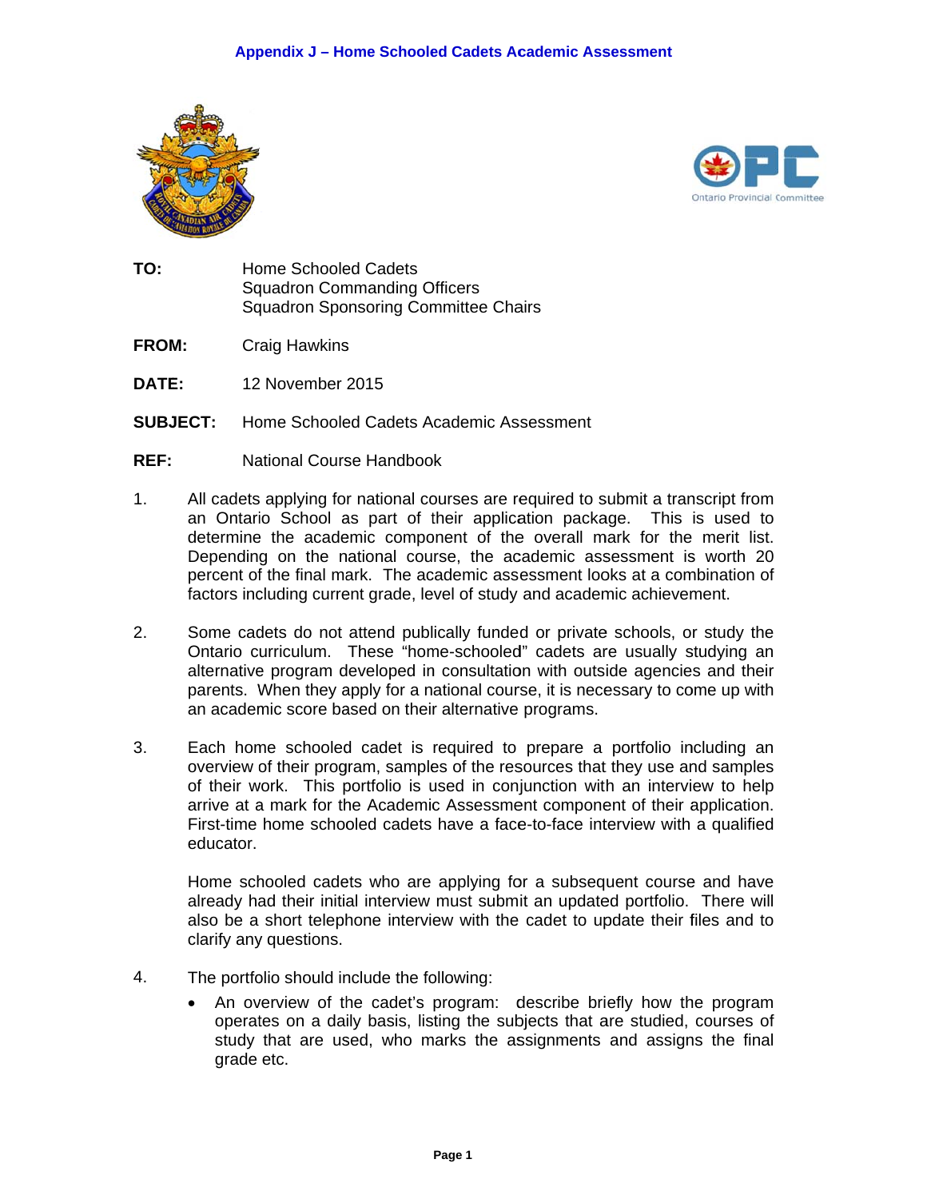# Appendix J – Home Schooled Cadets Academic Assessment

**TO:** Home Schooled Cadets
Squadron Commanding Officers
Squadron Sponsoring Committee Chairs

**FROM:** Craig Hawkins

**DATE:** 12 November 2015

**SUBJECT:** Home Schooled Cadets Academic Assessment

**REF:** National Course Handbook

1. All cadets applying for national courses are required to submit a transcript from an Ontario School as part of their application package. This is used to determine the academic component of the overall mark for the merit list. Depending on the national course, the academic assessment is worth 20 percent of the final mark. The academic assessment looks at a combination of factors including current grade, level of study and academic achievement.

2. Some cadets do not attend publically funded or private schools, or study the Ontario curriculum. These "home-schooled" cadets are usually studying an alternative program developed in consultation with outside agencies and their parents. When they apply for a national course, it is necessary to come up with an academic score based on their alternative programs.

3. Each home schooled cadet is required to prepare a portfolio including an overview of their program, samples of the resources that they use and samples of their work. This portfolio is used in conjunction with an interview to help arrive at a mark for the Academic Assessment component of their application. First-time home schooled cadets have a face-to-face interview with a qualified educator.

   Home schooled cadets who are applying for a subsequent course and have already had their initial interview must submit an updated portfolio. There will also be a short telephone interview with the cadet to update their files and to clarify any questions.

4. The portfolio should include the following:
   - An overview of the cadet's program: describe briefly how the program operates on a daily basis, listing the subjects that are studied, courses of study that are used, who marks the assignments and assigns the final grade etc.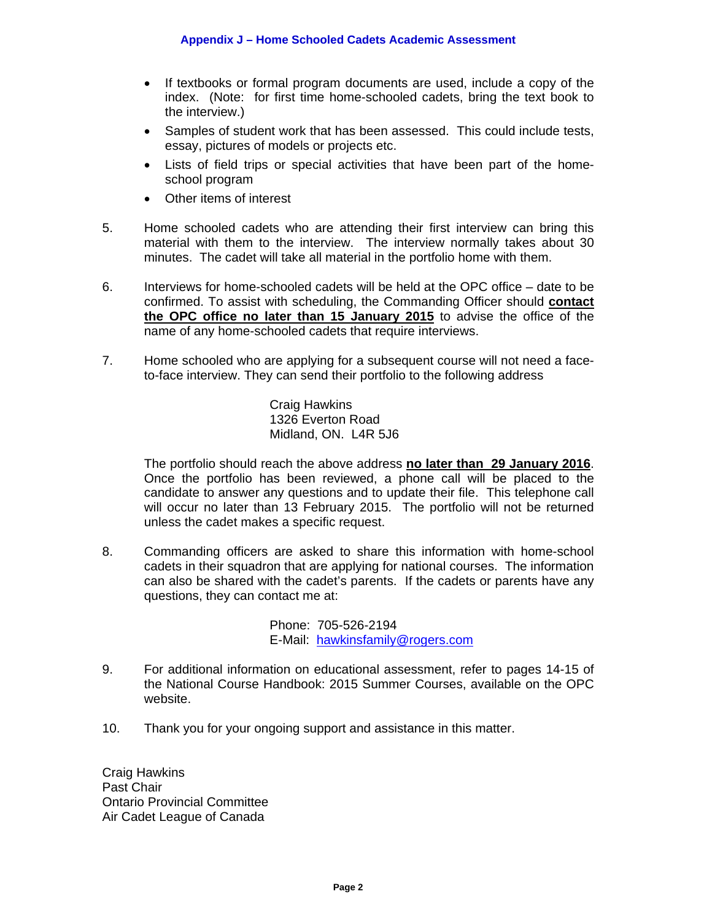## Appendix J – Home Schooled Cadets Academic Assessment

- If textbooks or formal program documents are used, include a copy of the index. (Note: for first time home-schooled cadets, bring the text book to the interview.)
- Samples of student work that has been assessed. This could include tests, essay, pictures of models or projects etc.
- Lists of field trips or special activities that have been part of the home-school program
- Other items of interest

5. Home schooled cadets who are attending their first interview can bring this material with them to the interview. The interview normally takes about 30 minutes. The cadet will take all material in the portfolio home with them.

6. Interviews for home-schooled cadets will be held at the OPC office – date to be confirmed. To assist with scheduling, the Commanding Officer should **contact the OPC office no later than 15 January 2015** to advise the office of the name of any home-schooled cadets that require interviews.

7. Home schooled who are applying for a subsequent course will not need a face-to-face interview. They can send their portfolio to the following address

   Craig Hawkins
   1326 Everton Road
   Midland, ON. L4R 5J6

   The portfolio should reach the above address **no later than 29 January 2016**. Once the portfolio has been reviewed, a phone call will be placed to the candidate to answer any questions and to update their file. This telephone call will occur no later than 13 February 2015. The portfolio will not be returned unless the cadet makes a specific request.

8. Commanding officers are asked to share this information with home-school cadets in their squadron that are applying for national courses. The information can also be shared with the cadet's parents. If the cadets or parents have any questions, they can contact me at:

   Phone: 705-526-2194
   E-Mail: hawkinsfamily@rogers.com

9. For additional information on educational assessment, refer to pages 14-15 of the National Course Handbook: 2015 Summer Courses, available on the OPC website.

10. Thank you for your ongoing support and assistance in this matter.

Craig Hawkins
Past Chair
Ontario Provincial Committee
Air Cadet League of Canada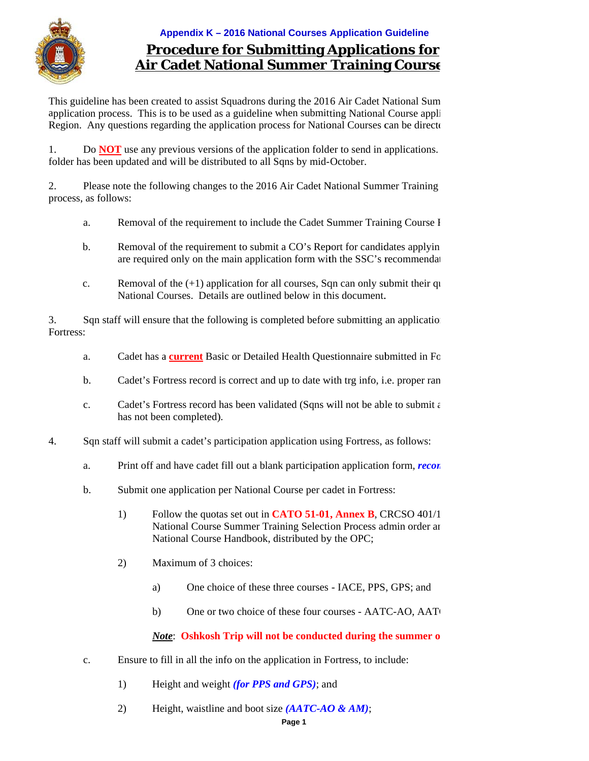**Appendix K – 2016 National Courses Application Guideline**

# Procedure for Submitting Applications for Air Cadet National Summer Training Course

This guideline has been created to assist Squadrons during the 2016 Air Cadet National Sum application process. This is to be used as a guideline when submitting National Course appli Region. Any questions regarding the application process for National Courses can be directe

1. Do **NOT** use any previous versions of the application folder to send in applications. folder has been updated and will be distributed to all Sqns by mid-October.

2. Please note the following changes to the 2016 Air Cadet National Summer Training process, as follows:

   a. Removal of the requirement to include the Cadet Summer Training Course I

   b. Removal of the requirement to submit a CO's Report for candidates applyin are required only on the main application form with the SSC's recommendat

   c. Removal of the (+1) application for all courses, Sqn can only submit their qu National Courses. Details are outlined below in this document.

3. Sqn staff will ensure that the following is completed before submitting an applicatio Fortress:

   a. Cadet has a **current** Basic or Detailed Health Questionnaire submitted in Fo

   b. Cadet's Fortress record is correct and up to date with trg info, i.e. proper ran

   c. Cadet's Fortress record has been validated (Sqns will not be able to submit a has not been completed).

4. Sqn staff will submit a cadet's participation application using Fortress, as follows:

   a. Print off and have cadet fill out a blank participation application form, ***recon***

   b. Submit one application per National Course per cadet in Fortress:

      1) Follow the quotas set out in **CATO 51-01, Annex B**, CRCSO 401/1 National Course Summer Training Selection Process admin order ar National Course Handbook, distributed by the OPC;

      2) Maximum of 3 choices:

         a) One choice of these three courses - IACE, PPS, GPS; and

         b) One or two choice of these four courses - AATC-AO, AAT

      ***Note***: **Oshkosh Trip will not be conducted during the summer o**

   c. Ensure to fill in all the info on the application in Fortress, to include:

      1) Height and weight ***(for PPS and GPS)***; and

      2) Height, waistline and boot size ***(AATC-AO & AM)***;